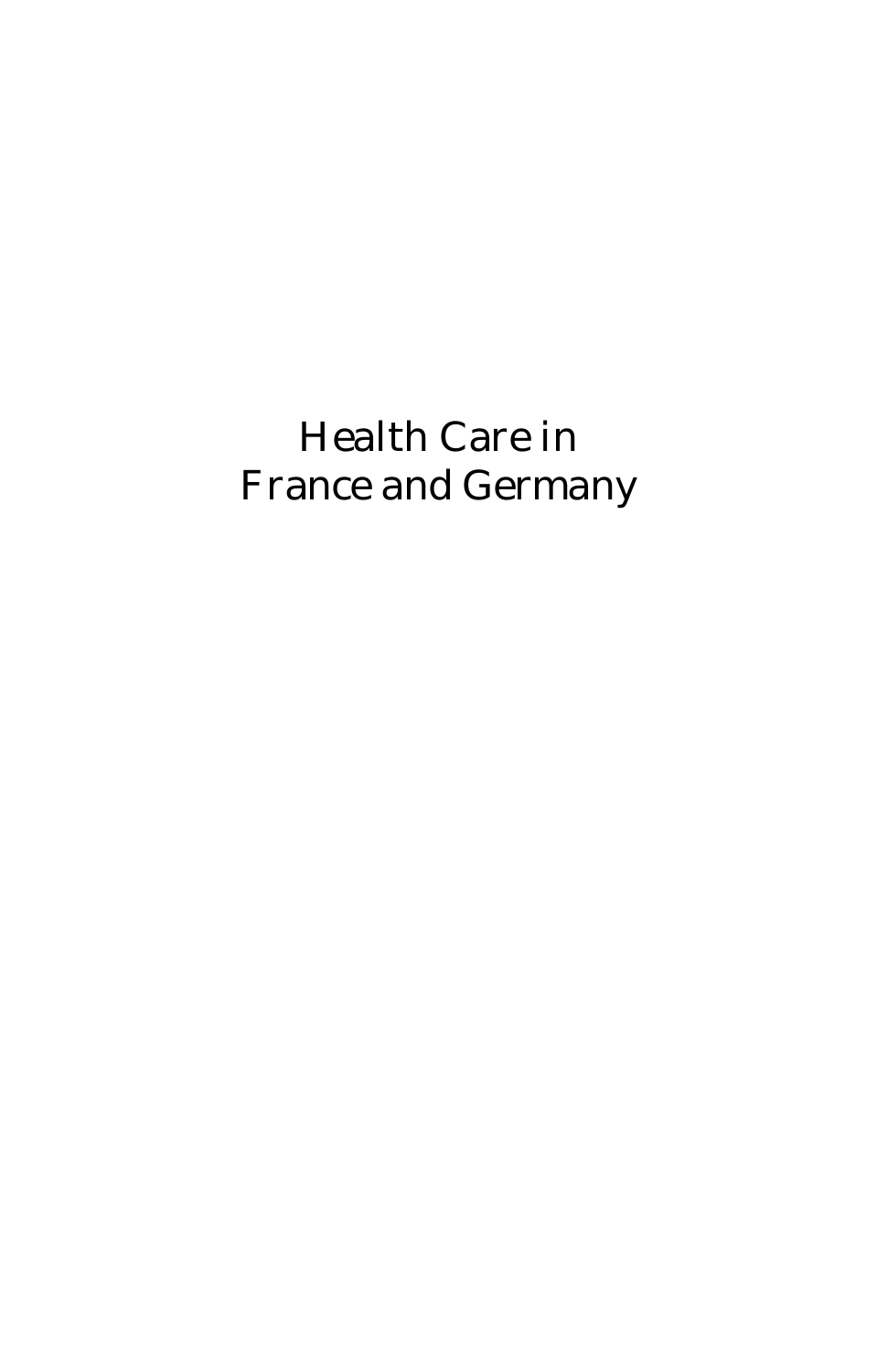# Health Care in France and Germany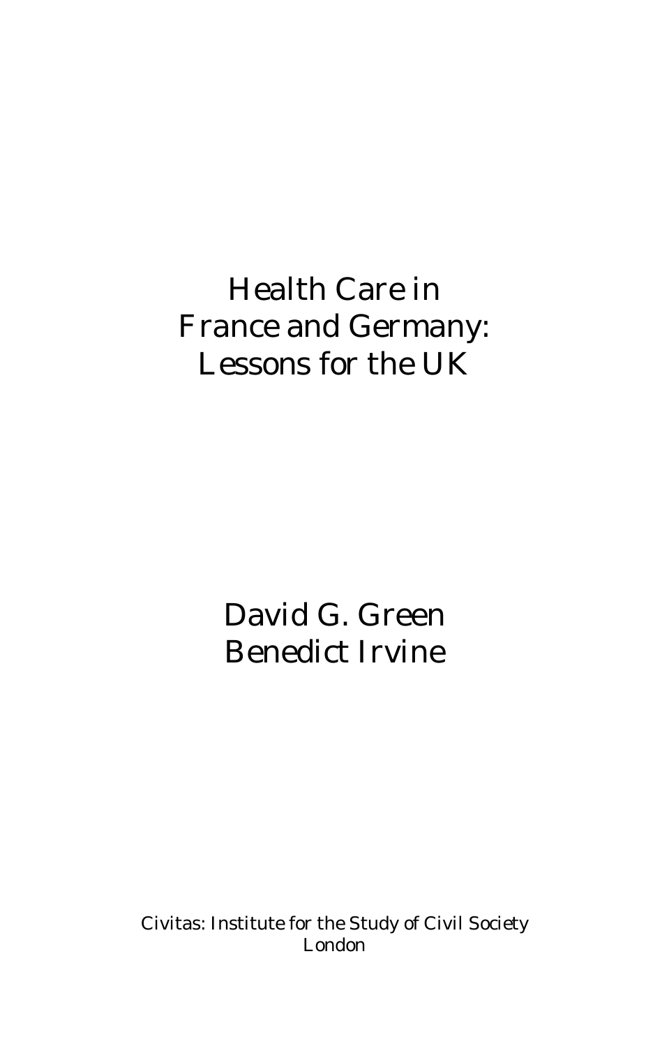# Health Care in France and Germany: Lessons for the UK

David G. Green
Benedict Irvine

Civitas: Institute for the Study of Civil Society
London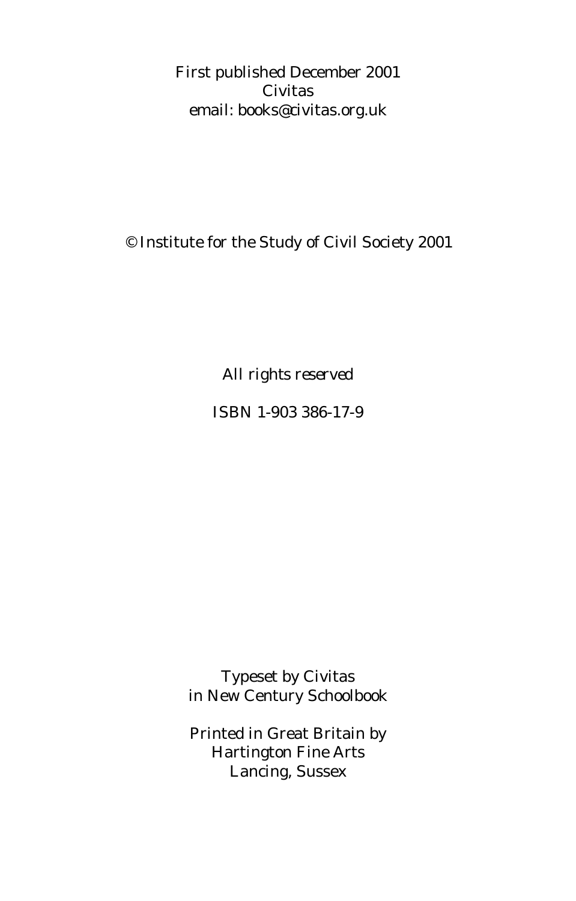First published December 2001
Civitas
email: books@civitas.org.uk

© Institute for the Study of Civil Society 2001

*All rights reserved*

ISBN 1-903 386-17-9

Typeset by Civitas
in New Century Schoolbook

Printed in Great Britain by
Hartington Fine Arts
Lancing, Sussex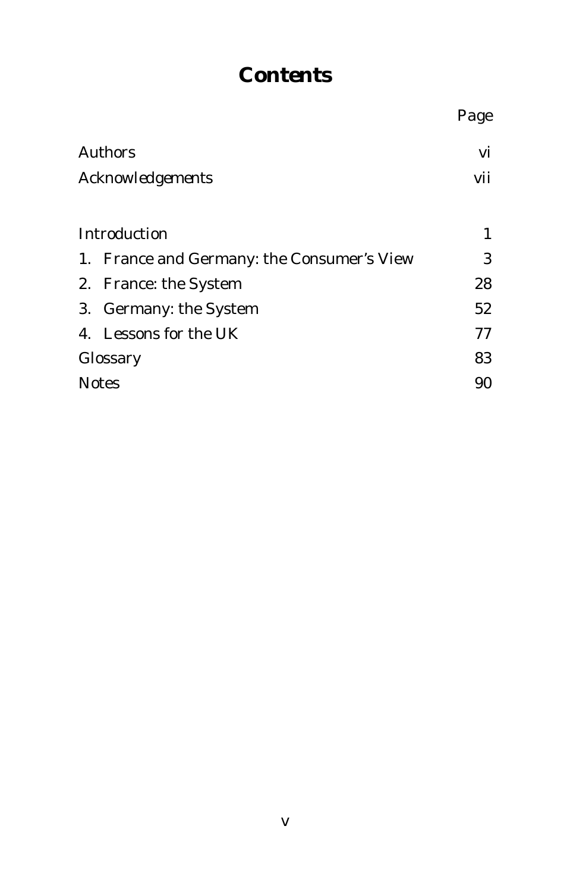# Contents

| | Page |
|---|---|
| Authors | vi |
| Acknowledgements | vii |
| | |
| Introduction | 1 |
| 1. France and Germany: the Consumer's View | 3 |
| 2. France: the System | 28 |
| 3. Germany: the System | 52 |
| 4. Lessons for the UK | 77 |
| Glossary | 83 |
| Notes | 90 |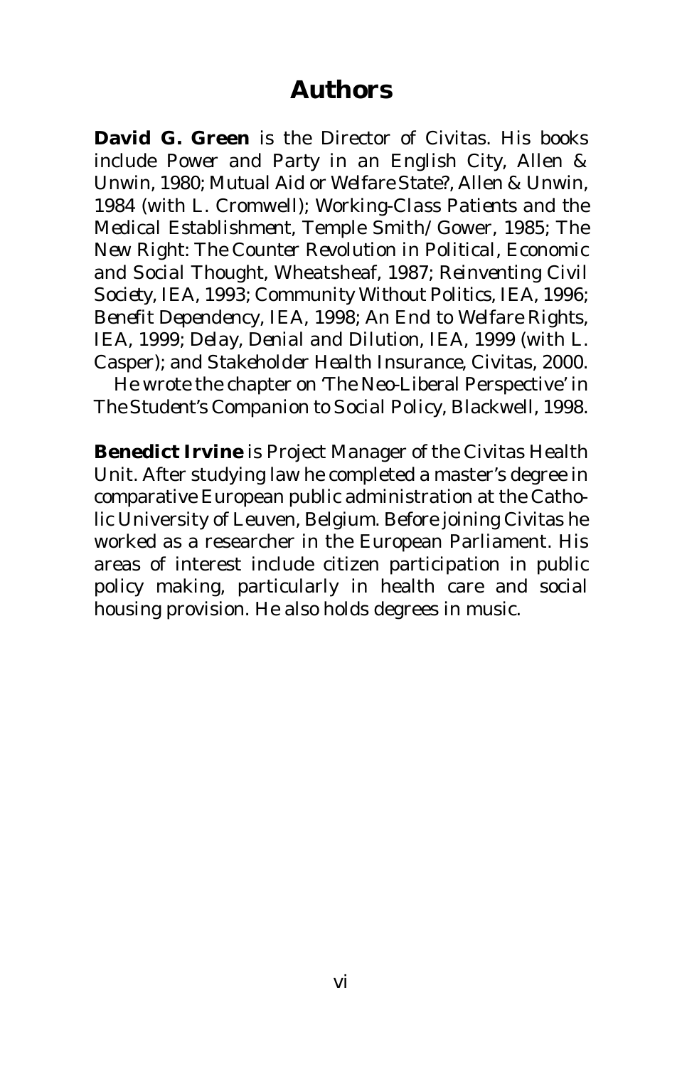# Authors

**David G. Green** is the Director of Civitas. His books include *Power and Party in an English City*, Allen & Unwin, 1980; *Mutual Aid or Welfare State?*, Allen & Unwin, 1984 (with L. Cromwell); *Working-Class Patients and the Medical Establishment*, Temple Smith/Gower, 1985; *The New Right: The Counter Revolution in Political, Economic and Social Thought*, Wheatsheaf, 1987; *Reinventing Civil Society*, IEA, 1993; *Community Without Politics*, IEA, 1996; *Benefit Dependency*, IEA, 1998; *An End to Welfare Rights*, IEA, 1999; *Delay, Denial and Dilution*, IEA, 1999 (with L. Casper); and *Stakeholder Health Insurance*, Civitas, 2000.

He wrote the chapter on 'The Neo-Liberal Perspective' in *The Student's Companion to Social Policy*, Blackwell, 1998.

**Benedict Irvine** is Project Manager of the Civitas Health Unit. After studying law he completed a master's degree in comparative European public administration at the Catholic University of Leuven, Belgium. Before joining Civitas he worked as a researcher in the European Parliament. His areas of interest include citizen participation in public policy making, particularly in health care and social housing provision. He also holds degrees in music.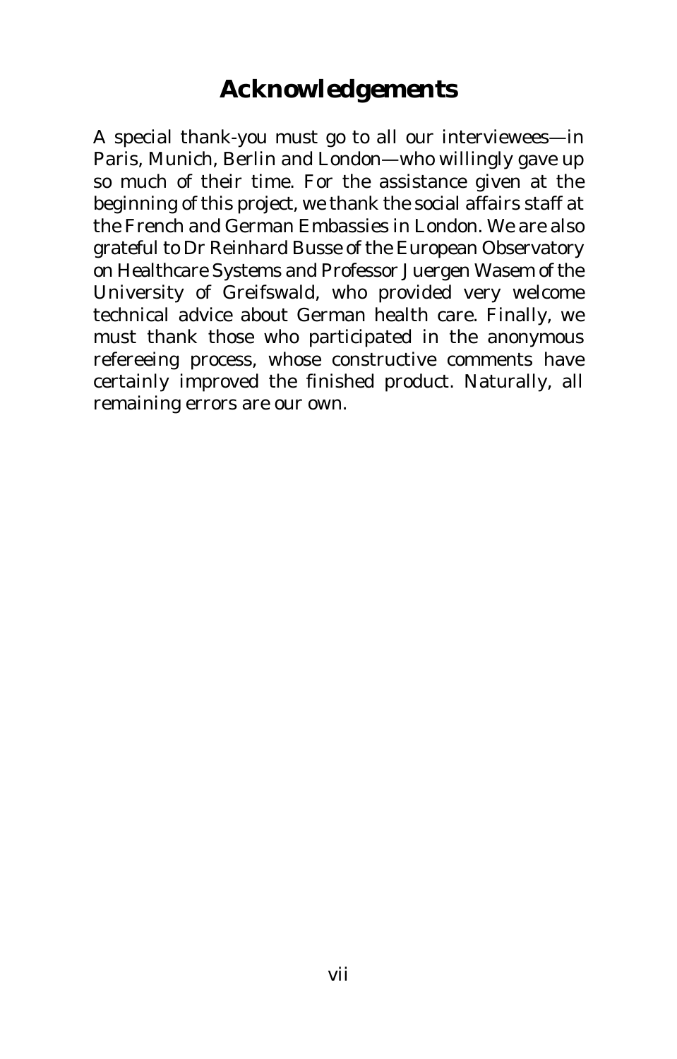# Acknowledgements

A special thank-you must go to all our interviewees—in Paris, Munich, Berlin and London—who willingly gave up so much of their time. For the assistance given at the beginning of this project, we thank the social affairs staff at the French and German Embassies in London. We are also grateful to Dr Reinhard Busse of the European Observatory on Healthcare Systems and Professor Juergen Wasem of the University of Greifswald, who provided very welcome technical advice about German health care. Finally, we must thank those who participated in the anonymous refereeing process, whose constructive comments have certainly improved the finished product. Naturally, all remaining errors are our own.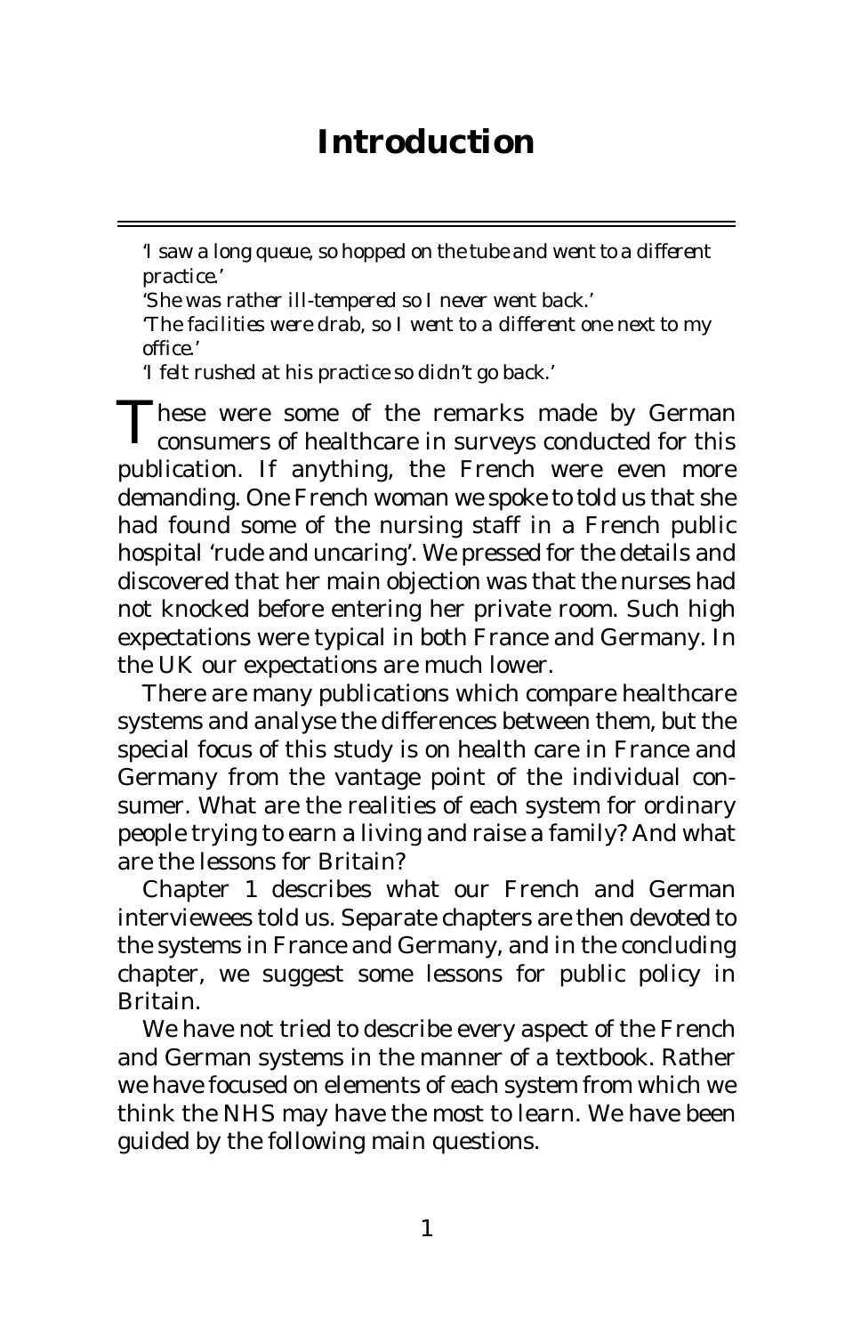# Introduction

*'I saw a long queue, so hopped on the tube and went to a different practice.'*

*'She was rather ill-tempered so I never went back.'*

*'The facilities were drab, so I went to a different one next to my office.'*

*'I felt rushed at his practice so didn't go back.'*

These were some of the remarks made by German consumers of healthcare in surveys conducted for this publication. If anything, the French were even more demanding. One French woman we spoke to told us that she had found some of the nursing staff in a French public hospital 'rude and uncaring'. We pressed for the details and discovered that her main objection was that the nurses had not knocked before entering her private room. Such high expectations were typical in both France and Germany. In the UK our expectations are much lower.

There are many publications which compare healthcare systems and analyse the differences between them, but the special focus of this study is on health care in France and Germany from the vantage point of the individual consumer. What are the realities of each system for ordinary people trying to earn a living and raise a family? And what are the lessons for Britain?

Chapter 1 describes what our French and German interviewees told us. Separate chapters are then devoted to the systems in France and Germany, and in the concluding chapter, we suggest some lessons for public policy in Britain.

We have not tried to describe every aspect of the French and German systems in the manner of a textbook. Rather we have focused on elements of each system from which we think the NHS may have the most to learn. We have been guided by the following main questions.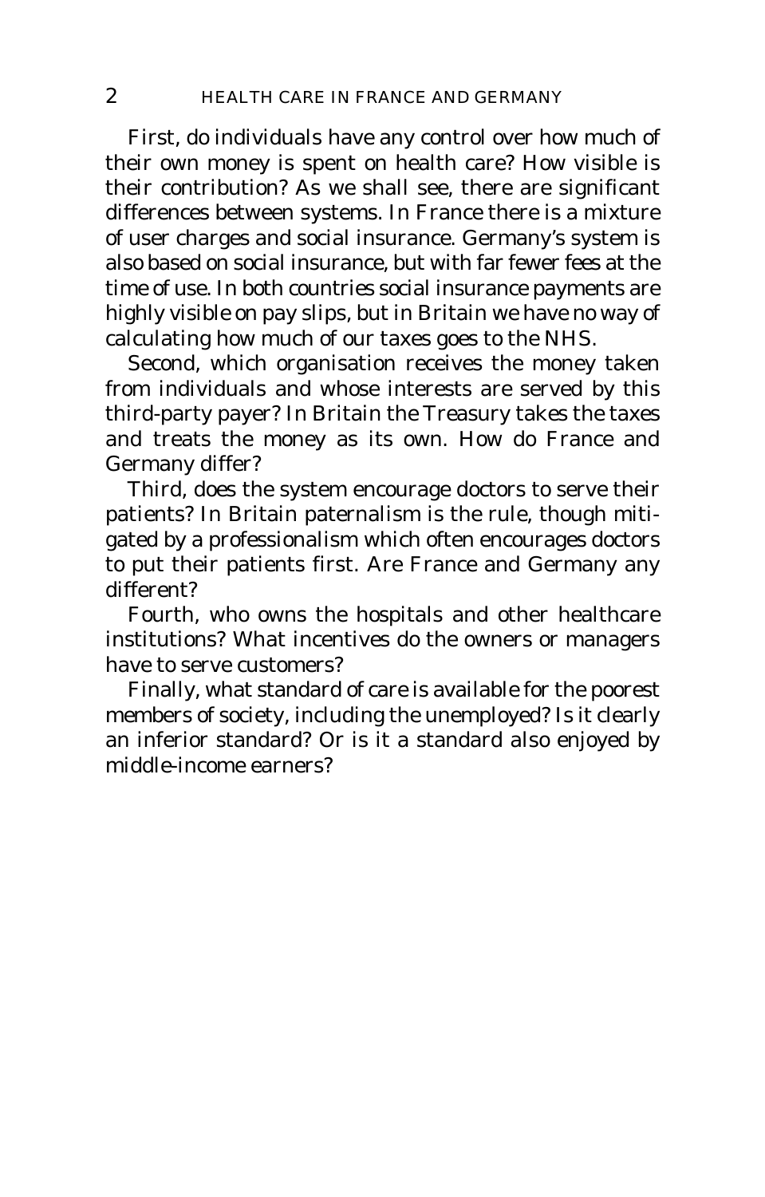First, do individuals have any control over how much of their own money is spent on health care? How visible is their contribution? As we shall see, there are significant differences between systems. In France there is a mixture of user charges and social insurance. Germany's system is also based on social insurance, but with far fewer fees at the time of use. In both countries social insurance payments are highly visible on pay slips, but in Britain we have no way of calculating how much of our taxes goes to the NHS.

Second, which organisation receives the money taken from individuals and whose interests are served by this third-party payer? In Britain the Treasury takes the taxes and treats the money as its own. How do France and Germany differ?

Third, does the system encourage doctors to serve their patients? In Britain paternalism is the rule, though mitigated by a professionalism which often encourages doctors to put their patients first. Are France and Germany any different?

Fourth, who owns the hospitals and other healthcare institutions? What incentives do the owners or managers have to serve customers?

Finally, what standard of care is available for the poorest members of society, including the unemployed? Is it clearly an inferior standard? Or is it a standard also enjoyed by middle-income earners?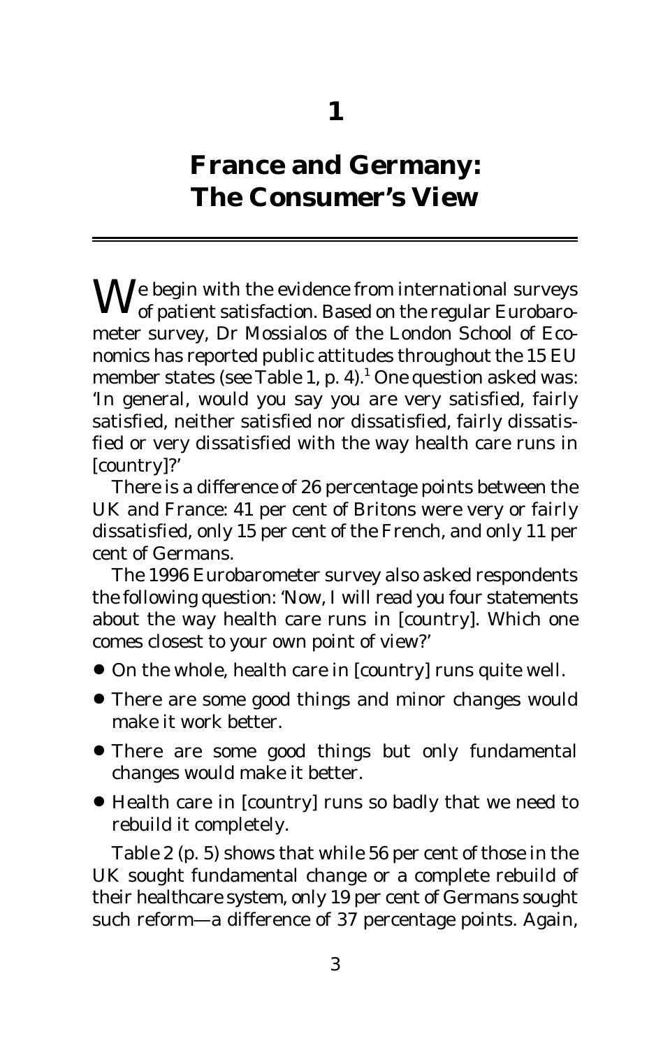# 1

# France and Germany: The Consumer's View

We begin with the evidence from international surveys of patient satisfaction. Based on the regular Eurobarometer survey, Dr Mossialos of the London School of Economics has reported public attitudes throughout the 15 EU member states (see Table 1, p. 4).[1] One question asked was: 'In general, would you say you are very satisfied, fairly satisfied, neither satisfied nor dissatisfied, fairly dissatisfied or very dissatisfied with the way health care runs in [country]?'

There is a difference of 26 percentage points between the UK and France: 41 per cent of Britons were very or fairly dissatisfied, only 15 per cent of the French, and only 11 per cent of Germans.

The 1996 Eurobarometer survey also asked respondents the following question: 'Now, I will read you four statements about the way health care runs in [country]. Which one comes closest to your own point of view?'

- On the whole, health care in [country] runs quite well.
- There are some good things and minor changes would make it work better.
- There are some good things but only fundamental changes would make it better.
- Health care in [country] runs so badly that we need to rebuild it completely.

Table 2 (p. 5) shows that while 56 per cent of those in the UK sought fundamental change or a complete rebuild of their healthcare system, only 19 per cent of Germans sought such reform—a difference of 37 percentage points. Again,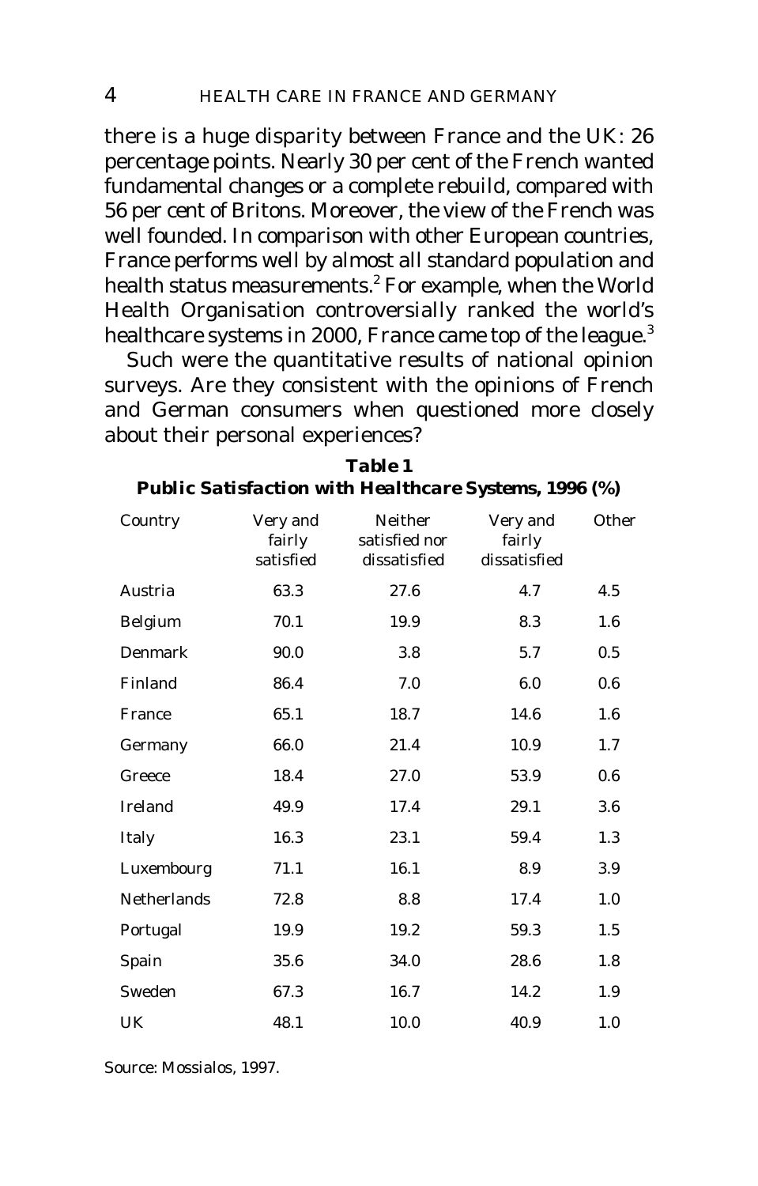there is a huge disparity between France and the UK: 26 percentage points. Nearly 30 per cent of the French wanted fundamental changes or a complete rebuild, compared with 56 per cent of Britons. Moreover, the view of the French was well founded. In comparison with other European countries, France performs well by almost all standard population and health status measurements.[2] For example, when the World Health Organisation controversially ranked the world's healthcare systems in 2000, France came top of the league.[3]

Such were the quantitative results of national opinion surveys. Are they consistent with the opinions of French and German consumers when questioned more closely about their personal experiences?

**Table 1**
**Public Satisfaction with Healthcare Systems, 1996 (%)**

| Country | Very and fairly satisfied | Neither satisfied nor dissatisfied | Very and fairly dissatisfied | Other |
|---|---|---|---|---|
| Austria | 63.3 | 27.6 | 4.7 | 4.5 |
| Belgium | 70.1 | 19.9 | 8.3 | 1.6 |
| Denmark | 90.0 | 3.8 | 5.7 | 0.5 |
| Finland | 86.4 | 7.0 | 6.0 | 0.6 |
| France | 65.1 | 18.7 | 14.6 | 1.6 |
| Germany | 66.0 | 21.4 | 10.9 | 1.7 |
| Greece | 18.4 | 27.0 | 53.9 | 0.6 |
| Ireland | 49.9 | 17.4 | 29.1 | 3.6 |
| Italy | 16.3 | 23.1 | 59.4 | 1.3 |
| Luxembourg | 71.1 | 16.1 | 8.9 | 3.9 |
| Netherlands | 72.8 | 8.8 | 17.4 | 1.0 |
| Portugal | 19.9 | 19.2 | 59.3 | 1.5 |
| Spain | 35.6 | 34.0 | 28.6 | 1.8 |
| Sweden | 67.3 | 16.7 | 14.2 | 1.9 |
| UK | 48.1 | 10.0 | 40.9 | 1.0 |

Source: Mossialos, 1997.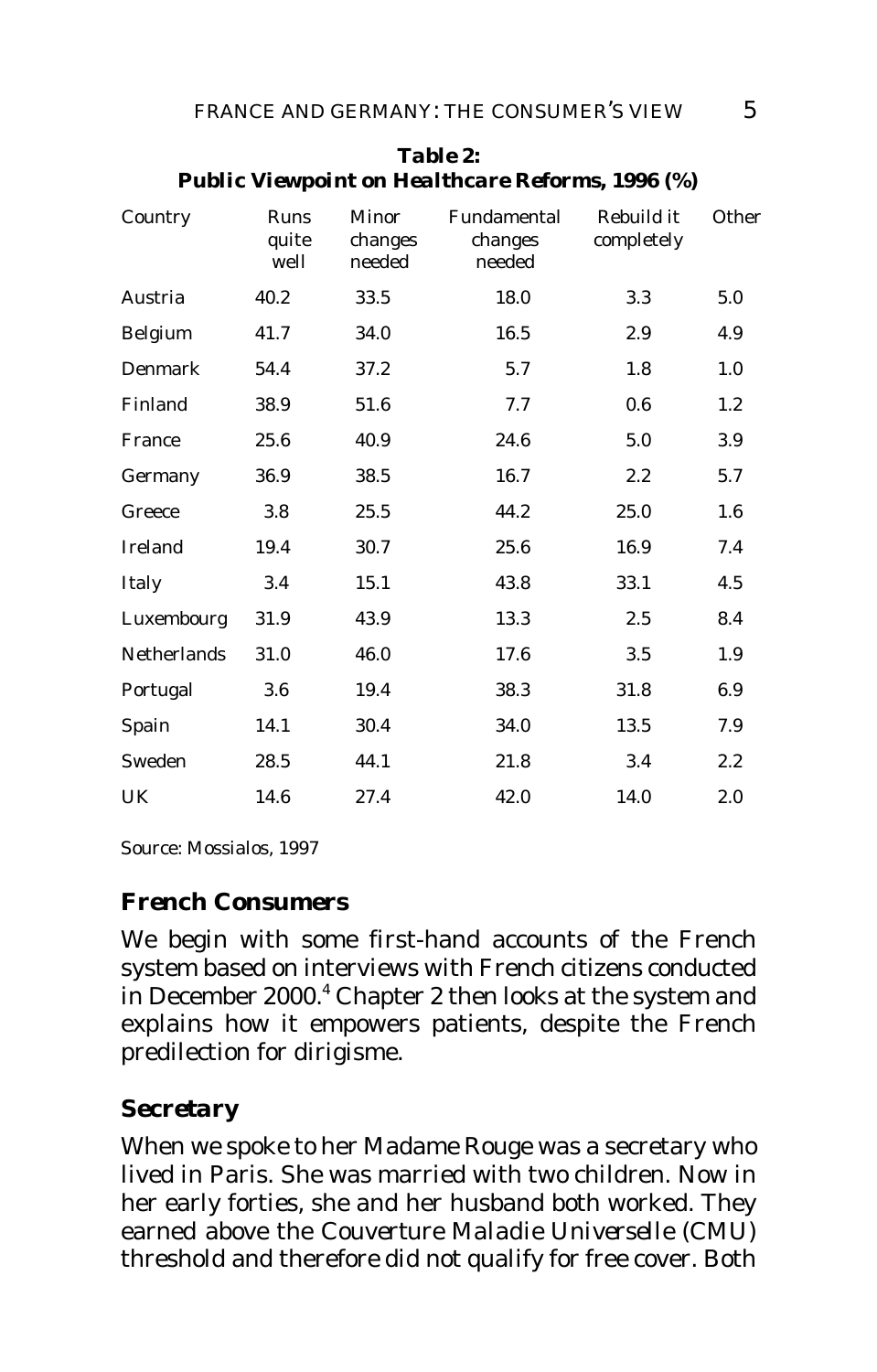**Table 2:**
**Public Viewpoint on Healthcare Reforms, 1996 (%)**

| Country | Runs quite well | Minor changes needed | Fundamental changes needed | Rebuild it completely | Other |
|---|---|---|---|---|---|
| Austria | 40.2 | 33.5 | 18.0 | 3.3 | 5.0 |
| Belgium | 41.7 | 34.0 | 16.5 | 2.9 | 4.9 |
| Denmark | 54.4 | 37.2 | 5.7 | 1.8 | 1.0 |
| Finland | 38.9 | 51.6 | 7.7 | 0.6 | 1.2 |
| France | 25.6 | 40.9 | 24.6 | 5.0 | 3.9 |
| Germany | 36.9 | 38.5 | 16.7 | 2.2 | 5.7 |
| Greece | 3.8 | 25.5 | 44.2 | 25.0 | 1.6 |
| Ireland | 19.4 | 30.7 | 25.6 | 16.9 | 7.4 |
| Italy | 3.4 | 15.1 | 43.8 | 33.1 | 4.5 |
| Luxembourg | 31.9 | 43.9 | 13.3 | 2.5 | 8.4 |
| Netherlands | 31.0 | 46.0 | 17.6 | 3.5 | 1.9 |
| Portugal | 3.6 | 19.4 | 38.3 | 31.8 | 6.9 |
| Spain | 14.1 | 30.4 | 34.0 | 13.5 | 7.9 |
| Sweden | 28.5 | 44.1 | 21.8 | 3.4 | 2.2 |
| UK | 14.6 | 27.4 | 42.0 | 14.0 | 2.0 |

Source: Mossialos, 1997

## French Consumers

We begin with some first-hand accounts of the French system based on interviews with French citizens conducted in December 2000.[4] Chapter 2 then looks at the system and explains how it empowers patients, despite the French predilection for dirigisme.

### Secretary

When we spoke to her Madame Rouge was a secretary who lived in Paris. She was married with two children. Now in her early forties, she and her husband both worked. They earned above the *Couverture Maladie Universelle* (CMU) threshold and therefore did not qualify for free cover. Both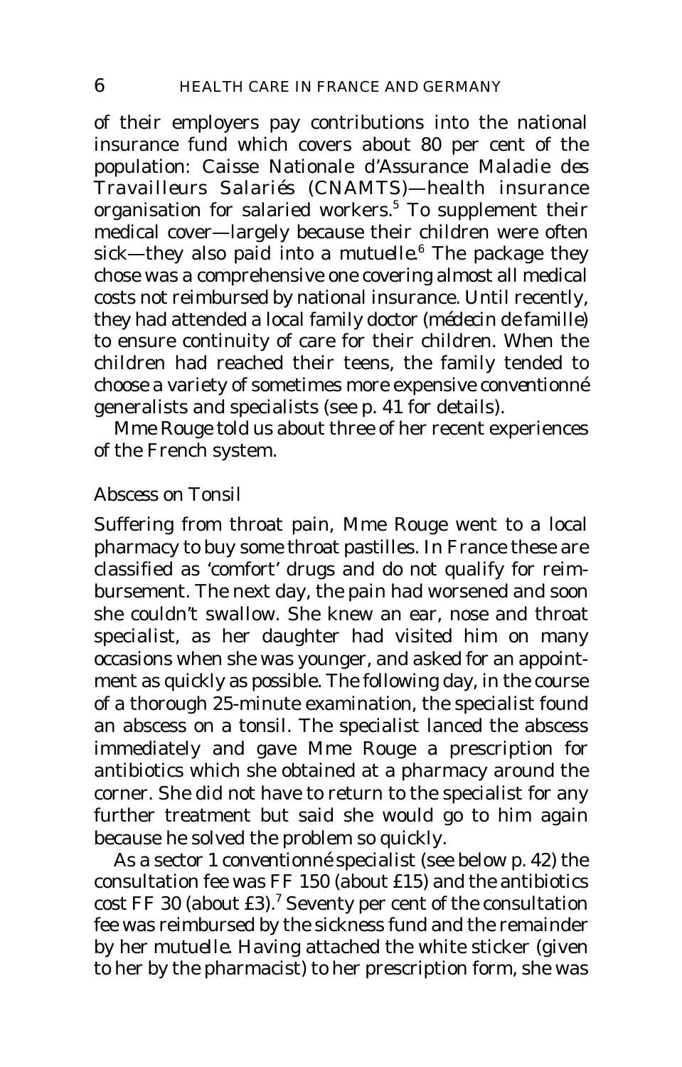of their employers pay contributions into the national insurance fund which covers about 80 per cent of the population: Caisse Nationale d'Assurance Maladie des Travailleurs Salariés (CNAMTS)—health insurance organisation for salaried workers.[5] To supplement their medical cover—largely because their children were often sick—they also paid into a *mutuelle*.[6] The package they chose was a comprehensive one covering almost all medical costs not reimbursed by national insurance. Until recently, they had attended a local family doctor (*médecin de famille*) to ensure continuity of care for their children. When the children had reached their teens, the family tended to choose a variety of sometimes more expensive *conventionné* generalists and specialists (see p. 41 for details).

Mme Rouge told us about three of her recent experiences of the French system.

### *Abscess on Tonsil*

Suffering from throat pain, Mme Rouge went to a local pharmacy to buy some throat pastilles. In France these are classified as 'comfort' drugs and do not qualify for reimbursement. The next day, the pain had worsened and soon she couldn't swallow. She knew an ear, nose and throat specialist, as her daughter had visited him on many occasions when she was younger, and asked for an appointment as quickly as possible. The following day, in the course of a thorough 25-minute examination, the specialist found an abscess on a tonsil. The specialist lanced the abscess immediately and gave Mme Rouge a prescription for antibiotics which she obtained at a pharmacy around the corner. She did not have to return to the specialist for any further treatment but said she would go to him again because he solved the problem so quickly.

As a sector 1 *conventionné* specialist (see below p. 42) the consultation fee was FF 150 (about £15) and the antibiotics cost FF 30 (about £3).[7] Seventy per cent of the consultation fee was reimbursed by the sickness fund and the remainder by her *mutuelle*. Having attached the white sticker (given to her by the pharmacist) to her prescription form, she was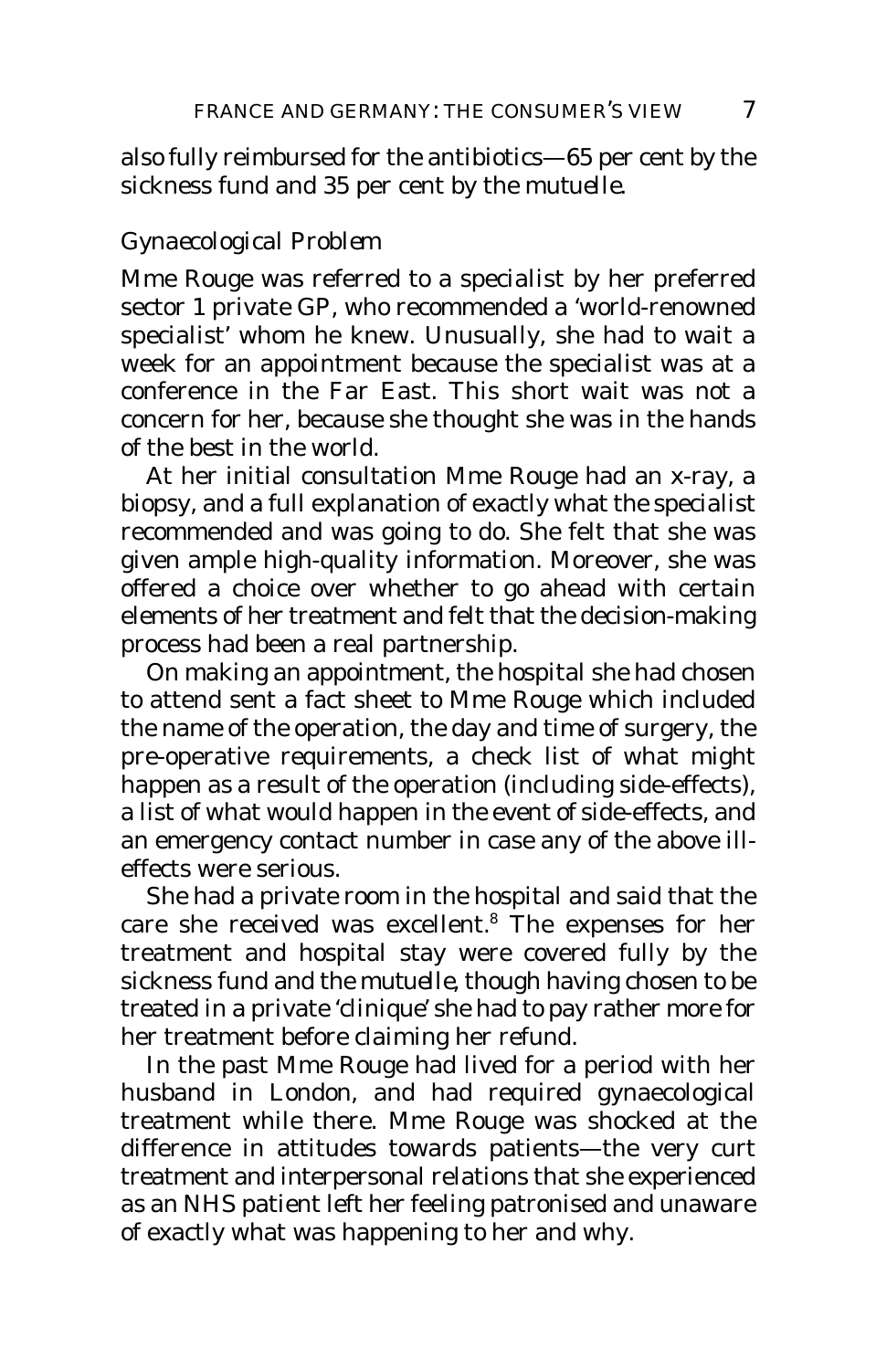also fully reimbursed for the antibiotics—65 per cent by the sickness fund and 35 per cent by the *mutuelle*.

### *Gynaecological Problem*

Mme Rouge was referred to a specialist by her preferred sector 1 private GP, who recommended a 'world-renowned specialist' whom he knew. Unusually, she had to wait a week for an appointment because the specialist was at a conference in the Far East. This short wait was not a concern for her, because she thought she was in the hands of the best in the world.

At her initial consultation Mme Rouge had an x-ray, a biopsy, and a full explanation of exactly what the specialist recommended and was going to do. She felt that she was given ample high-quality information. Moreover, she was offered a choice over whether to go ahead with certain elements of her treatment and felt that the decision-making process had been a real partnership.

On making an appointment, the hospital she had chosen to attend sent a fact sheet to Mme Rouge which included the name of the operation, the day and time of surgery, the pre-operative requirements, a check list of what might happen as a result of the operation (including side-effects), a list of what would happen in the event of side-effects, and an emergency contact number in case any of the above ill-effects were serious.

She had a private room in the hospital and said that the care she received was excellent.[8] The expenses for her treatment and hospital stay were covered fully by the sickness fund and the *mutuelle*, though having chosen to be treated in a private '*clinique*' she had to pay rather more for her treatment before claiming her refund.

In the past Mme Rouge had lived for a period with her husband in London, and had required gynaecological treatment while there. Mme Rouge was shocked at the difference in attitudes towards patients—the very curt treatment and interpersonal relations that she experienced as an NHS patient left her feeling patronised and unaware of exactly what was happening to her and why.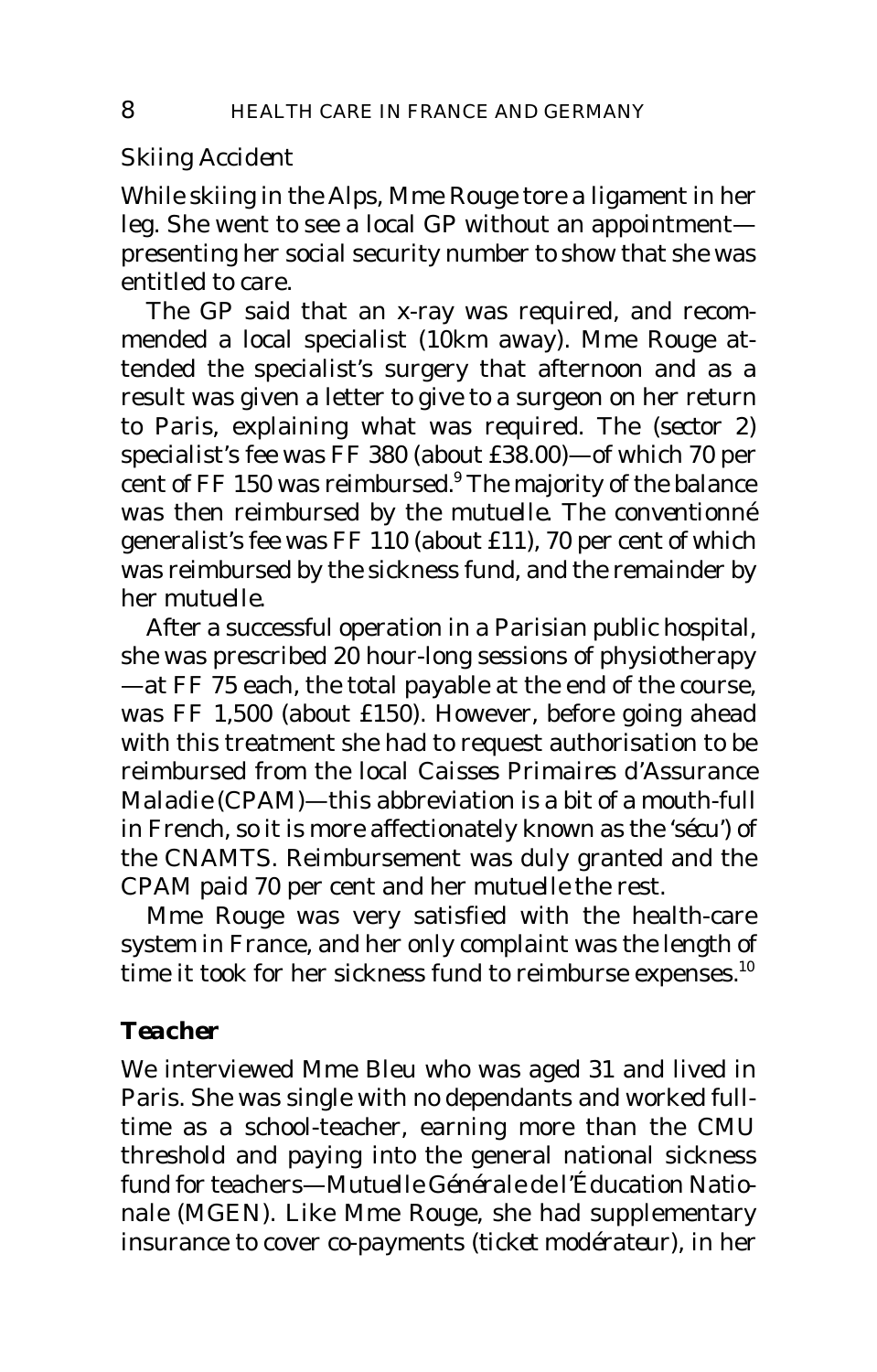*Skiing Accident*

While skiing in the Alps, Mme Rouge tore a ligament in her leg. She went to see a local GP without an appointment—presenting her social security number to show that she was entitled to care.

The GP said that an x-ray was required, and recommended a local specialist (10km away). Mme Rouge attended the specialist's surgery that afternoon and as a result was given a letter to give to a surgeon on her return to Paris, explaining what was required. The (sector 2) specialist's fee was FF 380 (about £38.00)—of which 70 per cent of FF 150 was reimbursed.[9] The majority of the balance was then reimbursed by the *mutuelle*. The *conventionné* generalist's fee was FF 110 (about £11), 70 per cent of which was reimbursed by the sickness fund, and the remainder by her *mutuelle*.

After a successful operation in a Parisian public hospital, she was prescribed 20 hour-long sessions of physiotherapy—at FF 75 each, the total payable at the end of the course, was FF 1,500 (about £150). However, before going ahead with this treatment she had to request authorisation to be reimbursed from the local *Caisses Primaires d'Assurance Maladie* (CPAM)—this abbreviation is a bit of a mouth-full in French, so it is more affectionately known as the '*sécu*') of the CNAMTS. Reimbursement was duly granted and the CPAM paid 70 per cent and her *mutuelle* the rest.

Mme Rouge was very satisfied with the health-care system in France, and her only complaint was the length of time it took for her sickness fund to reimburse expenses.[10]

### *Teacher*

We interviewed Mme Bleu who was aged 31 and lived in Paris. She was single with no dependants and worked full-time as a school-teacher, earning more than the CMU threshold and paying into the general national sickness fund for teachers—*Mutuelle Générale de l'Éducation Nationale* (MGEN). Like Mme Rouge, she had supplementary insurance to cover co-payments (*ticket modérateur*), in her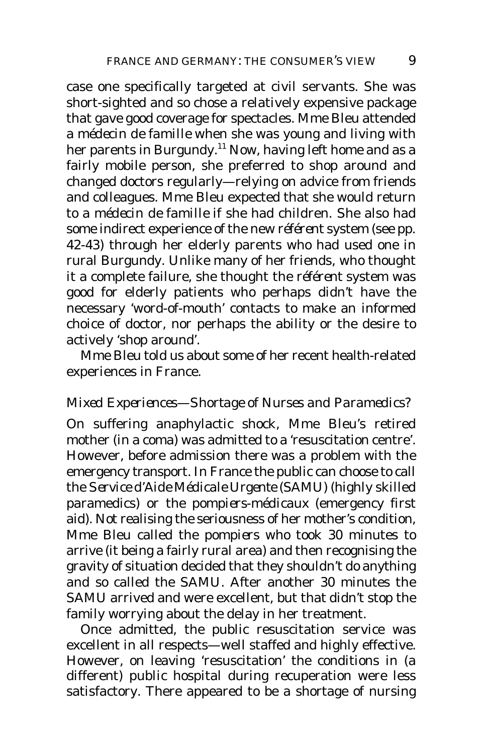case one specifically targeted at civil servants. She was short-sighted and so chose a relatively expensive package that gave good coverage for spectacles. Mme Bleu attended a *médecin de famille* when she was young and living with her parents in Burgundy.[11] Now, having left home and as a fairly mobile person, she preferred to shop around and changed doctors regularly—relying on advice from friends and colleagues. Mme Bleu expected that she would return to a *médecin de famille* if she had children. She also had some indirect experience of the new *référent* system (see pp. 42-43) through her elderly parents who had used one in rural Burgundy. Unlike many of her friends, who thought it a complete failure, she thought the *référent* system was good for elderly patients who perhaps didn't have the necessary 'word-of-mouth' contacts to make an informed choice of doctor, nor perhaps the ability or the desire to actively 'shop around'.

Mme Bleu told us about some of her recent health-related experiences in France.

### *Mixed Experiences—Shortage of Nurses and Paramedics?*

On suffering anaphylactic shock, Mme Bleu's retired mother (in a coma) was admitted to a 'resuscitation centre'. However, before admission there was a problem with the emergency transport. In France the public can choose to call the *Service d'Aide Médicale Urgente* (SAMU) (highly skilled paramedics) or the *pompiers-médicaux* (emergency first aid). Not realising the seriousness of her mother's condition, Mme Bleu called the *pompiers* who took 30 minutes to arrive (it being a fairly rural area) and then recognising the gravity of situation decided that they shouldn't do anything and so called the SAMU. After another 30 minutes the SAMU arrived and were excellent, but that didn't stop the family worrying about the delay in her treatment.

Once admitted, the public resuscitation service was excellent in all respects—well staffed and highly effective. However, on leaving 'resuscitation' the conditions in (a different) public hospital during recuperation were less satisfactory. There appeared to be a shortage of nursing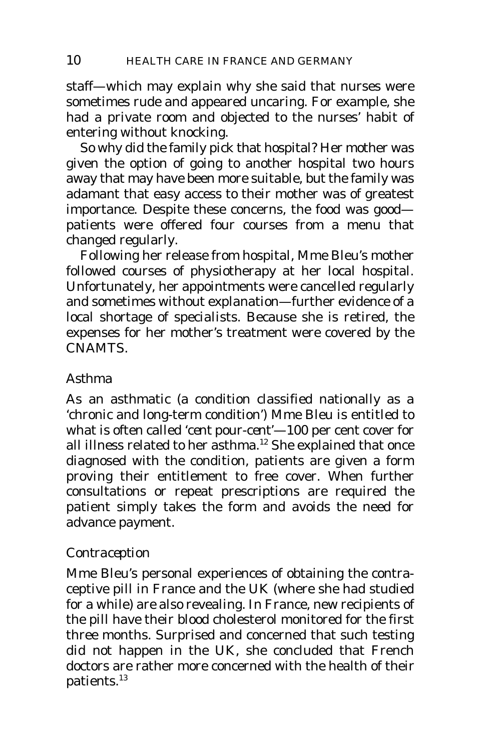staff—which may explain why she said that nurses were sometimes rude and appeared uncaring. For example, she had a private room and objected to the nurses' habit of entering without knocking.

So why did the family pick that hospital? Her mother was given the option of going to another hospital two hours away that may have been more suitable, but the family was adamant that easy access to their mother was of greatest importance. Despite these concerns, the food was good—patients were offered four courses from a menu that changed regularly.

Following her release from hospital, Mme Bleu's mother followed courses of physiotherapy at her local hospital. Unfortunately, her appointments were cancelled regularly and sometimes without explanation—further evidence of a local shortage of specialists. Because she is retired, the expenses for her mother's treatment were covered by the CNAMTS.

### *Asthma*

As an asthmatic (a condition classified nationally as a 'chronic and long-term condition') Mme Bleu is entitled to what is often called '*cent pour-cent*'—100 per cent cover for all illness related to her asthma.[12] She explained that once diagnosed with the condition, patients are given a form proving their entitlement to free cover. When further consultations or repeat prescriptions are required the patient simply takes the form and avoids the need for advance payment.

### *Contraception*

Mme Bleu's personal experiences of obtaining the contraceptive pill in France and the UK (where she had studied for a while) are also revealing. In France, new recipients of the pill have their blood cholesterol monitored for the first three months. Surprised and concerned that such testing did not happen in the UK, she concluded that French doctors are rather more concerned with the health of their patients.[13]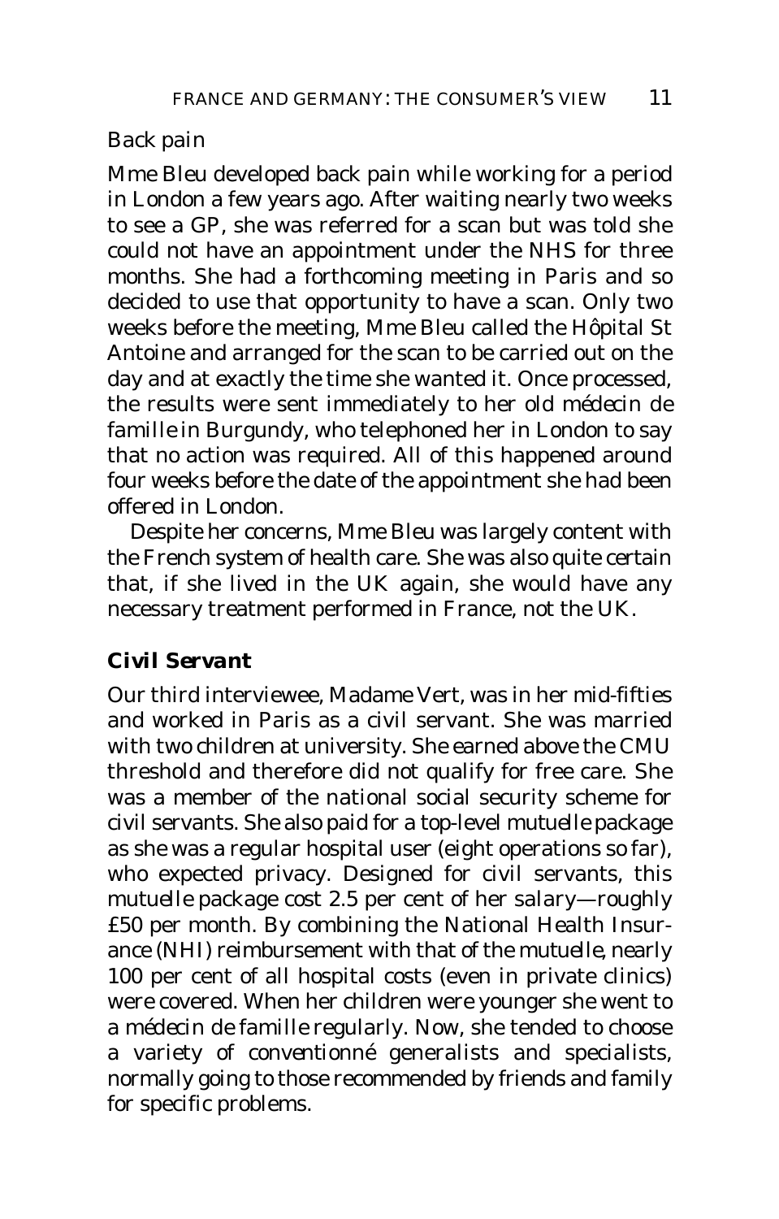Back pain

Mme Bleu developed back pain while working for a period in London a few years ago. After waiting nearly two weeks to see a GP, she was referred for a scan but was told she could not have an appointment under the NHS for three months. She had a forthcoming meeting in Paris and so decided to use that opportunity to have a scan. Only two weeks before the meeting, Mme Bleu called the Hôpital St Antoine and arranged for the scan to be carried out on the day and at exactly the time she wanted it. Once processed, the results were sent immediately to her old *médecin de famille* in Burgundy, who telephoned her in London to say that no action was required. All of this happened around four weeks before the date of the appointment she had been offered in London.

Despite her concerns, Mme Bleu was largely content with the French system of health care. She was also quite certain that, if she lived in the UK again, she would have any necessary treatment performed in France, not the UK.

### *Civil Servant*

Our third interviewee, Madame Vert, was in her mid-fifties and worked in Paris as a civil servant. She was married with two children at university. She earned above the CMU threshold and therefore did not qualify for free care. She was a member of the national social security scheme for civil servants. She also paid for a top-level *mutuelle* package as she was a regular hospital user (eight operations so far), who expected privacy. Designed for civil servants, this *mutuelle* package cost 2.5 per cent of her salary—roughly £50 per month. By combining the National Health Insurance (NHI) reimbursement with that of the *mutuelle*, nearly 100 per cent of all hospital costs (even in private clinics) were covered. When her children were younger she went to a *médecin de famille* regularly. Now, she tended to choose a variety of *conventionné* generalists and specialists, normally going to those recommended by friends and family for specific problems.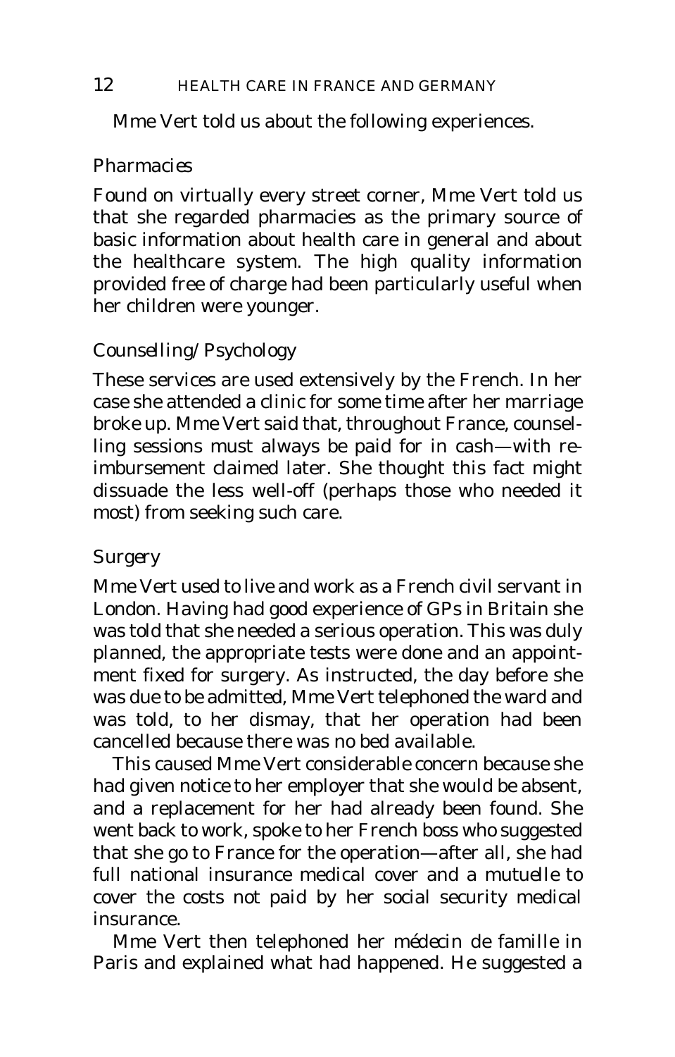Mme Vert told us about the following experiences.

### *Pharmacies*

Found on virtually every street corner, Mme Vert told us that she regarded pharmacies as the primary source of basic information about health care in general and about the healthcare system. The high quality information provided free of charge had been particularly useful when her children were younger.

### *Counselling/Psychology*

These services are used extensively by the French. In her case she attended a clinic for some time after her marriage broke up. Mme Vert said that, throughout France, counselling sessions must always be paid for in cash—with reimbursement claimed later. She thought this fact might dissuade the less well-off (perhaps those who needed it most) from seeking such care.

### *Surgery*

Mme Vert used to live and work as a French civil servant in London. Having had good experience of GPs in Britain she was told that she needed a serious operation. This was duly planned, the appropriate tests were done and an appointment fixed for surgery. As instructed, the day before she was due to be admitted, Mme Vert telephoned the ward and was told, to her dismay, that her operation had been cancelled because there was no bed available.

This caused Mme Vert considerable concern because she had given notice to her employer that she would be absent, and a replacement for her had already been found. She went back to work, spoke to her French boss who suggested that she go to France for the operation—after all, she had full national insurance medical cover and a *mutuelle* to cover the costs not paid by her social security medical insurance.

Mme Vert then telephoned her *médecin de famille* in Paris and explained what had happened. He suggested a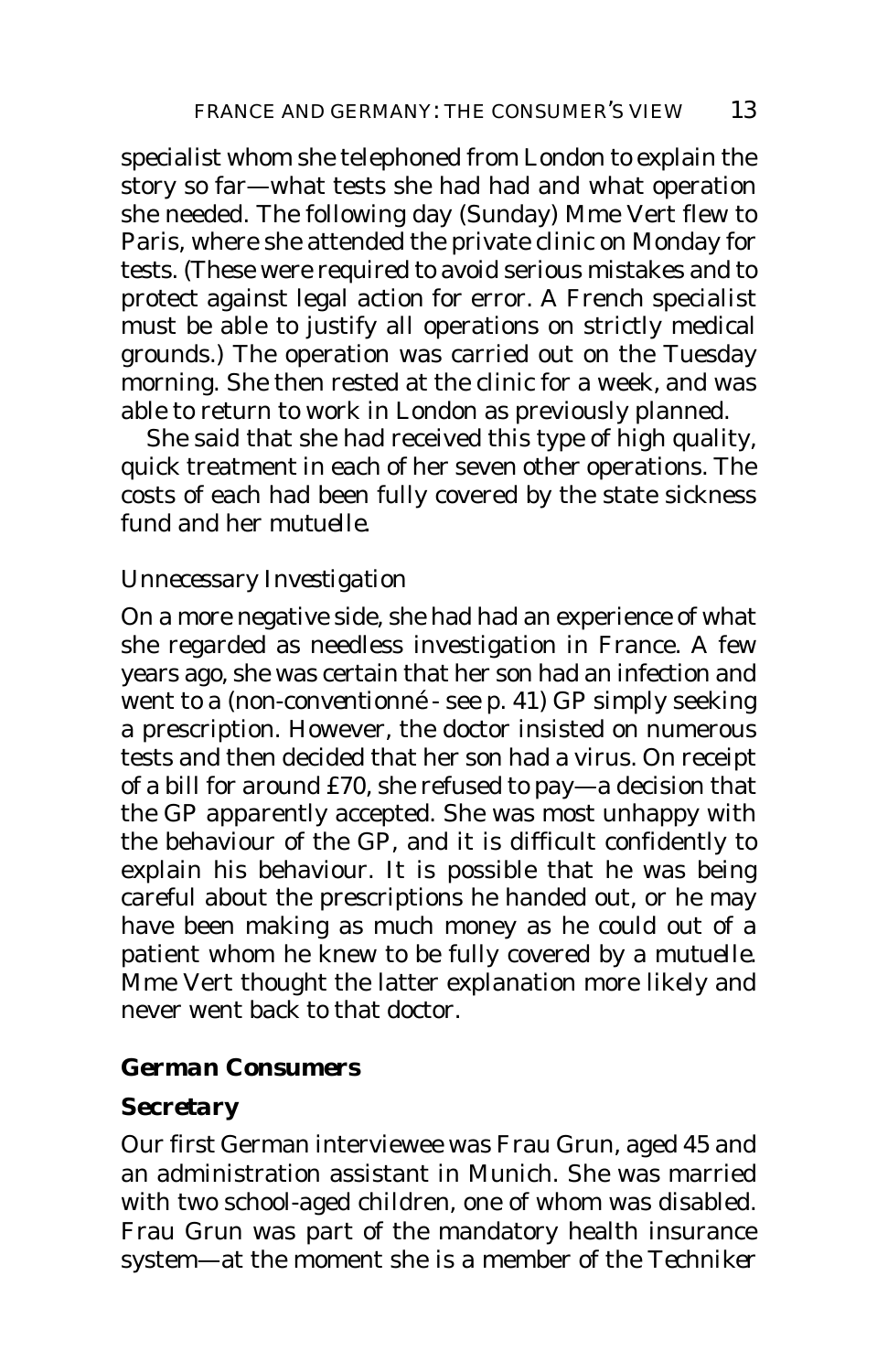specialist whom she telephoned from London to explain the story so far—what tests she had had and what operation she needed. The following day (Sunday) Mme Vert flew to Paris, where she attended the private clinic on Monday for tests. (These were required to avoid serious mistakes and to protect against legal action for error. A French specialist must be able to justify all operations on strictly medical grounds.) The operation was carried out on the Tuesday morning. She then rested at the clinic for a week, and was able to return to work in London as previously planned.

She said that she had received this type of high quality, quick treatment in each of her seven other operations. The costs of each had been fully covered by the state sickness fund and her *mutuelle*.

### *Unnecessary Investigation*

On a more negative side, she had had an experience of what she regarded as needless investigation in France. A few years ago, she was certain that her son had an infection and went to a (*non-conventionné* - see p. 41) GP simply seeking a prescription. However, the doctor insisted on numerous tests and then decided that her son had a virus. On receipt of a bill for around £70, she refused to pay—a decision that the GP apparently accepted. She was most unhappy with the behaviour of the GP, and it is difficult confidently to explain his behaviour. It is possible that he was being careful about the prescriptions he handed out, or he may have been making as much money as he could out of a patient whom he knew to be fully covered by a *mutuelle*. Mme Vert thought the latter explanation more likely and never went back to that doctor.

## German Consumers

### Secretary

Our first German interviewee was Frau Grun, aged 45 and an administration assistant in Munich. She was married with two school-aged children, one of whom was disabled. Frau Grun was part of the mandatory health insurance system—at the moment she is a member of the *Techniker*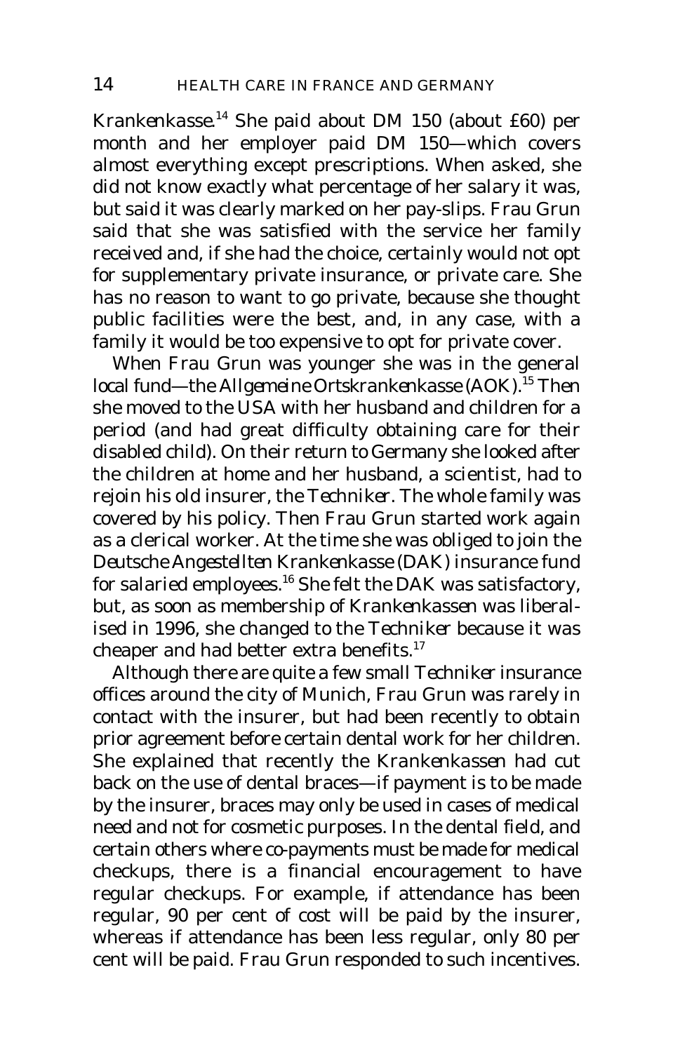*Krankenkasse*.[14] She paid about DM 150 (about £60) per month and her employer paid DM 150—which covers almost everything except prescriptions. When asked, she did not know exactly what percentage of her salary it was, but said it was clearly marked on her pay-slips. Frau Grun said that she was satisfied with the service her family received and, if she had the choice, certainly would not opt for supplementary private insurance, or private care. She has no reason to want to go private, because she thought public facilities were the best, and, in any case, with a family it would be too expensive to opt for private cover.

When Frau Grun was younger she was in the general local fund—the *Allgemeine Ortskrankenkasse* (AOK).[15] Then she moved to the USA with her husband and children for a period (and had great difficulty obtaining care for their disabled child). On their return to Germany she looked after the children at home and her husband, a scientist, had to rejoin his old insurer, the *Techniker*. The whole family was covered by his policy. Then Frau Grun started work again as a clerical worker. At the time she was obliged to join the *Deutsche Angestellten Krankenkasse* (DAK) insurance fund for salaried employees.[16] She felt the DAK was satisfactory, but, as soon as membership of *Krankenkassen* was liberalised in 1996, she changed to the *Techniker* because it was cheaper and had better extra benefits.[17]

Although there are quite a few small *Techniker* insurance offices around the city of Munich, Frau Grun was rarely in contact with the insurer, but had been recently to obtain prior agreement before certain dental work for her children. She explained that recently the *Krankenkassen* had cut back on the use of dental braces—if payment is to be made by the insurer, braces may only be used in cases of medical need and not for cosmetic purposes. In the dental field, and certain others where co-payments must be made for medical checkups, there is a financial encouragement to have regular checkups. For example, if attendance has been regular, 90 per cent of cost will be paid by the insurer, whereas if attendance has been less regular, only 80 per cent will be paid. Frau Grun responded to such incentives.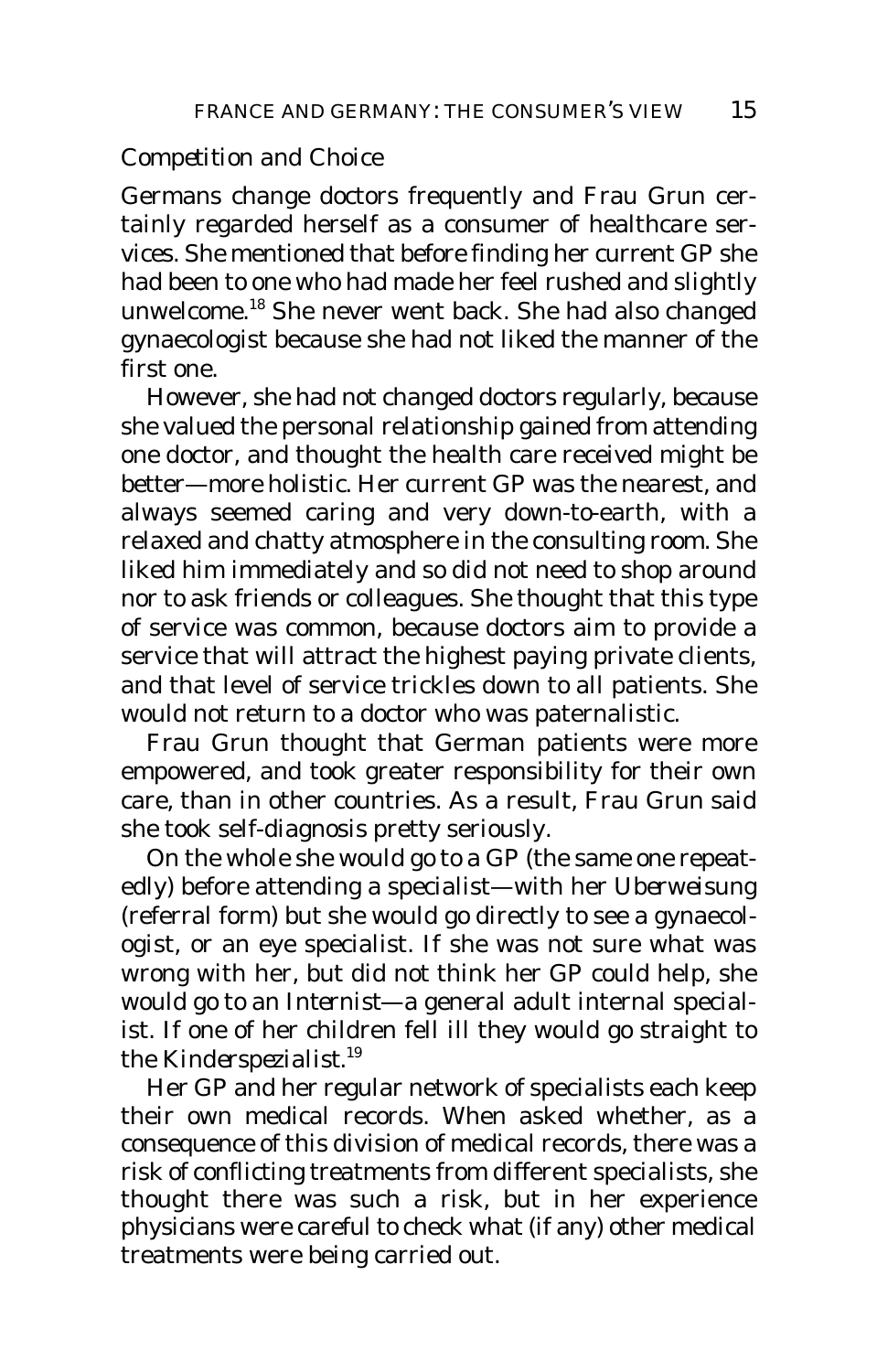## Competition and Choice

Germans change doctors frequently and Frau Grun certainly regarded herself as a consumer of healthcare services. She mentioned that before finding her current GP she had been to one who had made her feel rushed and slightly unwelcome.[18] She never went back. She had also changed gynaecologist because she had not liked the manner of the first one.

However, she had not changed doctors regularly, because she valued the personal relationship gained from attending one doctor, and thought the health care received might be better—more holistic. Her current GP was the nearest, and always seemed caring and very down-to-earth, with a relaxed and chatty atmosphere in the consulting room. She liked him immediately and so did not need to shop around nor to ask friends or colleagues. She thought that this type of service was common, because doctors aim to provide a service that will attract the highest paying private clients, and that level of service trickles down to all patients. She would not return to a doctor who was paternalistic.

Frau Grun thought that German patients were more empowered, and took greater responsibility for their own care, than in other countries. As a result, Frau Grun said she took self-diagnosis pretty seriously.

On the whole she would go to a GP (the same one repeatedly) before attending a specialist—with her *Uberweisung* (referral form) but she would go directly to see a gynaecologist, or an eye specialist. If she was not sure what was wrong with her, but did not think her GP could help, she would go to an *Internist*—a general adult internal specialist. If one of her children fell ill they would go straight to the *Kinderspezialist*.[19]

Her GP and her regular network of specialists each keep their own medical records. When asked whether, as a consequence of this division of medical records, there was a risk of conflicting treatments from different specialists, she thought there was such a risk, but in her experience physicians were careful to check what (if any) other medical treatments were being carried out.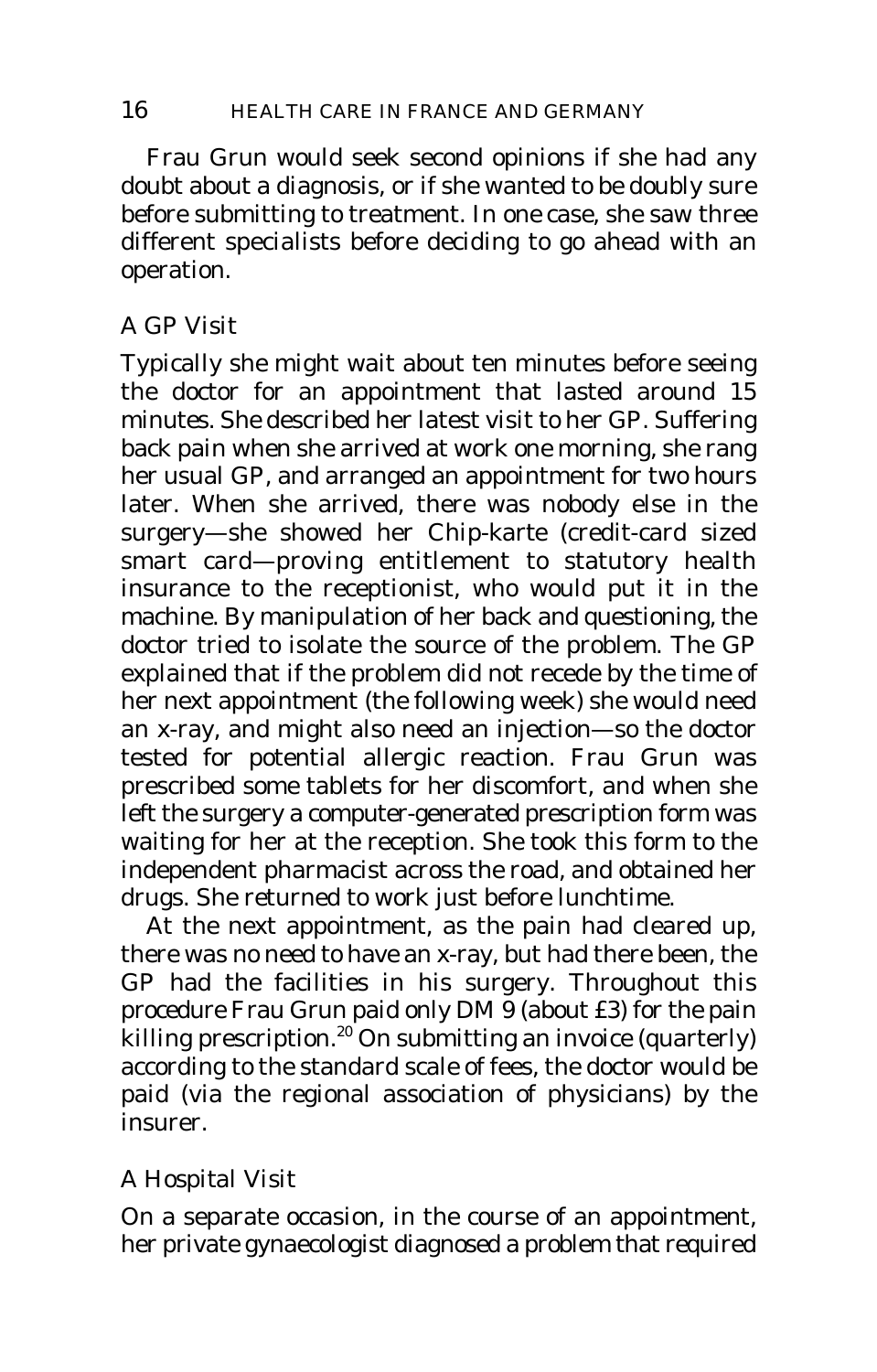Frau Grun would seek second opinions if she had any doubt about a diagnosis, or if she wanted to be doubly sure before submitting to treatment. In one case, she saw three different specialists before deciding to go ahead with an operation.

### A GP Visit

Typically she might wait about ten minutes before seeing the doctor for an appointment that lasted around 15 minutes. She described her latest visit to her GP. Suffering back pain when she arrived at work one morning, she rang her usual GP, and arranged an appointment for two hours later. When she arrived, there was nobody else in the surgery—she showed her Chip-karte (credit-card sized smart card—proving entitlement to statutory health insurance to the receptionist, who would put it in the machine. By manipulation of her back and questioning, the doctor tried to isolate the source of the problem. The GP explained that if the problem did not recede by the time of her next appointment (the following week) she would need an x-ray, and might also need an injection—so the doctor tested for potential allergic reaction. Frau Grun was prescribed some tablets for her discomfort, and when she left the surgery a computer-generated prescription form was waiting for her at the reception. She took this form to the independent pharmacist across the road, and obtained her drugs. She returned to work just before lunchtime.

At the next appointment, as the pain had cleared up, there was no need to have an x-ray, but had there been, the GP had the facilities in his surgery. Throughout this procedure Frau Grun paid only DM 9 (about £3) for the pain killing prescription.[20] On submitting an invoice (quarterly) according to the standard scale of fees, the doctor would be paid (via the regional association of physicians) by the insurer.

### A Hospital Visit

On a separate occasion, in the course of an appointment, her private gynaecologist diagnosed a problem that required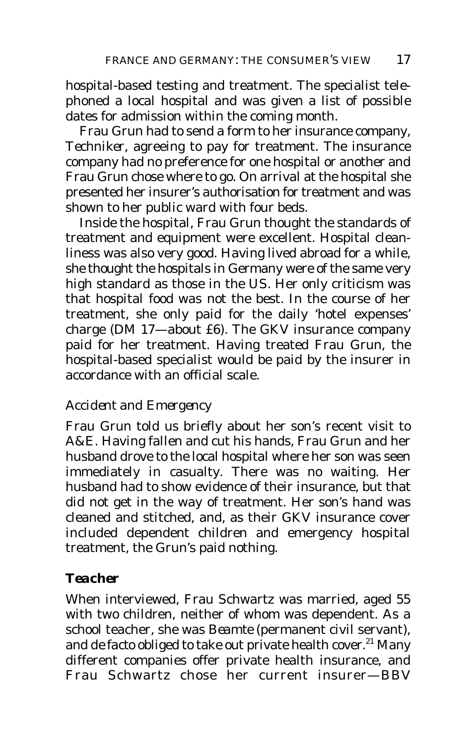hospital-based testing and treatment. The specialist telephoned a local hospital and was given a list of possible dates for admission within the coming month.

Frau Grun had to send a form to her insurance company, *Techniker*, agreeing to pay for treatment. The insurance company had no preference for one hospital or another and Frau Grun chose where to go. On arrival at the hospital she presented her insurer's authorisation for treatment and was shown to her public ward with four beds.

Inside the hospital, Frau Grun thought the standards of treatment and equipment were excellent. Hospital cleanliness was also very good. Having lived abroad for a while, she thought the hospitals in Germany were of the same very high standard as those in the US. Her only criticism was that hospital food was not the best. In the course of her treatment, she only paid for the daily 'hotel expenses' charge (DM 17—about £6). The GKV insurance company paid for her treatment. Having treated Frau Grun, the hospital-based specialist would be paid by the insurer in accordance with an official scale.

### *Accident and Emergency*

Frau Grun told us briefly about her son's recent visit to A&E. Having fallen and cut his hands, Frau Grun and her husband drove to the local hospital where her son was seen immediately in casualty. There was no waiting. Her husband had to show evidence of their insurance, but that did not get in the way of treatment. Her son's hand was cleaned and stitched, and, as their GKV insurance cover included dependent children and emergency hospital treatment, the Grun's paid nothing.

## *Teacher*

When interviewed, Frau Schwartz was married, aged 55 with two children, neither of whom was dependent. As a school teacher, she was *Beamte* (permanent civil servant), and de facto obliged to take out private health cover.[21] Many different companies offer private health insurance, and Frau Schwartz chose her current insurer—BBV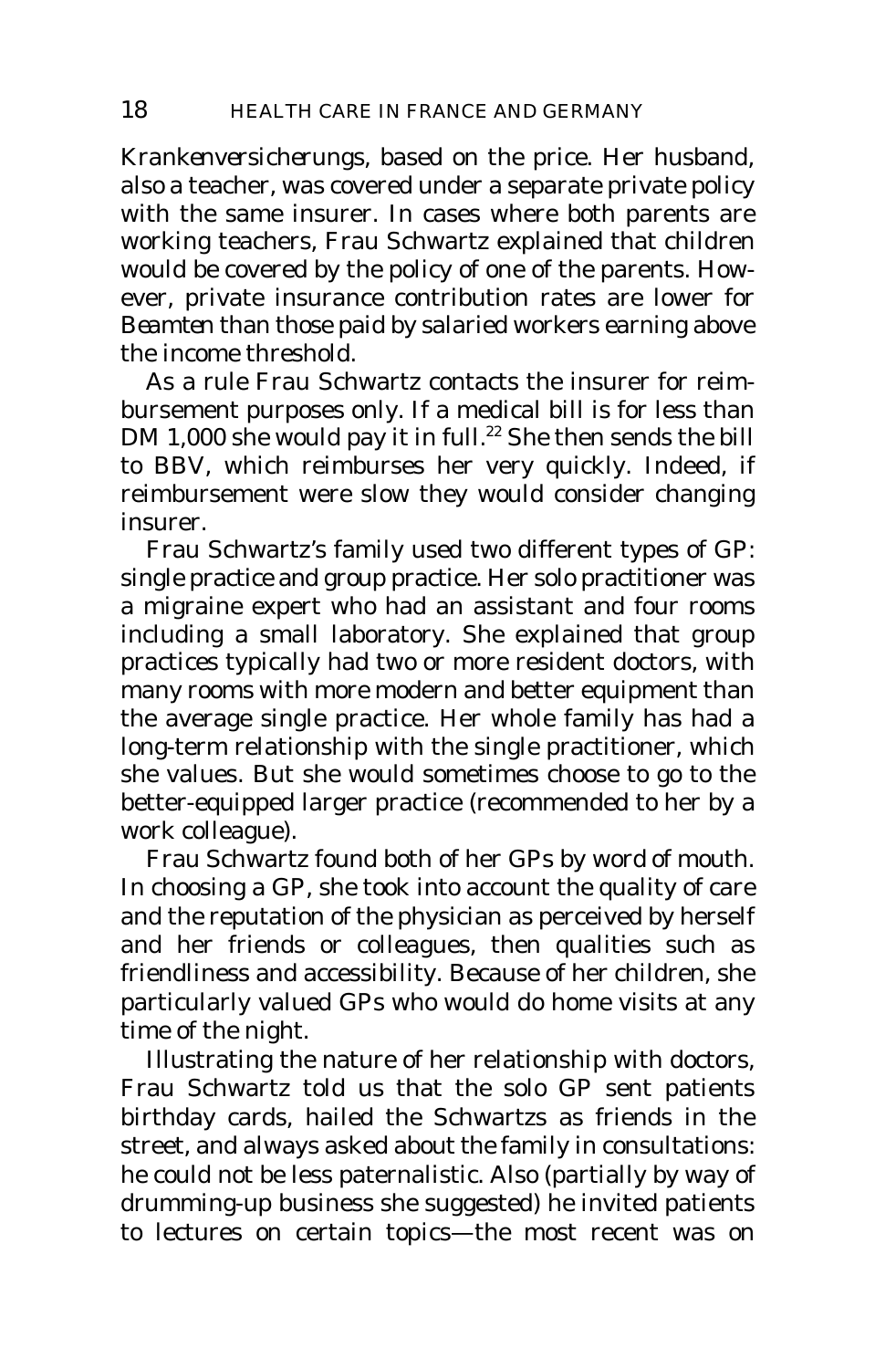*Krankenversicherungs*, based on the price. Her husband, also a teacher, was covered under a separate private policy with the same insurer. In cases where both parents are working teachers, Frau Schwartz explained that children would be covered by the policy of one of the parents. However, private insurance contribution rates are lower for *Beamten* than those paid by salaried workers earning above the income threshold.

As a rule Frau Schwartz contacts the insurer for reimbursement purposes only. If a medical bill is for less than DM 1,000 she would pay it in full.[22] She then sends the bill to BBV, which reimburses her very quickly. Indeed, if reimbursement were slow they would consider changing insurer.

Frau Schwartz's family used two different types of GP: single practice and group practice. Her solo practitioner was a migraine expert who had an assistant and four rooms including a small laboratory. She explained that group practices typically had two or more resident doctors, with many rooms with more modern and better equipment than the average single practice. Her whole family has had a long-term relationship with the single practitioner, which she values. But she would sometimes choose to go to the better-equipped larger practice (recommended to her by a work colleague).

Frau Schwartz found both of her GPs by word of mouth. In choosing a GP, she took into account the quality of care and the reputation of the physician as perceived by herself and her friends or colleagues, then qualities such as friendliness and accessibility. Because of her children, she particularly valued GPs who would do home visits at any time of the night.

Illustrating the nature of her relationship with doctors, Frau Schwartz told us that the solo GP sent patients birthday cards, hailed the Schwartzs as friends in the street, and always asked about the family in consultations: he could not be less paternalistic. Also (partially by way of drumming-up business she suggested) he invited patients to lectures on certain topics—the most recent was on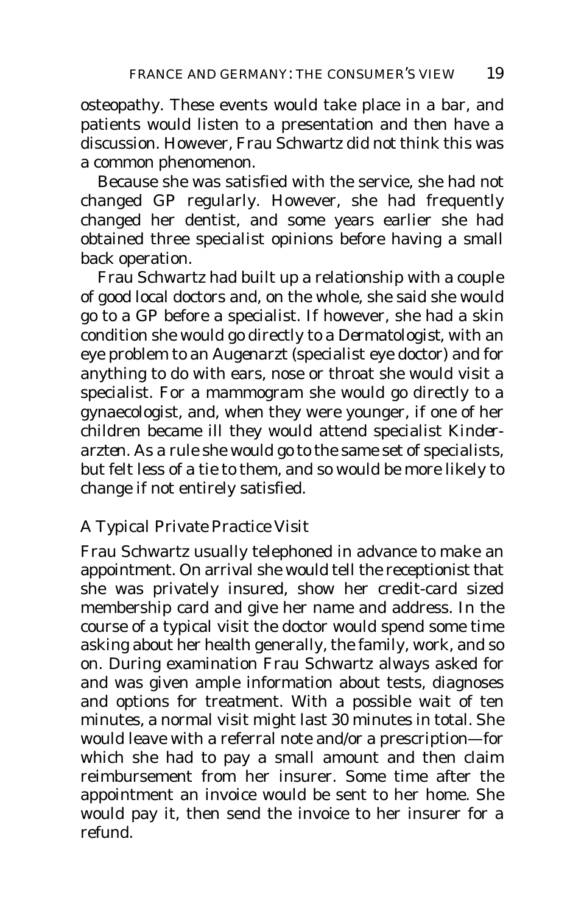osteopathy. These events would take place in a bar, and patients would listen to a presentation and then have a discussion. However, Frau Schwartz did not think this was a common phenomenon.

Because she was satisfied with the service, she had not changed GP regularly. However, she had frequently changed her dentist, and some years earlier she had obtained three specialist opinions before having a small back operation.

Frau Schwartz had built up a relationship with a couple of good local doctors and, on the whole, she said she would go to a GP before a specialist. If however, she had a skin condition she would go directly to a Dermatologist, with an eye problem to an *Augenarzt* (specialist eye doctor) and for anything to do with ears, nose or throat she would visit a specialist. For a mammogram she would go directly to a gynaecologist, and, when they were younger, if one of her children became ill they would attend specialist *Kinderarzten*. As a rule she would go to the same set of specialists, but felt less of a tie to them, and so would be more likely to change if not entirely satisfied.

## A Typical Private Practice Visit

Frau Schwartz usually telephoned in advance to make an appointment. On arrival she would tell the receptionist that she was privately insured, show her credit-card sized membership card and give her name and address. In the course of a typical visit the doctor would spend some time asking about her health generally, the family, work, and so on. During examination Frau Schwartz always asked for and was given ample information about tests, diagnoses and options for treatment. With a possible wait of ten minutes, a normal visit might last 30 minutes in total. She would leave with a referral note and/or a prescription—for which she had to pay a small amount and then claim reimbursement from her insurer. Some time after the appointment an invoice would be sent to her home. She would pay it, then send the invoice to her insurer for a refund.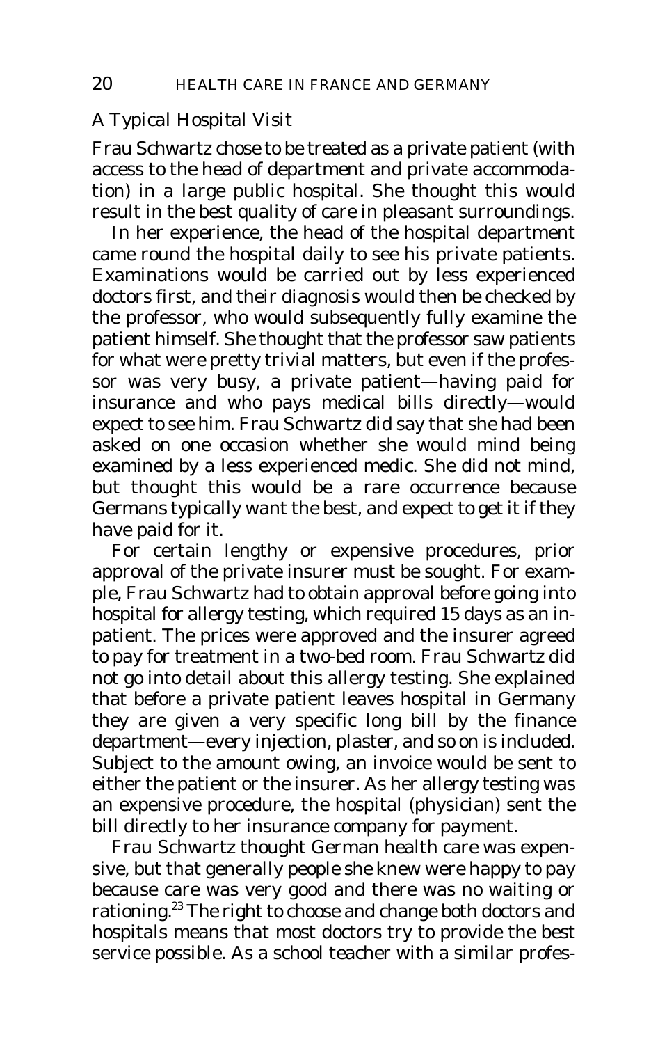### A Typical Hospital Visit

Frau Schwartz chose to be treated as a private patient (with access to the head of department and private accommodation) in a large public hospital. She thought this would result in the best quality of care in pleasant surroundings.

In her experience, the head of the hospital department came round the hospital daily to see his private patients. Examinations would be carried out by less experienced doctors first, and their diagnosis would then be checked by the professor, who would subsequently fully examine the patient himself. She thought that the professor saw patients for what were pretty trivial matters, but even if the professor was very busy, a private patient—having paid for insurance and who pays medical bills directly—would expect to see him. Frau Schwartz did say that she had been asked on one occasion whether she would mind being examined by a less experienced medic. She did not mind, but thought this would be a rare occurrence because Germans typically want the best, and expect to get it if they have paid for it.

For certain lengthy or expensive procedures, prior approval of the private insurer must be sought. For example, Frau Schwartz had to obtain approval before going into hospital for allergy testing, which required 15 days as an in-patient. The prices were approved and the insurer agreed to pay for treatment in a two-bed room. Frau Schwartz did not go into detail about this allergy testing. She explained that before a private patient leaves hospital in Germany they are given a very specific long bill by the finance department—every injection, plaster, and so on is included. Subject to the amount owing, an invoice would be sent to either the patient or the insurer. As her allergy testing was an expensive procedure, the hospital (physician) sent the bill directly to her insurance company for payment.

Frau Schwartz thought German health care was expensive, but that generally people she knew were happy to pay because care was very good and there was no waiting or rationing.[23] The right to choose and change both doctors and hospitals means that most doctors try to provide the best service possible. As a school teacher with a similar profes-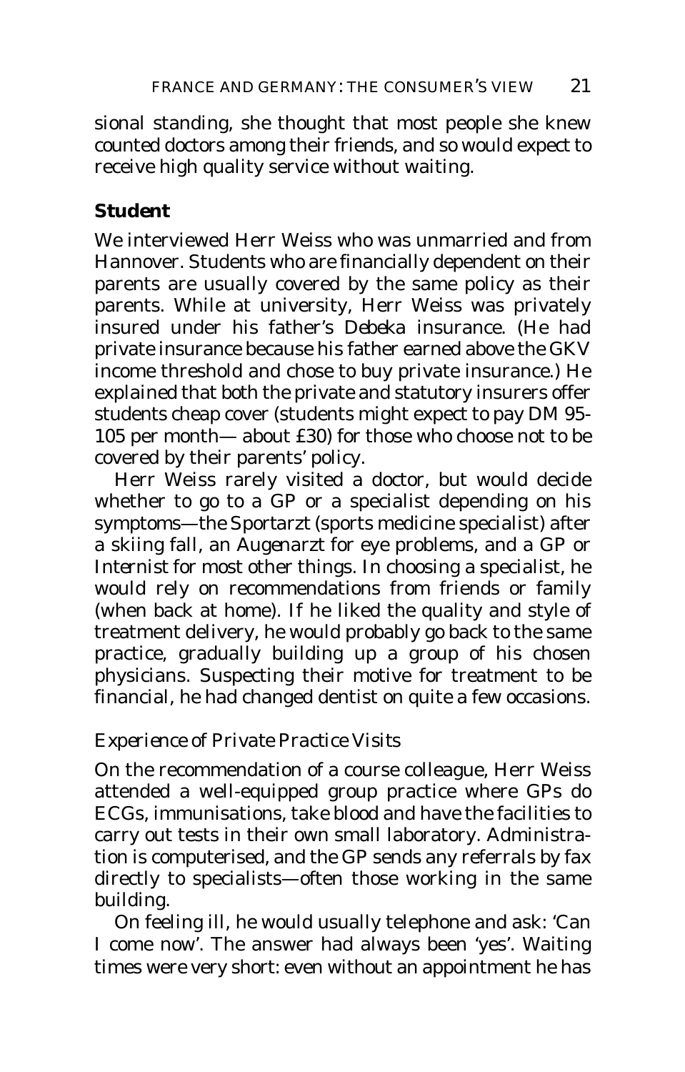sional standing, she thought that most people she knew counted doctors among their friends, and so would expect to receive high quality service without waiting.

### Student

We interviewed Herr Weiss who was unmarried and from Hannover. Students who are financially dependent on their parents are usually covered by the same policy as their parents. While at university, Herr Weiss was privately insured under his father's *Debeka* insurance. (He had private insurance because his father earned above the GKV income threshold and chose to buy private insurance.) He explained that both the private and statutory insurers offer students cheap cover (students might expect to pay DM 95-105 per month— about £30) for those who choose not to be covered by their parents' policy.

Herr Weiss rarely visited a doctor, but would decide whether to go to a GP or a specialist depending on his symptoms—the *Sportarzt* (sports medicine specialist) after a skiing fall, an *Augenarzt* for eye problems, and a GP or *Internist* for most other things. In choosing a specialist, he would rely on recommendations from friends or family (when back at home). If he liked the quality and style of treatment delivery, he would probably go back to the same practice, gradually building up a group of his chosen physicians. Suspecting their motive for treatment to be financial, he had changed dentist on quite a few occasions.

#### *Experience of Private Practice Visits*

On the recommendation of a course colleague, Herr Weiss attended a well-equipped group practice where GPs do ECGs, immunisations, take blood and have the facilities to carry out tests in their own small laboratory. Administration is computerised, and the GP sends any referrals by fax directly to specialists—often those working in the same building.

On feeling ill, he would usually telephone and ask: 'Can I come now'. The answer had always been 'yes'. Waiting times were very short: even without an appointment he has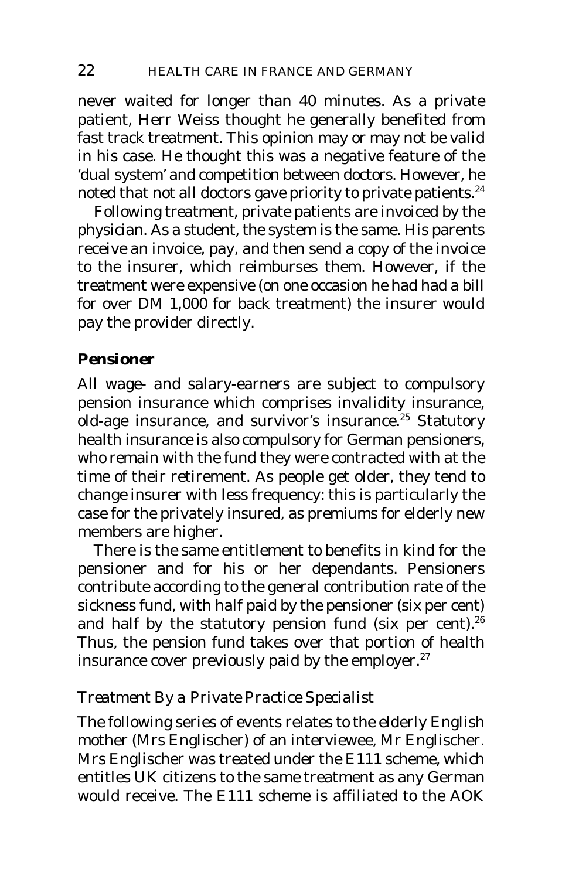never waited for longer than 40 minutes. As a private patient, Herr Weiss thought he generally benefited from fast track treatment. This opinion may or may not be valid in his case. He thought this was a negative feature of the 'dual system' and competition between doctors. However, he noted that not all doctors gave priority to private patients.[24]

Following treatment, private patients are invoiced by the physician. As a student, the system is the same. His parents receive an invoice, pay, and then send a copy of the invoice to the insurer, which reimburses them. However, if the treatment were expensive (on one occasion he had had a bill for over DM 1,000 for back treatment) the insurer would pay the provider directly.

### Pensioner

All wage- and salary-earners are subject to compulsory pension insurance which comprises invalidity insurance, old-age insurance, and survivor's insurance.[25] Statutory health insurance is also compulsory for German pensioners, who remain with the fund they were contracted with at the time of their retirement. As people get older, they tend to change insurer with less frequency: this is particularly the case for the privately insured, as premiums for elderly new members are higher.

There is the same entitlement to benefits in kind for the pensioner and for his or her dependants. Pensioners contribute according to the general contribution rate of the sickness fund, with half paid by the pensioner (six per cent) and half by the statutory pension fund (six per cent).[26] Thus, the pension fund takes over that portion of health insurance cover previously paid by the employer.[27]

#### *Treatment By a Private Practice Specialist*

The following series of events relates to the elderly English mother (Mrs Englischer) of an interviewee, Mr Englischer. Mrs Englischer was treated under the E111 scheme, which entitles UK citizens to the same treatment as any German would receive. The E111 scheme is affiliated to the AOK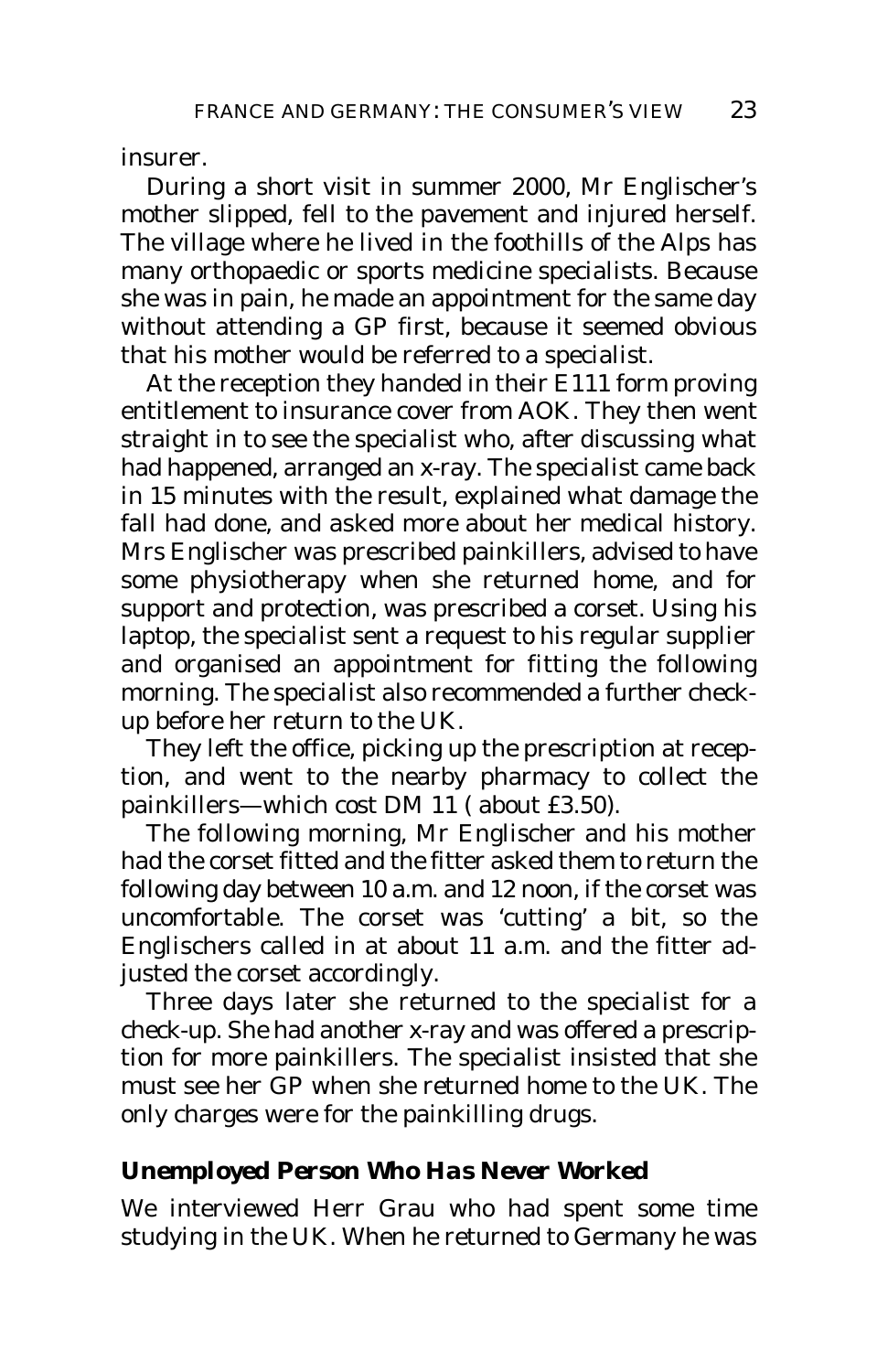insurer.

During a short visit in summer 2000, Mr Englischer's mother slipped, fell to the pavement and injured herself. The village where he lived in the foothills of the Alps has many orthopaedic or sports medicine specialists. Because she was in pain, he made an appointment for the same day without attending a GP first, because it seemed obvious that his mother would be referred to a specialist.

At the reception they handed in their E111 form proving entitlement to insurance cover from AOK. They then went straight in to see the specialist who, after discussing what had happened, arranged an x-ray. The specialist came back in 15 minutes with the result, explained what damage the fall had done, and asked more about her medical history. Mrs Englischer was prescribed painkillers, advised to have some physiotherapy when she returned home, and for support and protection, was prescribed a corset. Using his laptop, the specialist sent a request to his regular supplier and organised an appointment for fitting the following morning. The specialist also recommended a further check-up before her return to the UK.

They left the office, picking up the prescription at reception, and went to the nearby pharmacy to collect the painkillers—which cost DM 11 ( about £3.50).

The following morning, Mr Englischer and his mother had the corset fitted and the fitter asked them to return the following day between 10 a.m. and 12 noon, if the corset was uncomfortable. The corset was 'cutting' a bit, so the Englischers called in at about 11 a.m. and the fitter adjusted the corset accordingly.

Three days later she returned to the specialist for a check-up. She had another x-ray and was offered a prescription for more painkillers. The specialist insisted that she must see her GP when she returned home to the UK. The only charges were for the painkilling drugs.

### *Unemployed Person Who Has Never Worked*

We interviewed Herr Grau who had spent some time studying in the UK. When he returned to Germany he was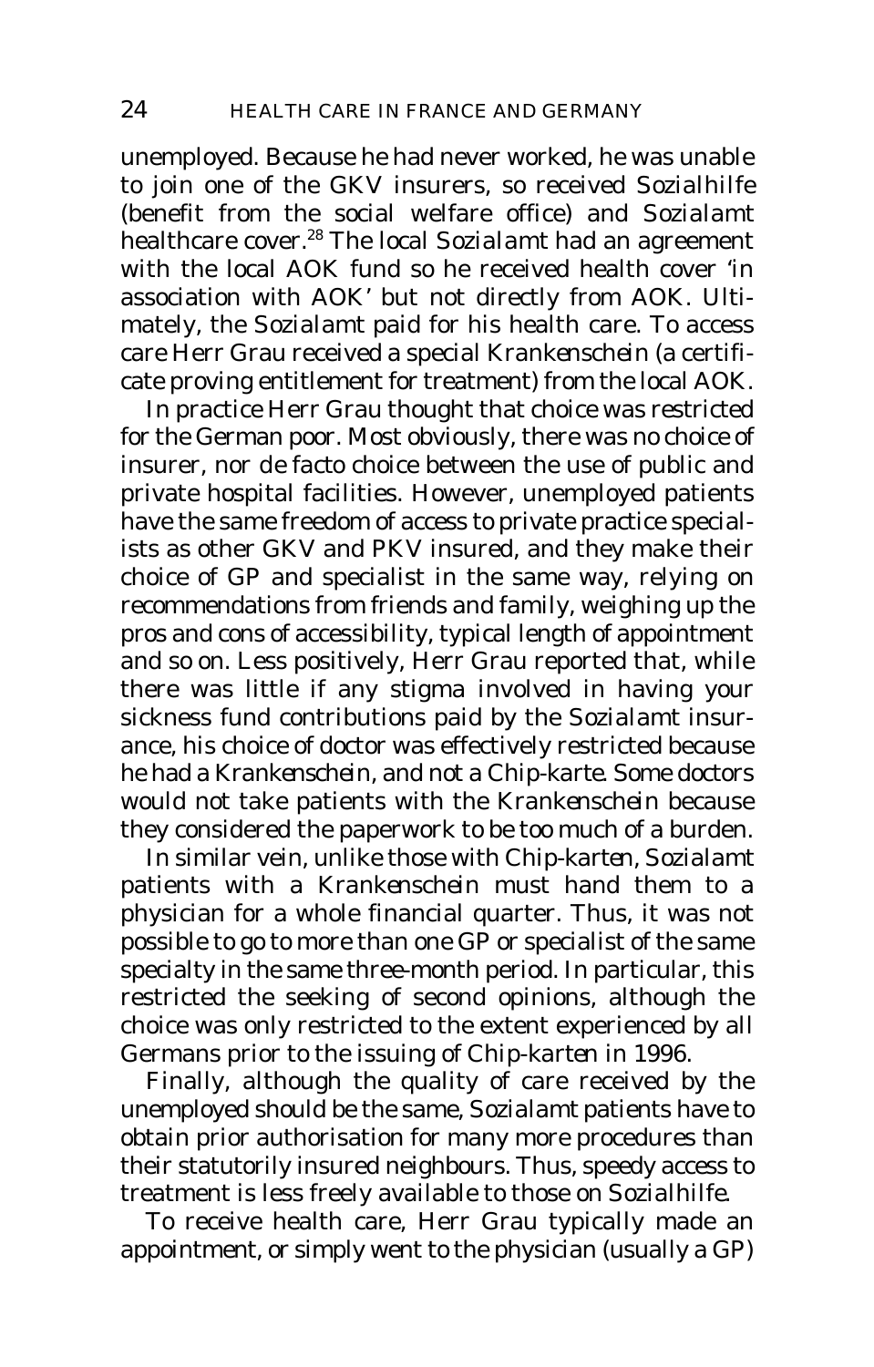unemployed. Because he had never worked, he was unable to join one of the GKV insurers, so received *Sozialhilfe* (benefit from the social welfare office) and *Sozialamt* healthcare cover.[28] The local *Sozialamt* had an agreement with the local AOK fund so he received health cover 'in association with AOK' but not directly from AOK. Ultimately, the *Sozialamt* paid for his health care. To access care Herr Grau received a special *Krankenschein* (a certificate proving entitlement for treatment) from the local AOK.

In practice Herr Grau thought that choice was restricted for the German poor. Most obviously, there was no choice of insurer, nor de facto choice between the use of public and private hospital facilities. However, unemployed patients have the same freedom of access to private practice specialists as other GKV and PKV insured, and they make their choice of GP and specialist in the same way, relying on recommendations from friends and family, weighing up the pros and cons of accessibility, typical length of appointment and so on. Less positively, Herr Grau reported that, while there was little if any stigma involved in having your sickness fund contributions paid by the *Sozialamt* insurance, his choice of doctor was effectively restricted because he had a *Krankenschein*, and not a *Chip-karte*. Some doctors would not take patients with the *Krankenschein* because they considered the paperwork to be too much of a burden.

In similar vein, unlike those with *Chip-karten*, *Sozialamt* patients with a *Krankenschein* must hand them to a physician for a whole financial quarter. Thus, it was not possible to go to more than one GP or specialist of the same specialty in the same three-month period. In particular, this restricted the seeking of second opinions, although the choice was only restricted to the extent experienced by all Germans prior to the issuing of *Chip-karten* in 1996.

Finally, although the quality of care received by the unemployed should be the same, *Sozialamt* patients have to obtain prior authorisation for many more procedures than their statutorily insured neighbours. Thus, speedy access to treatment is less freely available to those on *Sozialhilfe*.

To receive health care, Herr Grau typically made an appointment, or simply went to the physician (usually a GP)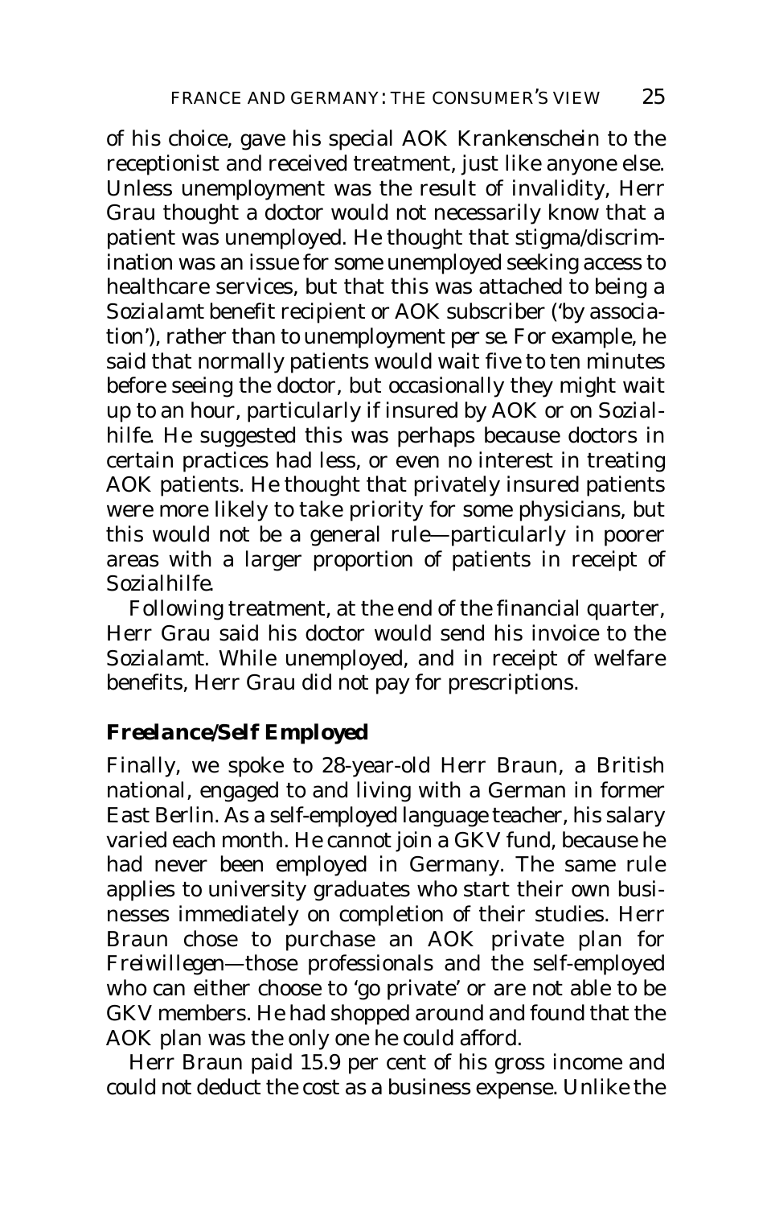of his choice, gave his special AOK *Krankenschein* to the receptionist and received treatment, just like anyone else. Unless unemployment was the result of invalidity, Herr Grau thought a doctor would not necessarily know that a patient was unemployed. He thought that stigma/discrimination was an issue for some unemployed seeking access to healthcare services, but that this was attached to being a *Sozialamt* benefit recipient or AOK subscriber ('by association'), rather than to unemployment *per se*. For example, he said that normally patients would wait five to ten minutes before seeing the doctor, but occasionally they might wait up to an hour, particularly if insured by AOK or on *Sozialhilfe*. He suggested this was perhaps because doctors in certain practices had less, or even no interest in treating AOK patients. He thought that privately insured patients were more likely to take priority for some physicians, but this would not be a general rule—particularly in poorer areas with a larger proportion of patients in receipt of *Sozialhilfe*.

Following treatment, at the end of the financial quarter, Herr Grau said his doctor would send his invoice to the *Sozialamt*. While unemployed, and in receipt of welfare benefits, Herr Grau did not pay for prescriptions.

### Freelance/Self Employed

Finally, we spoke to 28-year-old Herr Braun, a British national, engaged to and living with a German in former East Berlin. As a self-employed language teacher, his salary varied each month. He cannot join a GKV fund, because he had never been employed in Germany. The same rule applies to university graduates who start their own businesses immediately on completion of their studies. Herr Braun chose to purchase an AOK private plan for *Freiwillegen*—those professionals and the self-employed who can either choose to 'go private' or are not able to be GKV members. He had shopped around and found that the AOK plan was the only one he could afford.

Herr Braun paid 15.9 per cent of his gross income and could not deduct the cost as a business expense. Unlike the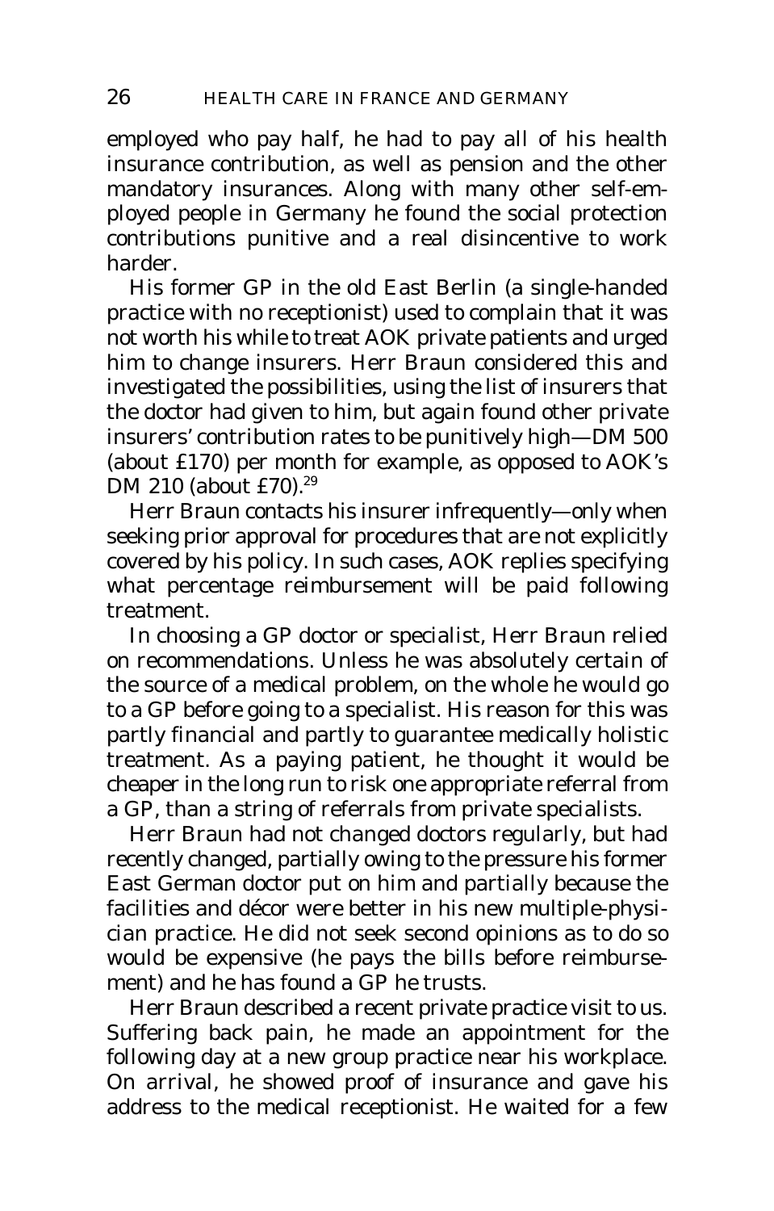employed who pay half, he had to pay all of his health insurance contribution, as well as pension and the other mandatory insurances. Along with many other self-employed people in Germany he found the social protection contributions punitive and a real disincentive to work harder.

His former GP in the old East Berlin (a single-handed practice with no receptionist) used to complain that it was not worth his while to treat AOK private patients and urged him to change insurers. Herr Braun considered this and investigated the possibilities, using the list of insurers that the doctor had given to him, but again found other private insurers' contribution rates to be punitively high—DM 500 (about £170) per month for example, as opposed to AOK's DM 210 (about £70).[29]

Herr Braun contacts his insurer infrequently—only when seeking prior approval for procedures that are not explicitly covered by his policy. In such cases, AOK replies specifying what percentage reimbursement will be paid following treatment.

In choosing a GP doctor or specialist, Herr Braun relied on recommendations. Unless he was absolutely certain of the source of a medical problem, on the whole he would go to a GP before going to a specialist. His reason for this was partly financial and partly to guarantee medically holistic treatment. As a paying patient, he thought it would be cheaper in the long run to risk one appropriate referral from a GP, than a string of referrals from private specialists.

Herr Braun had not changed doctors regularly, but had recently changed, partially owing to the pressure his former East German doctor put on him and partially because the facilities and décor were better in his new multiple-physician practice. He did not seek second opinions as to do so would be expensive (he pays the bills before reimbursement) and he has found a GP he trusts.

Herr Braun described a recent private practice visit to us. Suffering back pain, he made an appointment for the following day at a new group practice near his workplace. On arrival, he showed proof of insurance and gave his address to the medical receptionist. He waited for a few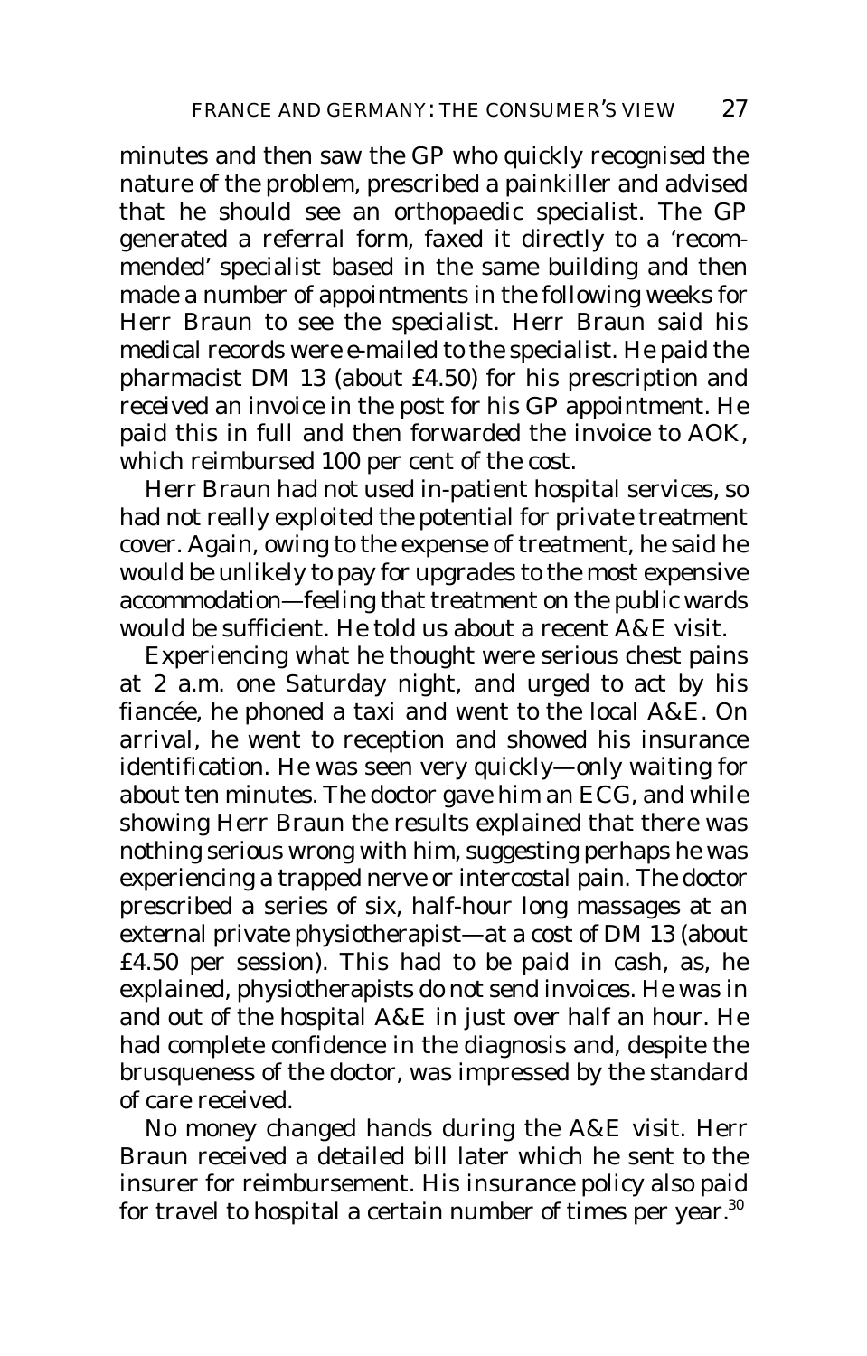minutes and then saw the GP who quickly recognised the nature of the problem, prescribed a painkiller and advised that he should see an orthopaedic specialist. The GP generated a referral form, faxed it directly to a 'recommended' specialist based in the same building and then made a number of appointments in the following weeks for Herr Braun to see the specialist. Herr Braun said his medical records were e-mailed to the specialist. He paid the pharmacist DM 13 (about £4.50) for his prescription and received an invoice in the post for his GP appointment. He paid this in full and then forwarded the invoice to AOK, which reimbursed 100 per cent of the cost.

Herr Braun had not used in-patient hospital services, so had not really exploited the potential for private treatment cover. Again, owing to the expense of treatment, he said he would be unlikely to pay for upgrades to the most expensive accommodation—feeling that treatment on the public wards would be sufficient. He told us about a recent A&E visit.

Experiencing what he thought were serious chest pains at 2 a.m. one Saturday night, and urged to act by his fiancée, he phoned a taxi and went to the local A&E. On arrival, he went to reception and showed his insurance identification. He was seen very quickly—only waiting for about ten minutes. The doctor gave him an ECG, and while showing Herr Braun the results explained that there was nothing serious wrong with him, suggesting perhaps he was experiencing a trapped nerve or intercostal pain. The doctor prescribed a series of six, half-hour long massages at an external private physiotherapist—at a cost of DM 13 (about £4.50 per session). This had to be paid in cash, as, he explained, physiotherapists do not send invoices. He was in and out of the hospital A&E in just over half an hour. He had complete confidence in the diagnosis and, despite the brusqueness of the doctor, was impressed by the standard of care received.

No money changed hands during the A&E visit. Herr Braun received a detailed bill later which he sent to the insurer for reimbursement. His insurance policy also paid for travel to hospital a certain number of times per year.[30]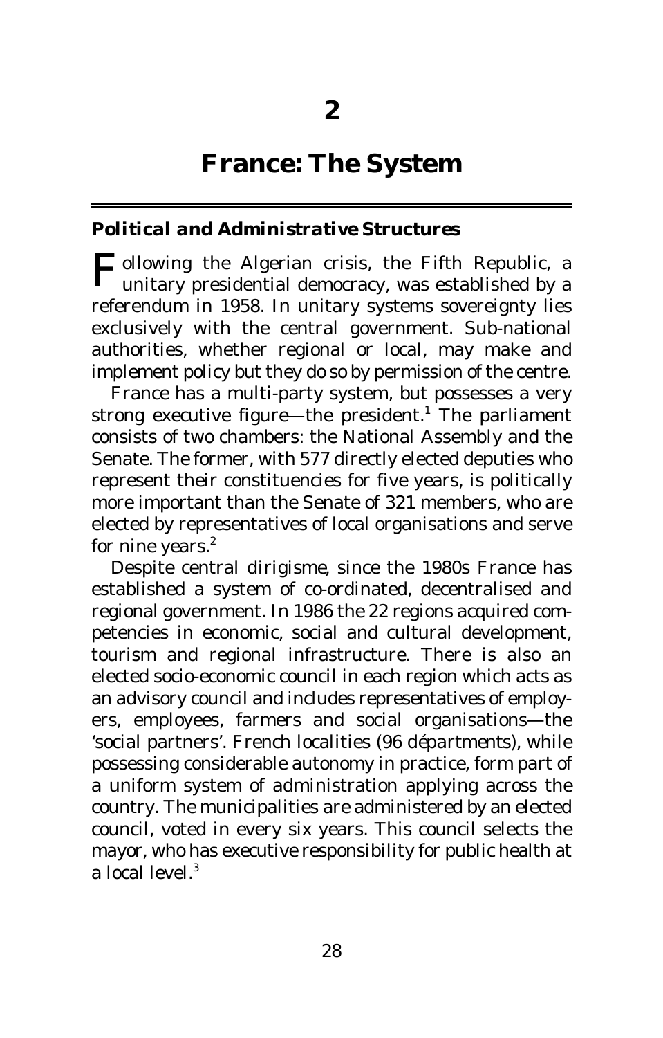# 2

# France: The System

## Political and Administrative Structures

Following the Algerian crisis, the Fifth Republic, a unitary presidential democracy, was established by a referendum in 1958. In unitary systems sovereignty lies exclusively with the central government. Sub-national authorities, whether regional or local, may make and implement policy but they do so by permission of the centre.

France has a multi-party system, but possesses a very strong executive figure—the president.[1] The parliament consists of two chambers: the National Assembly and the Senate. The former, with 577 directly elected deputies who represent their constituencies for five years, is politically more important than the Senate of 321 members, who are elected by representatives of local organisations and serve for nine years.[2]

Despite central *dirigisme*, since the 1980s France has established a system of co-ordinated, decentralised and regional government. In 1986 the 22 regions acquired competencies in economic, social and cultural development, tourism and regional infrastructure. There is also an elected socio-economic council in each region which acts as an advisory council and includes representatives of employers, employees, farmers and social organisations—the 'social partners'. French localities (96 *départments*), while possessing considerable autonomy in practice, form part of a uniform system of administration applying across the country. The municipalities are administered by an elected council, voted in every six years. This council selects the mayor, who has executive responsibility for public health at a local level.[3]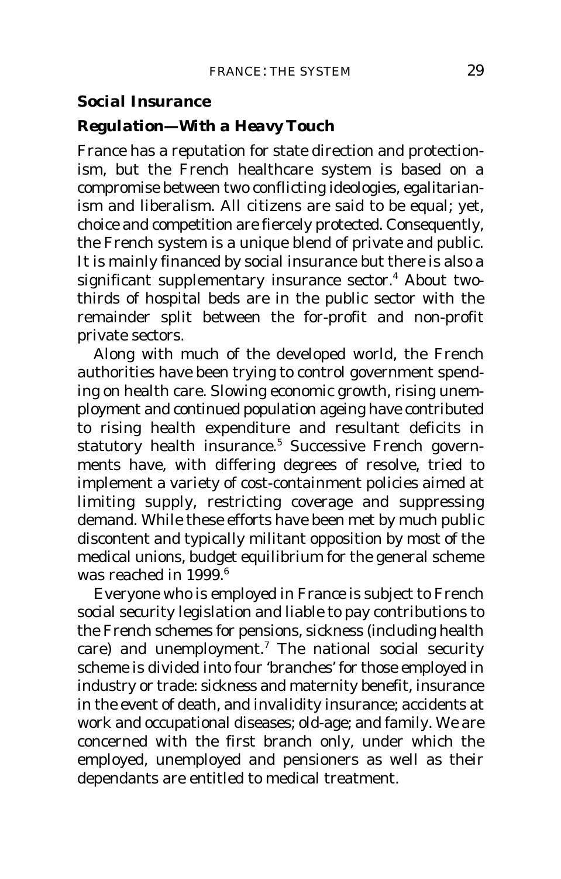### Social Insurance

#### *Regulation—With a Heavy Touch*

France has a reputation for state direction and protectionism, but the French healthcare system is based on a compromise between two conflicting ideologies, egalitarianism and liberalism. All citizens are said to be equal; yet, choice and competition are fiercely protected. Consequently, the French system is a unique blend of private and public. It is mainly financed by social insurance but there is also a significant supplementary insurance sector.[4] About two-thirds of hospital beds are in the public sector with the remainder split between the for-profit and non-profit private sectors.

Along with much of the developed world, the French authorities have been trying to control government spending on health care. Slowing economic growth, rising unemployment and continued population ageing have contributed to rising health expenditure and resultant deficits in statutory health insurance.[5] Successive French governments have, with differing degrees of resolve, tried to implement a variety of cost-containment policies aimed at limiting supply, restricting coverage and suppressing demand. While these efforts have been met by much public discontent and typically militant opposition by most of the medical unions, budget equilibrium for the general scheme was reached in 1999.[6]

Everyone who is employed in France is subject to French social security legislation and liable to pay contributions to the French schemes for pensions, sickness (including health care) and unemployment.[7] The national social security scheme is divided into four 'branches' for those employed in industry or trade: sickness and maternity benefit, insurance in the event of death, and invalidity insurance; accidents at work and occupational diseases; old-age; and family. We are concerned with the first branch only, under which the employed, unemployed and pensioners as well as their dependants are entitled to medical treatment.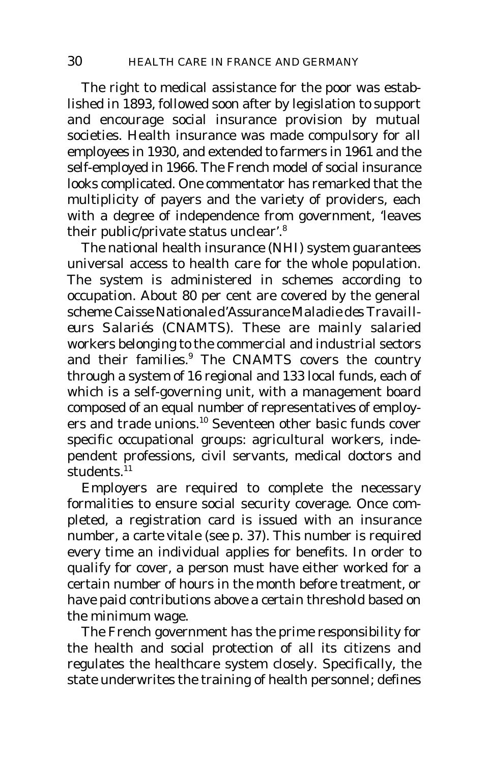The right to medical assistance for the poor was established in 1893, followed soon after by legislation to support and encourage social insurance provision by mutual societies. Health insurance was made compulsory for all employees in 1930, and extended to farmers in 1961 and the self-employed in 1966. The French model of social insurance looks complicated. One commentator has remarked that the multiplicity of payers and the variety of providers, each with a degree of independence from government, 'leaves their public/private status unclear'.[8]

The national health insurance (NHI) system guarantees universal access to health care for the whole population. The system is administered in schemes according to occupation. About 80 per cent are covered by the general scheme *Caisse Nationale d'Assurance Maladie des Travailleurs Salariés* (CNAMTS). These are mainly salaried workers belonging to the commercial and industrial sectors and their families.[9] The CNAMTS covers the country through a system of 16 regional and 133 local funds, each of which is a self-governing unit, with a management board composed of an equal number of representatives of employers and trade unions.[10] Seventeen other basic funds cover specific occupational groups: agricultural workers, independent professions, civil servants, medical doctors and students.[11]

Employers are required to complete the necessary formalities to ensure social security coverage. Once completed, a registration card is issued with an insurance number, a *carte vitale* (see p. 37). This number is required every time an individual applies for benefits. In order to qualify for cover, a person must have either worked for a certain number of hours in the month before treatment, or have paid contributions above a certain threshold based on the minimum wage.

The French government has the prime responsibility for the health and social protection of all its citizens and regulates the healthcare system closely. Specifically, the state underwrites the training of health personnel; defines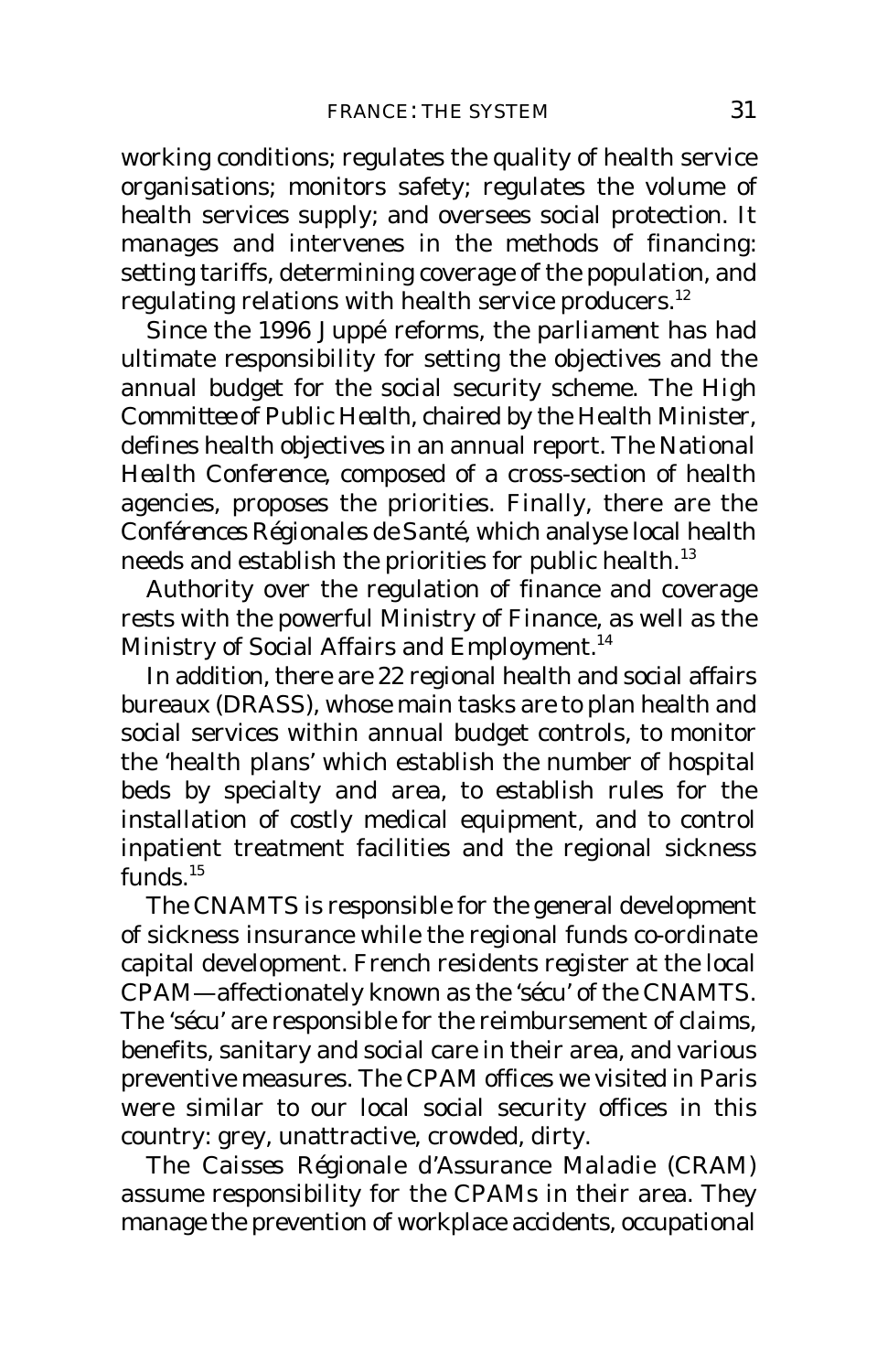working conditions; regulates the quality of health service organisations; monitors safety; regulates the volume of health services supply; and oversees social protection. It manages and intervenes in the methods of financing: setting tariffs, determining coverage of the population, and regulating relations with health service producers.[12]

Since the 1996 Juppé reforms, the *parliament* has had ultimate responsibility for setting the objectives and the annual budget for the social security scheme. The *High Committee of Public Health*, chaired by the Health Minister, defines health objectives in an annual report. The *National Health Conference*, composed of a cross-section of health agencies, proposes the priorities. Finally, there are the *Conférences Régionales de Santé*, which analyse local health needs and establish the priorities for public health.[13]

Authority over the regulation of finance and coverage rests with the powerful Ministry of Finance, as well as the Ministry of Social Affairs and Employment.[14]

In addition, there are 22 regional health and social affairs bureaux (DRASS), whose main tasks are to plan health and social services within annual budget controls, to monitor the 'health plans' which establish the number of hospital beds by specialty and area, to establish rules for the installation of costly medical equipment, and to control inpatient treatment facilities and the regional sickness funds.[15]

The CNAMTS is responsible for the general development of sickness insurance while the regional funds co-ordinate capital development. French residents register at the local CPAM—affectionately known as the '*sécu*' of the CNAMTS. The '*sécu*' are responsible for the reimbursement of claims, benefits, sanitary and social care in their area, and various preventive measures. The CPAM offices we visited in Paris were similar to our local social security offices in this country: grey, unattractive, crowded, dirty.

The Caisses Régionale d'Assurance Maladie (CRAM) assume responsibility for the CPAMs in their area. They manage the prevention of workplace accidents, occupational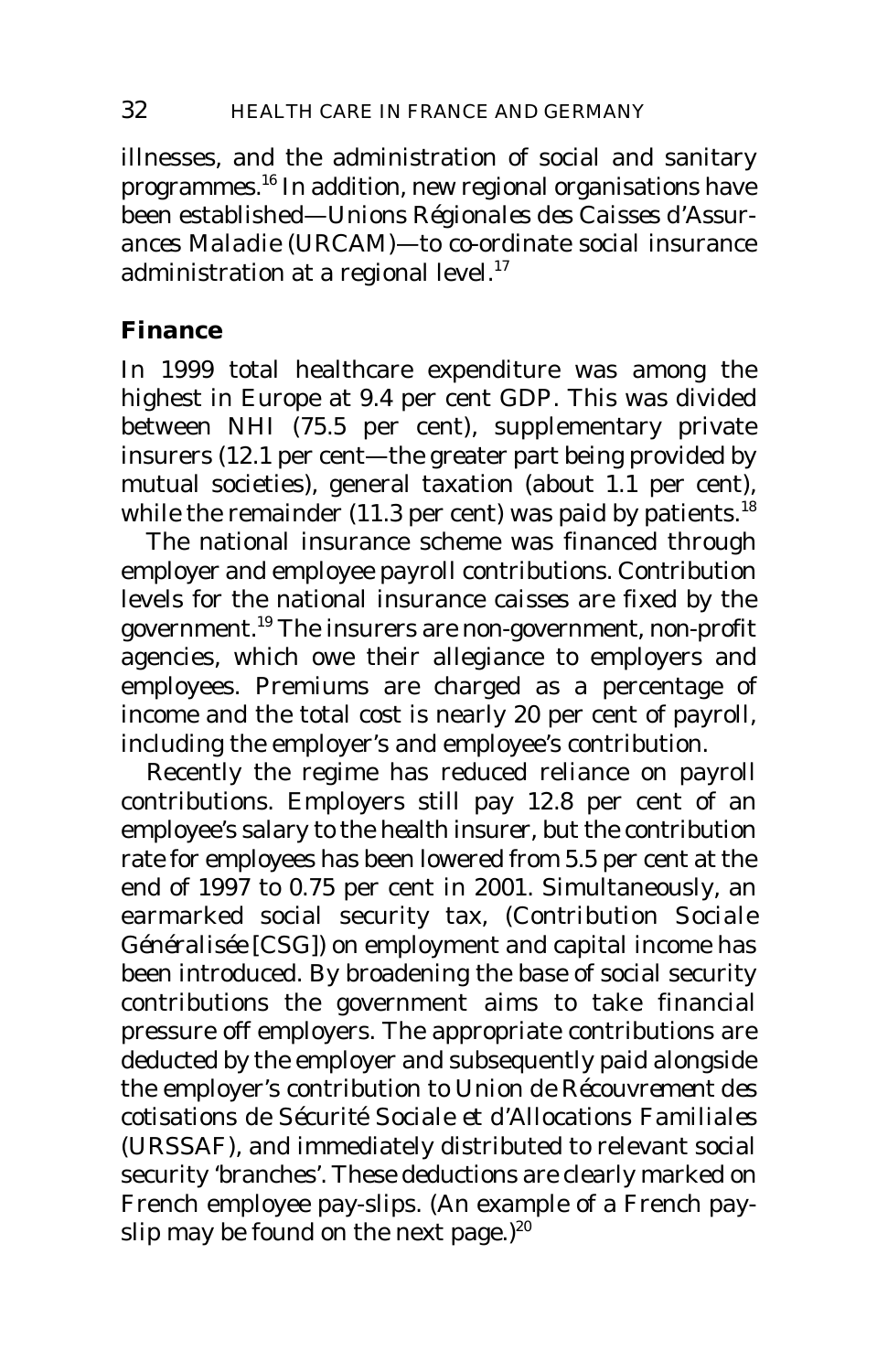illnesses, and the administration of social and sanitary programmes.[16] In addition, new regional organisations have been established—*Unions Régionales des Caisses d'Assurances Maladie* (URCAM)—to co-ordinate social insurance administration at a regional level.[17]

## Finance

In 1999 total healthcare expenditure was among the highest in Europe at 9.4 per cent GDP. This was divided between NHI (75.5 per cent), supplementary private insurers (12.1 per cent—the greater part being provided by mutual societies), general taxation (about 1.1 per cent), while the remainder (11.3 per cent) was paid by patients.[18]

The national insurance scheme was financed through employer and employee payroll contributions. Contribution levels for the national insurance *caisses* are fixed by the government.[19] The insurers are non-government, non-profit agencies, which owe their allegiance to employers and employees. Premiums are charged as a percentage of income and the total cost is nearly 20 per cent of payroll, including the employer's and employee's contribution.

Recently the regime has reduced reliance on payroll contributions. Employers still pay 12.8 per cent of an employee's salary to the health insurer, but the contribution rate for employees has been lowered from 5.5 per cent at the end of 1997 to 0.75 per cent in 2001. Simultaneously, an earmarked social security tax, (*Contribution Sociale Généralisée* [CSG]) on employment and capital income has been introduced. By broadening the base of social security contributions the government aims to take financial pressure off employers. The appropriate contributions are deducted by the employer and subsequently paid alongside the employer's contribution to *Union de Récouvrement des cotisations de Sécurité Sociale et d'Allocations Familiales* (URSSAF), and immediately distributed to relevant social security 'branches'. These deductions are clearly marked on French employee pay-slips. (An example of a French pay-slip may be found on the next page.)[20]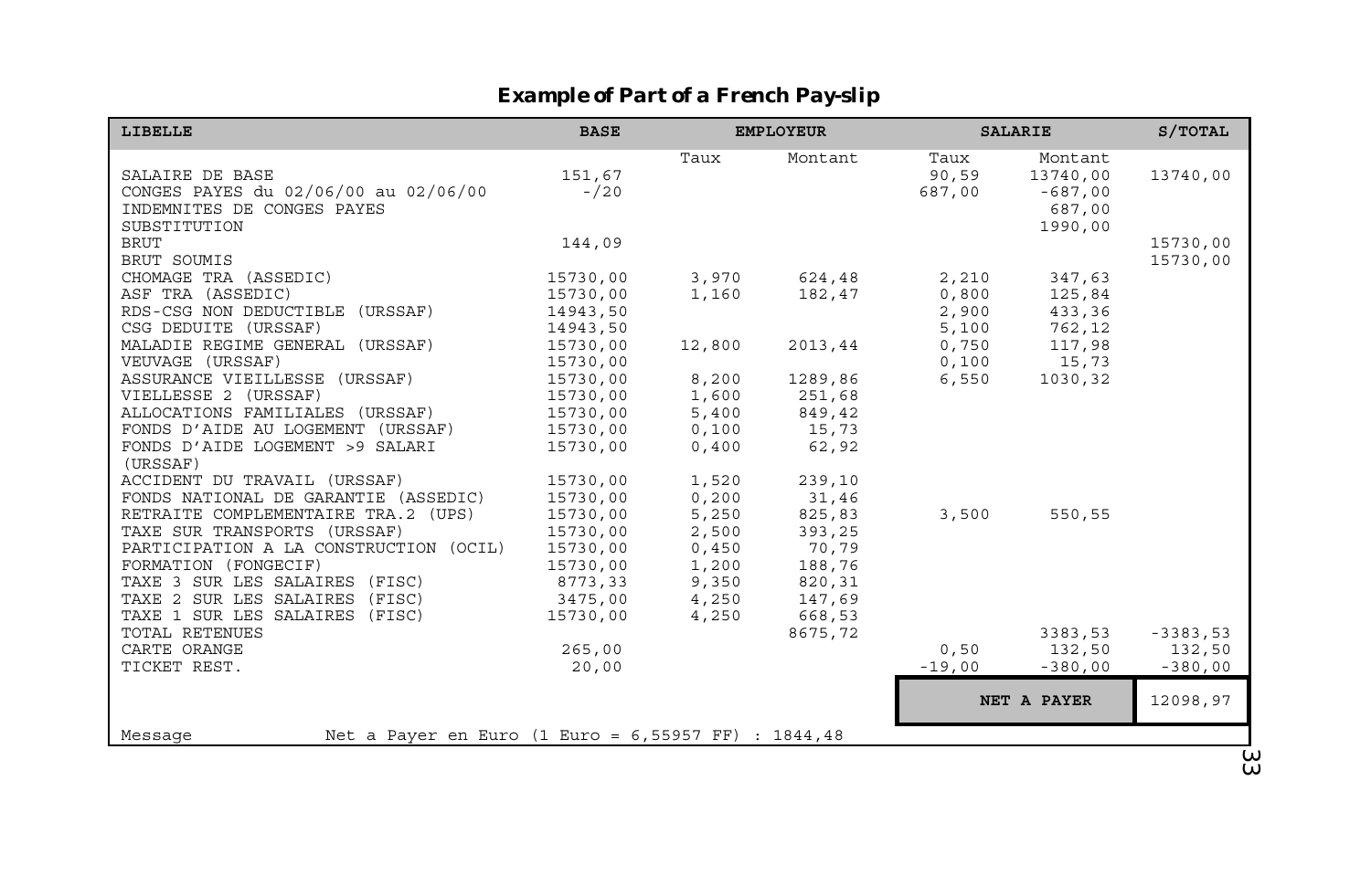## Example of Part of a French Pay-slip

| LIBELLE | BASE | EMPLOYEUR | | SALARIE | | S/TOTAL |
|---|---|---|---|---|---|---|
| | | Taux | Montant | Taux | Montant | |
| SALAIRE DE BASE | 151,67 | | | 90,59 | 13740,00 | 13740,00 |
| CONGES PAYES du 02/06/00 au 02/06/00 | -/20 | | | 687,00 | -687,00 | |
| INDEMNITES DE CONGES PAYES | | | | | 687,00 | |
| SUBSTITUTION | | | | | 1990,00 | |
| BRUT | 144,09 | | | | | 15730,00 |
| BRUT SOUMIS | | | | | | 15730,00 |
| CHOMAGE TRA (ASSEDIC) | 15730,00 | 3,970 | 624,48 | 2,210 | 347,63 | |
| ASF TRA (ASSEDIC) | 15730,00 | 1,160 | 182,47 | 0,800 | 125,84 | |
| RDS-CSG NON DEDUCTIBLE (URSSAF) | 14943,50 | | | 2,900 | 433,36 | |
| CSG DEDUITE (URSSAF) | 14943,50 | | | 5,100 | 762,12 | |
| MALADIE REGIME GENERAL (URSSAF) | 15730,00 | 12,800 | 2013,44 | 0,750 | 117,98 | |
| VEUVAGE (URSSAF) | 15730,00 | | | 0,100 | 15,73 | |
| ASSURANCE VIEILLESSE (URSSAF) | 15730,00 | 8,200 | 1289,86 | 6,550 | 1030,32 | |
| VIELLESSE 2 (URSSAF) | 15730,00 | 1,600 | 251,68 | | | |
| ALLOCATIONS FAMILIALES (URSSAF) | 15730,00 | 5,400 | 849,42 | | | |
| FONDS D'AIDE AU LOGEMENT (URSSAF) | 15730,00 | 0,100 | 15,73 | | | |
| FONDS D'AIDE LOGEMENT >9 SALARI (URSSAF) | 15730,00 | 0,400 | 62,92 | | | |
| ACCIDENT DU TRAVAIL (URSSAF) | 15730,00 | 1,520 | 239,10 | | | |
| FONDS NATIONAL DE GARANTIE (ASSEDIC) | 15730,00 | 0,200 | 31,46 | | | |
| RETRAITE COMPLEMENTAIRE TRA.2 (UPS) | 15730,00 | 5,250 | 825,83 | 3,500 | 550,55 | |
| TAXE SUR TRANSPORTS (URSSAF) | 15730,00 | 2,500 | 393,25 | | | |
| PARTICIPATION A LA CONSTRUCTION (OCIL) | 15730,00 | 0,450 | 70,79 | | | |
| FORMATION (FONGECIF) | 15730,00 | 1,200 | 188,76 | | | |
| TAXE 3 SUR LES SALAIRES (FISC) | 8773,33 | 9,350 | 820,31 | | | |
| TAXE 2 SUR LES SALAIRES (FISC) | 3475,00 | 4,250 | 147,69 | | | |
| TAXE 1 SUR LES SALAIRES (FISC) | 15730,00 | 4,250 | 668,53 | | | |
| TOTAL RETENUES | | | 8675,72 | | 3383,53 | -3383,53 |
| CARTE ORANGE | 265,00 | | | 0,50 | 132,50 | 132,50 |
| TICKET REST. | 20,00 | | | -19,00 | -380,00 | -380,00 |
| | | | | **NET A PAYER** | | 12098,97 |
| Message | Net a Payer en Euro (1 Euro = 6,55957 FF) : 1844,48 | | | | | |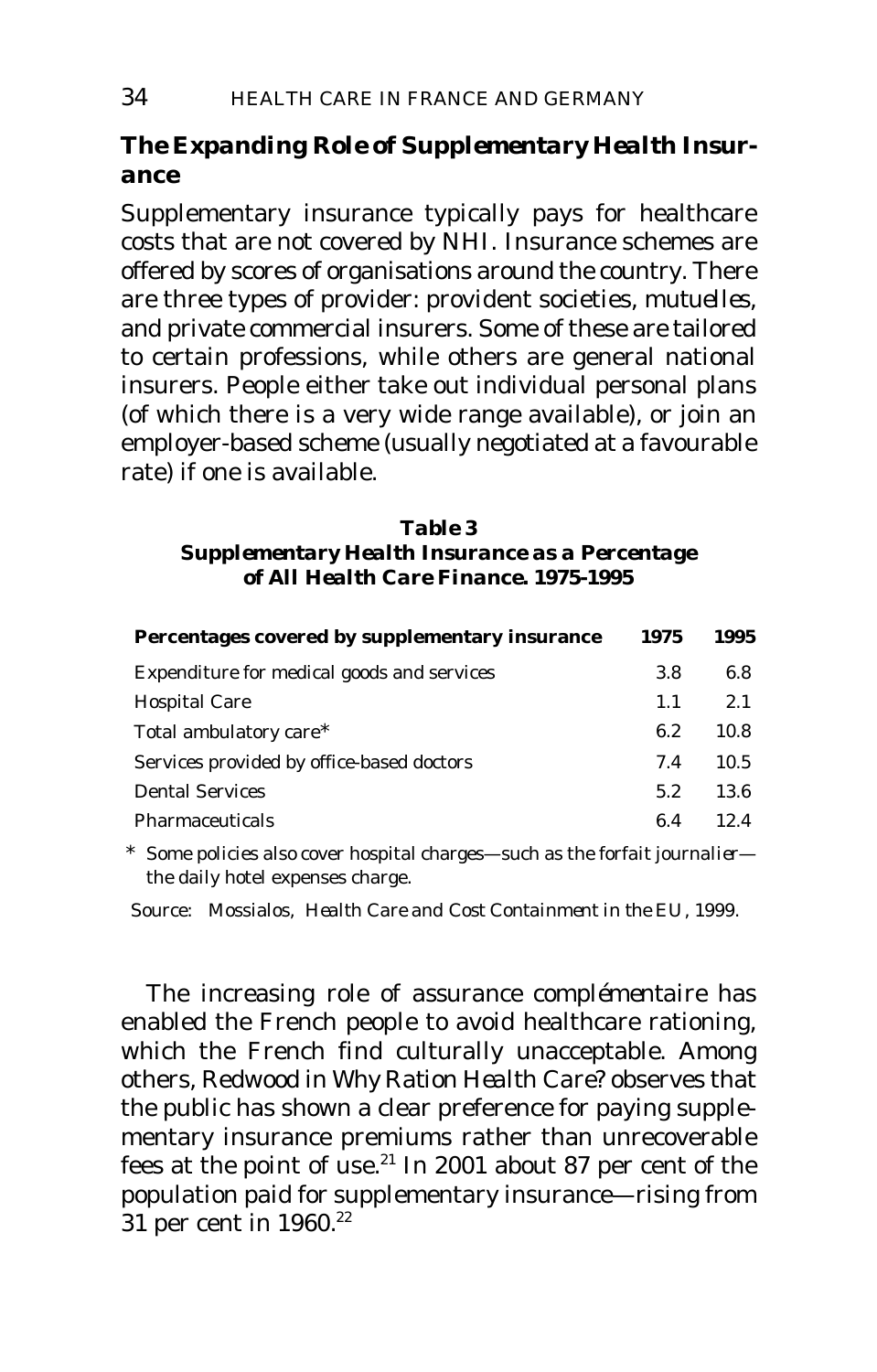## The Expanding Role of Supplementary Health Insurance

Supplementary insurance typically pays for healthcare costs that are not covered by NHI. Insurance schemes are offered by scores of organisations around the country. There are three types of provider: provident societies, *mutuelles*, and private commercial insurers. Some of these are tailored to certain professions, while others are general national insurers. People either take out individual personal plans (of which there is a very wide range available), or join an employer-based scheme (usually negotiated at a favourable rate) if one is available.

**Table 3**
***Supplementary Health Insurance as a Percentage of All Health Care Finance. 1975-1995***

| **Percentages covered by supplementary insurance** | **1975** | **1995** |
|---|---|---|
| Expenditure for medical goods and services | 3.8 | 6.8 |
| Hospital Care | 1.1 | 2.1 |
| Total ambulatory care* | 6.2 | 10.8 |
| Services provided by office-based doctors | 7.4 | 10.5 |
| Dental Services | 5.2 | 13.6 |
| Pharmaceuticals | 6.4 | 12.4 |

\* Some policies also cover hospital charges—such as the *forfait journalier*—the daily hotel expenses charge.

Source: Mossialos, *Health Care and Cost Containment in the EU*, 1999.

The increasing role of *assurance complémentaire* has enabled the French people to avoid healthcare rationing, which the French find culturally unacceptable. Among others, Redwood in *Why Ration Health Care?* observes that the public has shown a clear preference for paying supplementary insurance premiums rather than unrecoverable fees at the point of use.[21] In 2001 about 87 per cent of the population paid for supplementary insurance—rising from 31 per cent in 1960.[22]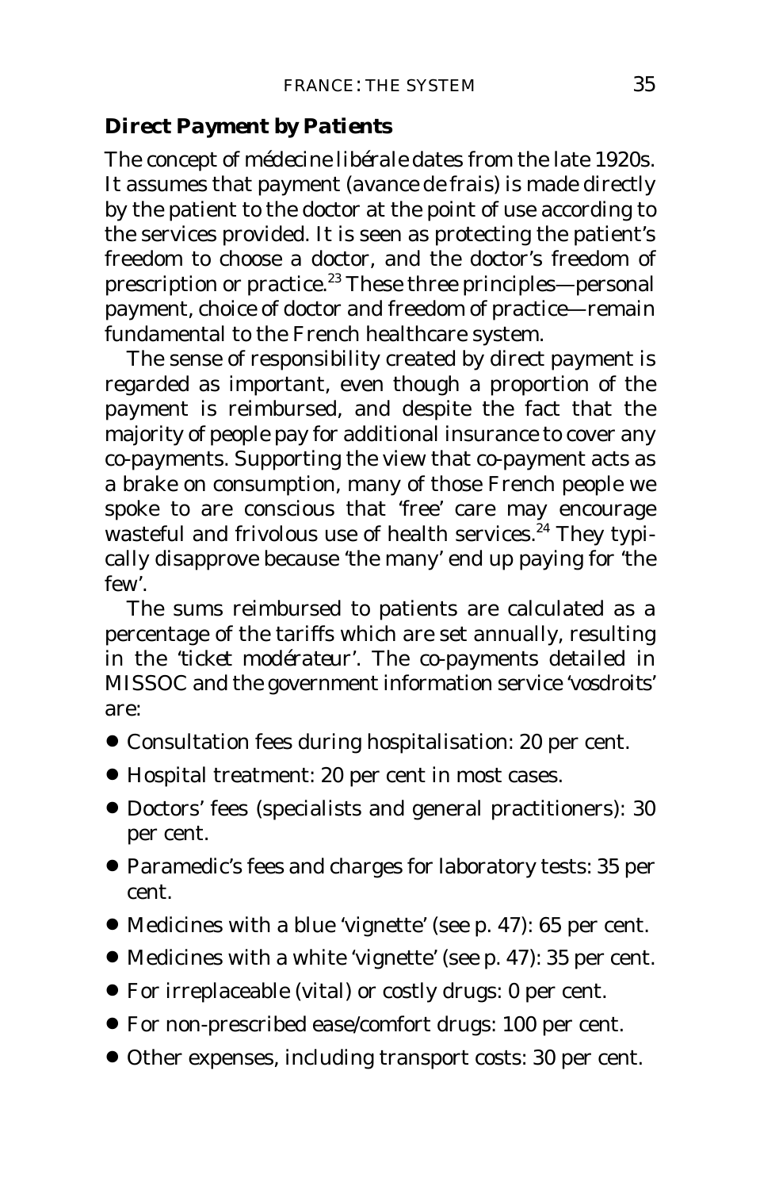### Direct Payment by Patients

The concept of *médecine libérale* dates from the late 1920s. It assumes that payment (*avance de frais*) is made directly by the patient to the doctor at the point of use according to the services provided. It is seen as protecting the patient's freedom to choose a doctor, and the doctor's freedom of prescription or practice.[23] These three principles—personal payment, choice of doctor and freedom of practice—remain fundamental to the French healthcare system.

The sense of responsibility created by direct payment is regarded as important, even though a proportion of the payment is reimbursed, and despite the fact that the majority of people pay for additional insurance to cover any co-payments. Supporting the view that co-payment acts as a brake on consumption, many of those French people we spoke to are conscious that 'free' care may encourage wasteful and frivolous use of health services.[24] They typically disapprove because 'the many' end up paying for 'the few'.

The sums reimbursed to patients are calculated as a percentage of the tariffs which are set annually, resulting in the '*ticket modérateur*'. The co-payments detailed in MISSOC and the government information service 'vosdroits' are:

- Consultation fees during hospitalisation: 20 per cent.
- Hospital treatment: 20 per cent in most cases.
- Doctors' fees (specialists and general practitioners): 30 per cent.
- Paramedic's fees and charges for laboratory tests: 35 per cent.
- Medicines with a blue 'vignette' (see p. 47): 65 per cent.
- Medicines with a white 'vignette' (see p. 47): 35 per cent.
- For irreplaceable (vital) or costly drugs: 0 per cent.
- For non-prescribed ease/comfort drugs: 100 per cent.
- Other expenses, including transport costs: 30 per cent.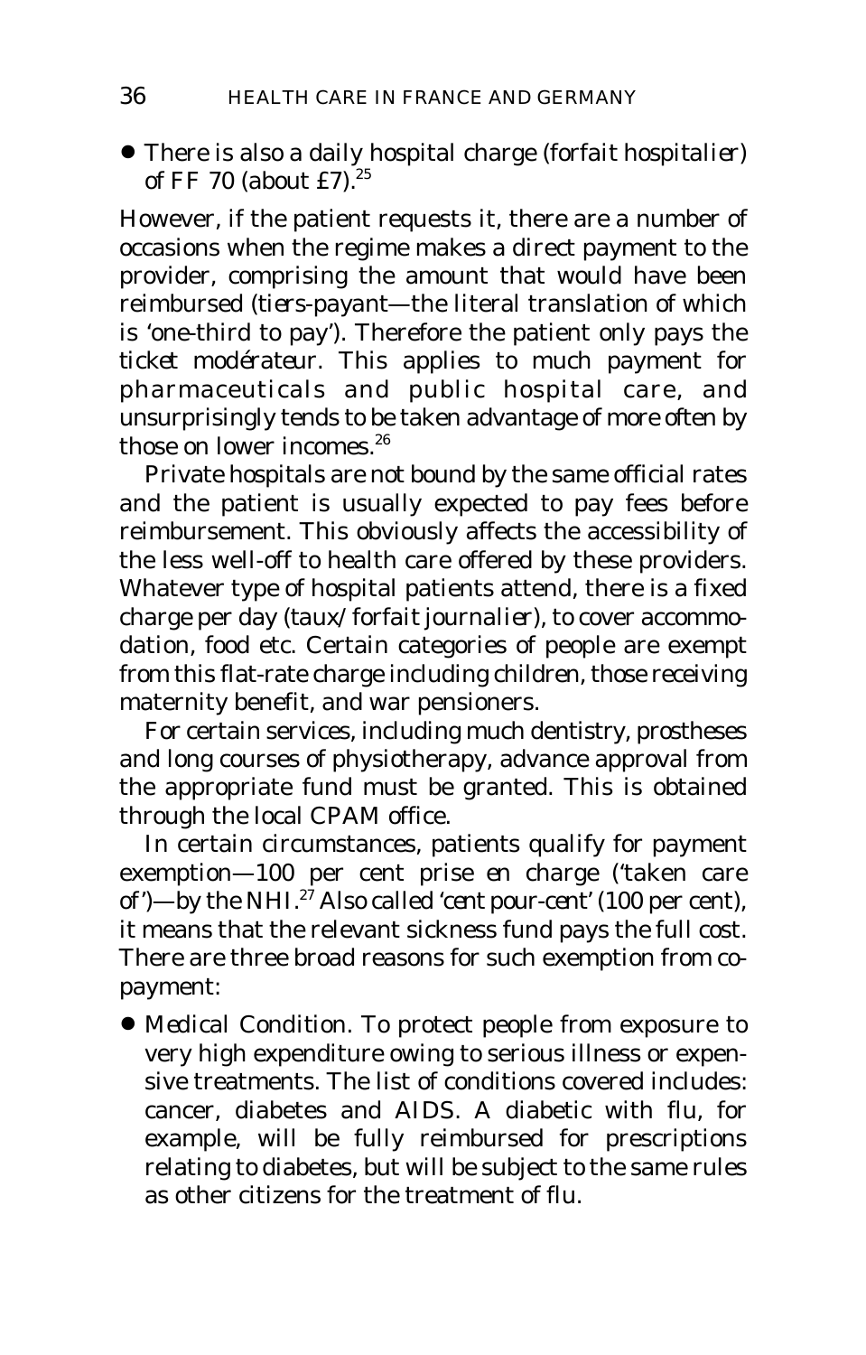- There is also a daily hospital charge (*forfait hospitalier*) of FF 70 (about £7).[25]

However, if the patient requests it, there are a number of occasions when the regime makes a direct payment to the provider, comprising the amount that would have been reimbursed (*tiers-payant*—the literal translation of which is 'one-third to pay'). Therefore the patient only pays the *ticket modérateur*. This applies to much payment for pharmaceuticals and public hospital care, and unsurprisingly tends to be taken advantage of more often by those on lower incomes.[26]

Private hospitals are not bound by the same official rates and the patient is usually expected to pay fees before reimbursement. This obviously affects the accessibility of the less well-off to health care offered by these providers. Whatever type of hospital patients attend, there is a fixed charge per day (*taux/forfait journalier*), to cover accommodation, food etc. Certain categories of people are exempt from this flat-rate charge including children, those receiving maternity benefit, and war pensioners.

For certain services, including much dentistry, prostheses and long courses of physiotherapy, advance approval from the appropriate fund must be granted. This is obtained through the local CPAM office.

In certain circumstances, patients qualify for payment exemption—100 per cent *prise en charge* ('taken care of')—by the NHI.[27] Also called '*cent pour-cent*' (100 per cent), it means that the relevant sickness fund pays the full cost. There are three broad reasons for such exemption from co-payment:

- *Medical Condition*. To protect people from exposure to very high expenditure owing to serious illness or expensive treatments. The list of conditions covered includes: cancer, diabetes and AIDS. A diabetic with flu, for example, will be fully reimbursed for prescriptions relating to diabetes, but will be subject to the same rules as other citizens for the treatment of flu.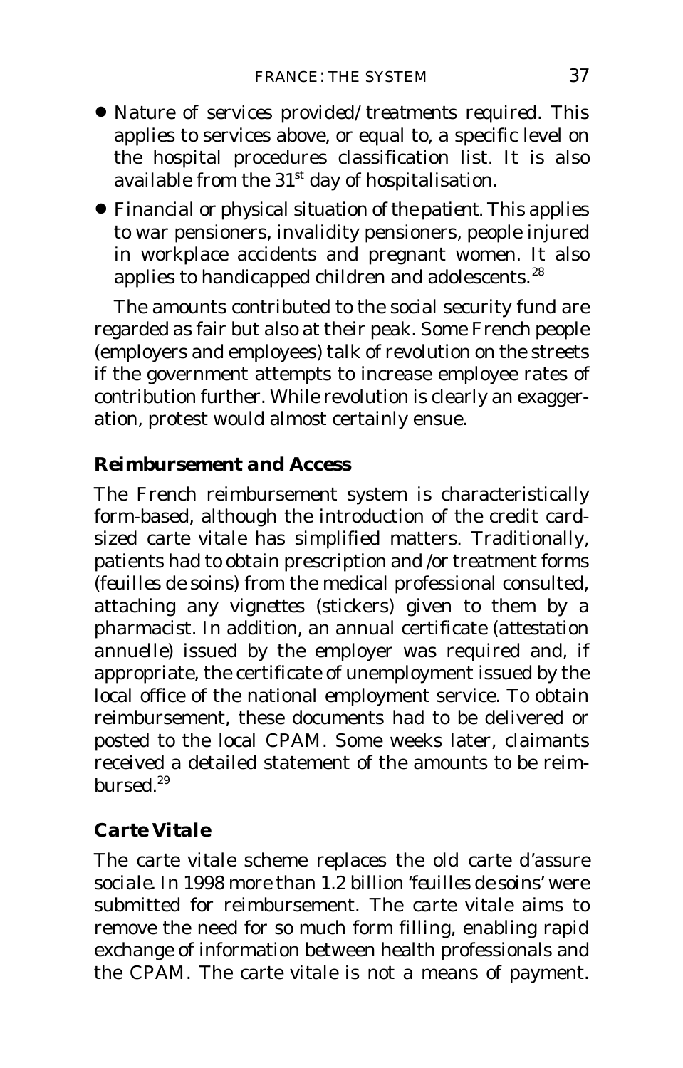- *Nature of services provided/treatments required.* This applies to services above, or equal to, a specific level on the hospital procedures classification list. It is also available from the 31st day of hospitalisation.
- *Financial or physical situation of the patient.* This applies to war pensioners, invalidity pensioners, people injured in workplace accidents and pregnant women. It also applies to handicapped children and adolescents.[28]

The amounts contributed to the social security fund are regarded as fair but also at their peak. Some French people (employers and employees) talk of revolution on the streets if the government attempts to increase employee rates of contribution further. While revolution is clearly an exaggeration, protest would almost certainly ensue.

## Reimbursement and Access

The French reimbursement system is characteristically form-based, although the introduction of the credit card-sized carte vitale has simplified matters. Traditionally, patients had to obtain prescription and /or treatment forms (*feuilles de soins*) from the medical professional consulted, attaching any *vignettes* (stickers) given to them by a pharmacist. In addition, an annual certificate (attestation annuelle) issued by the employer was required and, if appropriate, the certificate of unemployment issued by the local office of the national employment service. To obtain reimbursement, these documents had to be delivered or posted to the local CPAM. Some weeks later, claimants received a detailed statement of the amounts to be reimbursed.[29]

## Carte Vitale

The carte vitale scheme replaces the old carte d'assure sociale. In 1998 more than 1.2 billion '*feuilles de soins*' were submitted for reimbursement. The carte vitale aims to remove the need for so much form filling, enabling rapid exchange of information between health professionals and the CPAM. The carte vitale is not a means of payment.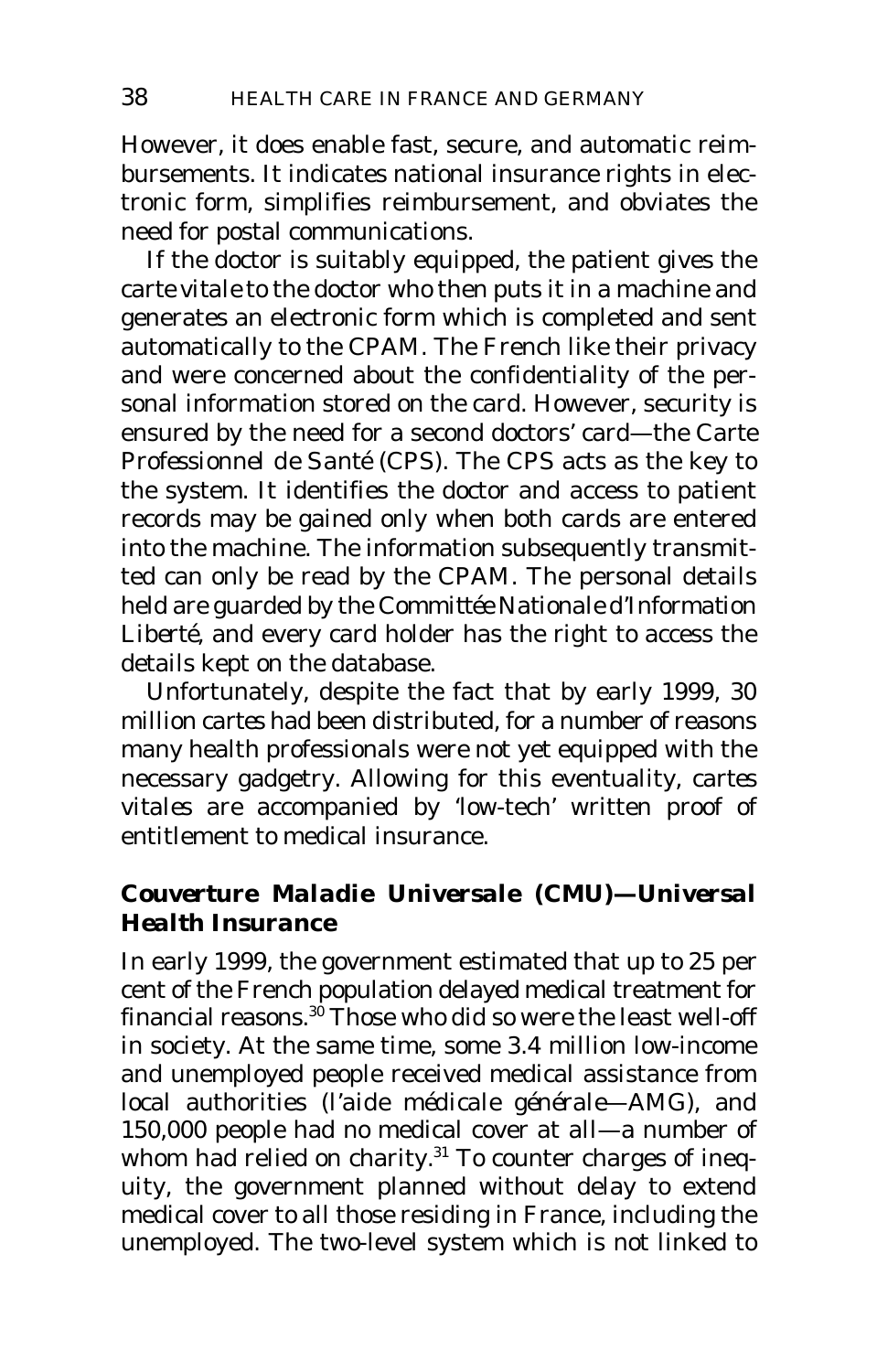However, it does enable fast, secure, and automatic reimbursements. It indicates national insurance rights in electronic form, simplifies reimbursement, and obviates the need for postal communications.

If the doctor is suitably equipped, the patient gives the *carte vitale* to the doctor who then puts it in a machine and generates an electronic form which is completed and sent automatically to the CPAM. The French like their privacy and were concerned about the confidentiality of the personal information stored on the card. However, security is ensured by the need for a second doctors' card—the *Carte Professionnel de Santé* (CPS). The CPS acts as the key to the system. It identifies the doctor and access to patient records may be gained only when both cards are entered into the machine. The information subsequently transmitted can only be read by the CPAM. The personal details held are guarded by the *Committée Nationale d'Information Liberté*, and every card holder has the right to access the details kept on the database.

Unfortunately, despite the fact that by early 1999, 30 million *cartes* had been distributed, for a number of reasons many health professionals were not yet equipped with the necessary gadgetry. Allowing for this eventuality, *cartes vitales* are accompanied by 'low-tech' written proof of entitlement to medical insurance.

### *Couverture Maladie Universale* (CMU)—Universal Health Insurance

In early 1999, the government estimated that up to 25 per cent of the French population delayed medical treatment for financial reasons.[30] Those who did so were the least well-off in society. At the same time, some 3.4 million low-income and unemployed people received medical assistance from local authorities (*l'aide médicale générale*—AMG), and 150,000 people had no medical cover at all—a number of whom had relied on charity.[31] To counter charges of inequity, the government planned without delay to extend medical cover to all those residing in France, including the unemployed. The two-level system which is not linked to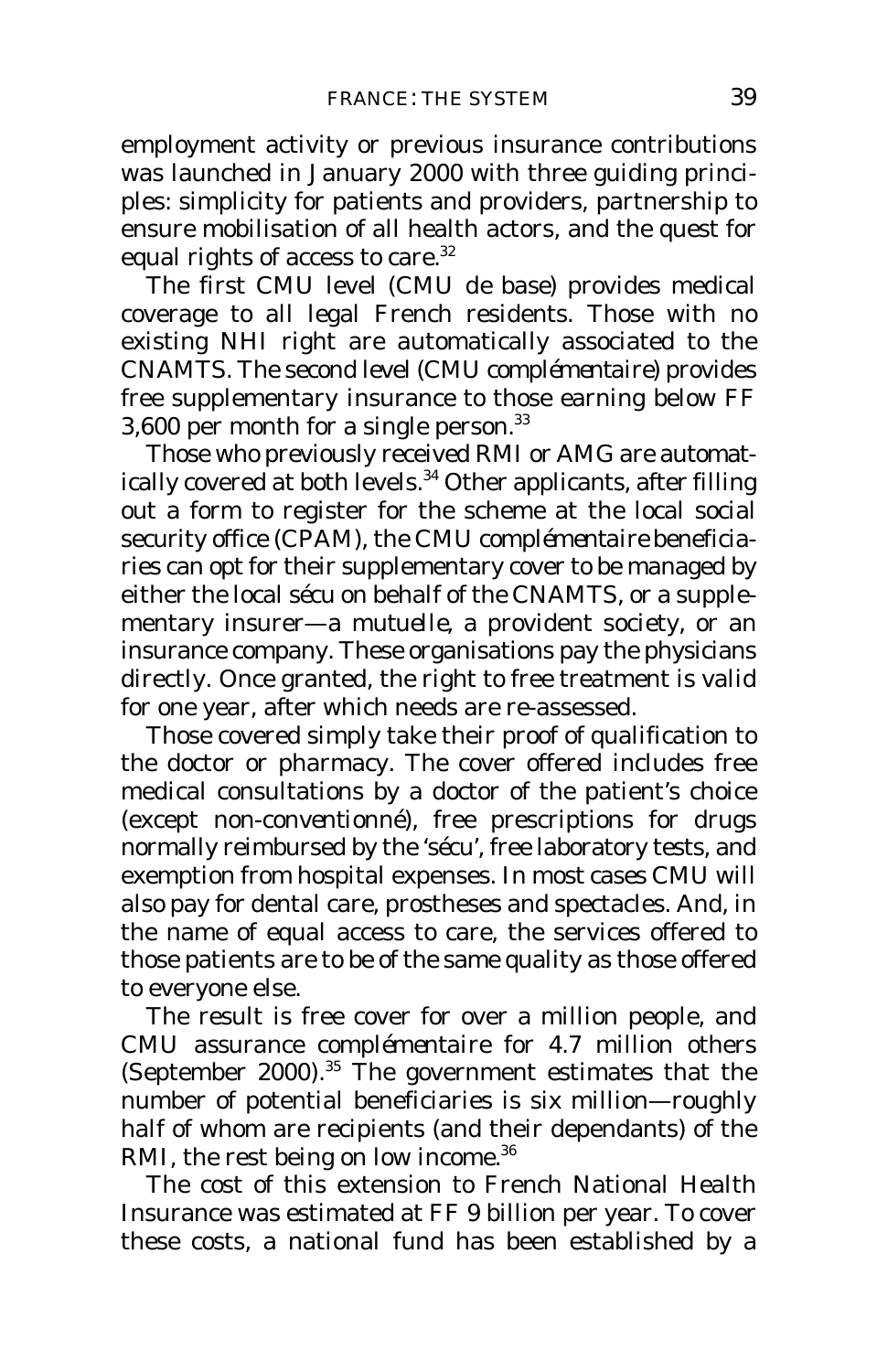employment activity or previous insurance contributions was launched in January 2000 with three guiding principles: simplicity for patients and providers, partnership to ensure mobilisation of all health actors, and the quest for equal rights of access to care.[32]

The first CMU level (*CMU de base*) provides medical coverage to all legal French residents. Those with no existing NHI right are automatically associated to the CNAMTS. The second level (*CMU complémentaire*) provides free supplementary insurance to those earning below FF 3,600 per month for a single person.[33]

Those who previously received RMI or AMG are automatically covered at both levels.[34] Other applicants, after filling out a form to register for the scheme at the local social security office (CPAM), the *CMU complémentaire* beneficiaries can opt for their supplementary cover to be managed by either the local *sécu* on behalf of the CNAMTS, or a supplementary insurer—a *mutuelle*, a provident society, or an insurance company. These organisations pay the physicians directly. Once granted, the right to free treatment is valid for one year, after which needs are re-assessed.

Those covered simply take their proof of qualification to the doctor or pharmacy. The cover offered includes free medical consultations by a doctor of the patient's choice (except *non-conventionné*), free prescriptions for drugs normally reimbursed by the '*sécu*', free laboratory tests, and exemption from hospital expenses. In most cases CMU will also pay for dental care, prostheses and spectacles. And, in the name of equal access to care, the services offered to those patients are to be of the same quality as those offered to everyone else.

The result is free cover for over a million people, and CMU *assurance complémentaire* for 4.7 million others (September 2000).[35] The government estimates that the number of potential beneficiaries is six million—roughly half of whom are recipients (and their dependants) of the RMI, the rest being on low income.[36]

The cost of this extension to French National Health Insurance was estimated at FF 9 billion per year. To cover these costs, a national fund has been established by a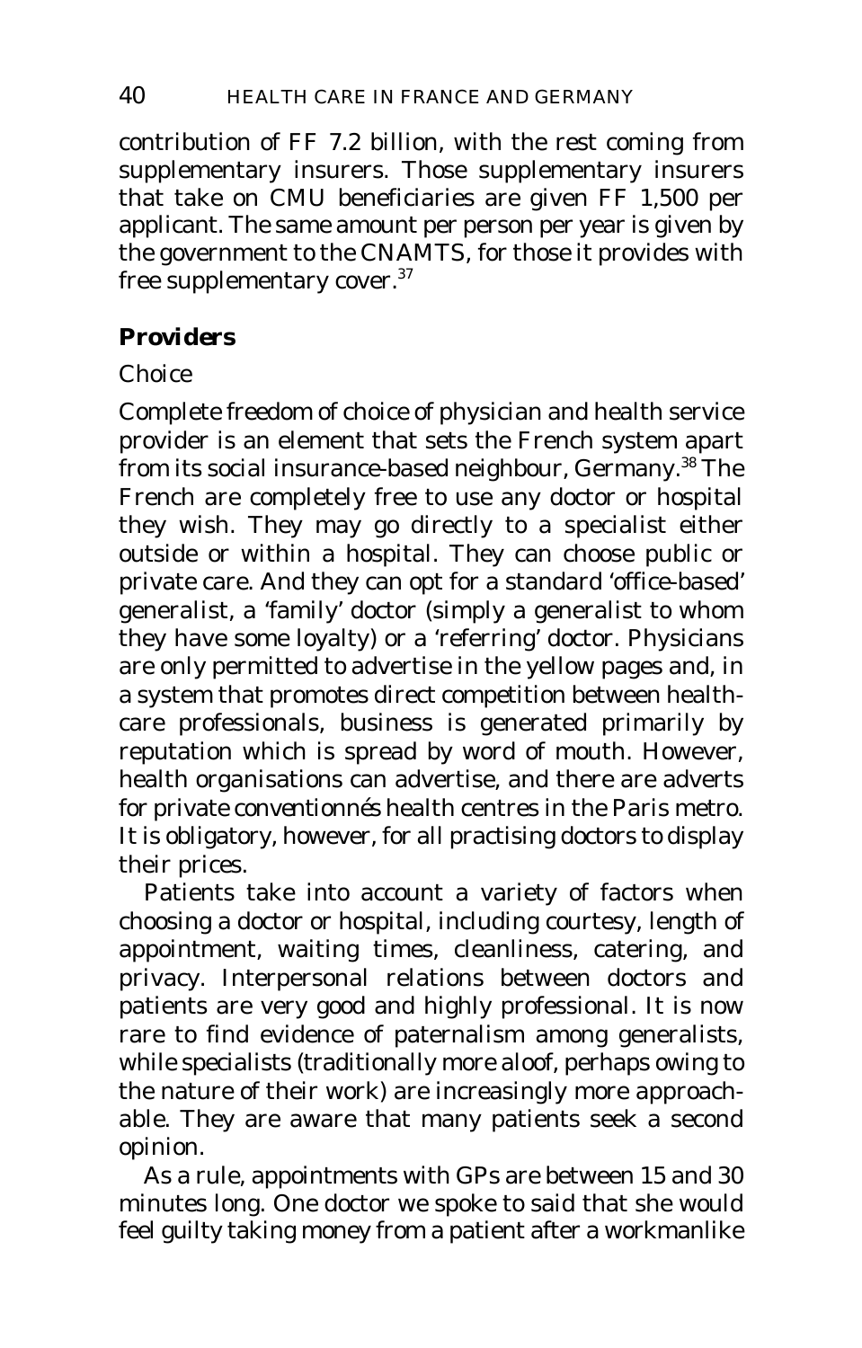contribution of FF 7.2 billion, with the rest coming from supplementary insurers. Those supplementary insurers that take on CMU beneficiaries are given FF 1,500 per applicant. The same amount per person per year is given by the government to the CNAMTS, for those it provides with free supplementary cover.[37]

## Providers

*Choice*

Complete freedom of choice of physician and health service provider is an element that sets the French system apart from its social insurance-based neighbour, Germany.[38] The French are completely free to use any doctor or hospital they wish. They may go directly to a specialist either outside or within a hospital. They can choose public or private care. And they can opt for a standard 'office-based' generalist, a 'family' doctor (simply a generalist to whom they have some loyalty) or a 'referring' doctor. Physicians are only permitted to advertise in the yellow pages and, in a system that promotes direct competition between health-care professionals, business is generated primarily by reputation which is spread by word of mouth. However, health organisations can advertise, and there are adverts for private *conventionnés* health centres in the Paris metro. It is obligatory, however, for all practising doctors to display their prices.

Patients take into account a variety of factors when choosing a doctor or hospital, including courtesy, length of appointment, waiting times, cleanliness, catering, and privacy. Interpersonal relations between doctors and patients are very good and highly professional. It is now rare to find evidence of paternalism among generalists, while specialists (traditionally more aloof, perhaps owing to the nature of their work) are increasingly more approachable. They are aware that many patients seek a second opinion.

As a rule, appointments with GPs are between 15 and 30 minutes long. One doctor we spoke to said that she would feel guilty taking money from a patient after a workmanlike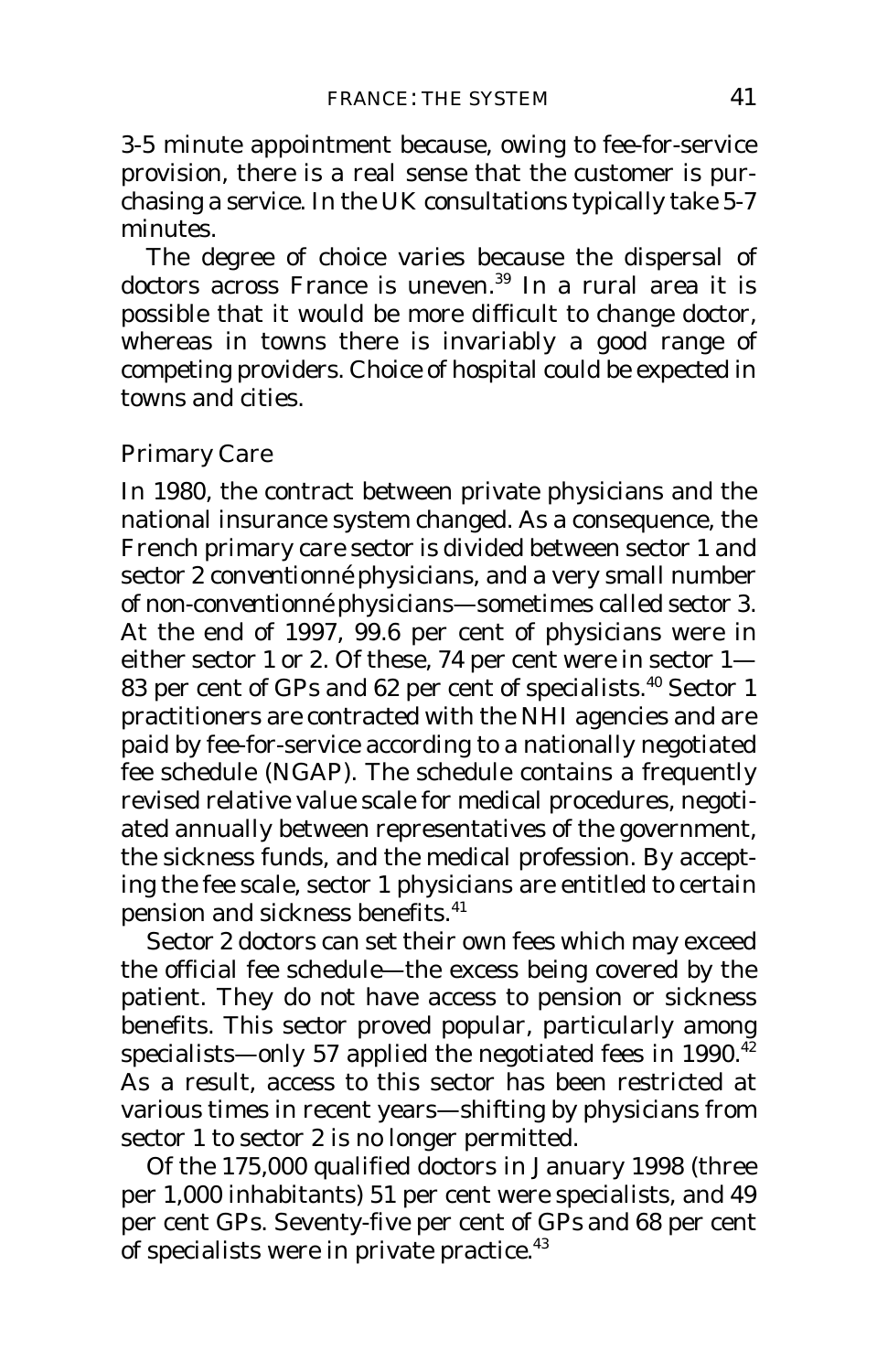3-5 minute appointment because, owing to fee-for-service provision, there is a real sense that the customer is purchasing a service. In the UK consultations typically take 5-7 minutes.

The degree of choice varies because the dispersal of doctors across France is uneven.[39] In a rural area it is possible that it would be more difficult to change doctor, whereas in towns there is invariably a good range of competing providers. Choice of hospital could be expected in towns and cities.

## Primary Care

In 1980, the contract between private physicians and the national insurance system changed. As a consequence, the French primary care sector is divided between sector 1 and sector 2 *conventionné* physicians, and a very small number of *non-conventionné* physicians—sometimes called sector 3. At the end of 1997, 99.6 per cent of physicians were in either sector 1 or 2. Of these, 74 per cent were in sector 1—83 per cent of GPs and 62 per cent of specialists.[40] Sector 1 practitioners are contracted with the NHI agencies and are paid by fee-for-service according to a nationally negotiated fee schedule (NGAP). The schedule contains a frequently revised relative value scale for medical procedures, negotiated annually between representatives of the government, the sickness funds, and the medical profession. By accepting the fee scale, sector 1 physicians are entitled to certain pension and sickness benefits.[41]

Sector 2 doctors can set their own fees which may exceed the official fee schedule—the excess being covered by the patient. They do not have access to pension or sickness benefits. This sector proved popular, particularly among specialists—only 57 applied the negotiated fees in 1990.[42] As a result, access to this sector has been restricted at various times in recent years—shifting by physicians from sector 1 to sector 2 is no longer permitted.

Of the 175,000 qualified doctors in January 1998 (three per 1,000 inhabitants) 51 per cent were specialists, and 49 per cent GPs. Seventy-five per cent of GPs and 68 per cent of specialists were in private practice.[43]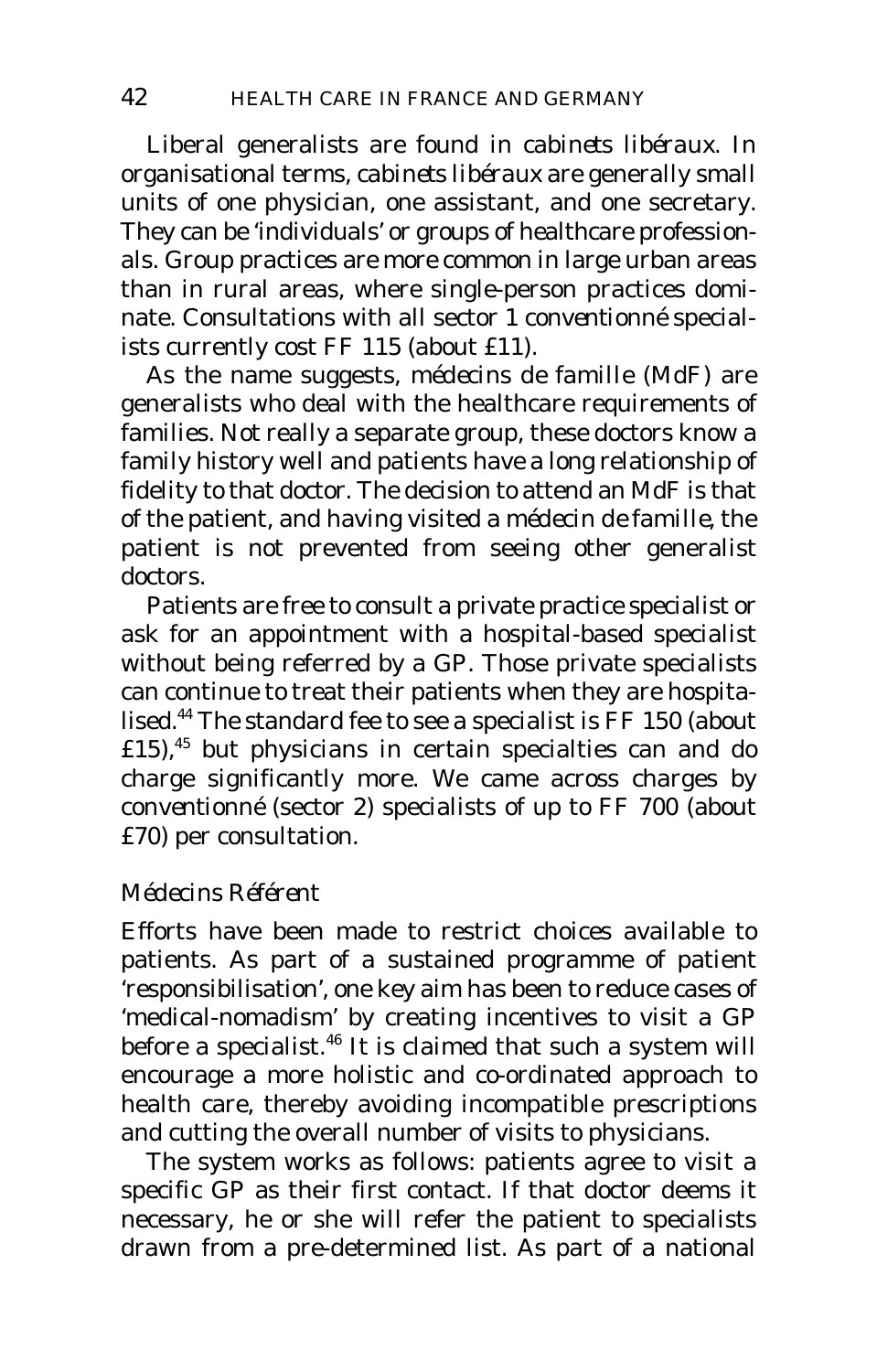Liberal generalists are found in *cabinets libéraux*. In organisational terms, *cabinets libéraux* are generally small units of one physician, one assistant, and one secretary. They can be 'individuals' or groups of healthcare professionals. Group practices are more common in large urban areas than in rural areas, where single-person practices dominate. Consultations with all sector 1 *conventionné* specialists currently cost FF 115 (about £11).

As the name suggests, *médecins de famille* (MdF) are generalists who deal with the healthcare requirements of families. Not really a separate group, these doctors know a family history well and patients have a long relationship of fidelity to that doctor. The decision to attend an MdF is that of the patient, and having visited a *médecin de famille*, the patient is not prevented from seeing other generalist doctors.

Patients are free to consult a private practice specialist or ask for an appointment with a hospital-based specialist without being referred by a GP. Those private specialists can continue to treat their patients when they are hospitalised.[44] The standard fee to see a specialist is FF 150 (about £15),[45] but physicians in certain specialties can and do charge significantly more. We came across charges by *conventionné* (sector 2) specialists of up to FF 700 (about £70) per consultation.

### *Médecins Référent*

Efforts have been made to restrict choices available to patients. As part of a sustained programme of patient 'responsibilisation', one key aim has been to reduce cases of 'medical-nomadism' by creating incentives to visit a GP before a specialist.[46] It is claimed that such a system will encourage a more holistic and co-ordinated approach to health care, thereby avoiding incompatible prescriptions and cutting the overall number of visits to physicians.

The system works as follows: patients agree to visit a specific GP as their first contact. If that doctor deems it necessary, he or she will refer the patient to specialists drawn from a pre-determined list. As part of a national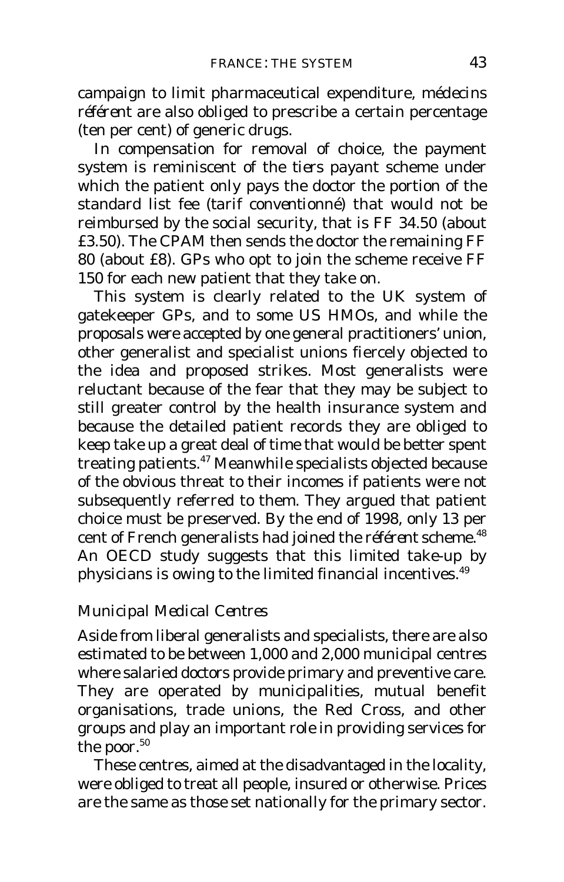campaign to limit pharmaceutical expenditure, *médecins référent* are also obliged to prescribe a certain percentage (ten per cent) of generic drugs.

In compensation for removal of choice, the payment system is reminiscent of the *tiers payant* scheme under which the patient only pays the doctor the portion of the standard list fee (*tarif conventionné*) that would not be reimbursed by the social security, that is FF 34.50 (about £3.50). The CPAM then sends the doctor the remaining FF 80 (about £8). GPs who opt to join the scheme receive FF 150 for each new patient that they take on.

This system is clearly related to the UK system of gatekeeper GPs, and to some US HMOs, and while the proposals were accepted by one general practitioners' union, other generalist and specialist unions fiercely objected to the idea and proposed strikes. Most generalists were reluctant because of the fear that they may be subject to still greater control by the health insurance system and because the detailed patient records they are obliged to keep take up a great deal of time that would be better spent treating patients.[47] Meanwhile specialists objected because of the obvious threat to their incomes if patients were not subsequently referred to them. They argued that patient choice must be preserved. By the end of 1998, only 13 per cent of French generalists had joined the *référent* scheme.[48] An OECD study suggests that this limited take-up by physicians is owing to the limited financial incentives.[49]

### *Municipal Medical Centres*

Aside from liberal generalists and specialists, there are also estimated to be between 1,000 and 2,000 municipal centres where salaried doctors provide primary and preventive care. They are operated by municipalities, mutual benefit organisations, trade unions, the Red Cross, and other groups and play an important role in providing services for the poor.[50]

These centres, aimed at the disadvantaged in the locality, were obliged to treat all people, insured or otherwise. Prices are the same as those set nationally for the primary sector.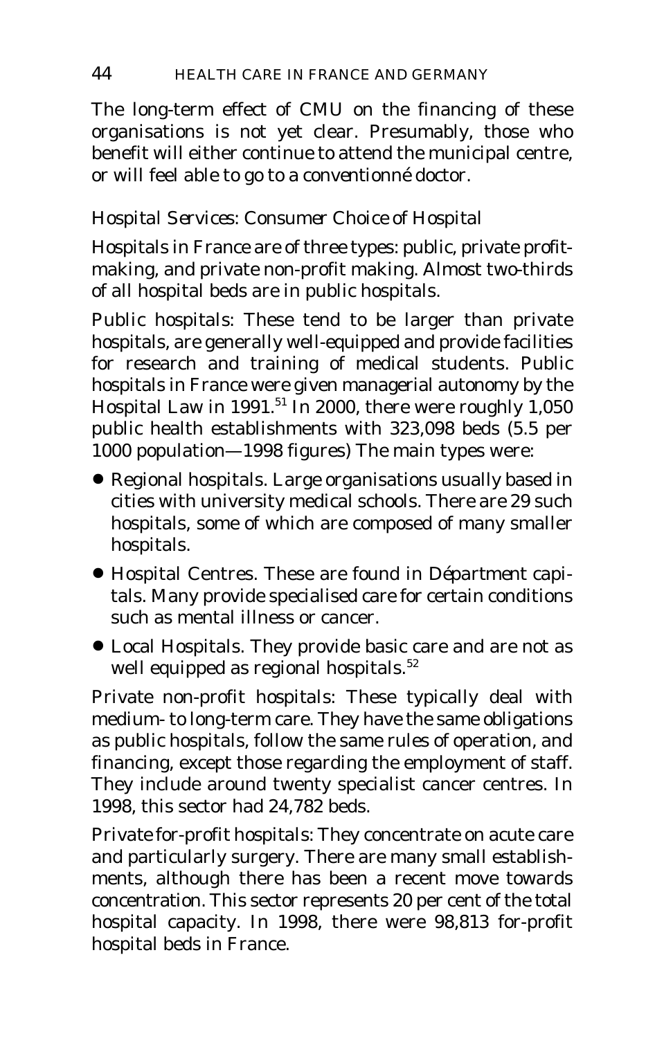The long-term effect of CMU on the financing of these organisations is not yet clear. Presumably, those who benefit will either continue to attend the municipal centre, or will feel able to go to a *conventionné* doctor.

### *Hospital Services: Consumer Choice of Hospital*

Hospitals in France are of three types: public, private profit-making, and private non-profit making. Almost two-thirds of all hospital beds are in public hospitals.

Public hospitals: These tend to be larger than private hospitals, are generally well-equipped and provide facilities for research and training of medical students. Public hospitals in France were given managerial autonomy by the Hospital Law in 1991.[51] In 2000, there were roughly 1,050 public health establishments with 323,098 beds (5.5 per 1000 population—1998 figures) The main types were:

- Regional hospitals. Large organisations usually based in cities with university medical schools. There are 29 such hospitals, some of which are composed of many smaller hospitals.
- Hospital Centres. These are found in *Départment* capitals. Many provide specialised care for certain conditions such as mental illness or cancer.
- Local Hospitals. They provide basic care and are not as well equipped as regional hospitals.[52]

Private non-profit hospitals: These typically deal with medium- to long-term care. They have the same obligations as public hospitals, follow the same rules of operation, and financing, except those regarding the employment of staff. They include around twenty specialist cancer centres. In 1998, this sector had 24,782 beds.

Private for-profit hospitals: They concentrate on acute care and particularly surgery. There are many small establishments, although there has been a recent move towards concentration. This sector represents 20 per cent of the total hospital capacity. In 1998, there were 98,813 for-profit hospital beds in France.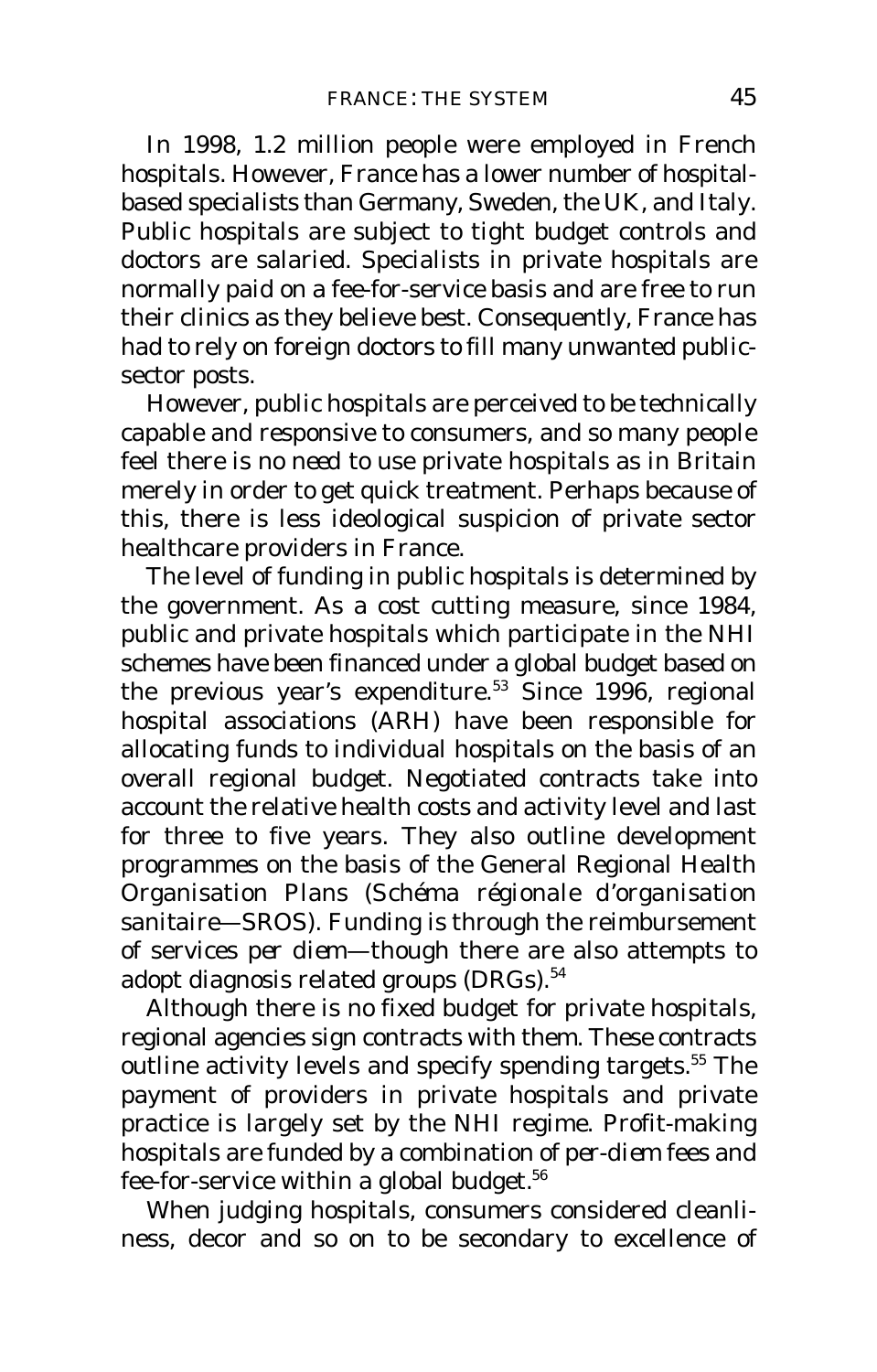In 1998, 1.2 million people were employed in French hospitals. However, France has a lower number of hospital-based specialists than Germany, Sweden, the UK, and Italy. Public hospitals are subject to tight budget controls and doctors are salaried. Specialists in private hospitals are normally paid on a fee-for-service basis and are free to run their clinics as they believe best. Consequently, France has had to rely on foreign doctors to fill many unwanted public-sector posts.

However, public hospitals are perceived to be technically capable and responsive to consumers, and so many people feel there is no need to use private hospitals as in Britain merely in order to get quick treatment. Perhaps because of this, there is less ideological suspicion of private sector healthcare providers in France.

The level of funding in public hospitals is determined by the government. As a cost cutting measure, since 1984, public and private hospitals which participate in the NHI schemes have been financed under a global budget based on the previous year's expenditure.[53] Since 1996, regional hospital associations (ARH) have been responsible for allocating funds to individual hospitals on the basis of an overall regional budget. Negotiated contracts take into account the relative health costs and activity level and last for three to five years. They also outline development programmes on the basis of the General Regional Health Organisation Plans (*Schéma régionale d'organisation sanitaire*—SROS). Funding is through the reimbursement of services *per diem*—though there are also attempts to adopt diagnosis related groups (DRGs).[54]

Although there is no fixed budget for private hospitals, regional agencies sign contracts with them. These contracts outline activity levels and specify spending targets.[55] The payment of providers in private hospitals and private practice is largely set by the NHI regime. Profit-making hospitals are funded by a combination of *per-diem* fees and fee-for-service within a global budget.[56]

When judging hospitals, consumers considered cleanliness, decor and so on to be secondary to excellence of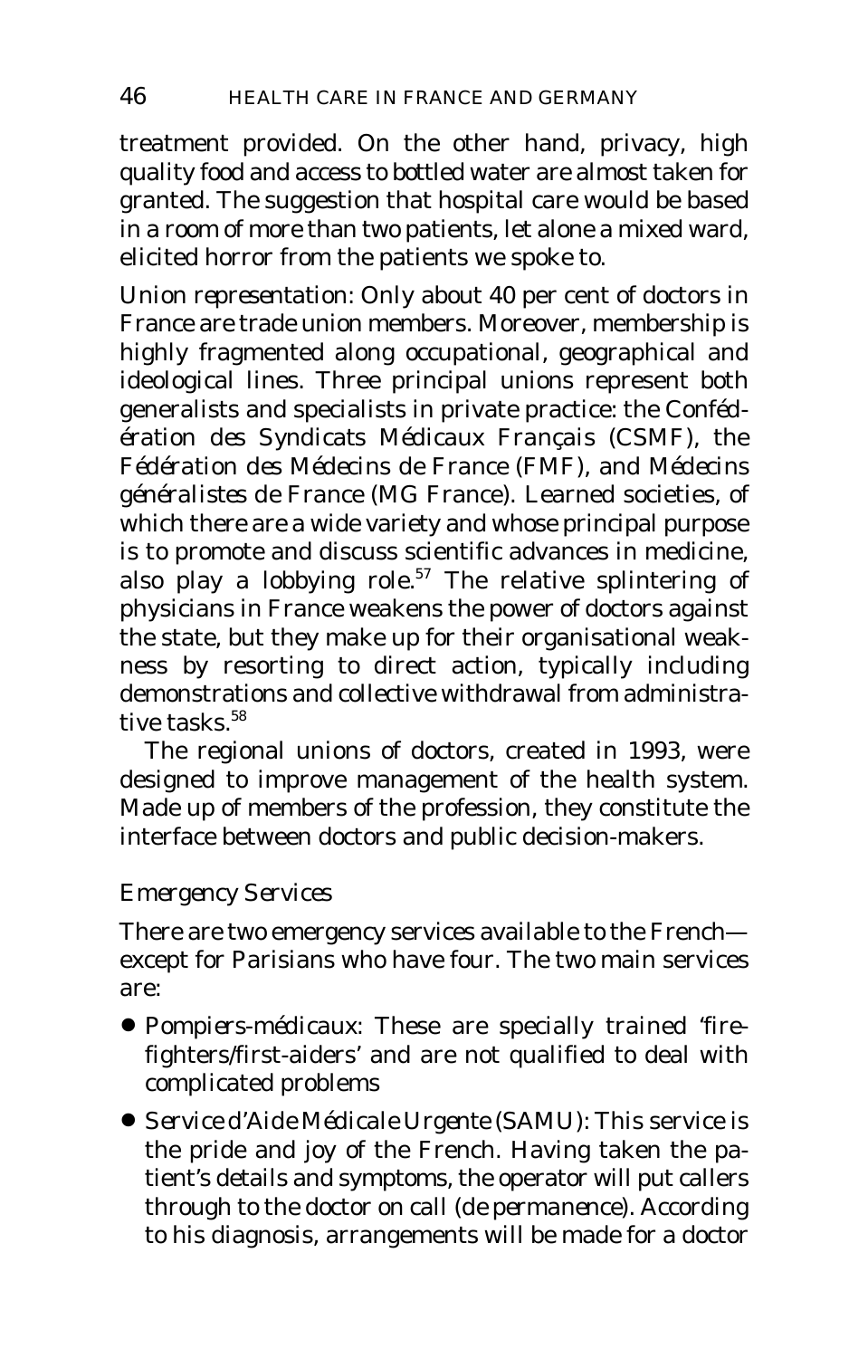treatment provided. On the other hand, privacy, high quality food and access to bottled water are almost taken for granted. The suggestion that hospital care would be based in a room of more than two patients, let alone a mixed ward, elicited horror from the patients we spoke to.

*Union representation*: Only about 40 per cent of doctors in France are trade union members. Moreover, membership is highly fragmented along occupational, geographical and ideological lines. Three principal unions represent both generalists and specialists in private practice: the *Confédération des Syndicats Médicaux Français* (CSMF), the *Fédération des Médecins de France* (FMF), and *Médecins généralistes de France* (MG France). Learned societies, of which there are a wide variety and whose principal purpose is to promote and discuss scientific advances in medicine, also play a lobbying role.[57] The relative splintering of physicians in France weakens the power of doctors against the state, but they make up for their organisational weakness by resorting to direct action, typically including demonstrations and collective withdrawal from administrative tasks.[58]

The regional unions of doctors, created in 1993, were designed to improve management of the health system. Made up of members of the profession, they constitute the interface between doctors and public decision-makers.

### Emergency Services

There are two emergency services available to the French—except for Parisians who have four. The two main services are:

- *Pompiers-médicaux*: These are specially trained 'fire-fighters/first-aiders' and are not qualified to deal with complicated problems
- *Service d'Aide Médicale Urgente* (SAMU): This service is the pride and joy of the French. Having taken the patient's details and symptoms, the operator will put callers through to the doctor on call (*de permanence*). According to his diagnosis, arrangements will be made for a doctor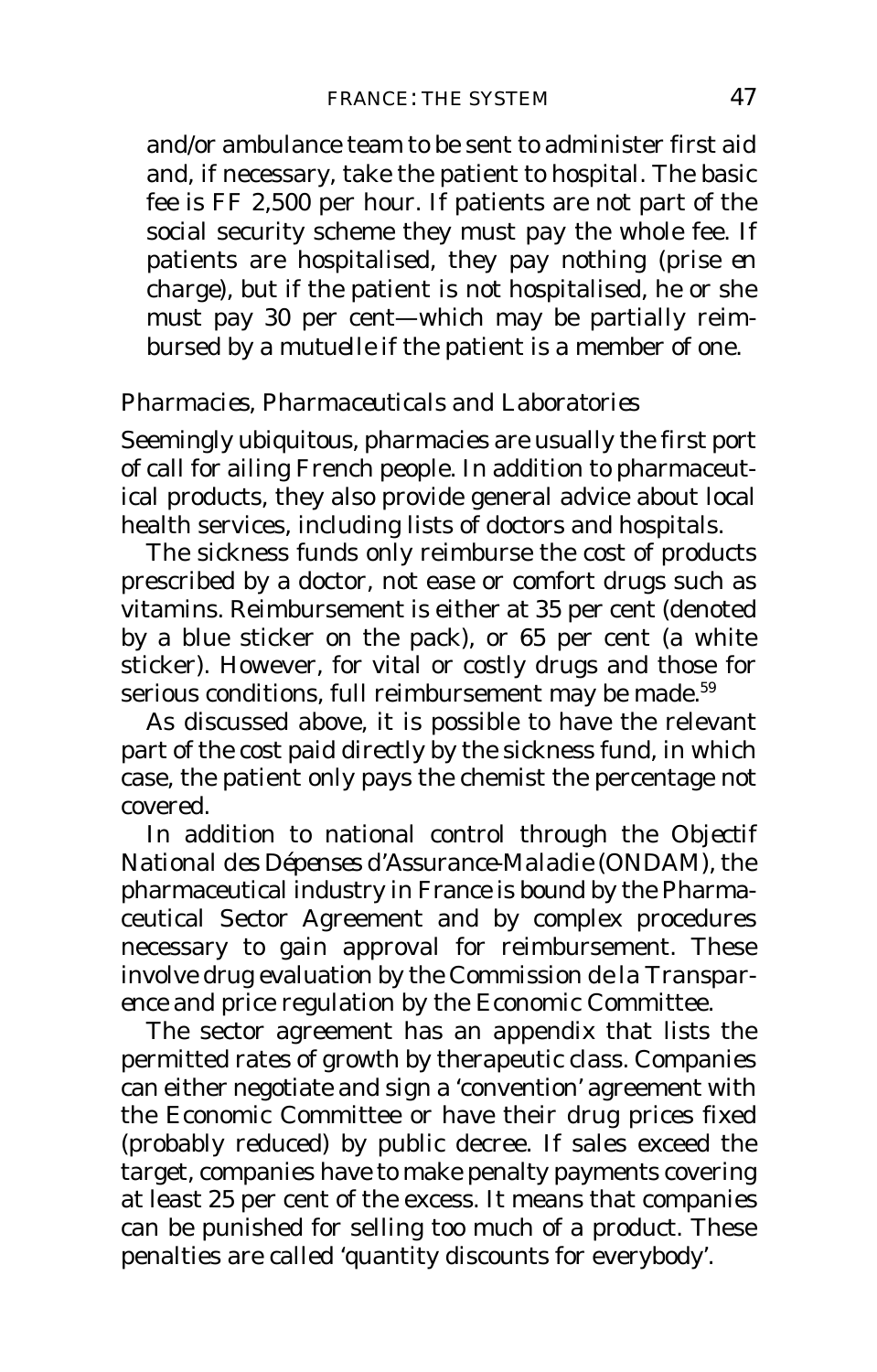and/or ambulance team to be sent to administer first aid and, if necessary, take the patient to hospital. The basic fee is FF 2,500 per hour. If patients are not part of the social security scheme they must pay the whole fee. If patients are hospitalised, they pay nothing (*prise en charge*), but if the patient is not hospitalised, he or she must pay 30 per cent—which may be partially reimbursed by a *mutuelle* if the patient is a member of one.

### *Pharmacies, Pharmaceuticals and Laboratories*

Seemingly ubiquitous, pharmacies are usually the first port of call for ailing French people. In addition to pharmaceutical products, they also provide general advice about local health services, including lists of doctors and hospitals.

The sickness funds only reimburse the cost of products prescribed by a doctor, not ease or comfort drugs such as vitamins. Reimbursement is either at 35 per cent (denoted by a blue sticker on the pack), or 65 per cent (a white sticker). However, for vital or costly drugs and those for serious conditions, full reimbursement may be made.[59]

As discussed above, it is possible to have the relevant part of the cost paid directly by the sickness fund, in which case, the patient only pays the chemist the percentage not covered.

In addition to national control through the *Objectif National des Dépenses d'Assurance-Maladie* (ONDAM), the pharmaceutical industry in France is bound by the Pharmaceutical Sector Agreement and by complex procedures necessary to gain approval for reimbursement. These involve drug evaluation by the *Commission de la Transparence* and price regulation by the Economic Committee.

The sector agreement has an appendix that lists the permitted rates of growth by therapeutic class. Companies can either negotiate and sign a 'convention' agreement with the Economic Committee or have their drug prices fixed (probably reduced) by public decree. If sales exceed the target, companies have to make penalty payments covering at least 25 per cent of the excess. It means that companies can be punished for selling too much of a product. These penalties are called 'quantity discounts for everybody'.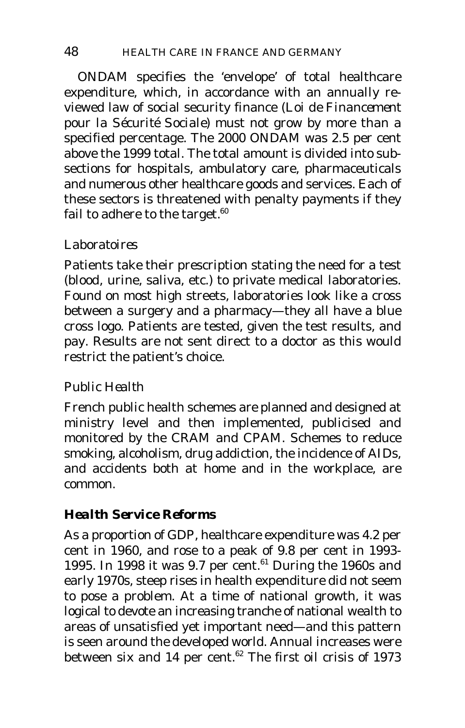ONDAM specifies the 'envelope' of total healthcare expenditure, which, in accordance with an annually reviewed law of social security finance (*Loi de Financement pour la Sécurité Sociale*) must not grow by more than a specified percentage. The 2000 ONDAM was 2.5 per cent above the 1999 total. The total amount is divided into subsections for hospitals, ambulatory care, pharmaceuticals and numerous other healthcare goods and services. Each of these sectors is threatened with penalty payments if they fail to adhere to the target.[60]

*Laboratoires*

Patients take their prescription stating the need for a test (blood, urine, saliva, etc.) to private medical laboratories. Found on most high streets, laboratories look like a cross between a surgery and a pharmacy—they all have a blue cross logo. Patients are tested, given the test results, and pay. Results are not sent direct to a doctor as this would restrict the patient's choice.

*Public Health*

French public health schemes are planned and designed at ministry level and then implemented, publicised and monitored by the CRAM and CPAM. Schemes to reduce smoking, alcoholism, drug addiction, the incidence of AIDs, and accidents both at home and in the workplace, are common.

### Health Service Reforms

As a proportion of GDP, healthcare expenditure was 4.2 per cent in 1960, and rose to a peak of 9.8 per cent in 1993-1995. In 1998 it was 9.7 per cent.[61] During the 1960s and early 1970s, steep rises in health expenditure did not seem to pose a problem. At a time of national growth, it was logical to devote an increasing tranche of national wealth to areas of unsatisfied yet important need—and this pattern is seen around the developed world. Annual increases were between six and 14 per cent.[62] The first oil crisis of 1973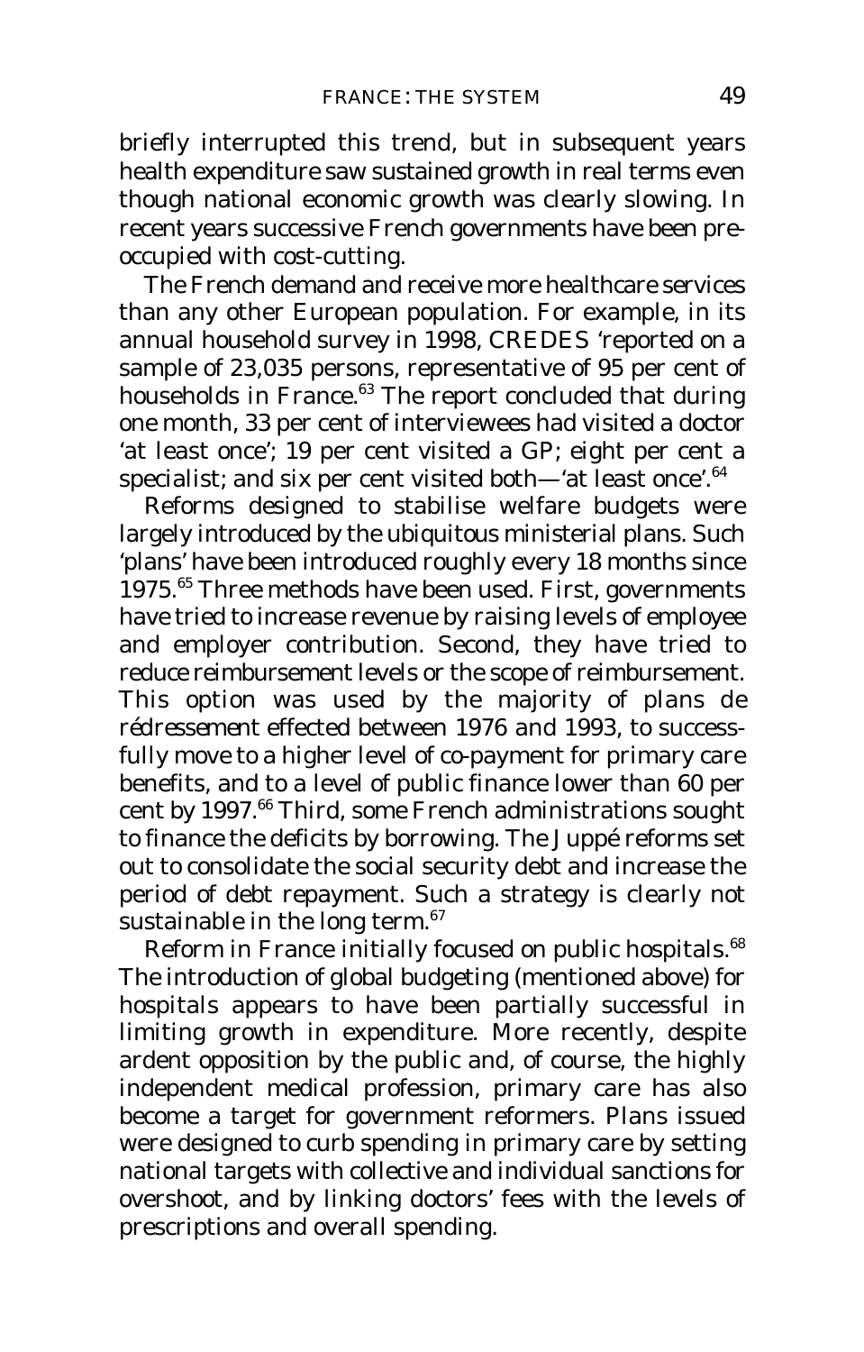briefly interrupted this trend, but in subsequent years health expenditure saw sustained growth in real terms even though national economic growth was clearly slowing. In recent years successive French governments have been pre-occupied with cost-cutting.

The French demand and receive more healthcare services than any other European population. For example, in its annual household survey in 1998, CREDES 'reported on a sample of 23,035 persons, representative of 95 per cent of households in France.[63] The report concluded that during one month, 33 per cent of interviewees had visited a doctor 'at least once'; 19 per cent visited a GP; eight per cent a specialist; and six per cent visited both—'at least once'.[64]

Reforms designed to stabilise welfare budgets were largely introduced by the ubiquitous ministerial plans. Such 'plans' have been introduced roughly every 18 months since 1975.[65] Three methods have been used. First, governments have tried to increase revenue by raising levels of employee and employer contribution. Second, they have tried to reduce reimbursement levels or the scope of reimbursement. This option was used by the majority of *plans de rédressement* effected between 1976 and 1993, to successfully move to a higher level of co-payment for primary care benefits, and to a level of public finance lower than 60 per cent by 1997.[66] Third, some French administrations sought to finance the deficits by borrowing. The Juppé reforms set out to consolidate the social security debt and increase the period of debt repayment. Such a strategy is clearly not sustainable in the long term.[67]

Reform in France initially focused on public hospitals.[68] The introduction of global budgeting (mentioned above) for hospitals appears to have been partially successful in limiting growth in expenditure. More recently, despite ardent opposition by the public and, of course, the highly independent medical profession, primary care has also become a target for government reformers. Plans issued were designed to curb spending in primary care by setting national targets with collective and individual sanctions for overshoot, and by linking doctors' fees with the levels of prescriptions and overall spending.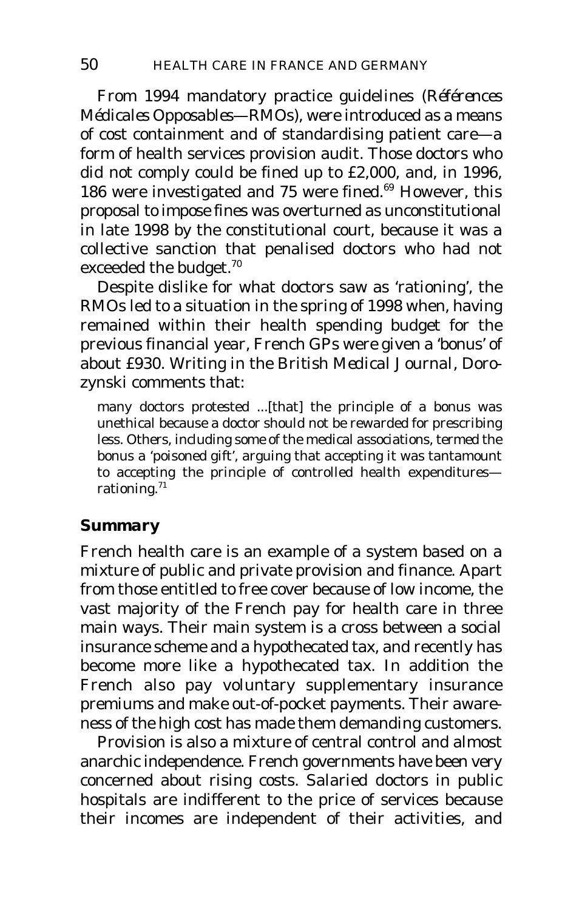From 1994 mandatory practice guidelines (*Références Médicales Opposables*—RMOs), were introduced as a means of cost containment and of standardising patient care—a form of health services provision audit. Those doctors who did not comply could be fined up to £2,000, and, in 1996, 186 were investigated and 75 were fined.[69] However, this proposal to impose fines was overturned as unconstitutional in late 1998 by the constitutional court, because it was a collective sanction that penalised doctors who had not exceeded the budget.[70]

Despite dislike for what doctors saw as 'rationing', the RMOs led to a situation in the spring of 1998 when, having remained within their health spending budget for the previous financial year, French GPs were given a 'bonus' of about £930. Writing in the *British Medical Journal*, Dorozynski comments that:

> many doctors protested ...[that] the principle of a bonus was unethical because a doctor should not be rewarded for prescribing less. Others, including some of the medical associations, termed the bonus a 'poisoned gift', arguing that accepting it was tantamount to accepting the principle of controlled health expenditures—rationing.[71]

## Summary

French health care is an example of a system based on a mixture of public and private provision and finance. Apart from those entitled to free cover because of low income, the vast majority of the French pay for health care in three main ways. Their main system is a cross between a social insurance scheme and a hypothecated tax, and recently has become more like a hypothecated tax. In addition the French also pay voluntary supplementary insurance premiums and make out-of-pocket payments. Their awareness of the high cost has made them demanding customers.

Provision is also a mixture of central control and almost anarchic independence. French governments have been very concerned about rising costs. Salaried doctors in public hospitals are indifferent to the price of services because their incomes are independent of their activities, and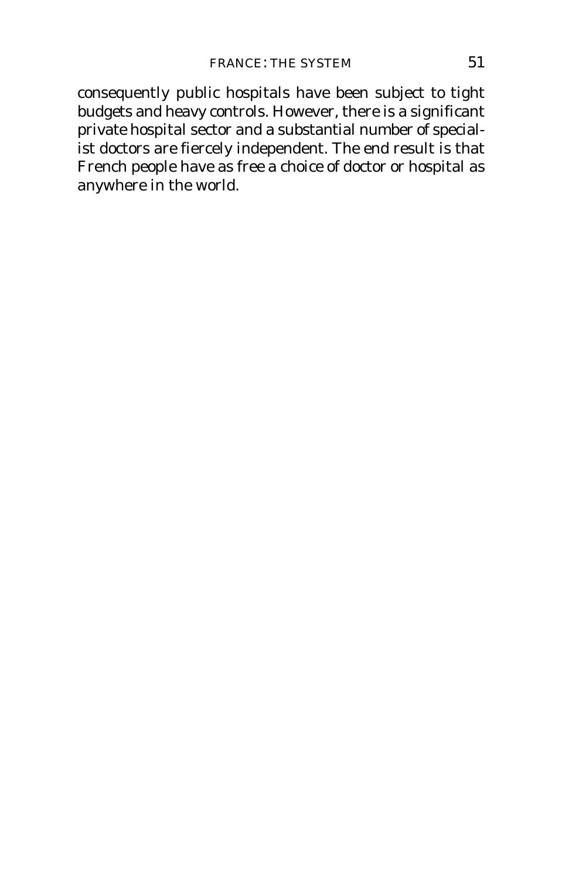consequently public hospitals have been subject to tight budgets and heavy controls. However, there is a significant private hospital sector and a substantial number of specialist doctors are fiercely independent. The end result is that French people have as free a choice of doctor or hospital as anywhere in the world.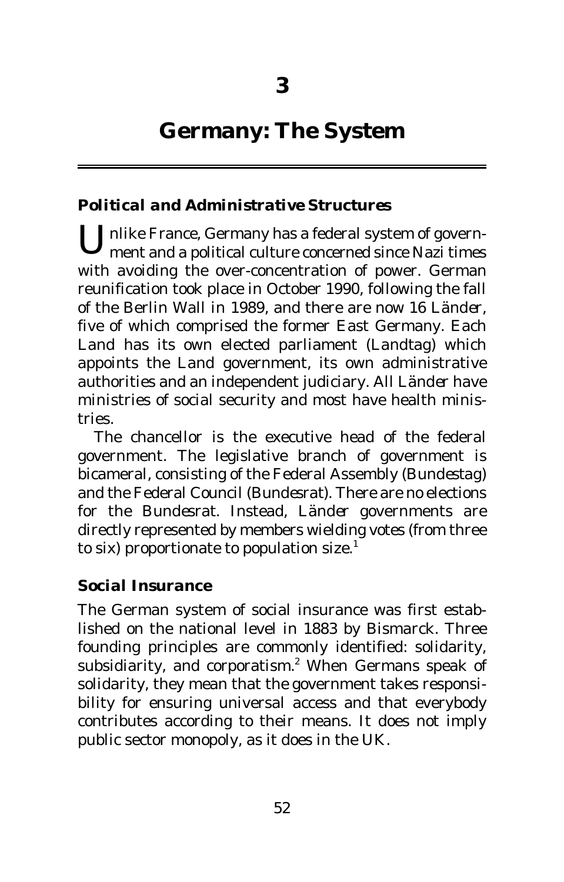# 3

# Germany: The System

## Political and Administrative Structures

Unlike France, Germany has a federal system of government and a political culture concerned since Nazi times with avoiding the over-concentration of power. German reunification took place in October 1990, following the fall of the Berlin Wall in 1989, and there are now 16 *Länder*, five of which comprised the former East Germany. Each *Land* has its own elected parliament (*Landtag*) which appoints the *Land* government, its own administrative authorities and an independent judiciary. All *Länder* have ministries of social security and most have health ministries.

The chancellor is the executive head of the federal government. The legislative branch of government is bicameral, consisting of the Federal Assembly (*Bundestag*) and the Federal Council (*Bundesrat*). There are no elections for the *Bundesrat*. Instead, *Länder* governments are directly represented by members wielding votes (from three to six) proportionate to population size.[1]

## Social Insurance

The German system of social insurance was first established on the national level in 1883 by Bismarck. Three founding principles are commonly identified: solidarity, subsidiarity, and corporatism.[2] When Germans speak of solidarity, they mean that the government takes responsibility for ensuring universal access and that everybody contributes according to their means. It does not imply public sector monopoly, as it does in the UK.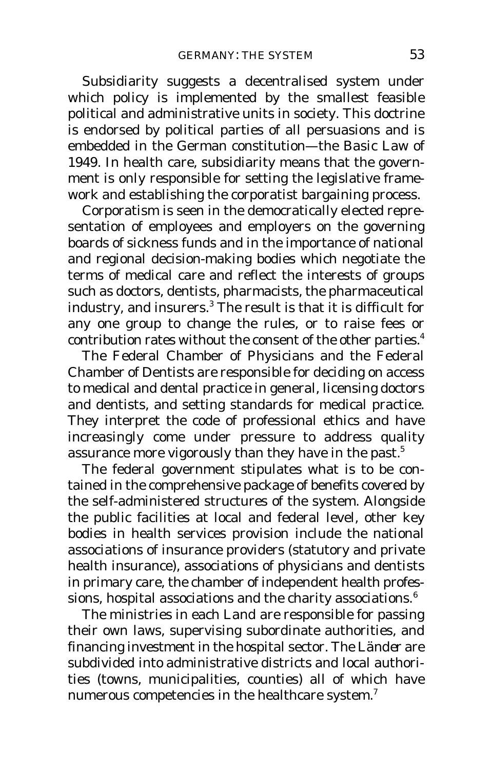Subsidiarity suggests a decentralised system under which policy is implemented by the smallest feasible political and administrative units in society. This doctrine is endorsed by political parties of all persuasions and is embedded in the German constitution—the Basic Law of 1949. In health care, subsidiarity means that the government is only responsible for setting the legislative framework and establishing the corporatist bargaining process.

Corporatism is seen in the democratically elected representation of employees and employers on the governing boards of sickness funds and in the importance of national and regional decision-making bodies which negotiate the terms of medical care and reflect the interests of groups such as doctors, dentists, pharmacists, the pharmaceutical industry, and insurers.[3] The result is that it is difficult for any one group to change the rules, or to raise fees or contribution rates without the consent of the other parties.[4]

The Federal Chamber of Physicians and the Federal Chamber of Dentists are responsible for deciding on access to medical and dental practice in general, licensing doctors and dentists, and setting standards for medical practice. They interpret the code of professional ethics and have increasingly come under pressure to address quality assurance more vigorously than they have in the past.[5]

The federal government stipulates what is to be contained in the comprehensive package of benefits covered by the self-administered structures of the system. Alongside the public facilities at local and federal level, other key bodies in health services provision include the national associations of insurance providers (statutory and private health insurance), associations of physicians and dentists in primary care, the chamber of independent health professions, hospital associations and the charity associations.[6]

The ministries in each *Land* are responsible for passing their own laws, supervising subordinate authorities, and financing investment in the hospital sector. The *Länder* are subdivided into administrative districts and local authorities (towns, municipalities, counties) all of which have numerous competencies in the healthcare system.[7]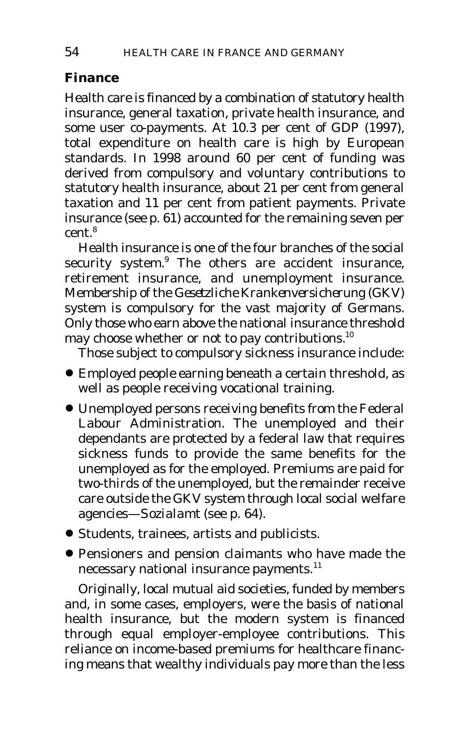## Finance

Health care is financed by a combination of statutory health insurance, general taxation, private health insurance, and some user co-payments. At 10.3 per cent of GDP (1997), total expenditure on health care is high by European standards. In 1998 around 60 per cent of funding was derived from compulsory and voluntary contributions to statutory health insurance, about 21 per cent from general taxation and 11 per cent from patient payments. Private insurance (see p. 61) accounted for the remaining seven per cent.[8]

Health insurance is one of the four branches of the social security system.[9] The others are accident insurance, retirement insurance, and unemployment insurance. Membership of the *Gesetzliche Krankenversicherung* (GKV) system is compulsory for the vast majority of Germans. Only those who earn above the national insurance threshold may choose whether or not to pay contributions.[10]

Those subject to compulsory sickness insurance include:

- Employed people earning beneath a certain threshold, as well as people receiving vocational training.
- Unemployed persons receiving benefits from the Federal Labour Administration. The unemployed and their dependants are protected by a federal law that requires sickness funds to provide the same benefits for the unemployed as for the employed. Premiums are paid for two-thirds of the unemployed, but the remainder receive care outside the GKV system through local social welfare agencies—*Sozialamt* (see p. 64).
- Students, trainees, artists and publicists.
- Pensioners and pension claimants who have made the necessary national insurance payments.[11]

Originally, local mutual aid societies, funded by members and, in some cases, employers, were the basis of national health insurance, but the modern system is financed through equal employer-employee contributions. This reliance on income-based premiums for healthcare financing means that wealthy individuals pay more than the less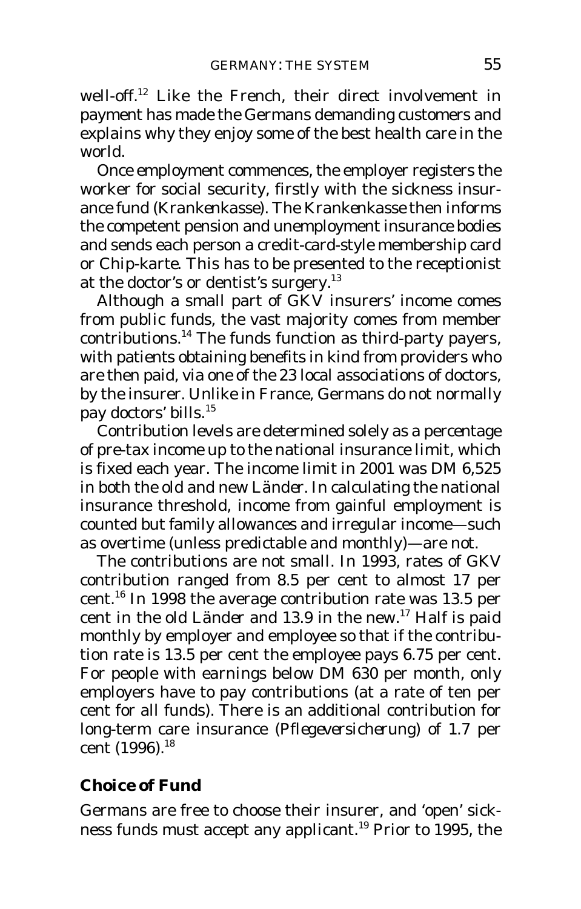well-off.[12] Like the French, their direct involvement in payment has made the Germans demanding customers and explains why they enjoy some of the best health care in the world.

Once employment commences, the employer registers the worker for social security, firstly with the sickness insurance fund (*Krankenkasse*). The *Krankenkasse* then informs the competent pension and unemployment insurance bodies and sends each person a credit-card-style membership card or Chip-karte. This has to be presented to the receptionist at the doctor's or dentist's surgery.[13]

Although a small part of GKV insurers' income comes from public funds, the vast majority comes from member contributions.[14] The funds function as third-party payers, with patients obtaining benefits in kind from providers who are then paid, via one of the 23 local associations of doctors, by the insurer. Unlike in France, Germans do not normally pay doctors' bills.[15]

Contribution levels are determined solely as a percentage of pre-tax income up to the national insurance limit, which is fixed each year. The income limit in 2001 was DM 6,525 in both the old and new *Länder*. In calculating the national insurance threshold, income from gainful employment is counted but family allowances and irregular income—such as overtime (unless predictable and monthly)—are not.

The contributions are not small. In 1993, rates of GKV contribution ranged from 8.5 per cent to almost 17 per cent.[16] In 1998 the average contribution rate was 13.5 per cent in the old *Länder* and 13.9 in the new.[17] Half is paid monthly by employer and employee so that if the contribution rate is 13.5 per cent the employee pays 6.75 per cent. For people with earnings below DM 630 per month, only employers have to pay contributions (at a rate of ten per cent for all funds). There is an additional contribution for long-term care insurance (*Pflegeversicherung*) of 1.7 per cent (1996).[18]

## Choice of Fund

Germans are free to choose their insurer, and 'open' sickness funds must accept any applicant.[19] Prior to 1995, the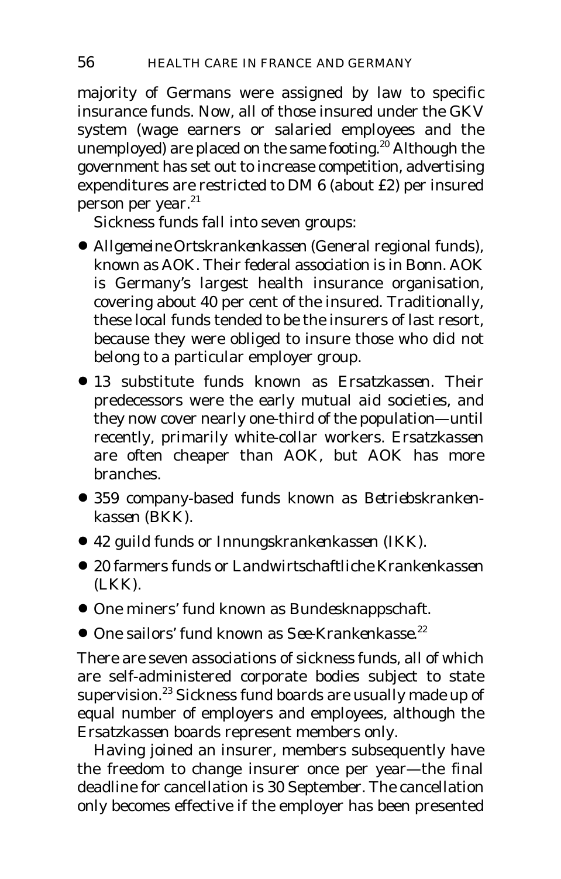majority of Germans were assigned by law to specific insurance funds. Now, all of those insured under the GKV system (wage earners or salaried employees and the unemployed) are placed on the same footing.[20] Although the government has set out to increase competition, advertising expenditures are restricted to DM 6 (about £2) per insured person per year.[21]

Sickness funds fall into seven groups:

- *Allgemeine Ortskrankenkassen* (General regional funds), known as AOK. Their federal association is in Bonn. AOK is Germany's largest health insurance organisation, covering about 40 per cent of the insured. Traditionally, these local funds tended to be the insurers of last resort, because they were obliged to insure those who did not belong to a particular employer group.
- 13 substitute funds known as *Ersatzkassen*. Their predecessors were the early mutual aid societies, and they now cover nearly one-third of the population—until recently, primarily white-collar workers. *Ersatzkassen* are often cheaper than AOK, but AOK has more branches.
- 359 company-based funds known as *Betriebskrankenkassen* (BKK).
- 42 guild funds or *Innungskrankenkassen* (IKK).
- 20 farmers funds or *Landwirtschaftliche Krankenkassen* (LKK).
- One miners' fund known as *Bundesknappschaft*.
- One sailors' fund known as *See-Krankenkasse*.[22]

There are seven associations of sickness funds, all of which are self-administered corporate bodies subject to state supervision.[23] Sickness fund boards are usually made up of equal number of employers and employees, although the *Ersatzkassen* boards represent members only.

Having joined an insurer, members subsequently have the freedom to change insurer once per year—the final deadline for cancellation is 30 September. The cancellation only becomes effective if the employer has been presented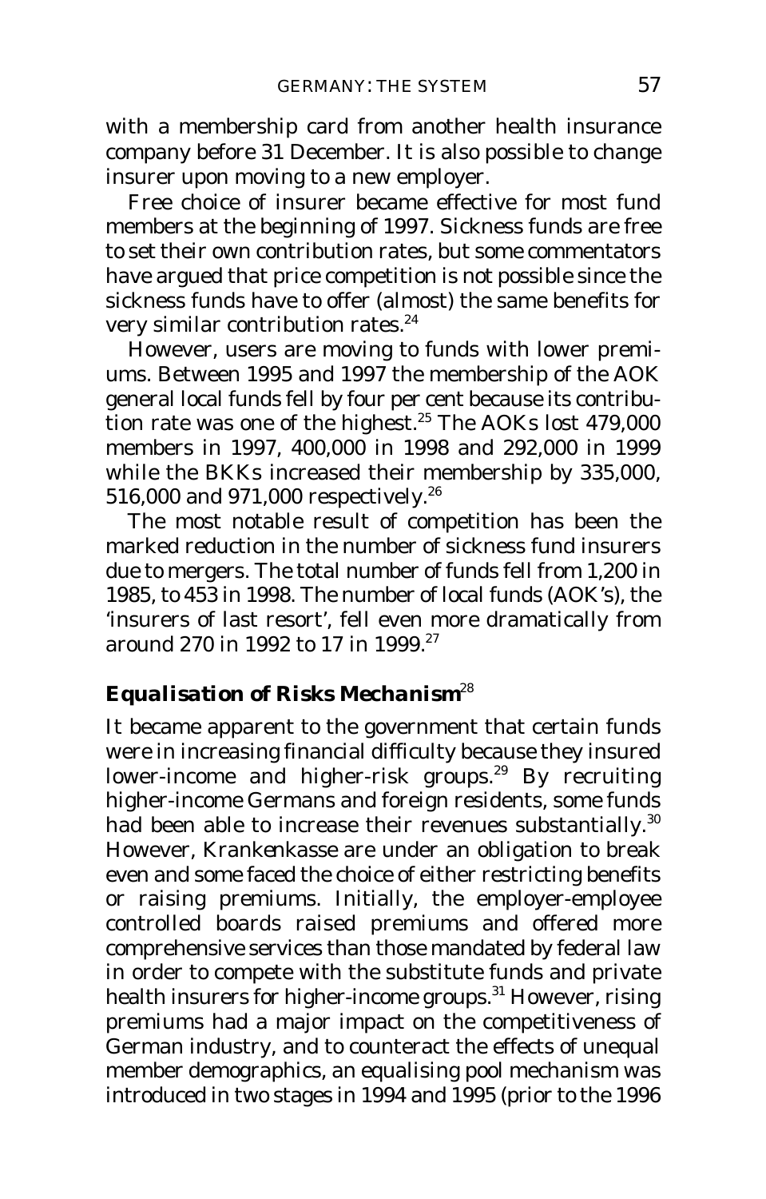with a membership card from another health insurance company before 31 December. It is also possible to change insurer upon moving to a new employer.

Free choice of insurer became effective for most fund members at the beginning of 1997. Sickness funds are free to set their own contribution rates, but some commentators have argued that price competition is not possible since the sickness funds have to offer (almost) the same benefits for very similar contribution rates.[24]

However, users are moving to funds with lower premiums. Between 1995 and 1997 the membership of the AOK general local funds fell by four per cent because its contribution rate was one of the highest.[25] The AOKs lost 479,000 members in 1997, 400,000 in 1998 and 292,000 in 1999 while the BKKs increased their membership by 335,000, 516,000 and 971,000 respectively.[26]

The most notable result of competition has been the marked reduction in the number of sickness fund insurers due to mergers. The total number of funds fell from 1,200 in 1985, to 453 in 1998. The number of local funds (AOK's), the 'insurers of last resort', fell even more dramatically from around 270 in 1992 to 17 in 1999.[27]

### *Equalisation of Risks Mechanism*[28]

It became apparent to the government that certain funds were in increasing financial difficulty because they insured lower-income and higher-risk groups.[29] By recruiting higher-income Germans and foreign residents, some funds had been able to increase their revenues substantially.[30] However, *Krankenkasse* are under an obligation to break even and some faced the choice of either restricting benefits or raising premiums. Initially, the employer-employee controlled boards raised premiums and offered more comprehensive services than those mandated by federal law in order to compete with the substitute funds and private health insurers for higher-income groups.[31] However, rising premiums had a major impact on the competitiveness of German industry, and to counteract the effects of unequal member demographics, an equalising pool mechanism was introduced in two stages in 1994 and 1995 (prior to the 1996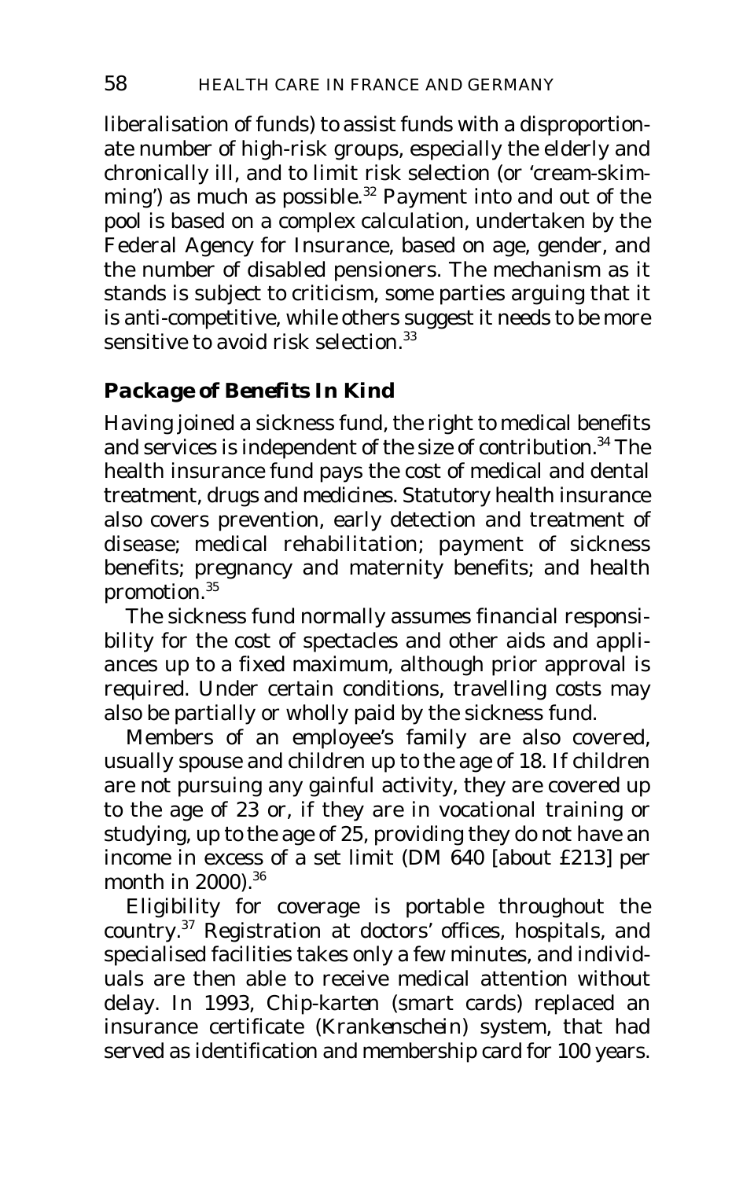liberalisation of funds) to assist funds with a disproportionate number of high-risk groups, especially the elderly and chronically ill, and to limit risk selection (or 'cream-skimming') as much as possible.[32] Payment into and out of the pool is based on a complex calculation, undertaken by the Federal Agency for Insurance, based on age, gender, and the number of disabled pensioners. The mechanism as it stands is subject to criticism, some parties arguing that it is anti-competitive, while others suggest it needs to be more sensitive to avoid risk selection.[33]

### Package of Benefits In Kind

Having joined a sickness fund, the right to medical benefits and services is independent of the size of contribution.[34] The health insurance fund pays the cost of medical and dental treatment, drugs and medicines. Statutory health insurance also covers prevention, early detection and treatment of disease; medical rehabilitation; payment of sickness benefits; pregnancy and maternity benefits; and health promotion.[35]

The sickness fund normally assumes financial responsibility for the cost of spectacles and other aids and appliances up to a fixed maximum, although prior approval is required. Under certain conditions, travelling costs may also be partially or wholly paid by the sickness fund.

Members of an employee's family are also covered, usually spouse and children up to the age of 18. If children are not pursuing any gainful activity, they are covered up to the age of 23 or, if they are in vocational training or studying, up to the age of 25, providing they do not have an income in excess of a set limit (DM 640 [about £213] per month in 2000).[36]

Eligibility for coverage is portable throughout the country.[37] Registration at doctors' offices, hospitals, and specialised facilities takes only a few minutes, and individuals are then able to receive medical attention without delay. In 1993, *Chip-karten* (smart cards) replaced an insurance certificate (*Krankenschein*) system, that had served as identification and membership card for 100 years.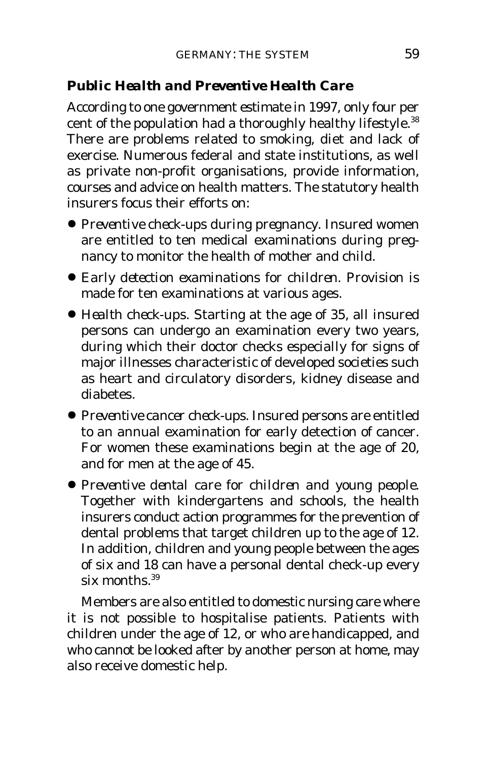### Public Health and Preventive Health Care

According to one government estimate in 1997, only four per cent of the population had a thoroughly healthy lifestyle.[38] There are problems related to smoking, diet and lack of exercise. Numerous federal and state institutions, as well as private non-profit organisations, provide information, courses and advice on health matters. The statutory health insurers focus their efforts on:

- *Preventive check-ups during pregnancy.* Insured women are entitled to ten medical examinations during pregnancy to monitor the health of mother and child.
- *Early detection examinations for children.* Provision is made for ten examinations at various ages.
- *Health check-ups.* Starting at the age of 35, all insured persons can undergo an examination every two years, during which their doctor checks especially for signs of major illnesses characteristic of developed societies such as heart and circulatory disorders, kidney disease and diabetes.
- *Preventive cancer check-ups.* Insured persons are entitled to an annual examination for early detection of cancer. For women these examinations begin at the age of 20, and for men at the age of 45.
- *Preventive dental care for children and young people.* Together with kindergartens and schools, the health insurers conduct action programmes for the prevention of dental problems that target children up to the age of 12. In addition, children and young people between the ages of six and 18 can have a personal dental check-up every six months.[39]

Members are also entitled to domestic nursing care where it is not possible to hospitalise patients. Patients with children under the age of 12, or who are handicapped, and who cannot be looked after by another person at home, may also receive domestic help.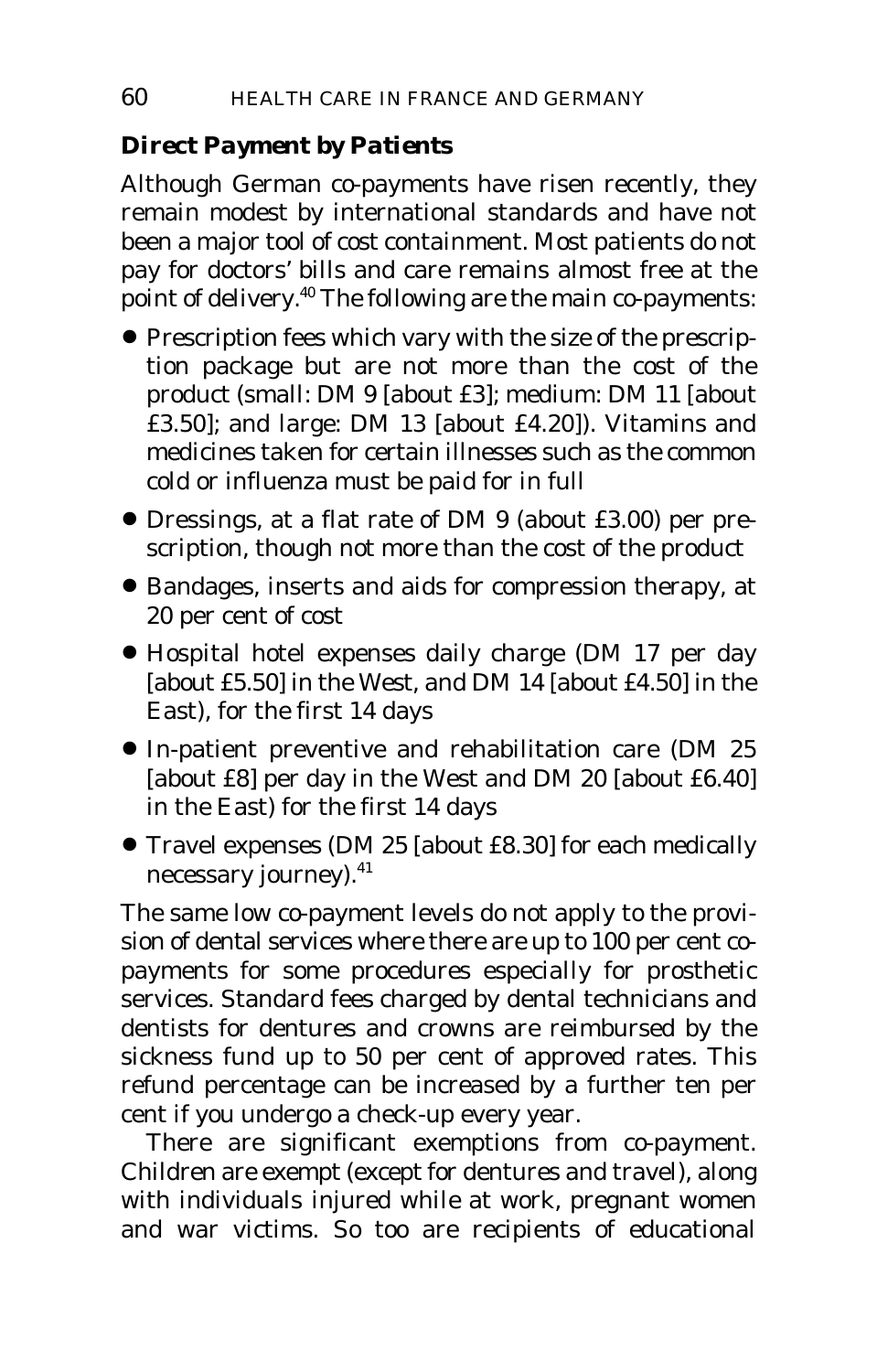### Direct Payment by Patients

Although German co-payments have risen recently, they remain modest by international standards and have not been a major tool of cost containment. Most patients do not pay for doctors' bills and care remains almost free at the point of delivery.[40] The following are the main co-payments:

- Prescription fees which vary with the size of the prescription package but are not more than the cost of the product (small: DM 9 [about £3]; medium: DM 11 [about £3.50]; and large: DM 13 [about £4.20]). Vitamins and medicines taken for certain illnesses such as the common cold or influenza must be paid for in full
- Dressings, at a flat rate of DM 9 (about £3.00) per prescription, though not more than the cost of the product
- Bandages, inserts and aids for compression therapy, at 20 per cent of cost
- Hospital hotel expenses daily charge (DM 17 per day [about £5.50] in the West, and DM 14 [about £4.50] in the East), for the first 14 days
- In-patient preventive and rehabilitation care (DM 25 [about £8] per day in the West and DM 20 [about £6.40] in the East) for the first 14 days
- Travel expenses (DM 25 [about £8.30] for each medically necessary journey).[41]

The same low co-payment levels do not apply to the provision of dental services where there are up to 100 per cent co-payments for some procedures especially for prosthetic services. Standard fees charged by dental technicians and dentists for dentures and crowns are reimbursed by the sickness fund up to 50 per cent of approved rates. This refund percentage can be increased by a further ten per cent if you undergo a check-up every year.

There are significant exemptions from co-payment. Children are exempt (except for dentures and travel), along with individuals injured while at work, pregnant women and war victims. So too are recipients of educational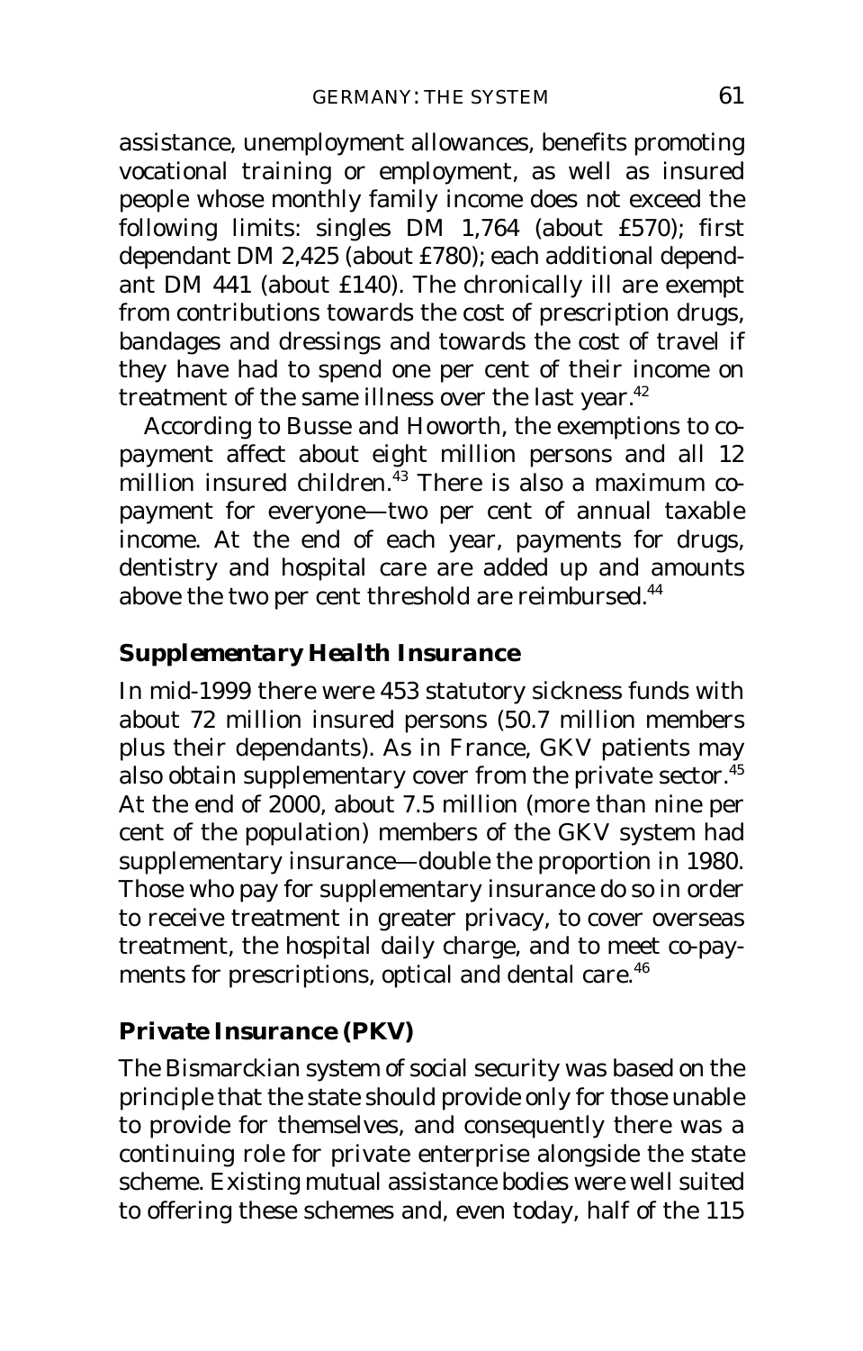assistance, unemployment allowances, benefits promoting vocational training or employment, as well as insured people whose monthly family income does not exceed the following limits: singles DM 1,764 (about £570); first dependant DM 2,425 (about £780); each additional dependant DM 441 (about £140). The chronically ill are exempt from contributions towards the cost of prescription drugs, bandages and dressings and towards the cost of travel if they have had to spend one per cent of their income on treatment of the same illness over the last year.[42]

According to Busse and Howorth, the exemptions to co-payment affect about eight million persons and all 12 million insured children.[43] There is also a maximum co-payment for everyone—two per cent of annual taxable income. At the end of each year, payments for drugs, dentistry and hospital care are added up and amounts above the two per cent threshold are reimbursed.[44]

### *Supplementary Health Insurance*

In mid-1999 there were 453 statutory sickness funds with about 72 million insured persons (50.7 million members plus their dependants). As in France, GKV patients may also obtain supplementary cover from the private sector.[45] At the end of 2000, about 7.5 million (more than nine per cent of the population) members of the GKV system had supplementary insurance—double the proportion in 1980. Those who pay for supplementary insurance do so in order to receive treatment in greater privacy, to cover overseas treatment, the hospital daily charge, and to meet co-payments for prescriptions, optical and dental care.[46]

### *Private Insurance (PKV)*

The Bismarckian system of social security was based on the principle that the state should provide only for those unable to provide for themselves, and consequently there was a continuing role for private enterprise alongside the state scheme. Existing mutual assistance bodies were well suited to offering these schemes and, even today, half of the 115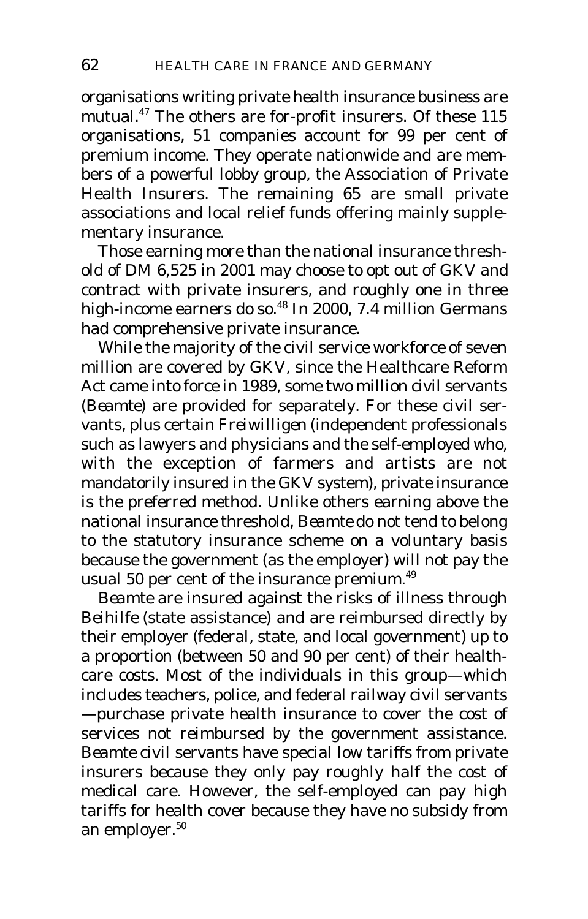organisations writing private health insurance business are mutual.[47] The others are for-profit insurers. Of these 115 organisations, 51 companies account for 99 per cent of premium income. They operate nationwide and are members of a powerful lobby group, the Association of Private Health Insurers. The remaining 65 are small private associations and local relief funds offering mainly supplementary insurance.

Those earning more than the national insurance threshold of DM 6,525 in 2001 may choose to opt out of GKV and contract with private insurers, and roughly one in three high-income earners do so.[48] In 2000, 7.4 million Germans had comprehensive private insurance.

While the majority of the civil service workforce of seven million are covered by GKV, since the Healthcare Reform Act came into force in 1989, some two million civil servants (*Beamte*) are provided for separately. For these civil servants, plus certain *Freiwilligen* (independent professionals such as lawyers and physicians and the self-employed who, with the exception of farmers and artists are not mandatorily insured in the GKV system), private insurance is the preferred method. Unlike others earning above the national insurance threshold, *Beamte* do not tend to belong to the statutory insurance scheme on a voluntary basis because the government (as the employer) will not pay the usual 50 per cent of the insurance premium.[49]

*Beamte* are insured against the risks of illness through *Beihilfe* (state assistance) and are reimbursed directly by their employer (federal, state, and local government) up to a proportion (between 50 and 90 per cent) of their healthcare costs. Most of the individuals in this group—which includes teachers, police, and federal railway civil servants—purchase private health insurance to cover the cost of services not reimbursed by the government assistance. *Beamte* civil servants have special low tariffs from private insurers because they only pay roughly half the cost of medical care. However, the self-employed can pay high tariffs for health cover because they have no subsidy from an employer.[50]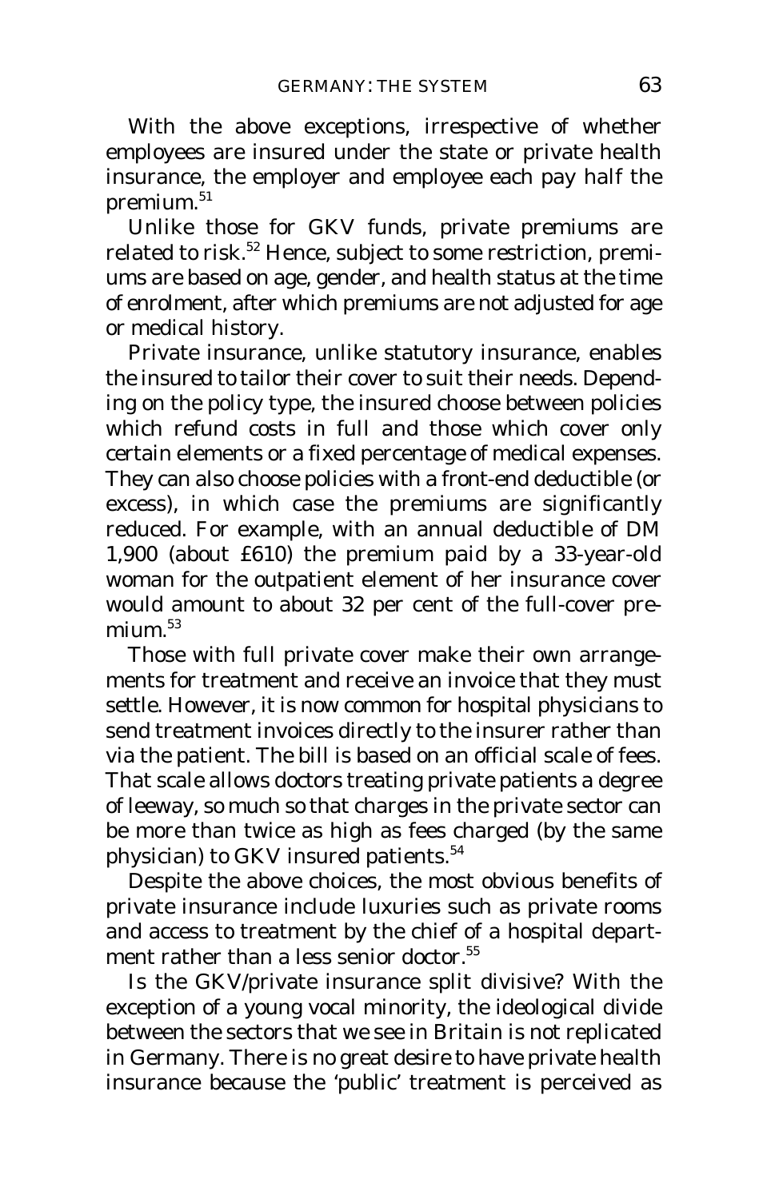With the above exceptions, irrespective of whether employees are insured under the state or private health insurance, the employer and employee each pay half the premium.[51]

Unlike those for GKV funds, private premiums are related to risk.[52] Hence, subject to some restriction, premiums are based on age, gender, and health status at the time of enrolment, after which premiums are not adjusted for age or medical history.

Private insurance, unlike statutory insurance, enables the insured to tailor their cover to suit their needs. Depending on the policy type, the insured choose between policies which refund costs in full and those which cover only certain elements or a fixed percentage of medical expenses. They can also choose policies with a front-end deductible (or excess), in which case the premiums are significantly reduced. For example, with an annual deductible of DM 1,900 (about £610) the premium paid by a 33-year-old woman for the outpatient element of her insurance cover would amount to about 32 per cent of the full-cover premium.[53]

Those with full private cover make their own arrangements for treatment and receive an invoice that they must settle. However, it is now common for hospital physicians to send treatment invoices directly to the insurer rather than via the patient. The bill is based on an official scale of fees. That scale allows doctors treating private patients a degree of leeway, so much so that charges in the private sector can be more than twice as high as fees charged (by the same physician) to GKV insured patients.[54]

Despite the above choices, the most obvious benefits of private insurance include luxuries such as private rooms and access to treatment by the chief of a hospital department rather than a less senior doctor.[55]

Is the GKV/private insurance split divisive? With the exception of a young vocal minority, the ideological divide between the sectors that we see in Britain is not replicated in Germany. There is no great desire to have private health insurance because the 'public' treatment is perceived as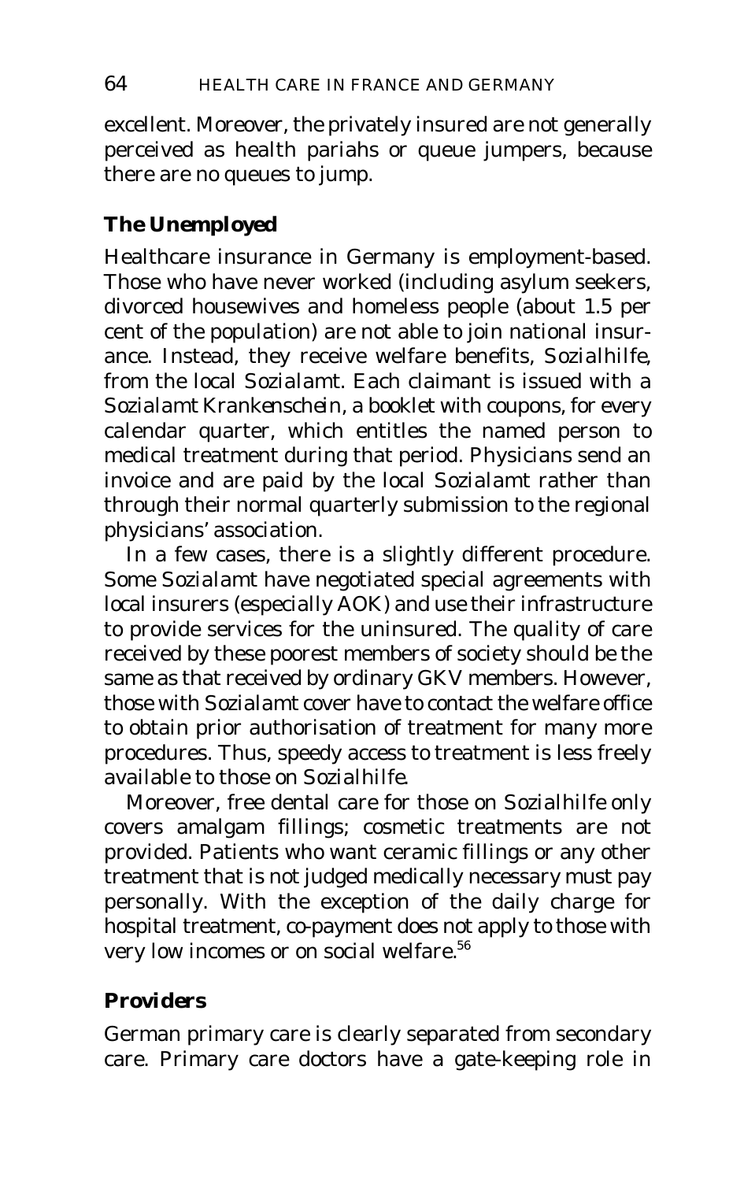excellent. Moreover, the privately insured are not generally perceived as health pariahs or queue jumpers, because there are no queues to jump.

### The Unemployed

Healthcare insurance in Germany is employment-based. Those who have never worked (including asylum seekers, divorced housewives and homeless people (about 1.5 per cent of the population) are not able to join national insurance. Instead, they receive welfare benefits, *Sozialhilfe*, from the local *Sozialamt*. Each claimant is issued with a *Sozialamt Krankenschein*, a booklet with coupons, for every calendar quarter, which entitles the named person to medical treatment during that period. Physicians send an invoice and are paid by the local *Sozialamt* rather than through their normal quarterly submission to the regional physicians' association.

In a few cases, there is a slightly different procedure. Some *Sozialamt* have negotiated special agreements with local insurers (especially AOK) and use their infrastructure to provide services for the uninsured. The quality of care received by these poorest members of society should be the same as that received by ordinary GKV members. However, those with *Sozialamt* cover have to contact the welfare office to obtain prior authorisation of treatment for many more procedures. Thus, speedy access to treatment is less freely available to those on *Sozialhilfe*.

Moreover, free dental care for those on *Sozialhilfe* only covers amalgam fillings; cosmetic treatments are not provided. Patients who want ceramic fillings or any other treatment that is not judged medically necessary must pay personally. With the exception of the daily charge for hospital treatment, co-payment does not apply to those with very low incomes or on social welfare.[56]

### Providers

German primary care is clearly separated from secondary care. Primary care doctors have a gate-keeping role in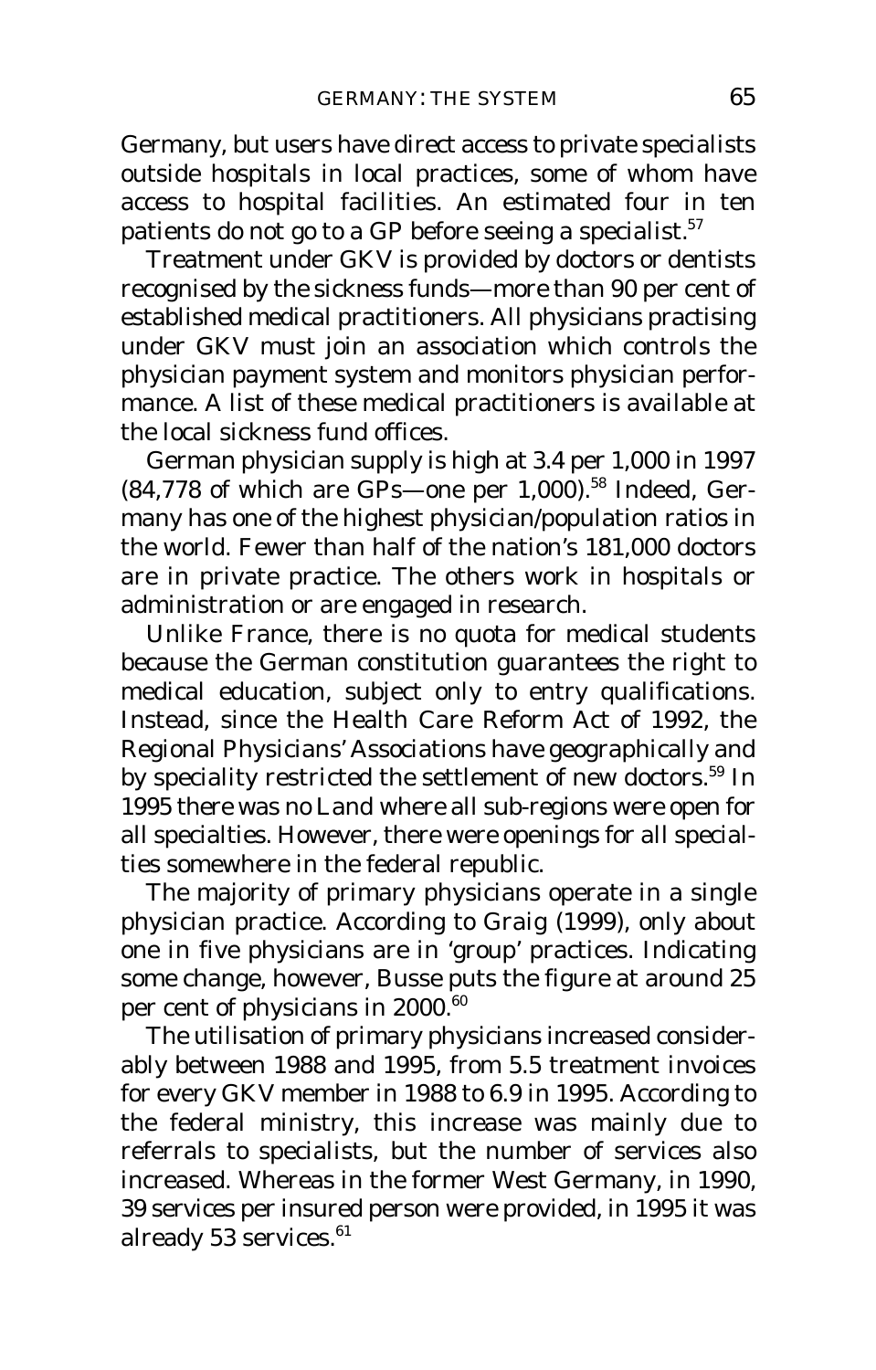Germany, but users have direct access to private specialists outside hospitals in local practices, some of whom have access to hospital facilities. An estimated four in ten patients do not go to a GP before seeing a specialist.[57]

Treatment under GKV is provided by doctors or dentists recognised by the sickness funds—more than 90 per cent of established medical practitioners. All physicians practising under GKV must join an association which controls the physician payment system and monitors physician performance. A list of these medical practitioners is available at the local sickness fund offices.

German physician supply is high at 3.4 per 1,000 in 1997 (84,778 of which are GPs—one per 1,000).[58] Indeed, Germany has one of the highest physician/population ratios in the world. Fewer than half of the nation's 181,000 doctors are in private practice. The others work in hospitals or administration or are engaged in research.

Unlike France, there is no quota for medical students because the German constitution guarantees the right to medical education, subject only to entry qualifications. Instead, since the Health Care Reform Act of 1992, the Regional Physicians' Associations have geographically and by speciality restricted the settlement of new doctors.[59] In 1995 there was no *Land* where all sub-regions were open for all specialties. However, there were openings for all specialties somewhere in the federal republic.

The majority of primary physicians operate in a single physician practice. According to Graig (1999), only about one in five physicians are in 'group' practices. Indicating some change, however, Busse puts the figure at around 25 per cent of physicians in 2000.[60]

The utilisation of primary physicians increased considerably between 1988 and 1995, from 5.5 treatment invoices for every GKV member in 1988 to 6.9 in 1995. According to the federal ministry, this increase was mainly due to referrals to specialists, but the number of services also increased. Whereas in the former West Germany, in 1990, 39 services per insured person were provided, in 1995 it was already 53 services.[61]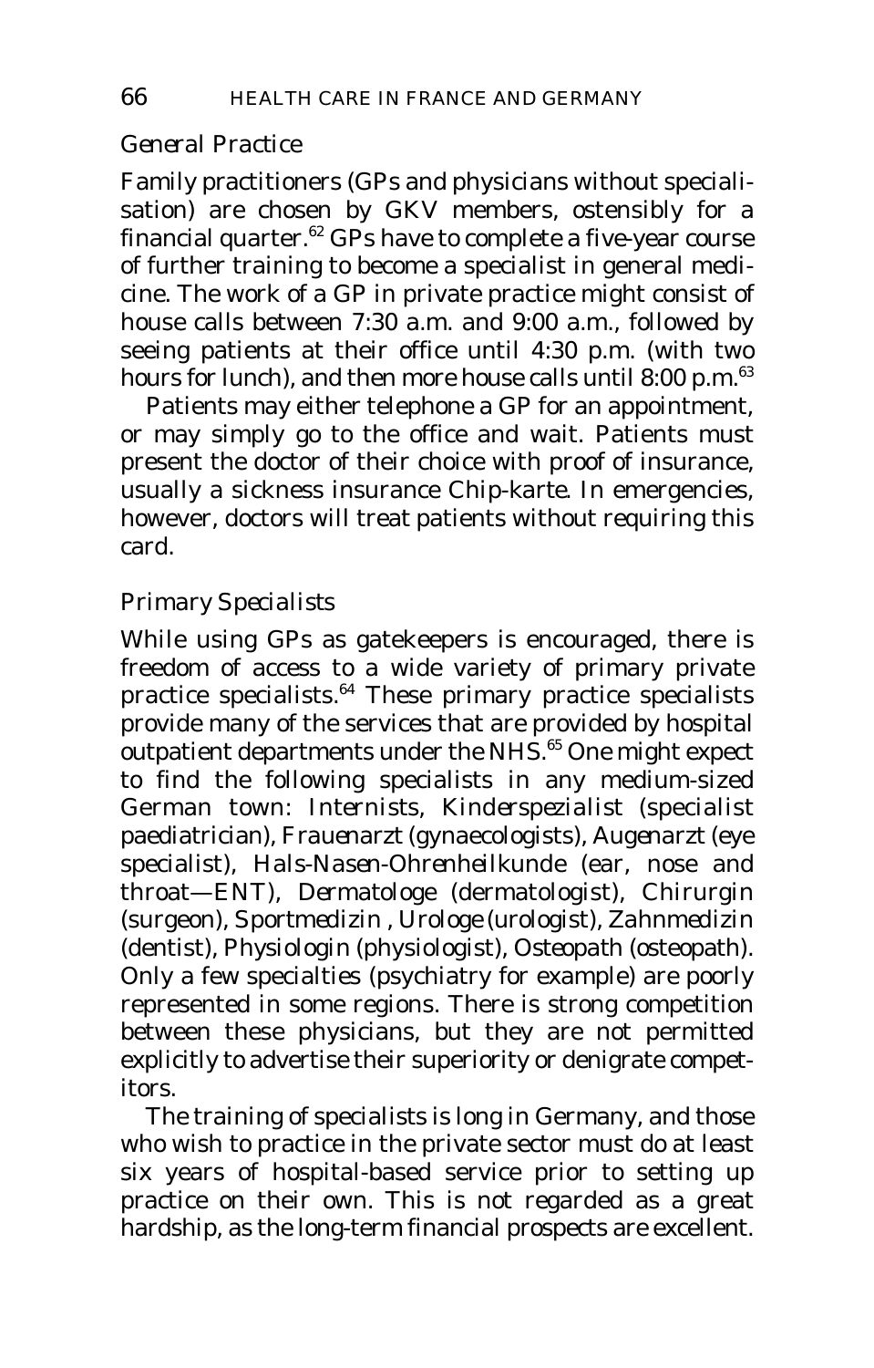### General Practice

Family practitioners (GPs and physicians without specialisation) are chosen by GKV members, ostensibly for a financial quarter.[62] GPs have to complete a five-year course of further training to become a specialist in general medicine. The work of a GP in private practice might consist of house calls between 7:30 a.m. and 9:00 a.m., followed by seeing patients at their office until 4:30 p.m. (with two hours for lunch), and then more house calls until 8:00 p.m.[63]

Patients may either telephone a GP for an appointment, or may simply go to the office and wait. Patients must present the doctor of their choice with proof of insurance, usually a sickness insurance *Chip-karte*. In emergencies, however, doctors will treat patients without requiring this card.

### Primary Specialists

While using GPs as gatekeepers is encouraged, there is freedom of access to a wide variety of primary private practice specialists.[64] These primary practice specialists provide many of the services that are provided by hospital outpatient departments under the NHS.[65] One might expect to find the following specialists in any medium-sized German town: Internists, *Kinderspezialist* (specialist paediatrician), *Frauenarzt* (gynaecologists), *Augenarzt* (eye specialist), *Hals-Nasen-Ohrenheilkunde* (ear, nose and throat—ENT), *Dermatologe* (dermatologist), *Chirurgin* (surgeon), *Sportmedizin* , *Urologe* (urologist), *Zahnmedizin* (dentist), *Physiologin* (physiologist), *Osteopath* (osteopath). Only a few specialties (psychiatry for example) are poorly represented in some regions. There is strong competition between these physicians, but they are not permitted explicitly to advertise their superiority or denigrate competitors.

The training of specialists is long in Germany, and those who wish to practice in the private sector must do at least six years of hospital-based service prior to setting up practice on their own. This is not regarded as a great hardship, as the long-term financial prospects are excellent.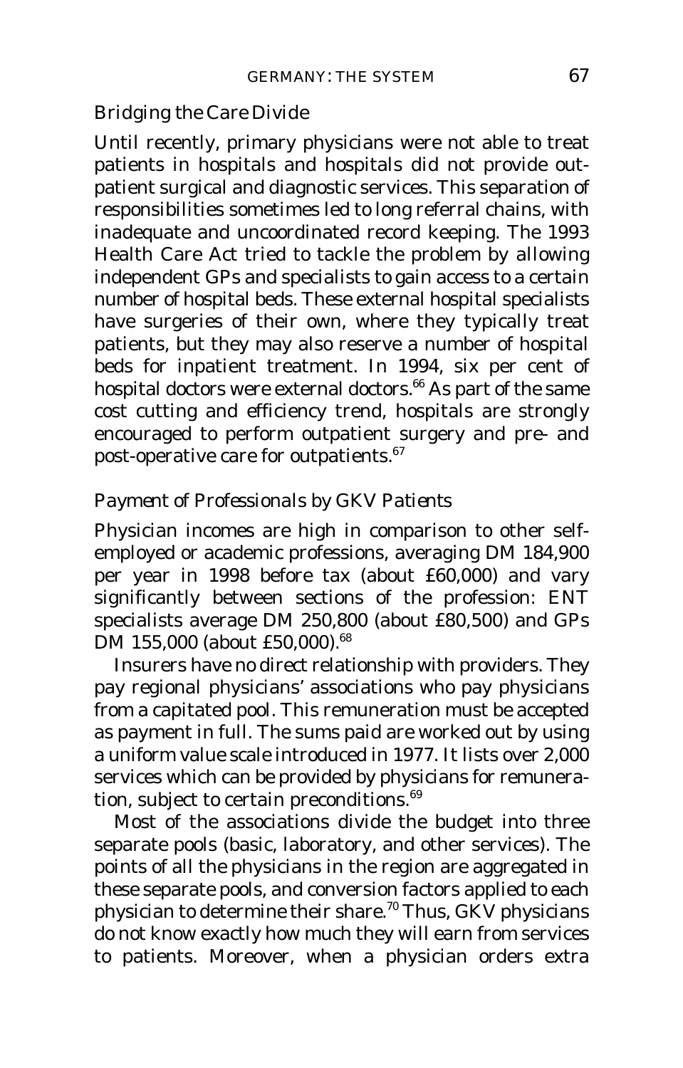### Bridging the Care Divide

Until recently, primary physicians were not able to treat patients in hospitals and hospitals did not provide outpatient surgical and diagnostic services. This separation of responsibilities sometimes led to long referral chains, with inadequate and uncoordinated record keeping. The 1993 Health Care Act tried to tackle the problem by allowing independent GPs and specialists to gain access to a certain number of hospital beds. These external hospital specialists have surgeries of their own, where they typically treat patients, but they may also reserve a number of hospital beds for inpatient treatment. In 1994, six per cent of hospital doctors were external doctors.[66] As part of the same cost cutting and efficiency trend, hospitals are strongly encouraged to perform outpatient surgery and pre- and post-operative care for outpatients.[67]

### *Payment of Professionals by GKV Patients*

Physician incomes are high in comparison to other self-employed or academic professions, averaging DM 184,900 per year in 1998 before tax (about £60,000) and vary significantly between sections of the profession: ENT specialists average DM 250,800 (about £80,500) and GPs DM 155,000 (about £50,000).[68]

Insurers have no direct relationship with providers. They pay regional physicians' associations who pay physicians from a capitated pool. This remuneration must be accepted as payment in full. The sums paid are worked out by using a uniform value scale introduced in 1977. It lists over 2,000 services which can be provided by physicians for remuneration, subject to certain preconditions.[69]

Most of the associations divide the budget into three separate pools (basic, laboratory, and other services). The points of all the physicians in the region are aggregated in these separate pools, and conversion factors applied to each physician to determine their share.[70] Thus, GKV physicians do not know exactly how much they will earn from services to patients. Moreover, when a physician orders extra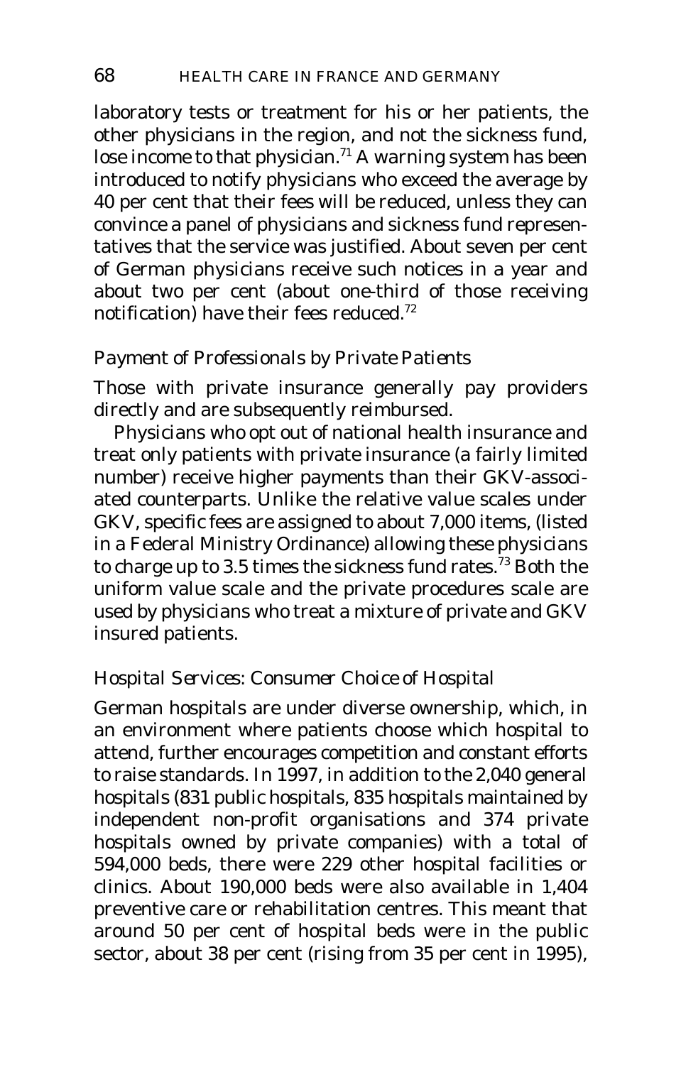laboratory tests or treatment for his or her patients, the other physicians in the region, and not the sickness fund, lose income to that physician.[71] A warning system has been introduced to notify physicians who exceed the average by 40 per cent that their fees will be reduced, unless they can convince a panel of physicians and sickness fund representatives that the service was justified. About seven per cent of German physicians receive such notices in a year and about two per cent (about one-third of those receiving notification) have their fees reduced.[72]

### *Payment of Professionals by Private Patients*

Those with private insurance generally pay providers directly and are subsequently reimbursed.

Physicians who opt out of national health insurance and treat only patients with private insurance (a fairly limited number) receive higher payments than their GKV-associated counterparts. Unlike the relative value scales under GKV, specific fees are assigned to about 7,000 items, (listed in a Federal Ministry Ordinance) allowing these physicians to charge up to 3.5 times the sickness fund rates.[73] Both the uniform value scale and the private procedures scale are used by physicians who treat a mixture of private and GKV insured patients.

### *Hospital Services: Consumer Choice of Hospital*

German hospitals are under diverse ownership, which, in an environment where patients choose which hospital to attend, further encourages competition and constant efforts to raise standards. In 1997, in addition to the 2,040 general hospitals (831 public hospitals, 835 hospitals maintained by independent non-profit organisations and 374 private hospitals owned by private companies) with a total of 594,000 beds, there were 229 other hospital facilities or clinics. About 190,000 beds were also available in 1,404 preventive care or rehabilitation centres. This meant that around 50 per cent of hospital beds were in the public sector, about 38 per cent (rising from 35 per cent in 1995),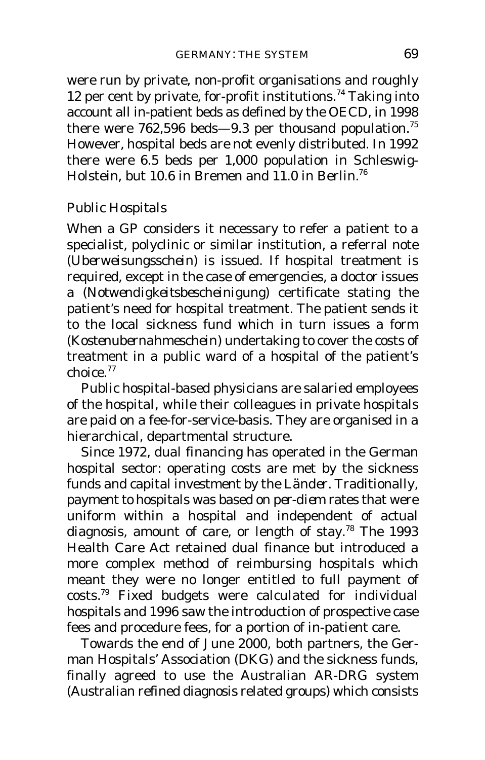were run by private, non-profit organisations and roughly 12 per cent by private, for-profit institutions.[74] Taking into account all in-patient beds as defined by the OECD, in 1998 there were 762,596 beds—9.3 per thousand population.[75] However, hospital beds are not evenly distributed. In 1992 there were 6.5 beds per 1,000 population in Schleswig-Holstein, but 10.6 in Bremen and 11.0 in Berlin.[76]

### Public Hospitals

When a GP considers it necessary to refer a patient to a specialist, polyclinic or similar institution, a referral note (*Uberweisungsschein*) is issued. If hospital treatment is required, except in the case of emergencies, a doctor issues a (*Notwendigkeitsbescheinigung*) certificate stating the patient's need for hospital treatment. The patient sends it to the local sickness fund which in turn issues a form (*Kostenubernahmeschein*) undertaking to cover the costs of treatment in a public ward of a hospital of the patient's choice.[77]

Public hospital-based physicians are salaried employees of the hospital, while their colleagues in private hospitals are paid on a fee-for-service-basis. They are organised in a hierarchical, departmental structure.

Since 1972, dual financing has operated in the German hospital sector: operating costs are met by the sickness funds and capital investment by the *Länder*. Traditionally, payment to hospitals was based on *per-diem* rates that were uniform within a hospital and independent of actual diagnosis, amount of care, or length of stay.[78] The 1993 Health Care Act retained dual finance but introduced a more complex method of reimbursing hospitals which meant they were no longer entitled to full payment of costs.[79] Fixed budgets were calculated for individual hospitals and 1996 saw the introduction of prospective case fees and procedure fees, for a portion of in-patient care.

Towards the end of June 2000, both partners, the German Hospitals' Association (DKG) and the sickness funds, finally agreed to use the Australian AR-DRG system (Australian refined diagnosis related groups) which consists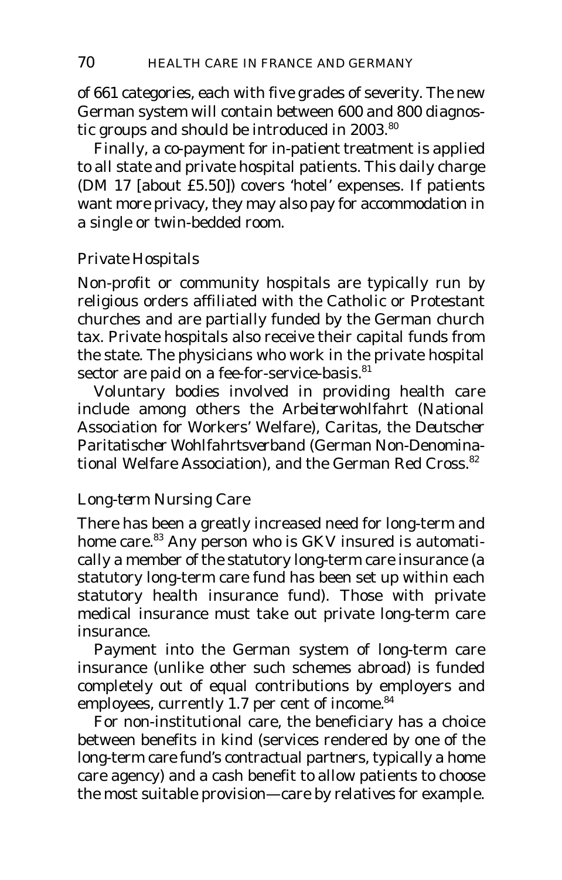of 661 categories, each with five grades of severity. The new German system will contain between 600 and 800 diagnostic groups and should be introduced in 2003.[80]

Finally, a co-payment for in-patient treatment is applied to all state and private hospital patients. This daily charge (DM 17 [about £5.50]) covers 'hotel' expenses. If patients want more privacy, they may also pay for accommodation in a single or twin-bedded room.

### *Private Hospitals*

Non-profit or community hospitals are typically run by religious orders affiliated with the Catholic or Protestant churches and are partially funded by the German church tax. Private hospitals also receive their capital funds from the state. The physicians who work in the private hospital sector are paid on a fee-for-service-basis.[81]

Voluntary bodies involved in providing health care include among others the *Arbeiterwohlfahrt* (National Association for Workers' Welfare), *Caritas*, the *Deutscher Paritatischer Wohlfahrtsverband* (German Non-Denominational Welfare Association), and the German Red Cross.[82]

### *Long-term Nursing Care*

There has been a greatly increased need for long-term and home care.[83] Any person who is GKV insured is automatically a member of the statutory long-term care insurance (a statutory long-term care fund has been set up within each statutory health insurance fund). Those with private medical insurance must take out private long-term care insurance.

Payment into the German system of long-term care insurance (unlike other such schemes abroad) is funded completely out of equal contributions by employers and employees, currently 1.7 per cent of income.[84]

For non-institutional care, the beneficiary has a choice between benefits in kind (services rendered by one of the long-term care fund's contractual partners, typically a home care agency) and a cash benefit to allow patients to choose the most suitable provision—care by relatives for example.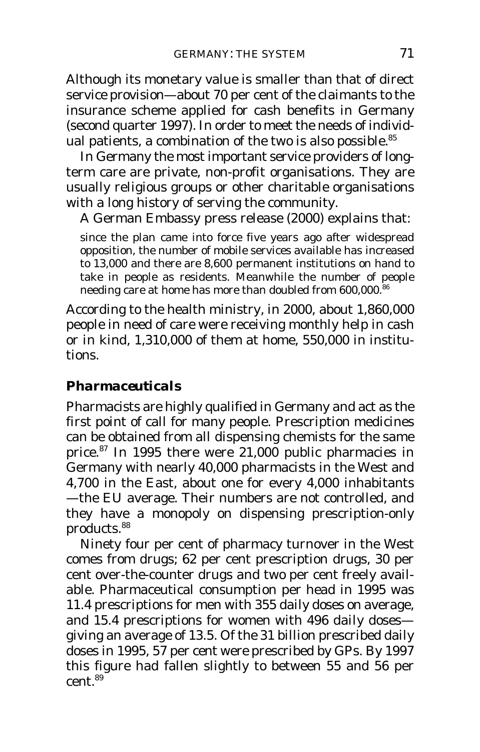Although its monetary value is smaller than that of direct service provision—about 70 per cent of the claimants to the insurance scheme applied for cash benefits in Germany (second quarter 1997). In order to meet the needs of individual patients, a combination of the two is also possible.[85]

In Germany the most important service providers of long-term care are private, non-profit organisations. They are usually religious groups or other charitable organisations with a long history of serving the community.

A German Embassy press release (2000) explains that:

> since the plan came into force five years ago after widespread opposition, the number of mobile services available has increased to 13,000 and there are 8,600 permanent institutions on hand to take in people as residents. Meanwhile the number of people needing care at home has more than doubled from 600,000.[86]

According to the health ministry, in 2000, about 1,860,000 people in need of care were receiving monthly help in cash or in kind, 1,310,000 of them at home, 550,000 in institutions.

### *Pharmaceuticals*

Pharmacists are highly qualified in Germany and act as the first point of call for many people. Prescription medicines can be obtained from all dispensing chemists for the same price.[87] In 1995 there were 21,000 public pharmacies in Germany with nearly 40,000 pharmacists in the West and 4,700 in the East, about one for every 4,000 inhabitants —the EU average. Their numbers are not controlled, and they have a monopoly on dispensing prescription-only products.[88]

Ninety four per cent of pharmacy turnover in the West comes from drugs; 62 per cent prescription drugs, 30 per cent over-the-counter drugs and two per cent freely available. Pharmaceutical consumption per head in 1995 was 11.4 prescriptions for men with 355 daily doses on average, and 15.4 prescriptions for women with 496 daily doses—giving an average of 13.5. Of the 31 billion prescribed daily doses in 1995, 57 per cent were prescribed by GPs. By 1997 this figure had fallen slightly to between 55 and 56 per cent.[89]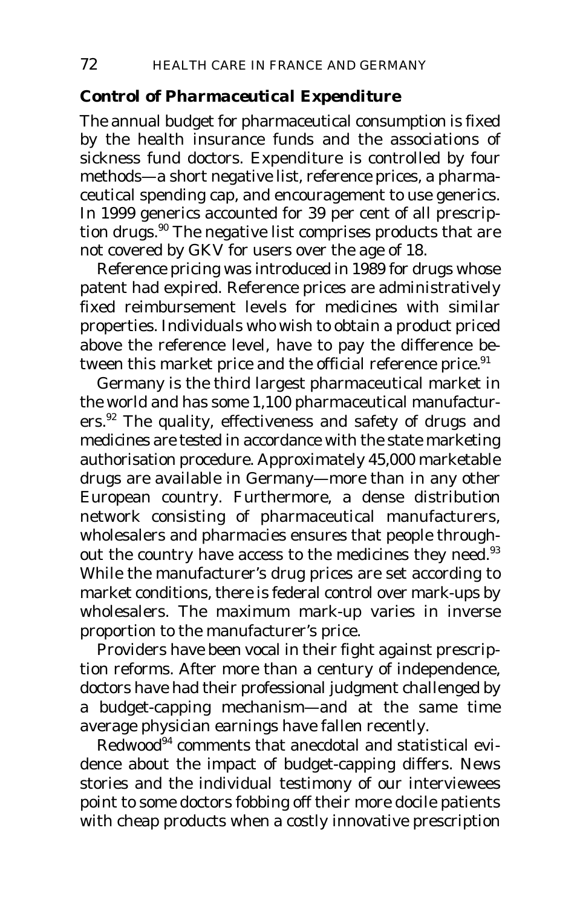### Control of Pharmaceutical Expenditure

The annual budget for pharmaceutical consumption is fixed by the health insurance funds and the associations of sickness fund doctors. Expenditure is controlled by four methods—a short negative list, reference prices, a pharmaceutical spending cap, and encouragement to use generics. In 1999 generics accounted for 39 per cent of all prescription drugs.[90] The negative list comprises products that are not covered by GKV for users over the age of 18.

Reference pricing was introduced in 1989 for drugs whose patent had expired. Reference prices are administratively fixed reimbursement levels for medicines with similar properties. Individuals who wish to obtain a product priced above the reference level, have to pay the difference between this market price and the official reference price.[91]

Germany is the third largest pharmaceutical market in the world and has some 1,100 pharmaceutical manufacturers.[92] The quality, effectiveness and safety of drugs and medicines are tested in accordance with the state marketing authorisation procedure. Approximately 45,000 marketable drugs are available in Germany—more than in any other European country. Furthermore, a dense distribution network consisting of pharmaceutical manufacturers, wholesalers and pharmacies ensures that people throughout the country have access to the medicines they need.[93] While the manufacturer's drug prices are set according to market conditions, there is federal control over mark-ups by wholesalers. The maximum mark-up varies in inverse proportion to the manufacturer's price.

Providers have been vocal in their fight against prescription reforms. After more than a century of independence, doctors have had their professional judgment challenged by a budget-capping mechanism—and at the same time average physician earnings have fallen recently.

Redwood[94] comments that anecdotal and statistical evidence about the impact of budget-capping differs. News stories and the individual testimony of our interviewees point to some doctors fobbing off their more docile patients with cheap products when a costly innovative prescription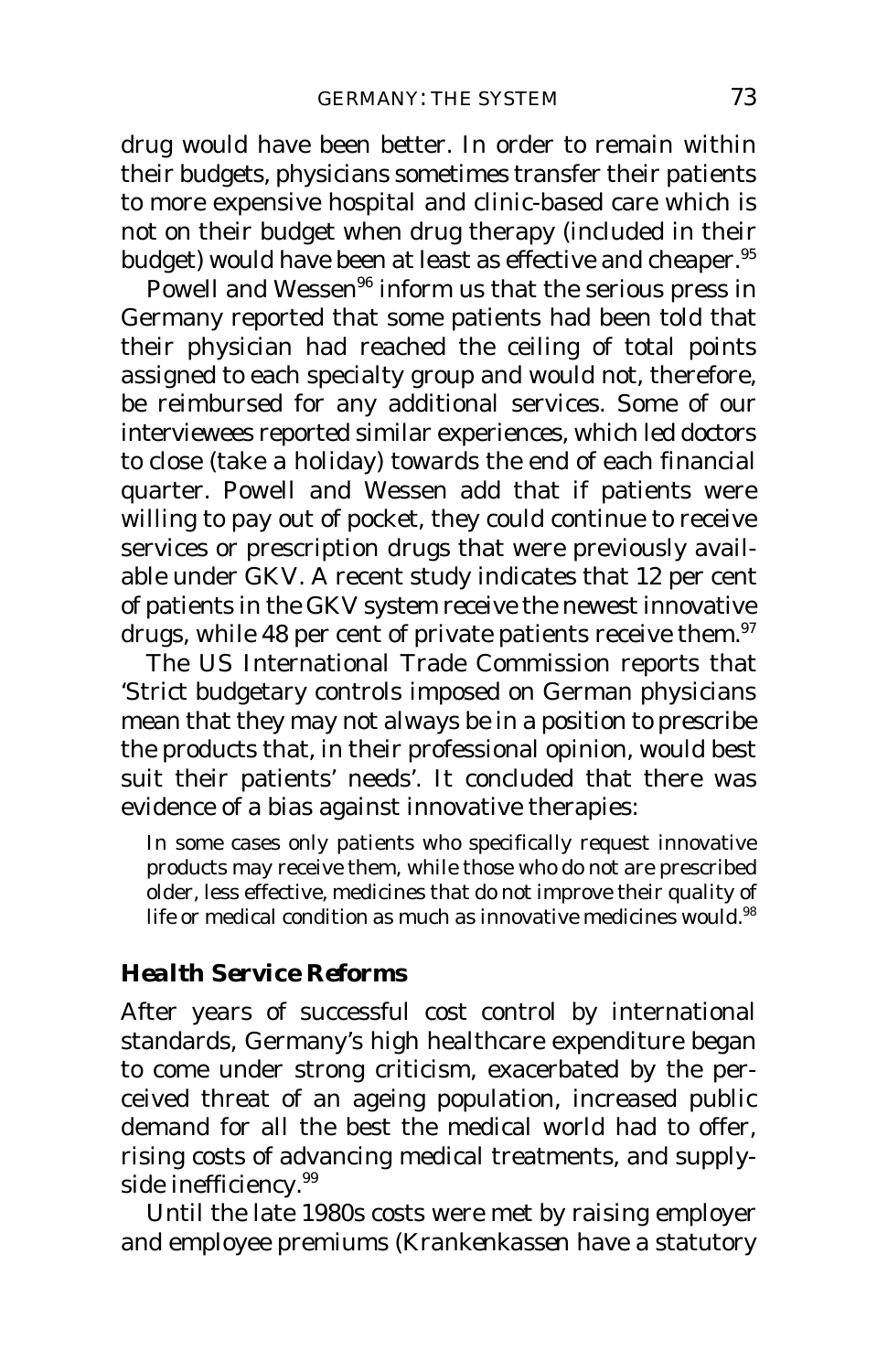drug would have been better. In order to remain within their budgets, physicians sometimes transfer their patients to more expensive hospital and clinic-based care which is not on their budget when drug therapy (included in their budget) would have been at least as effective and cheaper.[95]

Powell and Wessen[96] inform us that the serious press in Germany reported that some patients had been told that their physician had reached the ceiling of total points assigned to each specialty group and would not, therefore, be reimbursed for any additional services. Some of our interviewees reported similar experiences, which led doctors to close (take a holiday) towards the end of each financial quarter. Powell and Wessen add that if patients were willing to pay out of pocket, they could continue to receive services or prescription drugs that were previously available under GKV. A recent study indicates that 12 per cent of patients in the GKV system receive the newest innovative drugs, while 48 per cent of private patients receive them.[97]

The US International Trade Commission reports that 'Strict budgetary controls imposed on German physicians mean that they may not always be in a position to prescribe the products that, in their professional opinion, would best suit their patients' needs'. It concluded that there was evidence of a bias against innovative therapies:

> In some cases only patients who specifically request innovative products may receive them, while those who do not are prescribed older, less effective, medicines that do not improve their quality of life or medical condition as much as innovative medicines would.[98]

### *Health Service Reforms*

After years of successful cost control by international standards, Germany's high healthcare expenditure began to come under strong criticism, exacerbated by the perceived threat of an ageing population, increased public demand for all the best the medical world had to offer, rising costs of advancing medical treatments, and supply-side inefficiency.[99]

Until the late 1980s costs were met by raising employer and employee premiums (*Krankenkassen* have a statutory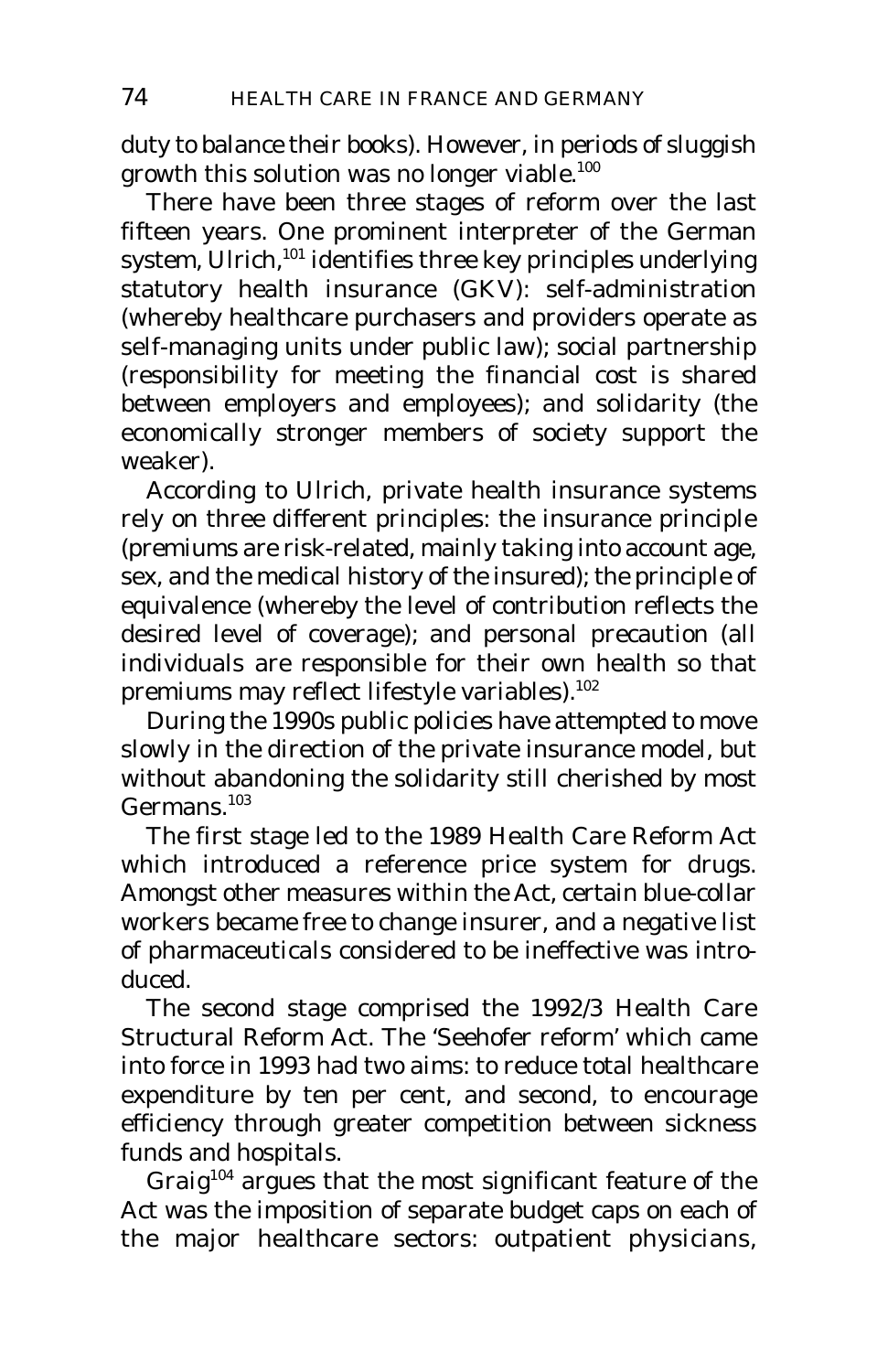duty to balance their books). However, in periods of sluggish growth this solution was no longer viable.[100]

There have been three stages of reform over the last fifteen years. One prominent interpreter of the German system, Ulrich,[101] identifies three key principles underlying statutory health insurance (GKV): self-administration (whereby healthcare purchasers and providers operate as self-managing units under public law); social partnership (responsibility for meeting the financial cost is shared between employers and employees); and solidarity (the economically stronger members of society support the weaker).

According to Ulrich, private health insurance systems rely on three different principles: the insurance principle (premiums are risk-related, mainly taking into account age, sex, and the medical history of the insured); the principle of equivalence (whereby the level of contribution reflects the desired level of coverage); and personal precaution (all individuals are responsible for their own health so that premiums may reflect lifestyle variables).[102]

During the 1990s public policies have attempted to move slowly in the direction of the private insurance model, but without abandoning the solidarity still cherished by most Germans.[103]

The first stage led to the 1989 Health Care Reform Act which introduced a reference price system for drugs. Amongst other measures within the Act, certain blue-collar workers became free to change insurer, and a negative list of pharmaceuticals considered to be ineffective was introduced.

The second stage comprised the 1992/3 Health Care Structural Reform Act. The 'Seehofer reform' which came into force in 1993 had two aims: to reduce total healthcare expenditure by ten per cent, and second, to encourage efficiency through greater competition between sickness funds and hospitals.

Graig[104] argues that the most significant feature of the Act was the imposition of separate budget caps on each of the major healthcare sectors: outpatient physicians,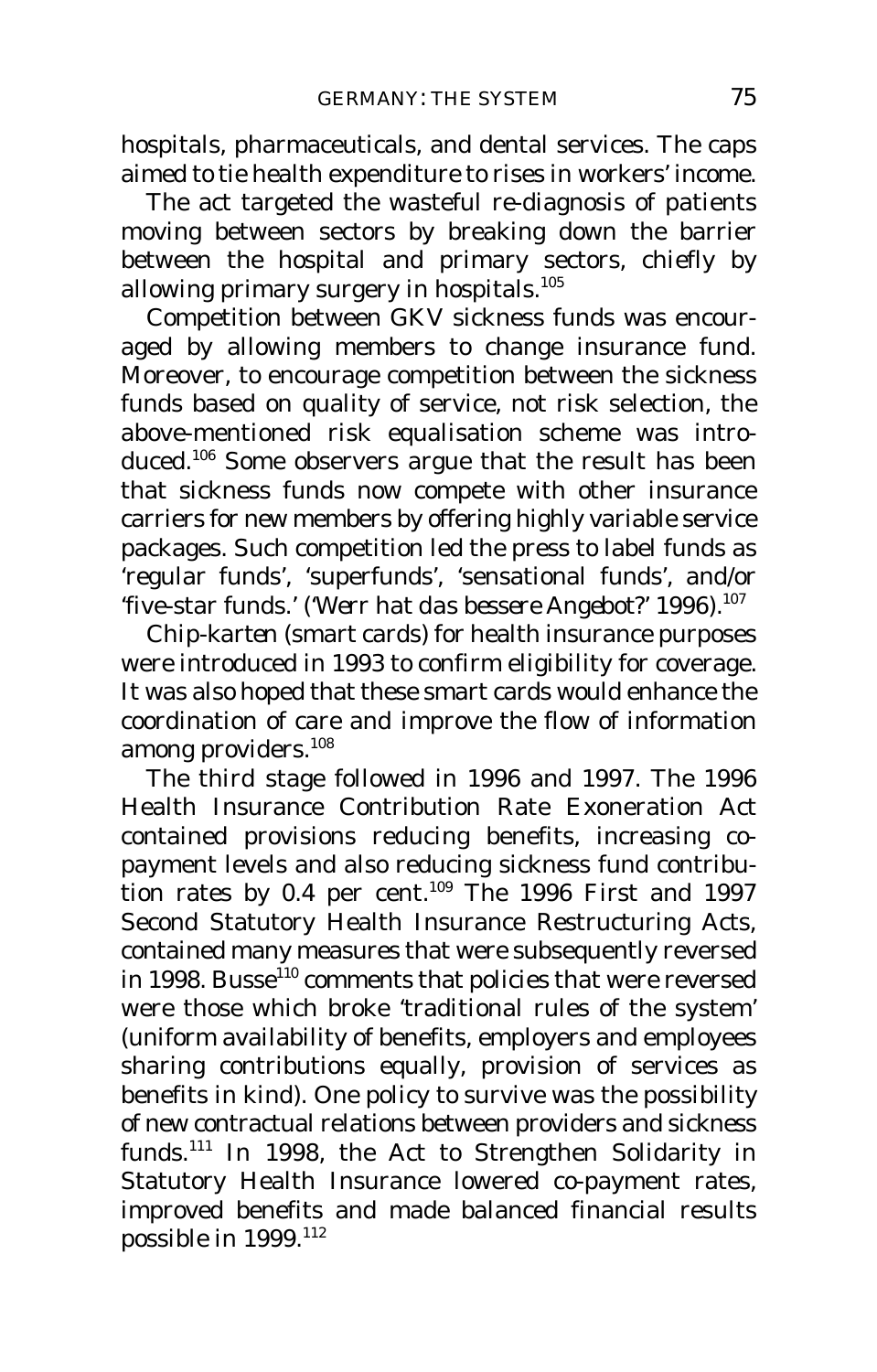hospitals, pharmaceuticals, and dental services. The caps aimed to tie health expenditure to rises in workers' income.

The act targeted the wasteful re-diagnosis of patients moving between sectors by breaking down the barrier between the hospital and primary sectors, chiefly by allowing primary surgery in hospitals.[105]

Competition between GKV sickness funds was encouraged by allowing members to change insurance fund. Moreover, to encourage competition between the sickness funds based on quality of service, not risk selection, the above-mentioned risk equalisation scheme was introduced.[106] Some observers argue that the result has been that sickness funds now compete with other insurance carriers for new members by offering highly variable service packages. Such competition led the press to label funds as 'regular funds', 'superfunds', 'sensational funds', and/or 'five-star funds.' ('*Werr hat das bessere Angebot?*' 1996).[107]

*Chip-karten* (smart cards) for health insurance purposes were introduced in 1993 to confirm eligibility for coverage. It was also hoped that these smart cards would enhance the coordination of care and improve the flow of information among providers.[108]

The third stage followed in 1996 and 1997. The 1996 Health Insurance Contribution Rate Exoneration Act contained provisions reducing benefits, increasing co-payment levels and also reducing sickness fund contribution rates by 0.4 per cent.[109] The 1996 First and 1997 Second Statutory Health Insurance Restructuring Acts, contained many measures that were subsequently reversed in 1998. Busse[110] comments that policies that were reversed were those which broke 'traditional rules of the system' (uniform availability of benefits, employers and employees sharing contributions equally, provision of services as benefits in kind). One policy to survive was the possibility of new contractual relations between providers and sickness funds.[111] In 1998, the Act to Strengthen Solidarity in Statutory Health Insurance lowered co-payment rates, improved benefits and made balanced financial results possible in 1999.[112]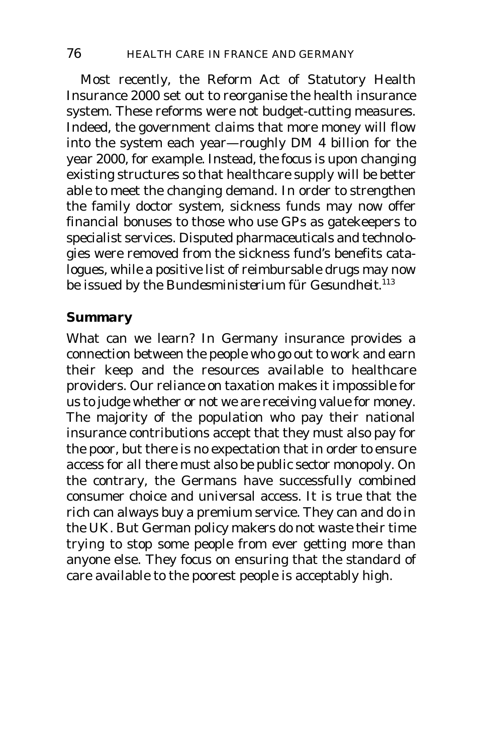Most recently, the Reform Act of Statutory Health Insurance 2000 set out to reorganise the health insurance system. These reforms were not budget-cutting measures. Indeed, the government claims that more money will flow into the system each year—roughly DM 4 billion for the year 2000, for example. Instead, the focus is upon changing existing structures so that healthcare supply will be better able to meet the changing demand. In order to strengthen the family doctor system, sickness funds may now offer financial bonuses to those who use GPs as gatekeepers to specialist services. Disputed pharmaceuticals and technologies were removed from the sickness fund's benefits catalogues, while a positive list of reimbursable drugs may now be issued by the *Bundesministerium für Gesundheit*.[113]

## Summary

What can we learn? In Germany insurance provides a connection between the people who go out to work and earn their keep and the resources available to healthcare providers. Our reliance on taxation makes it impossible for us to judge whether or not we are receiving value for money. The majority of the population who pay their national insurance contributions accept that they must also pay for the poor, but there is no expectation that in order to ensure access for all there must also be public sector monopoly. On the contrary, the Germans have successfully combined consumer choice and universal access. It is true that the rich can always buy a premium service. They can and do in the UK. But German policy makers do not waste their time trying to stop some people from ever getting more than anyone else. They focus on ensuring that the standard of care available to the poorest people is acceptably high.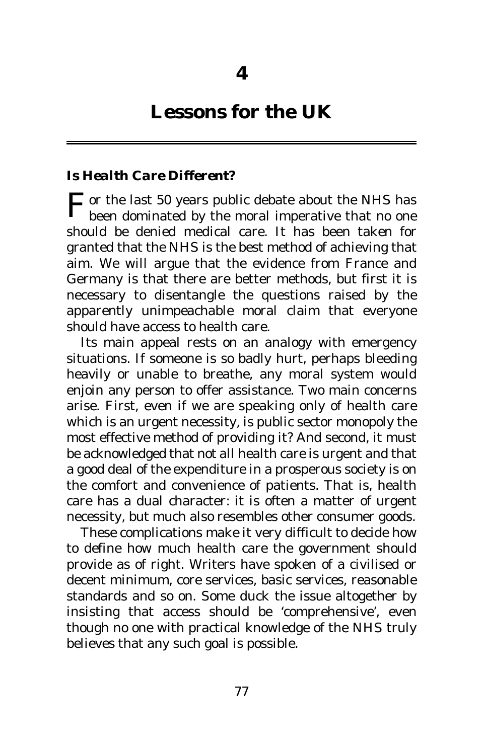# 4

# Lessons for the UK

## Is Health Care Different?

For the last 50 years public debate about the NHS has been dominated by the moral imperative that no one should be denied medical care. It has been taken for granted that the NHS is the best method of achieving that aim. We will argue that the evidence from France and Germany is that there are better methods, but first it is necessary to disentangle the questions raised by the apparently unimpeachable moral claim that everyone should have access to health care.

Its main appeal rests on an analogy with emergency situations. If someone is so badly hurt, perhaps bleeding heavily or unable to breathe, any moral system would enjoin any person to offer assistance. Two main concerns arise. First, even if we are speaking only of health care which is an urgent necessity, is public sector monopoly the most effective method of providing it? And second, it must be acknowledged that not all health care is urgent and that a good deal of the expenditure in a prosperous society is on the comfort and convenience of patients. That is, health care has a dual character: it is often a matter of urgent necessity, but much also resembles other consumer goods.

These complications make it very difficult to decide how to define how much health care the government should provide as of right. Writers have spoken of a civilised or decent minimum, core services, basic services, reasonable standards and so on. Some duck the issue altogether by insisting that access should be 'comprehensive', even though no one with practical knowledge of the NHS truly believes that any such goal is possible.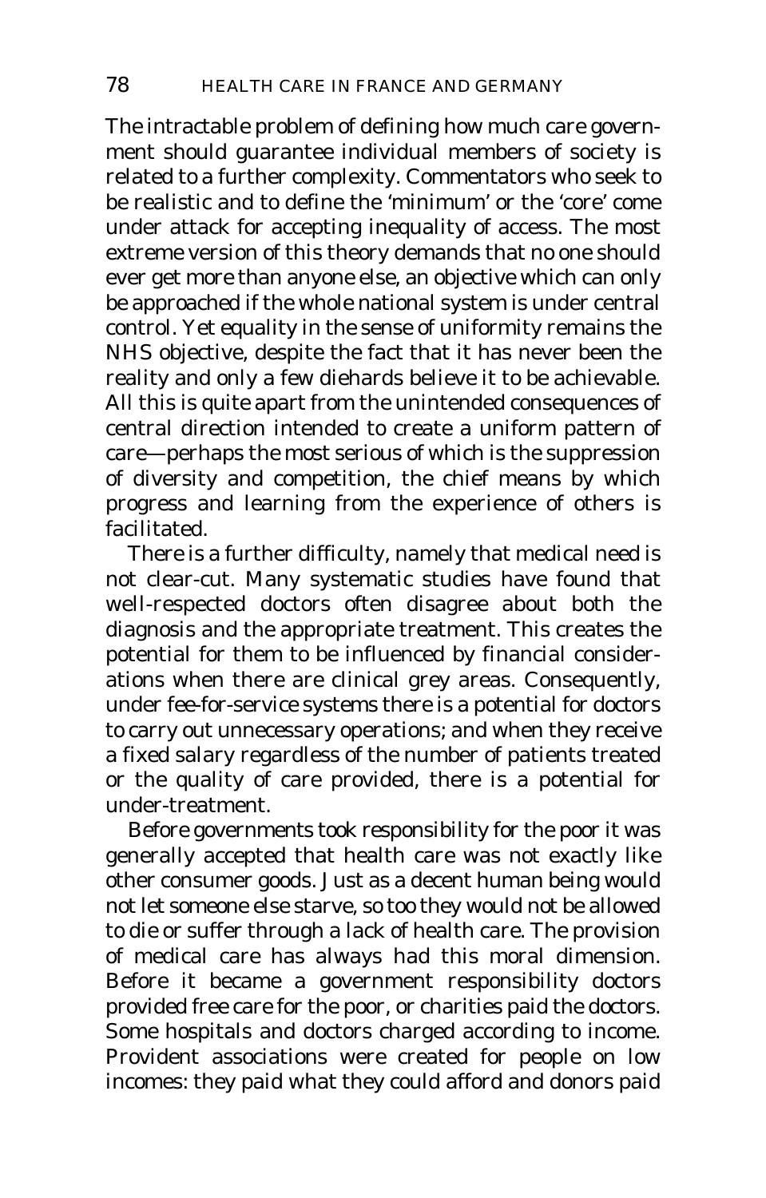The intractable problem of defining how much care government should guarantee individual members of society is related to a further complexity. Commentators who seek to be realistic and to define the 'minimum' or the 'core' come under attack for accepting inequality of access. The most extreme version of this theory demands that no one should ever get more than anyone else, an objective which can only be approached if the whole national system is under central control. Yet equality in the sense of uniformity remains the NHS objective, despite the fact that it has never been the reality and only a few diehards believe it to be achievable. All this is quite apart from the unintended consequences of central direction intended to create a uniform pattern of care—perhaps the most serious of which is the suppression of diversity and competition, the chief means by which progress and learning from the experience of others is facilitated.

There is a further difficulty, namely that medical need is not clear-cut. Many systematic studies have found that well-respected doctors often disagree about both the diagnosis and the appropriate treatment. This creates the potential for them to be influenced by financial considerations when there are clinical grey areas. Consequently, under fee-for-service systems there is a potential for doctors to carry out unnecessary operations; and when they receive a fixed salary regardless of the number of patients treated or the quality of care provided, there is a potential for under-treatment.

Before governments took responsibility for the poor it was generally accepted that health care was not exactly like other consumer goods. Just as a decent human being would not let someone else starve, so too they would not be allowed to die or suffer through a lack of health care. The provision of medical care has always had this moral dimension. Before it became a government responsibility doctors provided free care for the poor, or charities paid the doctors. Some hospitals and doctors charged according to income. Provident associations were created for people on low incomes: they paid what they could afford and donors paid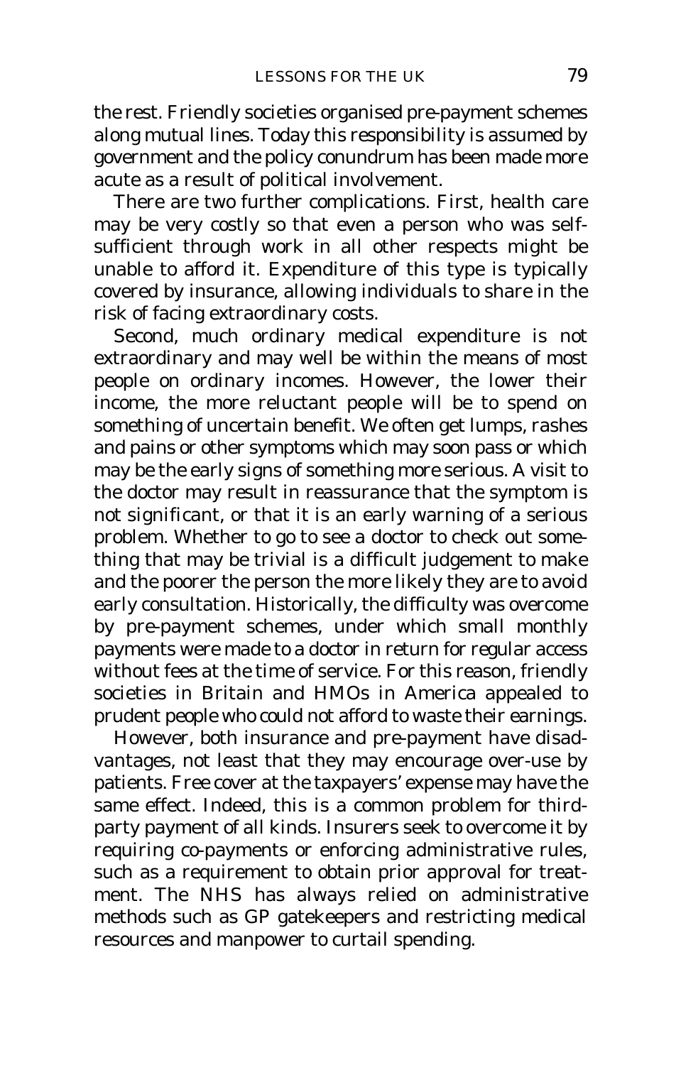the rest. Friendly societies organised pre-payment schemes along mutual lines. Today this responsibility is assumed by government and the policy conundrum has been made more acute as a result of political involvement.

There are two further complications. First, health care may be very costly so that even a person who was self-sufficient through work in all other respects might be unable to afford it. Expenditure of this type is typically covered by insurance, allowing individuals to share in the risk of facing extraordinary costs.

Second, much ordinary medical expenditure is not extraordinary and may well be within the means of most people on ordinary incomes. However, the lower their income, the more reluctant people will be to spend on something of uncertain benefit. We often get lumps, rashes and pains or other symptoms which may soon pass or which may be the early signs of something more serious. A visit to the doctor may result in reassurance that the symptom is not significant, or that it is an early warning of a serious problem. Whether to go to see a doctor to check out something that may be trivial is a difficult judgement to make and the poorer the person the more likely they are to avoid early consultation. Historically, the difficulty was overcome by pre-payment schemes, under which small monthly payments were made to a doctor in return for regular access without fees at the time of service. For this reason, friendly societies in Britain and HMOs in America appealed to prudent people who could not afford to waste their earnings.

However, both insurance and pre-payment have disadvantages, not least that they may encourage over-use by patients. Free cover at the taxpayers' expense may have the same effect. Indeed, this is a common problem for third-party payment of all kinds. Insurers seek to overcome it by requiring co-payments or enforcing administrative rules, such as a requirement to obtain prior approval for treatment. The NHS has always relied on administrative methods such as GP gatekeepers and restricting medical resources and manpower to curtail spending.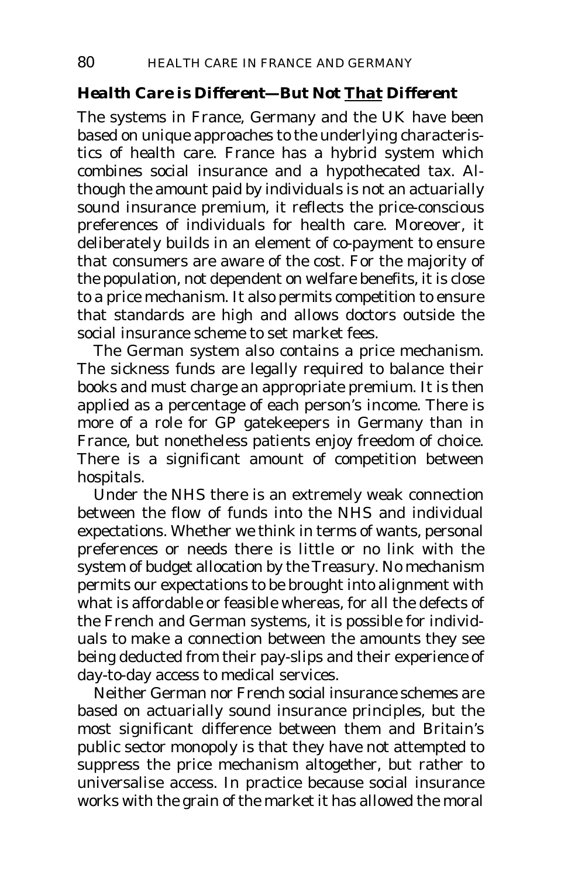### **Health Care is Different—But Not That Different**

The systems in France, Germany and the UK have been based on unique approaches to the underlying characteristics of health care. France has a hybrid system which combines social insurance and a hypothecated tax. Although the amount paid by individuals is not an actuarially sound insurance premium, it reflects the price-conscious preferences of individuals for health care. Moreover, it deliberately builds in an element of co-payment to ensure that consumers are aware of the cost. For the majority of the population, not dependent on welfare benefits, it is close to a price mechanism. It also permits competition to ensure that standards are high and allows doctors outside the social insurance scheme to set market fees.

The German system also contains a price mechanism. The sickness funds are legally required to balance their books and must charge an appropriate premium. It is then applied as a percentage of each person's income. There is more of a role for GP gatekeepers in Germany than in France, but nonetheless patients enjoy freedom of choice. There is a significant amount of competition between hospitals.

Under the NHS there is an extremely weak connection between the flow of funds into the NHS and individual expectations. Whether we think in terms of wants, personal preferences or needs there is little or no link with the system of budget allocation by the Treasury. No mechanism permits our expectations to be brought into alignment with what is affordable or feasible whereas, for all the defects of the French and German systems, it is possible for individuals to make a connection between the amounts they see being deducted from their pay-slips and their experience of day-to-day access to medical services.

Neither German nor French social insurance schemes are based on actuarially sound insurance principles, but the most significant difference between them and Britain's public sector monopoly is that they have not attempted to suppress the price mechanism altogether, but rather to universalise access. In practice because social insurance works with the grain of the market it has allowed the moral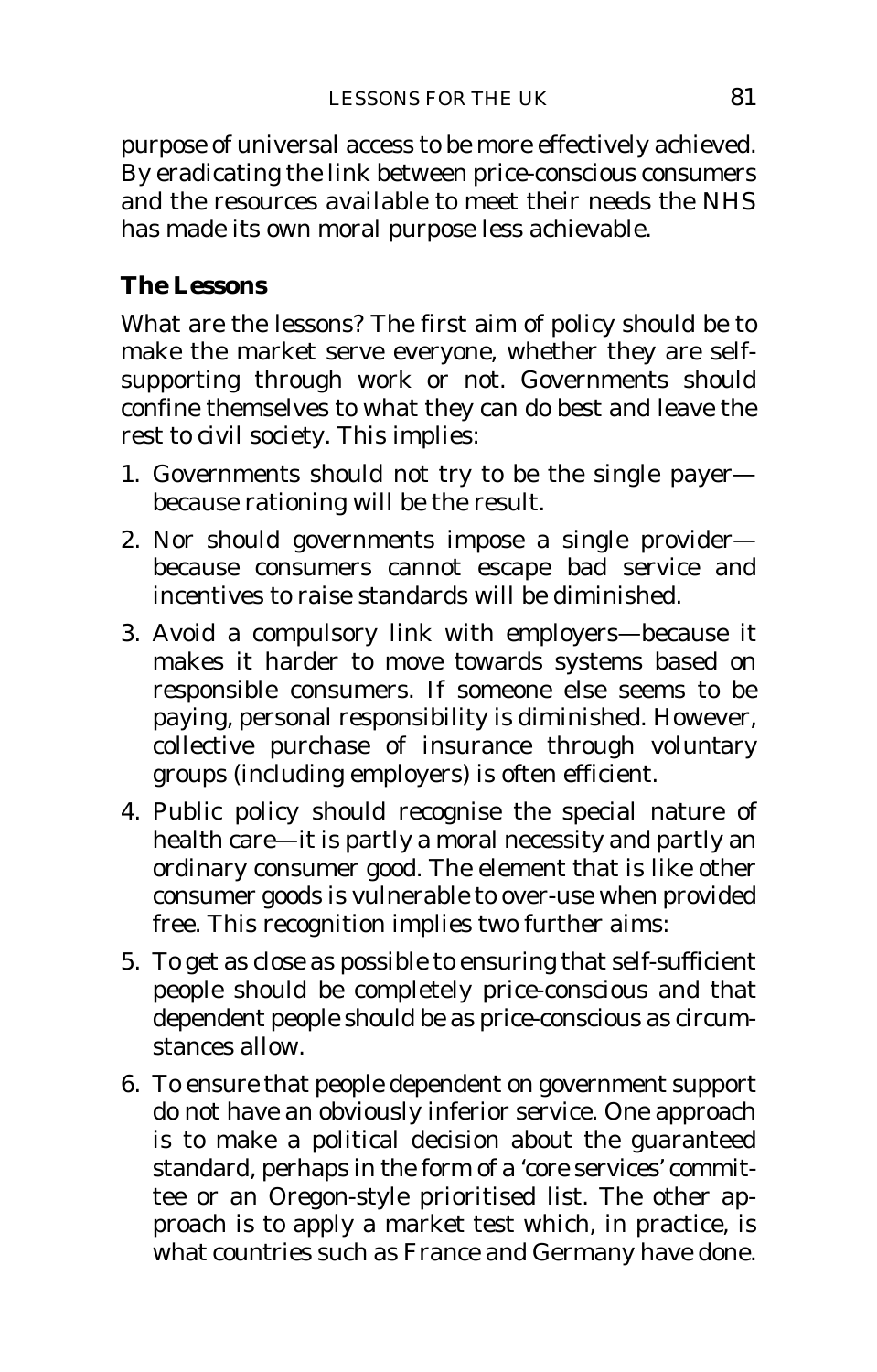purpose of universal access to be more effectively achieved. By eradicating the link between price-conscious consumers and the resources available to meet their needs the NHS has made its own moral purpose less achievable.

### The Lessons

What are the lessons? The first aim of policy should be to make the market serve everyone, whether they are self-supporting through work or not. Governments should confine themselves to what they can do best and leave the rest to civil society. This implies:

1. Governments should not try to be the single payer—because rationing will be the result.
2. Nor should governments impose a single provider—because consumers cannot escape bad service and incentives to raise standards will be diminished.
3. Avoid a compulsory link with employers—because it makes it harder to move towards systems based on responsible consumers. If someone else seems to be paying, personal responsibility is diminished. However, collective purchase of insurance through voluntary groups (including employers) is often efficient.
4. Public policy should recognise the special nature of health care—it is partly a moral necessity and partly an ordinary consumer good. The element that is like other consumer goods is vulnerable to over-use when provided free. This recognition implies two further aims:
5. To get as close as possible to ensuring that self-sufficient people should be completely price-conscious and that dependent people should be as price-conscious as circumstances allow.
6. To ensure that people dependent on government support do not have an obviously inferior service. One approach is to make a political decision about the guaranteed standard, perhaps in the form of a 'core services' committee or an Oregon-style prioritised list. The other approach is to apply a market test which, in practice, is what countries such as France and Germany have done.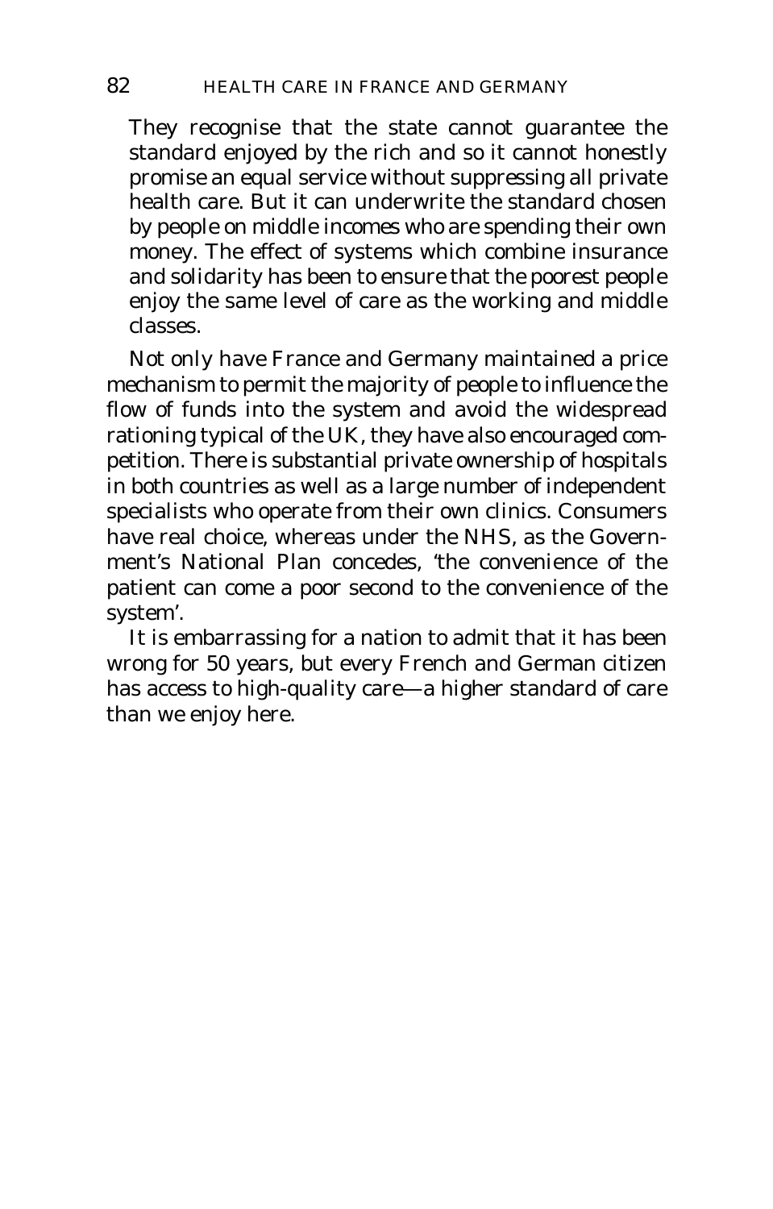They recognise that the state cannot guarantee the standard enjoyed by the rich and so it cannot honestly promise an equal service without suppressing all private health care. But it can underwrite the standard chosen by people on middle incomes who are spending their own money. The effect of systems which combine insurance and solidarity has been to ensure that the poorest people enjoy the same level of care as the working and middle classes.

Not only have France and Germany maintained a price mechanism to permit the majority of people to influence the flow of funds into the system and avoid the widespread rationing typical of the UK, they have also encouraged competition. There is substantial private ownership of hospitals in both countries as well as a large number of independent specialists who operate from their own clinics. Consumers have real choice, whereas under the NHS, as the Government's National Plan concedes, 'the convenience of the patient can come a poor second to the convenience of the system'.

It is embarrassing for a nation to admit that it has been wrong for 50 years, but every French and German citizen has access to high-quality care—a higher standard of care than we enjoy here.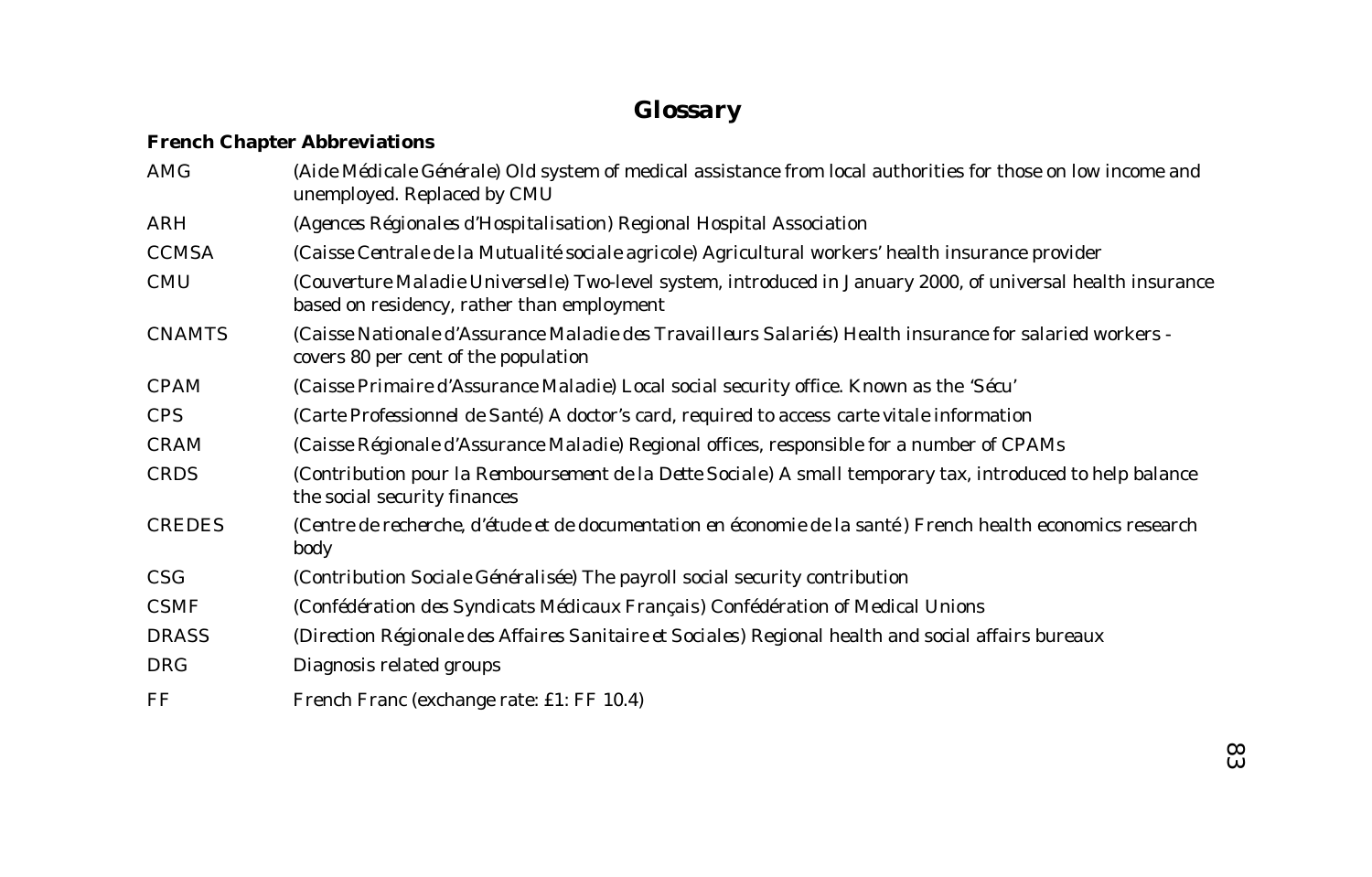# Glossary

## French Chapter Abbreviations

| | |
|---|---|
| AMG | *(Aide Médicale Générale)* Old system of medical assistance from local authorities for those on low income and unemployed. Replaced by CMU |
| ARH | *(Agences Régionales d'Hospitalisation)* Regional Hospital Association |
| CCMSA | *(Caisse Centrale de la Mutualité sociale agricole)* Agricultural workers' health insurance provider |
| CMU | *(Couverture Maladie Universelle)* Two-level system, introduced in January 2000, of universal health insurance based on residency, rather than employment |
| CNAMTS | *(Caisse Nationale d'Assurance Maladie des Travailleurs Salariés)* Health insurance for salaried workers - covers 80 per cent of the population |
| CPAM | *(Caisse Primaire d'Assurance Maladie)* Local social security office. Known as the 'Sécu' |
| CPS | *(Carte Professionnel de Santé)* A doctor's card, required to access *carte vitale* information |
| CRAM | *(Caisse Régionale d'Assurance Maladie)* Regional offices, responsible for a number of CPAMs |
| CRDS | *(Contribution pour la Remboursement de la Dette Sociale)* A small temporary tax, introduced to help balance the social security finances |
| CREDES | *(Centre de recherche, d'étude et de documentation en économie de la santé)* French health economics research body |
| CSG | *(Contribution Sociale Généralisée)* The payroll social security contribution |
| CSMF | *(Confédération des Syndicats Médicaux Français)* Confédération of Medical Unions |
| DRASS | *(Direction Régionale des Affaires Sanitaire et Sociales)* Regional health and social affairs bureaux |
| DRG | Diagnosis related groups |
| FF | French Franc (exchange rate: £1: FF 10.4) |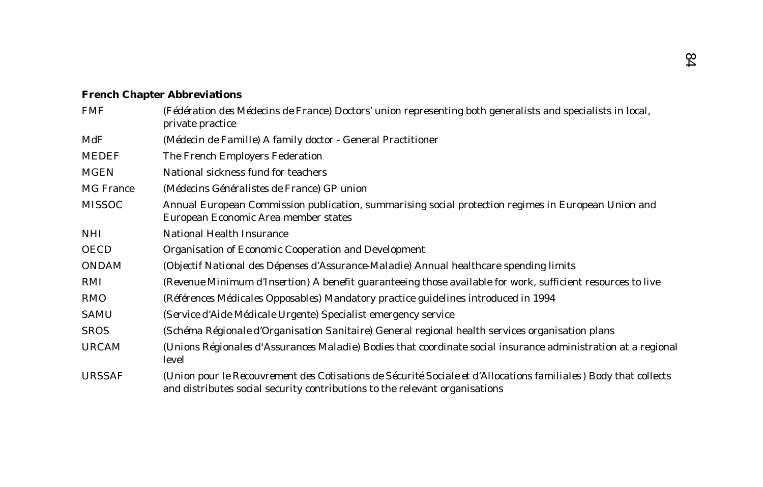**French Chapter Abbreviations**

| | |
|---|---|
| FMF | *(Fédération des Médecins de France)* Doctors' union representing both generalists and specialists in local, private practice |
| MdF | *(Médecin de Famille)* A family doctor - General Practitioner |
| MEDEF | The French Employers Federation |
| MGEN | National sickness fund for teachers |
| MG France | *(Médecins Généralistes de France)* GP union |
| MISSOC | Annual European Commission publication, summarising social protection regimes in European Union and European Economic Area member states |
| NHI | National Health Insurance |
| OECD | Organisation of Economic Cooperation and Development |
| ONDAM | *(Objectif National des Dépenses d'Assurance-Maladie)* Annual healthcare spending limits |
| RMI | *(Revenue Minimum d'Insertion)* A benefit guaranteeing those available for work, sufficient resources to live |
| RMO | *(Références Médicales Opposables)* Mandatory practice guidelines introduced in 1994 |
| SAMU | *(Service d'Aide Médicale Urgente)* Specialist emergency service |
| SROS | *(Schéma Régionale d'Organisation Sanitaire)* General regional health services organisation plans |
| URCAM | *(Unions Régionales d'Assurances Maladie)* Bodies that coordinate social insurance administration at a regional level |
| URSSAF | *(Union pour le Recouvrement des Cotisations de Sécurité Sociale et d'Allocations familiales)* Body that collects and distributes social security contributions to the relevant organisations |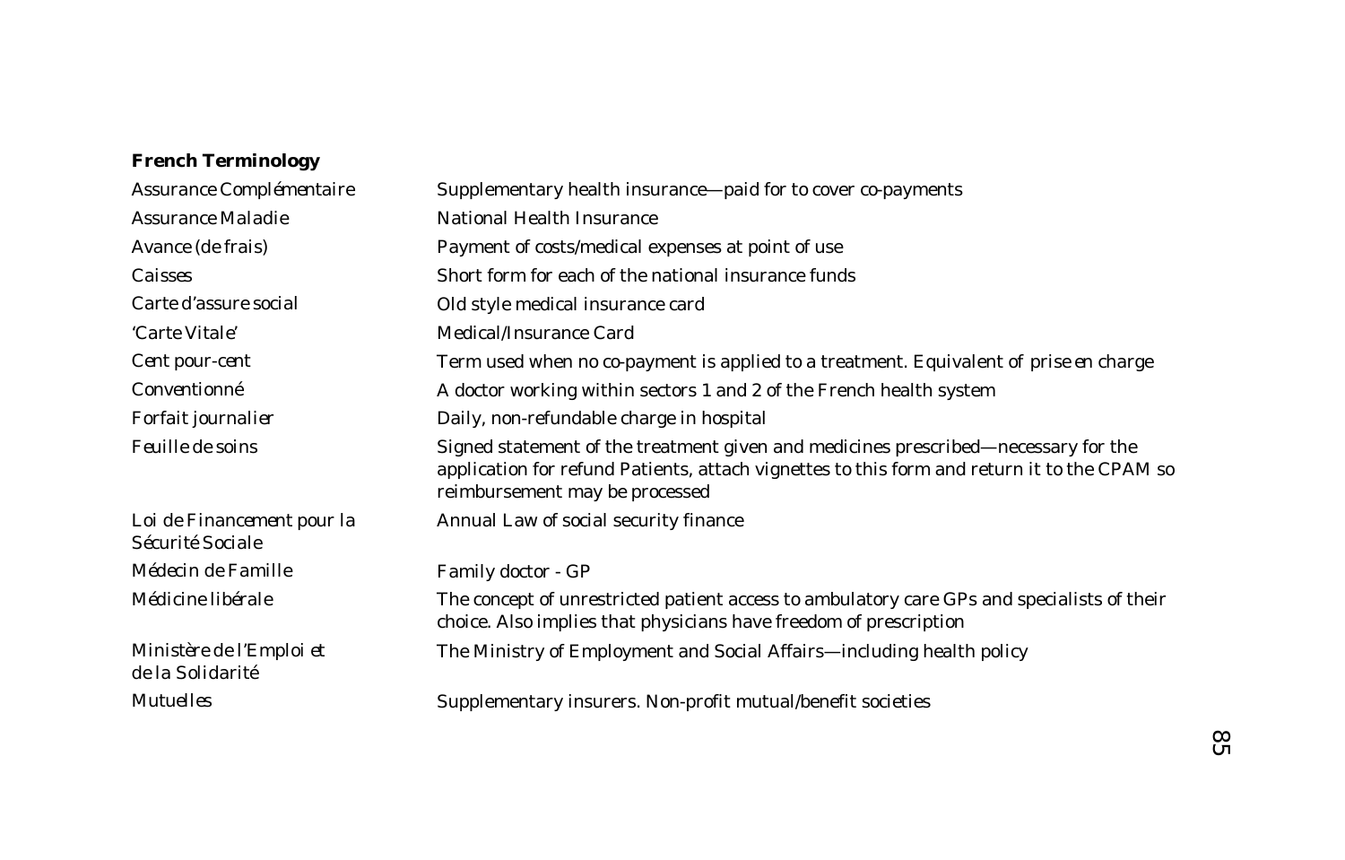**French Terminology**

| | |
|---|---|
| *Assurance Complémentaire* | Supplementary health insurance—paid for to cover co-payments |
| *Assurance Maladie* | National Health Insurance |
| *Avance (de frais)* | Payment of costs/medical expenses at point of use |
| *Caisses* | Short form for each of the national insurance funds |
| *Carte d'assure social* | Old style medical insurance card |
| *'Carte Vitale'* | Medical/Insurance Card |
| *Cent pour-cent* | Term used when no co-payment is applied to a treatment. Equivalent of *prise en charge* |
| *Conventionné* | A doctor working within sectors 1 and 2 of the French health system |
| *Forfait journalier* | Daily, non-refundable charge in hospital |
| *Feuille de soins* | Signed statement of the treatment given and medicines prescribed—necessary for the application for refund Patients, attach vignettes to this form and return it to the CPAM so reimbursement may be processed |
| *Loi de Financement pour la Sécurité Sociale* | Annual Law of social security finance |
| *Médecin de Famille* | Family doctor - GP |
| *Médicine libérale* | The concept of unrestricted patient access to ambulatory care GPs and specialists of their choice. Also implies that physicians have freedom of prescription |
| *Ministère de l'Emploi et de la Solidarité* | The Ministry of Employment and Social Affairs—including health policy |
| *Mutuelles* | Supplementary insurers. Non-profit mutual/benefit societies |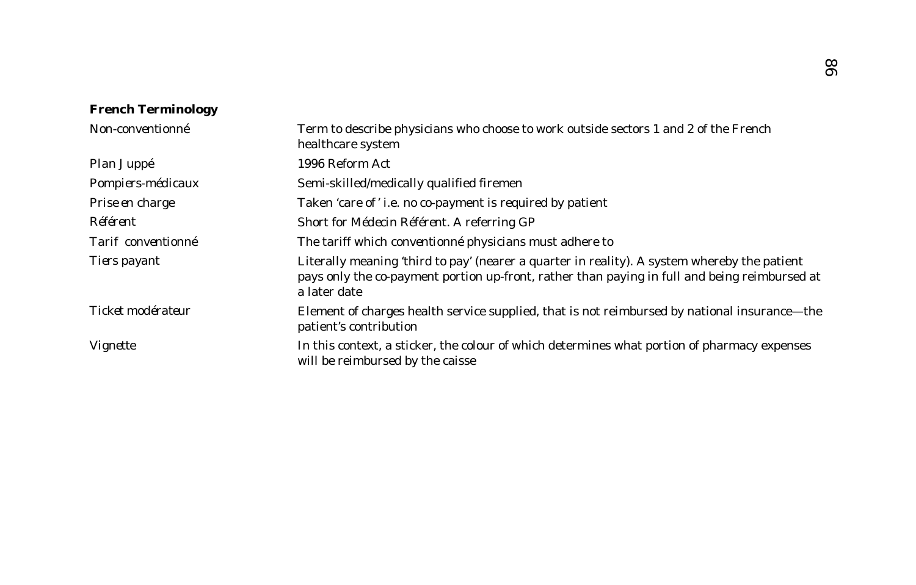**French Terminology**

| | |
|---|---|
| *Non-conventionné* | Term to describe physicians who choose to work outside sectors 1 and 2 of the French healthcare system |
| *Plan Juppé* | 1996 Reform Act |
| *Pompiers-médicaux* | Semi-skilled/medically qualified firemen |
| *Prise en charge* | Taken 'care of' i.e. no co-payment is required by patient |
| *Référent* | Short for *Médecin Référent*. A referring GP |
| *Tarif conventionné* | The tariff which *conventionné* physicians must adhere to |
| *Tiers payant* | Literally meaning 'third to pay' (nearer a quarter in reality). A system whereby the patient pays only the co-payment portion up-front, rather than paying in full and being reimbursed at a later date |
| *Ticket modérateur* | Element of charges health service supplied, that is not reimbursed by national insurance—the patient's contribution |
| *Vignette* | In this context, a sticker, the colour of which determines what portion of pharmacy expenses will be reimbursed by the caisse |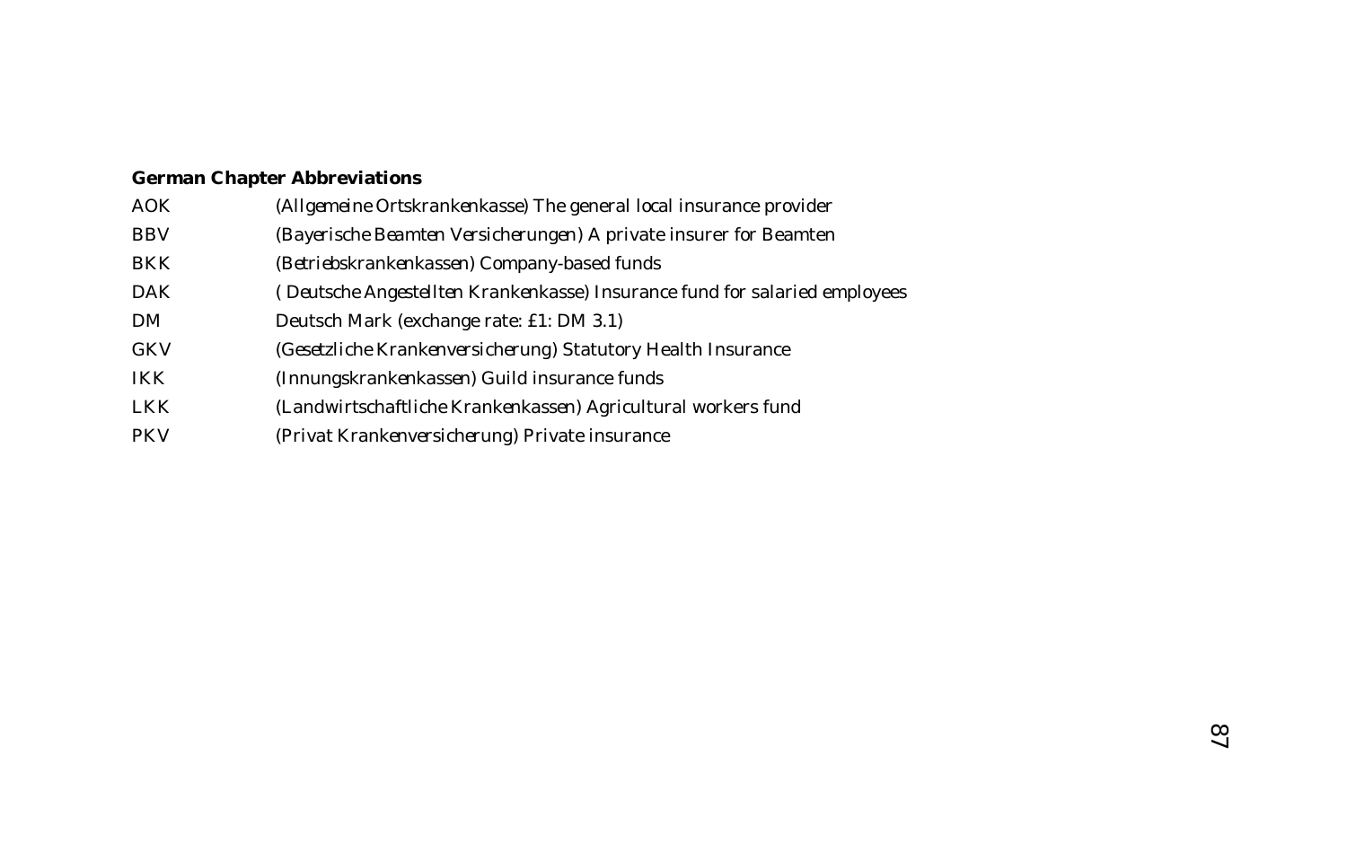**German Chapter Abbreviations**

| | |
|---|---|
| AOK | (*Allgemeine Ortskrankenkasse*) The general local insurance provider |
| BBV | (*Bayerische Beamten Versicherungen*) A private insurer for Beamten |
| BKK | (*Betriebskrankenkassen*) Company-based funds |
| DAK | ( *Deutsche Angestellten Krankenkasse*) Insurance fund for salaried employees |
| DM | Deutsch Mark (exchange rate: £1: DM 3.1) |
| GKV | (*Gesetzliche Krankenversicherung*) Statutory Health Insurance |
| IKK | (*Innungskrankenkassen*) Guild insurance funds |
| LKK | (*Landwirtschaftliche Krankenkassen*) Agricultural workers fund |
| PKV | (*Privat Krankenversicherung*) Private insurance |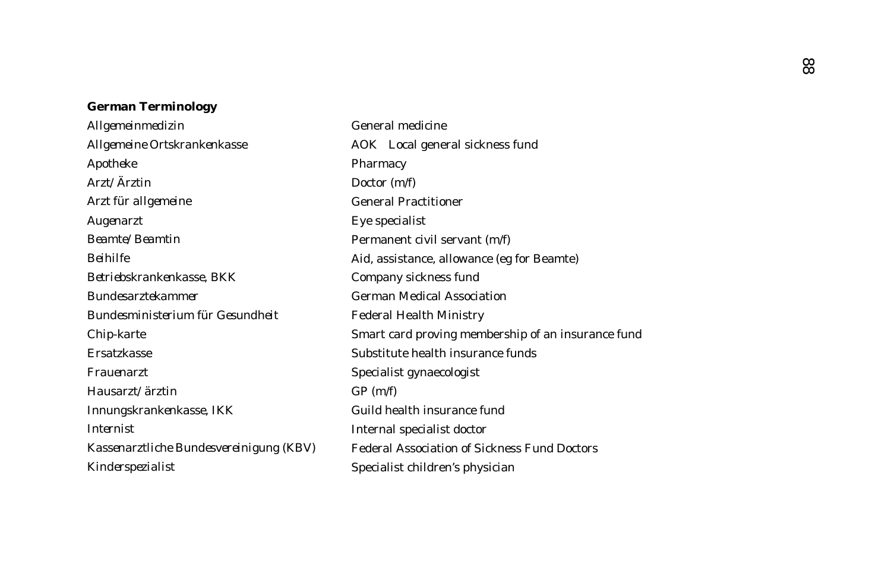**German Terminology**

| | |
|---|---|
| Allgemeinmedizin | General medicine |
| Allgemeine Ortskrankenkasse | AOK Local general sickness fund |
| Apotheke | Pharmacy |
| Arzt/Ärztin | Doctor (m/f) |
| Arzt für allgemeine | General Practitioner |
| Augenarzt | Eye specialist |
| Beamte/Beamtin | Permanent civil servant (m/f) |
| Beihilfe | Aid, assistance, allowance (eg for Beamte) |
| Betriebskrankenkasse, BKK | Company sickness fund |
| Bundesarztekammer | German Medical Association |
| Bundesministerium für Gesundheit | Federal Health Ministry |
| Chip-karte | Smart card proving membership of an insurance fund |
| Ersatzkasse | Substitute health insurance funds |
| Frauenarzt | Specialist gynaecologist |
| Hausarzt/ärztin | GP (m/f) |
| Innungskrankenkasse, IKK | Guild health insurance fund |
| Internist | Internal specialist doctor |
| Kassenarztliche Bundesvereinigung (KBV) | Federal Association of Sickness Fund Doctors |
| Kinderspezialist | Specialist children's physician |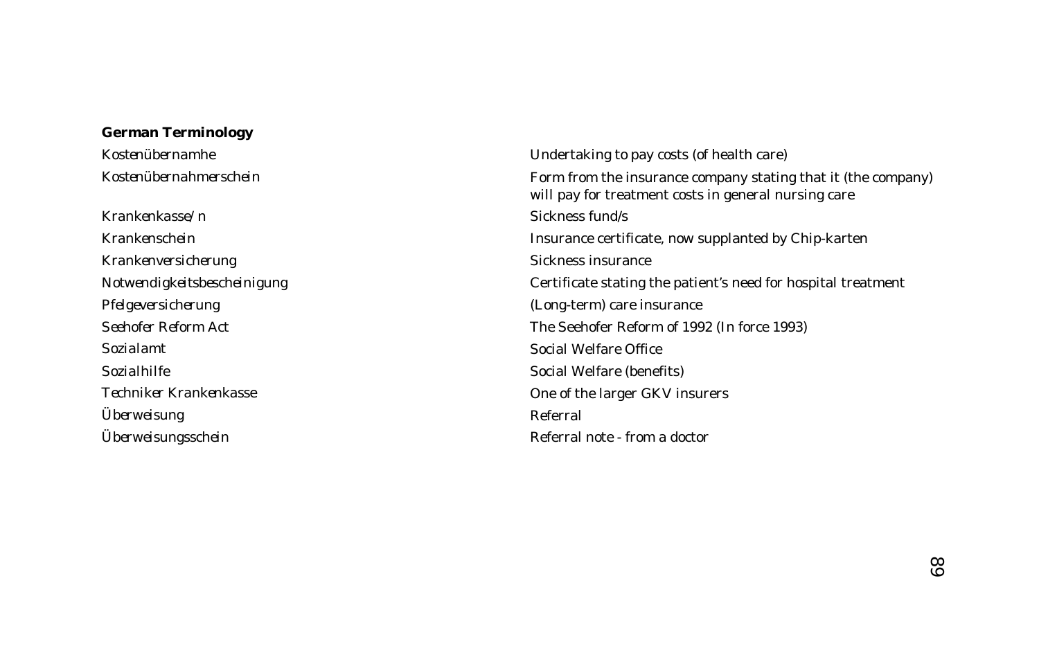**German Terminology**

| | |
|---|---|
| *Kostenübernamhe* | *Undertaking to pay costs (of health care)* |
| *Kostenübernahmerschein* | *Form from the insurance company stating that it (the company) will pay for treatment costs in general nursing care* |
| *Krankenkasse/n* | *Sickness fund/s* |
| *Krankenschein* | *Insurance certificate, now supplanted by Chip-karten* |
| *Krankenversicherung* | *Sickness insurance* |
| *Notwendigkeitsbescheinigung* | *Certificate stating the patient's need for hospital treatment* |
| *Pfelgeversicherung* | *(Long-term) care insurance* |
| *Seehofer Reform Act* | *The Seehofer Reform of 1992 (In force 1993)* |
| *Sozialamt* | *Social Welfare Office* |
| *Sozialhilfe* | *Social Welfare (benefits)* |
| *Techniker Krankenkasse* | *One of the larger GKV insurers* |
| *Überweisung* | *Referral* |
| *Überweisungsschein* | *Referral note - from a doctor* |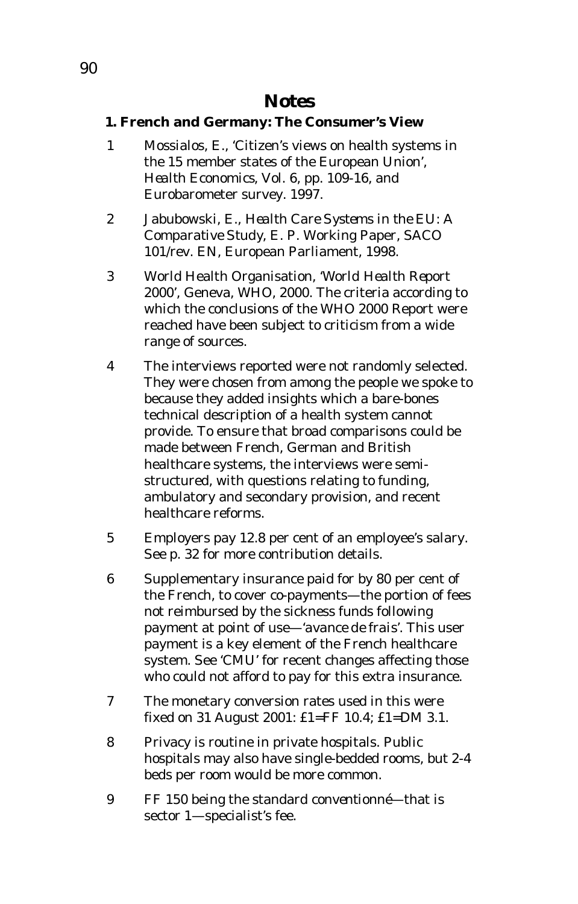# Notes

## 1. French and Germany: The Consumer's View

1. Mossialos, E., 'Citizen's views on health systems in the 15 member states of the European Union', *Health Economics*, Vol. 6, pp. 109-16, and Eurobarometer survey. 1997.

2. Jabubowski, E., *Health Care Systems in the EU: A Comparative Study*, E. P. Working Paper, SACO 101/rev. EN, European Parliament, 1998.

3. World Health Organisation, '*World Health Report 2000*', Geneva, WHO, 2000. The criteria according to which the conclusions of the WHO 2000 Report were reached have been subject to criticism from a wide range of sources.

4. The interviews reported were not randomly selected. They were chosen from among the people we spoke to because they added insights which a bare-bones technical description of a health system cannot provide. To ensure that broad comparisons could be made between French, German and British healthcare systems, the interviews were semi-structured, with questions relating to funding, ambulatory and secondary provision, and recent healthcare reforms.

5. Employers pay 12.8 per cent of an employee's salary. See p. 32 for more contribution details.

6. Supplementary insurance paid for by 80 per cent of the French, to cover co-payments—the portion of fees not reimbursed by the sickness funds following payment at point of use—'*avance de frais*'. This user payment is a key element of the French healthcare system. See 'CMU' for recent changes affecting those who could not afford to pay for this extra insurance.

7. The monetary conversion rates used in this were fixed on 31 August 2001: £1=FF 10.4; £1=DM 3.1.

8. Privacy is routine in private hospitals. Public hospitals may also have single-bedded rooms, but 2-4 beds per room would be more common.

9. FF 150 being the standard *conventionné*—that is sector 1—specialist's fee.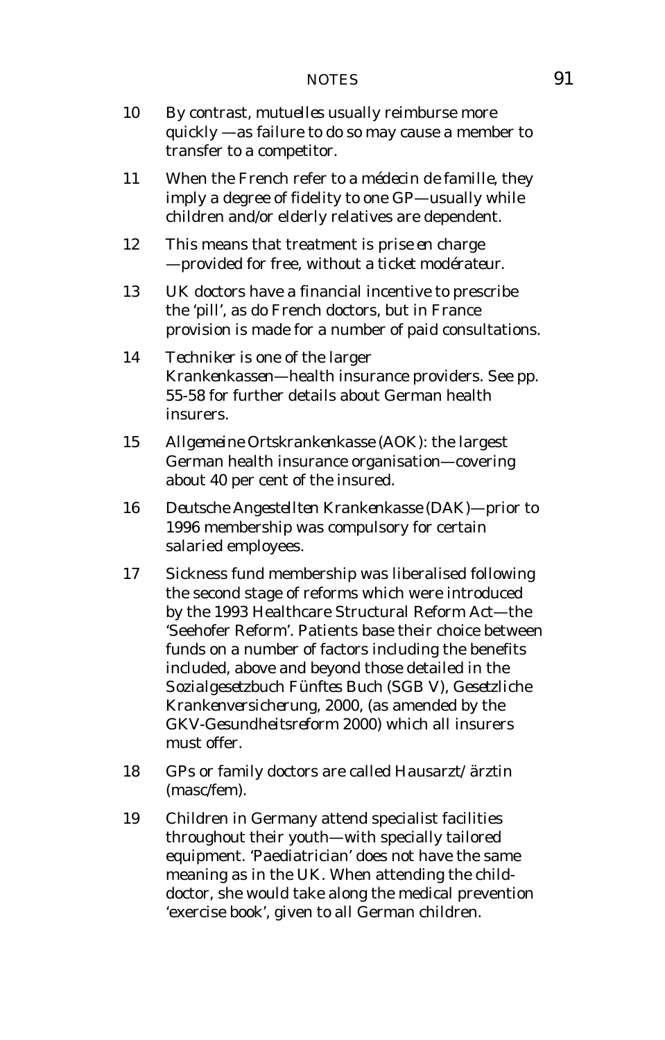10 By contrast, *mutuelles* usually reimburse more quickly —as failure to do so may cause a member to transfer to a competitor.

11 When the French refer to a *médecin de famille*, they imply a degree of fidelity to one GP—usually while children and/or elderly relatives are dependent.

12 This means that treatment is *prise en charge* —provided for free, without a *ticket modérateur*.

13 UK doctors have a financial incentive to prescribe the 'pill', as do French doctors, but in France provision is made for a number of paid consultations.

14 *Techniker* is one of the larger *Krankenkassen*—health insurance providers. See pp. 55-58 for further details about German health insurers.

15 *Allgemeine Ortskrankenkasse* (AOK): the largest German health insurance organisation—covering about 40 per cent of the insured.

16 *Deutsche Angestellten Krankenkasse* (DAK)—prior to 1996 membership was compulsory for certain salaried employees.

17 Sickness fund membership was liberalised following the second stage of reforms which were introduced by the 1993 Healthcare Structural Reform Act—the 'Seehofer Reform'. Patients base their choice between funds on a number of factors including the benefits included, above and beyond those detailed in the *Sozialgesetzbuch Fünftes Buch* (SGB V), *Gesetzliche Krankenversicherung*, 2000, (as amended by the *GKV-Gesundheitsreform 2000*) which all insurers must offer.

18 GPs or family doctors are called *Hausarzt/ärztin* (masc/fem).

19 Children in Germany attend specialist facilities throughout their youth—with specially tailored equipment. 'Paediatrician' does not have the same meaning as in the UK. When attending the child-doctor, she would take along the medical prevention 'exercise book', given to all German children.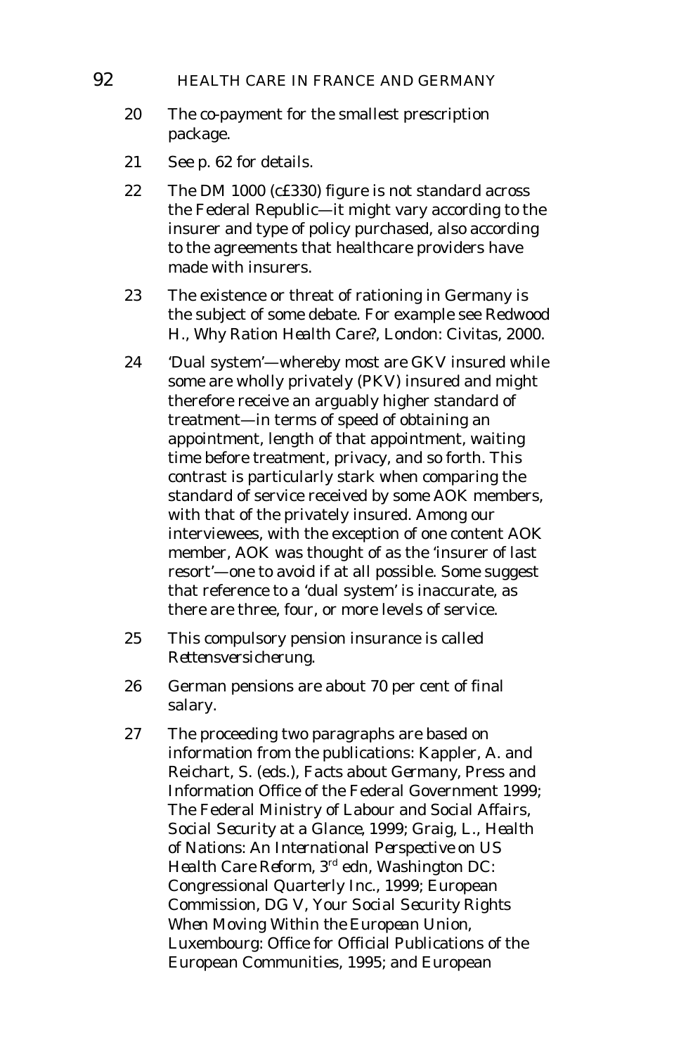20 The co-payment for the smallest prescription package.

21 See p. 62 for details.

22 The DM 1000 (c£330) figure is not standard across the Federal Republic—it might vary according to the insurer and type of policy purchased, also according to the agreements that healthcare providers have made with insurers.

23 The existence or threat of rationing in Germany is the subject of some debate. For example see Redwood H., *Why Ration Health Care?*, London: Civitas, 2000.

24 'Dual system'—whereby most are GKV insured while some are wholly privately (PKV) insured and might therefore receive an arguably higher standard of treatment—in terms of speed of obtaining an appointment, length of that appointment, waiting time before treatment, privacy, and so forth. This contrast is particularly stark when comparing the standard of service received by some AOK members, with that of the privately insured. Among our interviewees, with the exception of one content AOK member, AOK was thought of as the 'insurer of last resort'—one to avoid if at all possible. Some suggest that reference to a 'dual system' is inaccurate, as there are three, four, or more levels of service.

25 This compulsory pension insurance is called *Rettensversicherung*.

26 German pensions are about 70 per cent of final salary.

27 The proceeding two paragraphs are based on information from the publications: Kappler, A. and Reichart, S. (eds.), *Facts about Germany*, Press and Information Office of the Federal Government 1999; The Federal Ministry of Labour and Social Affairs, *Social Security at a Glance*, 1999; Graig, L., *Health of Nations: An International Perspective on US Health Care Reform*, 3rd edn, Washington DC: Congressional Quarterly Inc., 1999; European Commission, DG V, *Your Social Security Rights When Moving Within the European Union*, Luxembourg: Office for Official Publications of the European Communities, 1995; and European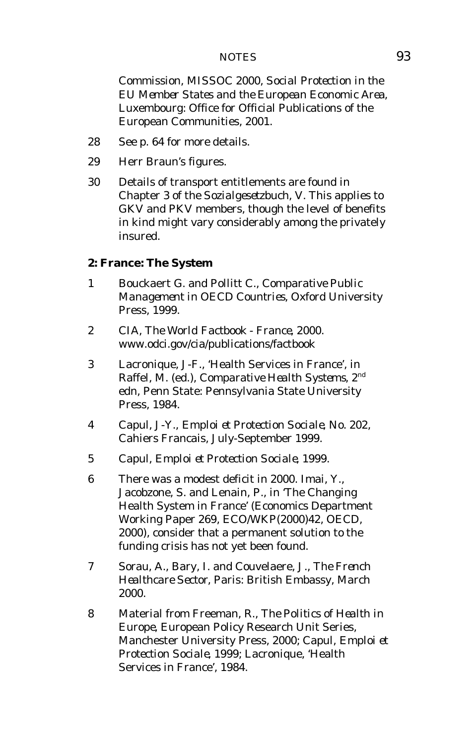Commission, MISSOC 2000, *Social Protection in the EU Member States and the European Economic Area*, Luxembourg: Office for Official Publications of the European Communities, 2001.

28 See p. 64 for more details.

29 Herr Braun's figures.

30 Details of transport entitlements are found in Chapter 3 of the *Sozialgesetzbuch*, V. This applies to GKV and PKV members, though the level of benefits in kind might vary considerably among the privately insured.

**2: France: The System**

1 Bouckaert G. and Pollitt C., *Comparative Public Management in OECD Countries*, Oxford University Press, 1999.

2 CIA, *The World Factbook - France*, 2000. www.odci.gov/cia/publications/factbook

3 Lacronique, J-F., 'Health Services in France', in Raffel, M. (ed.), *Comparative Health Systems*, 2nd edn, Penn State: Pennsylvania State University Press, 1984.

4 Capul, J-Y., *Emploi et Protection Sociale*, No. 202, Cahiers Francais, July-September 1999.

5 Capul, *Emploi et Protection Sociale*, 1999.

6 There was a modest deficit in 2000. Imai, Y., Jacobzone, S. and Lenain, P., in 'The Changing Health System in France' (Economics Department Working Paper 269, ECO/WKP(2000)42, OECD, 2000), consider that a permanent solution to the funding crisis has not yet been found.

7 Sorau, A., Bary, I. and Couvelaere, J., *The French Healthcare Sector*, Paris: British Embassy, March 2000.

8 Material from Freeman, R., *The Politics of Health in Europe*, European Policy Research Unit Series, Manchester University Press, 2000; Capul, *Emploi et Protection Sociale*, 1999; Lacronique, 'Health Services in France', 1984.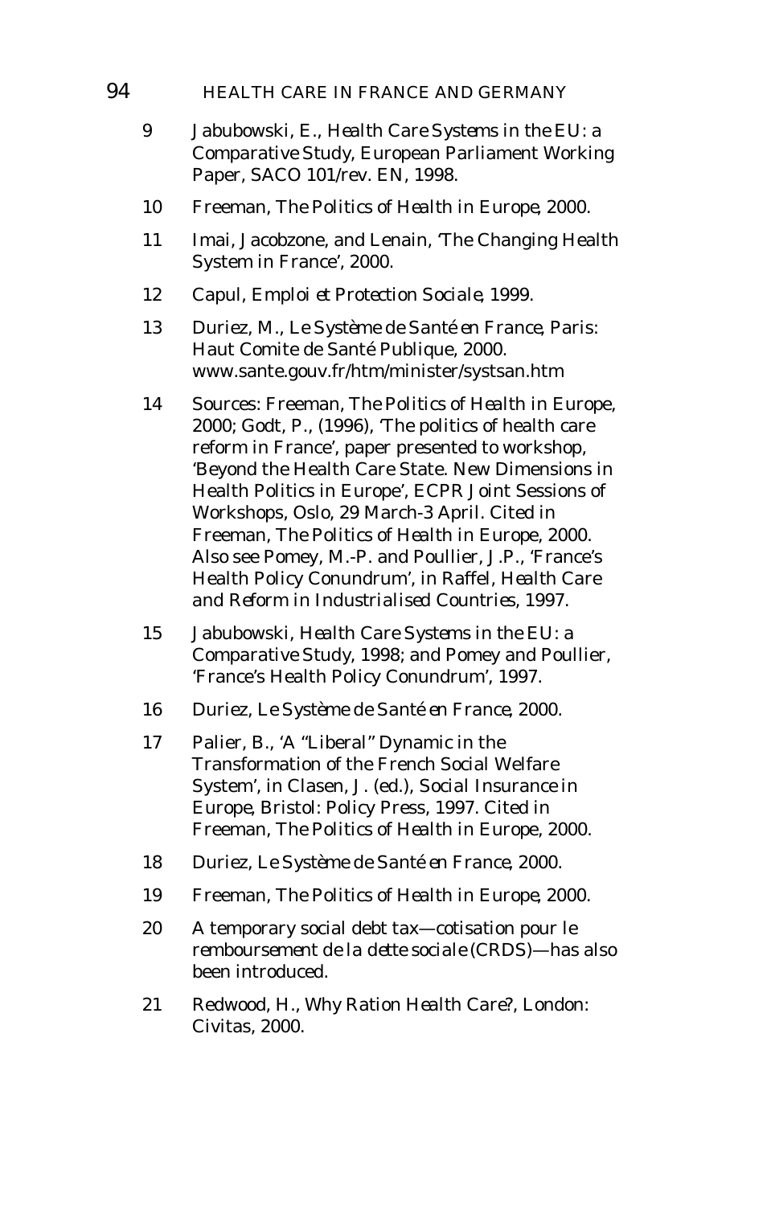9 Jabubowski, E., *Health Care Systems in the EU: a Comparative Study*, European Parliament Working Paper, SACO 101/rev. EN, 1998.

10 Freeman, *The Politics of Health in Europe*, 2000.

11 Imai, Jacobzone, and Lenain, 'The Changing Health System in France', 2000.

12 Capul, *Emploi et Protection Sociale*, 1999.

13 Duriez, M., *Le Système de Santé en France*, Paris: Haut Comite de Santé Publique, 2000. www.sante.gouv.fr/htm/minister/systsan.htm

14 Sources: Freeman, *The Politics of Health in Europe*, 2000; Godt, P., (1996), 'The politics of health care reform in France', paper presented to workshop, 'Beyond the Health Care State. New Dimensions in Health Politics in Europe', ECPR Joint Sessions of Workshops, Oslo, 29 March-3 April. Cited in Freeman, *The Politics of Health in Europe*, 2000. Also see Pomey, M.-P. and Poullier, J.P., 'France's Health Policy Conundrum', in Raffel, *Health Care and Reform in Industrialised Countries*, 1997.

15 Jabubowski, *Health Care Systems in the EU: a Comparative Study*, 1998; and Pomey and Poullier, 'France's Health Policy Conundrum', 1997.

16 Duriez, *Le Système de Santé en France*, 2000.

17 Palier, B., 'A "Liberal" Dynamic in the Transformation of the French Social Welfare System', in Clasen, J. (ed.), *Social Insurance in Europe*, Bristol: Policy Press, 1997. Cited in Freeman, *The Politics of Health in Europe*, 2000.

18 Duriez, *Le Système de Santé en France*, 2000.

19 Freeman, *The Politics of Health in Europe*, 2000.

20 A temporary social debt tax—*cotisation pour le remboursement de la dette sociale* (CRDS)—has also been introduced.

21 Redwood, H., *Why Ration Health Care?*, London: Civitas, 2000.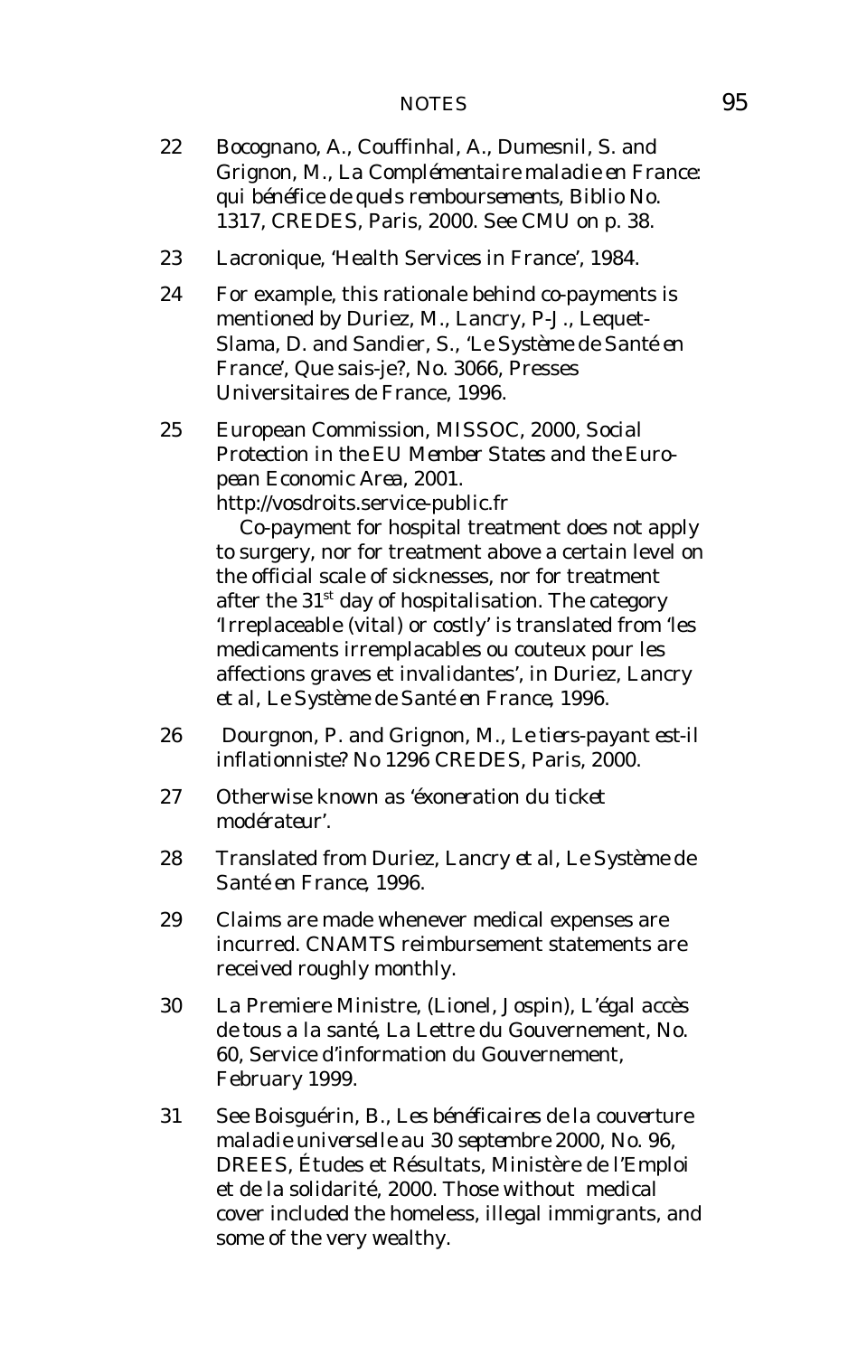22 Bocognano, A., Couffinhal, A., Dumesnil, S. and Grignon, M., *La Complémentaire maladie en France: qui bénéfice de quels remboursements*, Biblio No. 1317, CREDES, Paris, 2000. See CMU on p. 38.

23 Lacronique, 'Health Services in France', 1984.

24 For example, this rationale behind co-payments is mentioned by Duriez, M., Lancry, P-J., Lequet-Slama, D. and Sandier, S., 'Le Système de Santé en France', Que sais-je?, No. 3066, Presses Universitaires de France, 1996.

25 European Commission, MISSOC, 2000, *Social Protection in the EU Member States and the European Economic Area*, 2001. http://vosdroits.service-public.fr

Co-payment for hospital treatment does not apply to surgery, nor for treatment above a certain level on the official scale of sicknesses, nor for treatment after the 31st day of hospitalisation. The category 'Irreplaceable (vital) or costly' is translated from 'les medicaments irremplacables ou couteux pour les affections graves et invalidantes', in Duriez, Lancry *et al*, *Le Système de Santé en France*, 1996.

26 Dourgnon, P. and Grignon, M., *Le tiers-payant est-il inflationniste?* No 1296 CREDES, Paris, 2000.

27 Otherwise known as '*éxoneration du ticket modérateur*'.

28 Translated from Duriez, Lancry *et al*, *Le Système de Santé en France*, 1996.

29 Claims are made whenever medical expenses are incurred. CNAMTS reimbursement statements are received roughly monthly.

30 La Premiere Ministre, (Lionel, Jospin), *L'égal accès de tous a la santé*, La Lettre du Gouvernement, No. 60, Service d'information du Gouvernement, February 1999.

31 See Boisguérin, B., *Les bénéficaires de la couverture maladie universelle au 30 septembre 2000*, No. 96, DREES, Études et Résultats, Ministère de l'Emploi et de la solidarité, 2000. Those without medical cover included the homeless, illegal immigrants, and some of the very wealthy.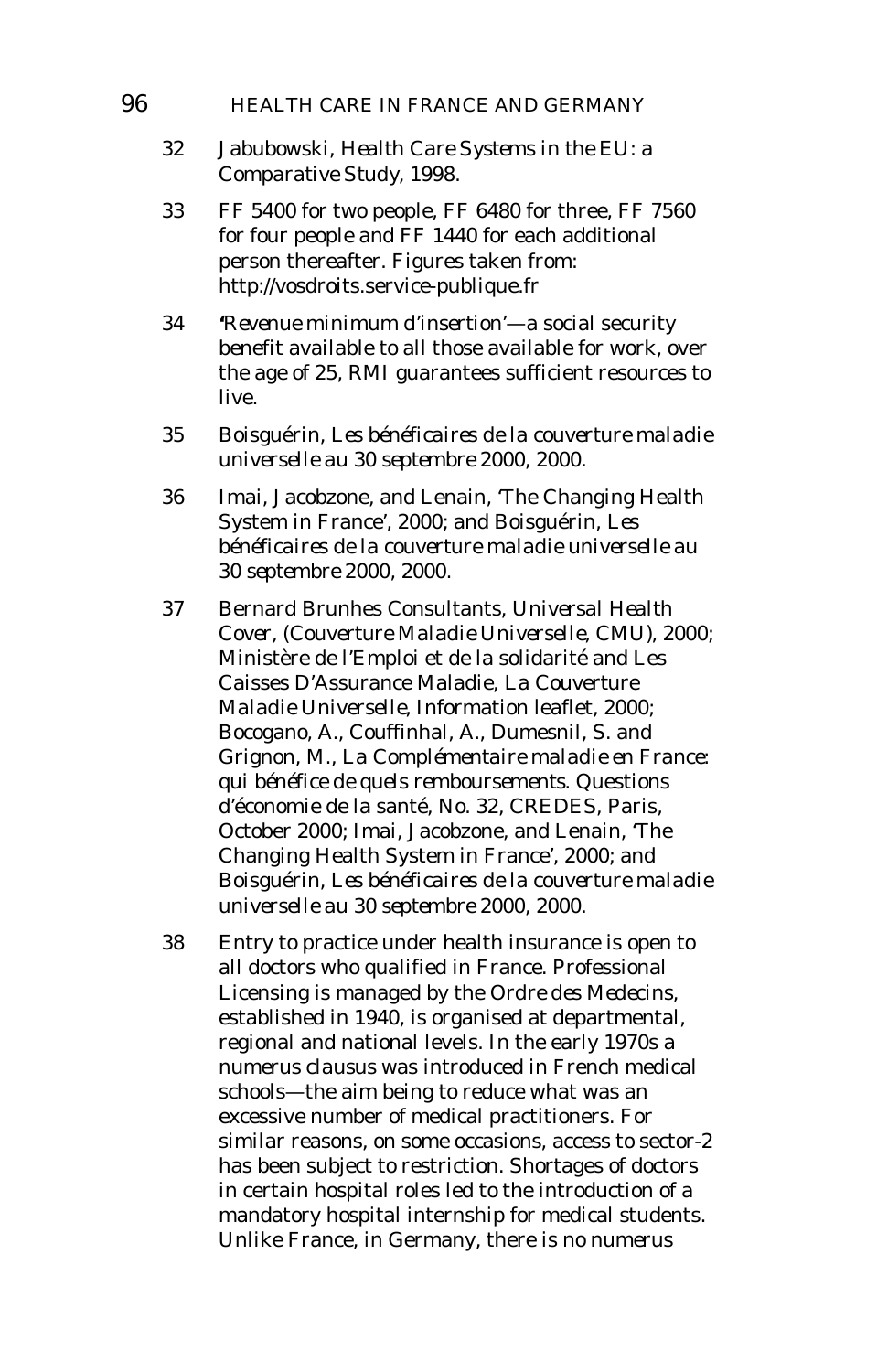32 Jabubowski, *Health Care Systems in the EU: a Comparative Study*, 1998.

33 FF 5400 for two people, FF 6480 for three, FF 7560 for four people and FF 1440 for each additional person thereafter. Figures taken from: http://vosdroits.service-publique.fr

34 '*Revenue minimum d'insertion*'—a social security benefit available to all those available for work, over the age of 25, RMI guarantees sufficient resources to live.

35 Boisguérin, *Les bénéficaires de la couverture maladie universelle au 30 septembre 2000*, 2000.

36 Imai, Jacobzone, and Lenain, 'The Changing Health System in France', 2000; and Boisguérin, *Les bénéficaires de la couverture maladie universelle au 30 septembre 2000*, 2000.

37 Bernard Brunhes Consultants, *Universal Health Cover, (Couverture Maladie Universelle, CMU)*, 2000; Ministère de l'Emploi et de la solidarité and Les Caisses D'Assurance Maladie, *La Couverture Maladie Universelle*, Information leaflet, 2000; Bocogano, A., Couffinhal, A., Dumesnil, S. and Grignon, M., *La Complémentaire maladie en France: qui bénéfice de quels remboursements. Questions d'économie de la santé*, No. 32, CREDES, Paris, October 2000; Imai, Jacobzone, and Lenain, 'The Changing Health System in France', 2000; and Boisguérin, *Les bénéficaires de la couverture maladie universelle au 30 septembre 2000*, 2000.

38 Entry to practice under health insurance is open to all doctors who qualified in France. Professional Licensing is managed by the *Ordre des Medecins*, established in 1940, is organised at departmental, regional and national levels. In the early 1970s a *numerus clausus* was introduced in French medical schools—the aim being to reduce what was an excessive number of medical practitioners. For similar reasons, on some occasions, access to sector-2 has been subject to restriction. Shortages of doctors in certain hospital roles led to the introduction of a mandatory hospital internship for medical students. Unlike France, in Germany, there is no *numerus*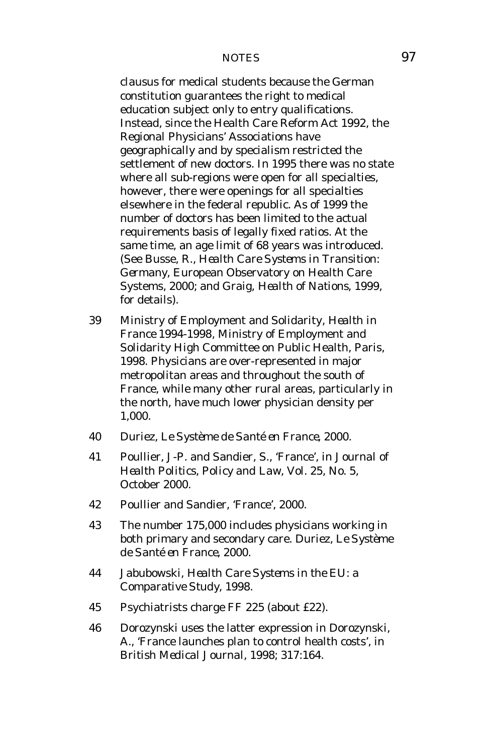clausus for medical students because the German constitution guarantees the right to medical education subject only to entry qualifications. Instead, since the Health Care Reform Act 1992, the Regional Physicians' Associations have geographically and by specialism restricted the settlement of new doctors. In 1995 there was no state where all sub-regions were open for all specialties, however, there were openings for all specialties elsewhere in the federal republic. As of 1999 the number of doctors has been limited to the actual requirements basis of legally fixed ratios. At the same time, an age limit of 68 years was introduced. (See Busse, R., *Health Care Systems in Transition: Germany*, European Observatory on Health Care Systems, 2000; and Graig, *Health of Nations*, 1999, for details).

39 Ministry of Employment and Solidarity, *Health in France 1994-1998*, Ministry of Employment and Solidarity High Committee on Public Health, Paris, 1998. Physicians are over-represented in major metropolitan areas and throughout the south of France, while many other rural areas, particularly in the north, have much lower physician density per 1,000.

40 Duriez, *Le Système de Santé en France*, 2000.

41 Poullier, J-P. and Sandier, S., 'France', in *Journal of Health Politics, Policy and Law*, Vol. 25, No. 5, October 2000.

42 Poullier and Sandier, 'France', 2000.

43 The number 175,000 includes physicians working in both primary and secondary care. Duriez, *Le Système de Santé en France*, 2000.

44 Jabubowski, *Health Care Systems in the EU: a Comparative Study*, 1998.

45 Psychiatrists charge FF 225 (about £22).

46 Dorozynski uses the latter expression in Dorozynski, A., 'France launches plan to control health costs', in *British Medical Journal*, 1998; 317:164.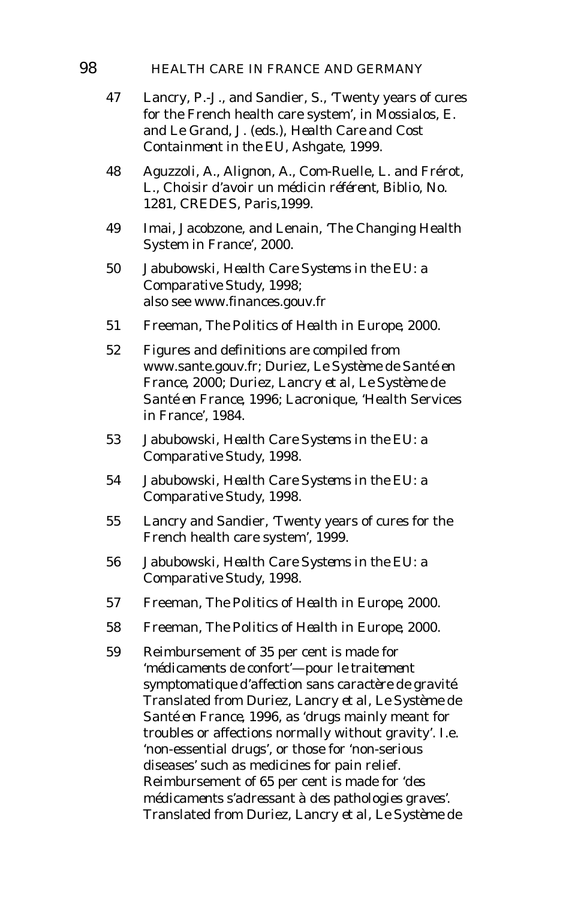47 Lancry, P.-J., and Sandier, S., 'Twenty years of cures for the French health care system', in Mossialos, E. and Le Grand, J. (eds.), *Health Care and Cost Containment in the EU*, Ashgate, 1999.

48 Aguzzoli, A., Alignon, A., Com-Ruelle, L. and Frérot, L., *Choisir d'avoir un médicin référent*, Biblio, No. 1281, CREDES, Paris,1999.

49 Imai, Jacobzone, and Lenain, 'The Changing Health System in France', 2000.

50 Jabubowski, *Health Care Systems in the EU: a Comparative Study*, 1998;
also see www.finances.gouv.fr

51 Freeman, *The Politics of Health in Europe*, 2000.

52 Figures and definitions are compiled from www.sante.gouv.fr; Duriez, *Le Système de Santé en France*, 2000; Duriez, Lancry *et al*, *Le Système de Santé en France*, 1996; Lacronique, 'Health Services in France', 1984.

53 Jabubowski, *Health Care Systems in the EU: a Comparative Study*, 1998.

54 Jabubowski, *Health Care Systems in the EU: a Comparative Study*, 1998.

55 Lancry and Sandier, 'Twenty years of cures for the French health care system', 1999.

56 Jabubowski, *Health Care Systems in the EU: a Comparative Study*, 1998.

57 Freeman, *The Politics of Health in Europe*, 2000.

58 Freeman, *The Politics of Health in Europe*, 2000.

59 Reimbursement of 35 per cent is made for '*médicaments de confort'—pour le traitement symptomatique d'affection sans caractère de gravité*. Translated from Duriez, Lancry *et al*, *Le Système de Santé en France*, 1996, as 'drugs mainly meant for troubles or affections normally without gravity'. I.e. 'non-essential drugs', or those for 'non-serious diseases' such as medicines for pain relief. Reimbursement of 65 per cent is made for '*des médicaments s'adressant à des pathologies graves*'. Translated from Duriez, Lancry *et al*, *Le Système de*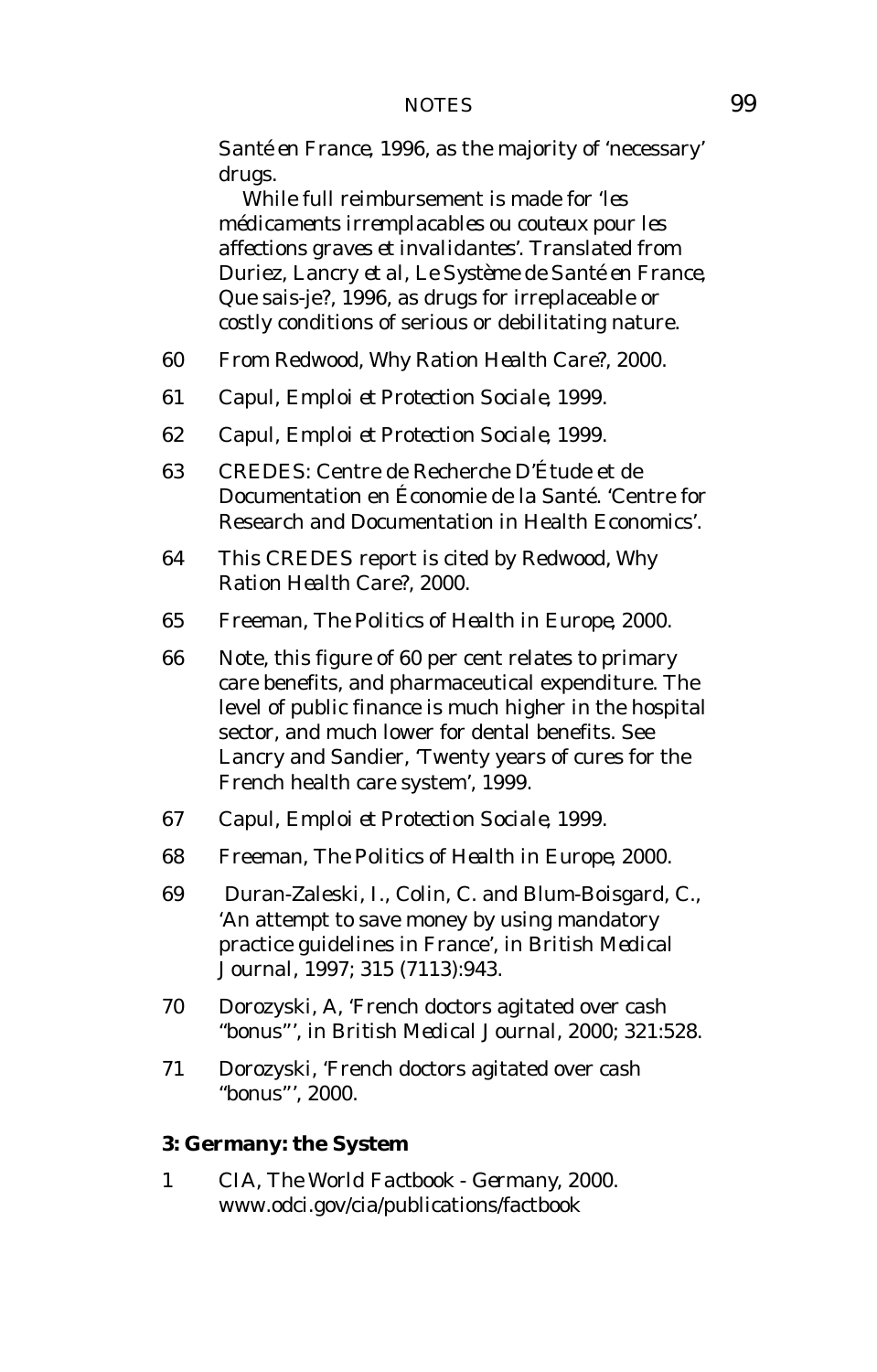*Santé en France*, 1996, as the majority of 'necessary' drugs.

While full reimbursement is made for '*les médicaments irremplacables ou couteux pour les affections graves et invalidantes*'. Translated from Duriez, Lancry *et al*, *Le Système de Santé en France*, Que sais-je?, 1996, as drugs for irreplaceable or costly conditions of serious or debilitating nature.

60 From Redwood, *Why Ration Health Care?*, 2000.

61 Capul, *Emploi et Protection Sociale*, 1999.

62 Capul, *Emploi et Protection Sociale*, 1999.

63 CREDES: Centre de Recherche D'Étude et de Documentation en Économie de la Santé. 'Centre for Research and Documentation in Health Economics'.

64 This CREDES report is cited by Redwood, *Why Ration Health Care?*, 2000.

65 Freeman, *The Politics of Health in Europe*, 2000.

66 Note, this figure of 60 per cent relates to primary care benefits, and pharmaceutical expenditure. The level of public finance is much higher in the hospital sector, and much lower for dental benefits. See Lancry and Sandier, 'Twenty years of cures for the French health care system', 1999.

67 Capul, *Emploi et Protection Sociale*, 1999.

68 Freeman, *The Politics of Health in Europe*, 2000.

69 Duran-Zaleski, I., Colin, C. and Blum-Boisgard, C., 'An attempt to save money by using mandatory practice guidelines in France', in *British Medical Journal*, 1997; 315 (7113):943.

70 Dorozyski, A, 'French doctors agitated over cash "bonus"', in *British Medical Journal*, 2000; 321:528.

71 Dorozyski, 'French doctors agitated over cash "bonus"', 2000.

**3: Germany: the System**

1 CIA, *The World Factbook - Germany*, 2000. www.odci.gov/cia/publications/factbook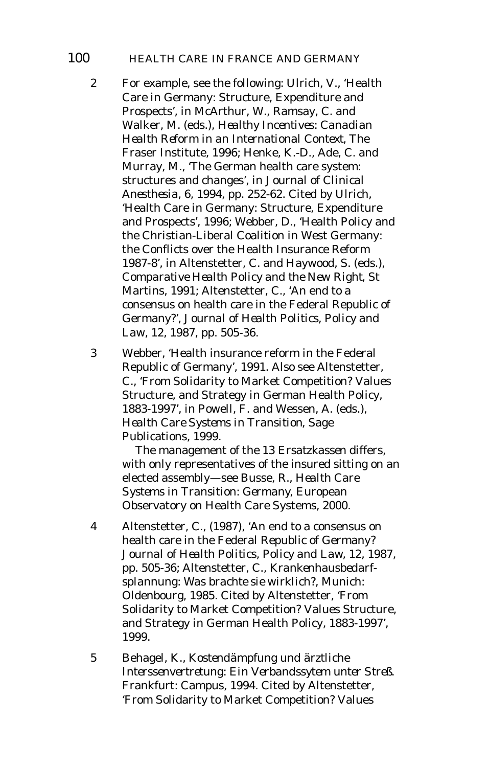2 For example, see the following: Ulrich, V., 'Health Care in Germany: Structure, Expenditure and Prospects', in McArthur, W., Ramsay, C. and Walker, M. (eds.), *Healthy Incentives: Canadian Health Reform in an International Context*, The Fraser Institute, 1996; Henke, K.-D., Ade, C. and Murray, M., 'The German health care system: structures and changes', in *Journal of Clinical Anesthesia*, 6, 1994, pp. 252-62. Cited by Ulrich, 'Health Care in Germany: Structure, Expenditure and Prospects', 1996; Webber, D., 'Health Policy and the Christian-Liberal Coalition in West Germany: the Conflicts over the Health Insurance Reform 1987-8', in Altenstetter, C. and Haywood, S. (eds.), *Comparative Health Policy and the New Right*, St Martins, 1991; Altenstetter, C., 'An end to a consensus on health care in the Federal Republic of Germany?', *Journal of Health Politics, Policy and Law*, 12, 1987, pp. 505-36.

3 Webber, 'Health insurance reform in the Federal Republic of Germany', 1991. Also see Altenstetter, C., 'From Solidarity to Market Competition? Values Structure, and Strategy in German Health Policy, 1883-1997', in Powell, F. and Wessen, A. (eds.), *Health Care Systems in Transition*, Sage Publications, 1999.

The management of the 13 *Ersatzkassen* differs, with only representatives of the insured sitting on an elected assembly—see Busse, R., *Health Care Systems in Transition: Germany*, European Observatory on Health Care Systems, 2000.

4 Altenstetter, C., (1987), 'An end to a consensus on health care in the Federal Republic of Germany? *Journal of Health Politics, Policy and Law*, 12, 1987, pp. 505-36; Altenstetter, C., *Krankenhausbedarfsplannung: Was brachte sie wirklich?*, Munich: Oldenbourg, 1985. Cited by Altenstetter, 'From Solidarity to Market Competition? Values Structure, and Strategy in German Health Policy, 1883-1997', 1999.

5 Behagel, K., *Kostendämpfung und ärztliche Interssenvertretung: Ein Verbandssytem unter Streß*. Frankfurt: Campus, 1994. Cited by Altenstetter, 'From Solidarity to Market Competition? Values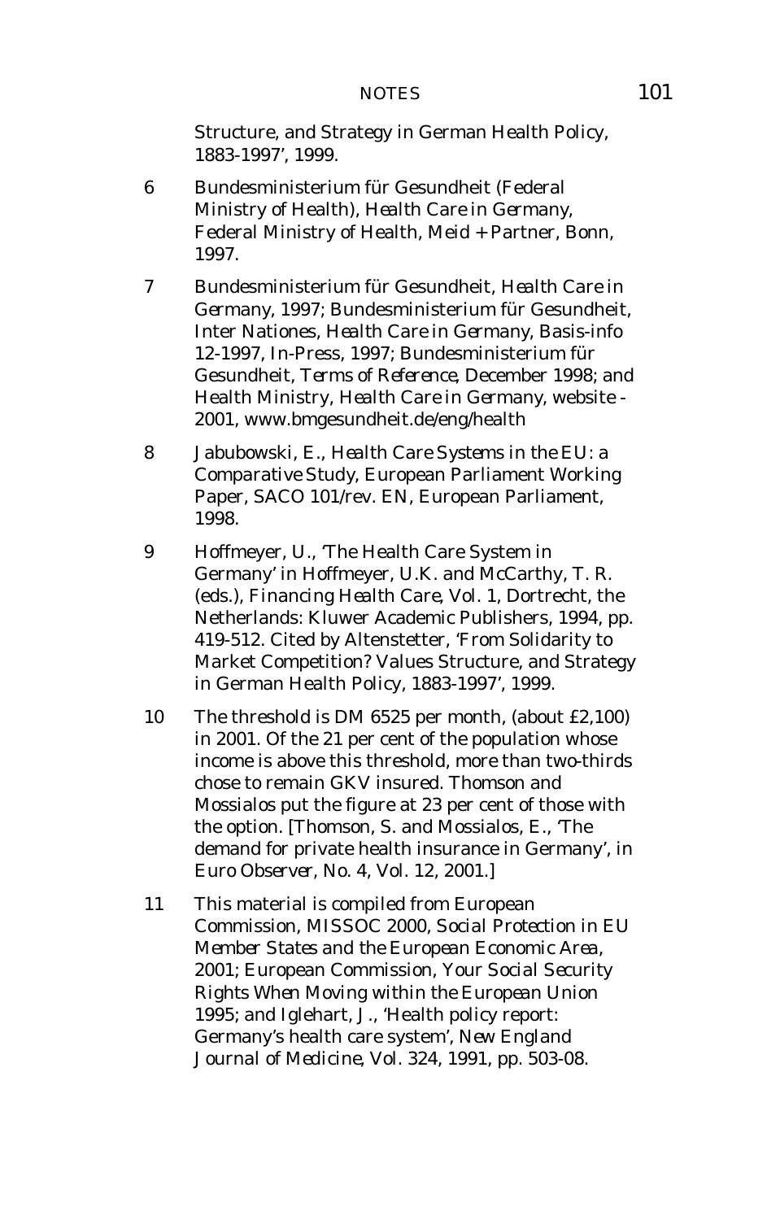Structure, and Strategy in German Health Policy, 1883-1997', 1999.

6 Bundesministerium für Gesundheit (Federal Ministry of Health), *Health Care in Germany*, Federal Ministry of Health, Meid + Partner, Bonn, 1997.

7 Bundesministerium für Gesundheit, *Health Care in Germany*, 1997; Bundesministerium für Gesundheit, Inter Nationes, *Health Care in Germany*, Basis-info 12-1997, In-Press, 1997; Bundesministerium für Gesundheit, *Terms of Reference*, December 1998; and Health Ministry, *Health Care in Germany*, website - 2001, www.bmgesundheit.de/eng/health

8 Jabubowski, E., *Health Care Systems in the EU: a Comparative Study*, European Parliament Working Paper, SACO 101/rev. EN, European Parliament, 1998.

9 Hoffmeyer, U., 'The Health Care System in Germany' in Hoffmeyer, U.K. and McCarthy, T. R. (eds.), *Financing Health Care*, Vol. 1, Dortrecht, the Netherlands: Kluwer Academic Publishers, 1994, pp. 419-512. Cited by Altenstetter, 'From Solidarity to Market Competition? Values Structure, and Strategy in German Health Policy, 1883-1997', 1999.

10 The threshold is DM 6525 per month, (about £2,100) in 2001. Of the 21 per cent of the population whose income is above this threshold, more than two-thirds chose to remain GKV insured. Thomson and Mossialos put the figure at 23 per cent of those with the option. [Thomson, S. and Mossialos, E., 'The demand for private health insurance in Germany', in *Euro Observer*, No. 4, Vol. 12, 2001.]

11 This material is compiled from European Commission, MISSOC 2000, *Social Protection in EU Member States and the European Economic Area*, 2001; European Commission, *Your Social Security Rights When Moving within the European Union* 1995; and Iglehart, J., 'Health policy report: Germany's health care system', *New England Journal of Medicine*, Vol. 324, 1991, pp. 503-08.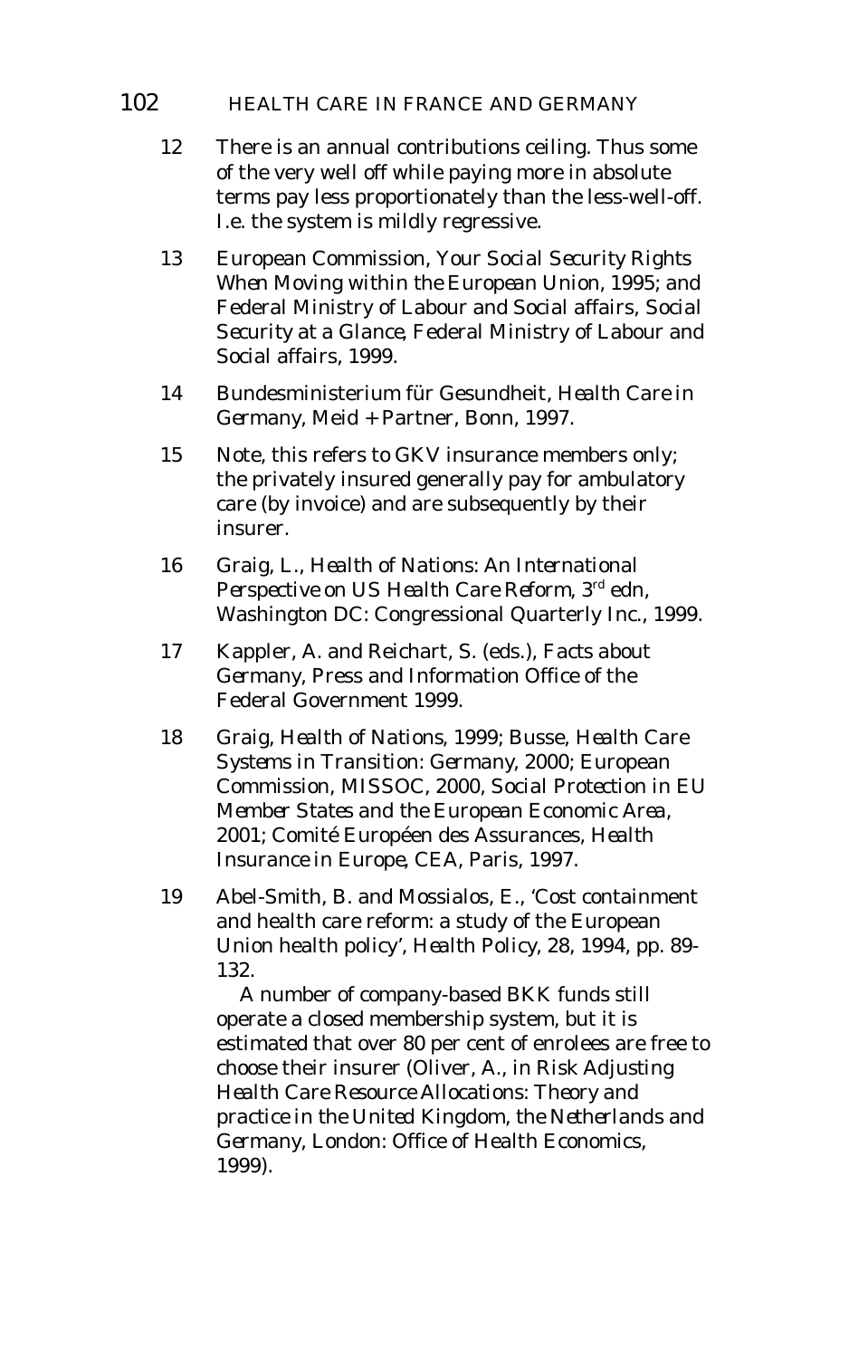12 There is an annual contributions ceiling. Thus some of the very well off while paying more in absolute terms pay less proportionately than the less-well-off. I.e. the system is mildly regressive.

13 European Commission, *Your Social Security Rights When Moving within the European Union*, 1995; and Federal Ministry of Labour and Social affairs, *Social Security at a Glance*, Federal Ministry of Labour and Social affairs, 1999.

14 Bundesministerium für Gesundheit, *Health Care in Germany*, Meid + Partner, Bonn, 1997.

15 Note, this refers to GKV insurance members only; the privately insured generally pay for ambulatory care (by invoice) and are subsequently by their insurer.

16 Graig, L., *Health of Nations: An International Perspective on US Health Care Reform*, 3rd edn, Washington DC: Congressional Quarterly Inc., 1999.

17 Kappler, A. and Reichart, S. (eds.), *Facts about Germany*, Press and Information Office of the Federal Government 1999.

18 Graig, *Health of Nations*, 1999; Busse, *Health Care Systems in Transition: Germany*, 2000; European Commission, MISSOC, 2000, *Social Protection in EU Member States and the European Economic Area*, 2001; Comité Européen des Assurances, *Health Insurance in Europe*, CEA, Paris, 1997.

19 Abel-Smith, B. and Mossialos, E., 'Cost containment and health care reform: a study of the European Union health policy', *Health Policy*, 28, 1994, pp. 89-132.

A number of company-based BKK funds still operate a closed membership system, but it is estimated that over 80 per cent of enrolees are free to choose their insurer (Oliver, A., in *Risk Adjusting Health Care Resource Allocations: Theory and practice in the United Kingdom, the Netherlands and Germany*, London: Office of Health Economics, 1999).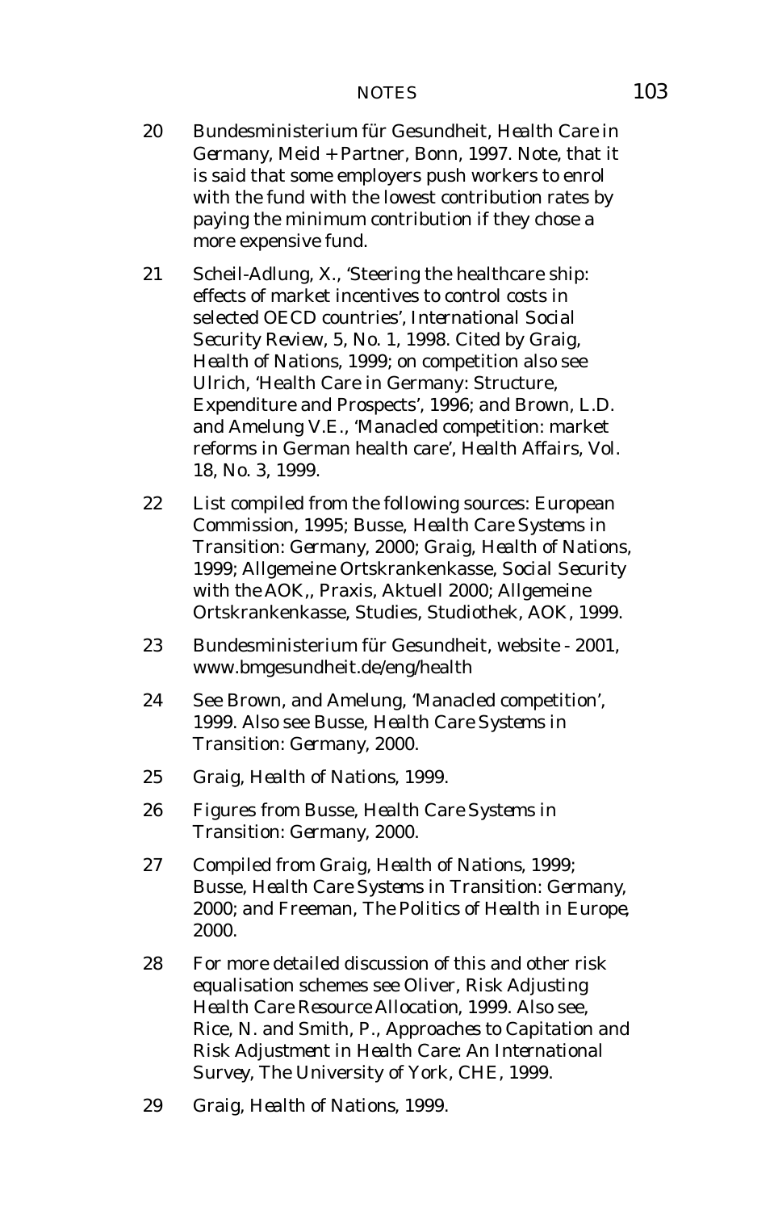20 Bundesministerium für Gesundheit, *Health Care in Germany*, Meid + Partner, Bonn, 1997. Note, that it is said that some employers push workers to enrol with the fund with the lowest contribution rates by paying the minimum contribution if they chose a more expensive fund.

21 Scheil-Adlung, X., 'Steering the healthcare ship: effects of market incentives to control costs in selected OECD countries', *International Social Security Review*, 5, No. 1, 1998. Cited by Graig, *Health of Nations*, 1999; on competition also see Ulrich, 'Health Care in Germany: Structure, Expenditure and Prospects', 1996; and Brown, L.D. and Amelung V.E., 'Manacled competition: market reforms in German health care', *Health Affairs*, Vol. 18, No. 3, 1999.

22 List compiled from the following sources: European Commission, 1995; Busse, *Health Care Systems in Transition: Germany*, 2000; Graig, *Health of Nations*, 1999; Allgemeine Ortskrankenkasse, *Social Security with the AOK*,, Praxis, Aktuell 2000; Allgemeine Ortskrankenkasse, *Studies*, Studiothek, AOK, 1999.

23 Bundesministerium für Gesundheit, website - 2001, www.bmgesundheit.de/eng/health

24 See Brown, and Amelung, 'Manacled competition', 1999. Also see Busse, *Health Care Systems in Transition: Germany*, 2000.

25 Graig, *Health of Nations*, 1999.

26 Figures from Busse, *Health Care Systems in Transition: Germany*, 2000.

27 Compiled from Graig, *Health of Nations*, 1999; Busse, *Health Care Systems in Transition: Germany*, 2000; and Freeman, *The Politics of Health in Europe*, 2000.

28 For more detailed discussion of this and other risk equalisation schemes see Oliver, *Risk Adjusting Health Care Resource Allocation*, 1999. Also see, Rice, N. and Smith, P., *Approaches to Capitation and Risk Adjustment in Health Care: An International Survey*, The University of York, CHE, 1999.

29 Graig, *Health of Nations*, 1999.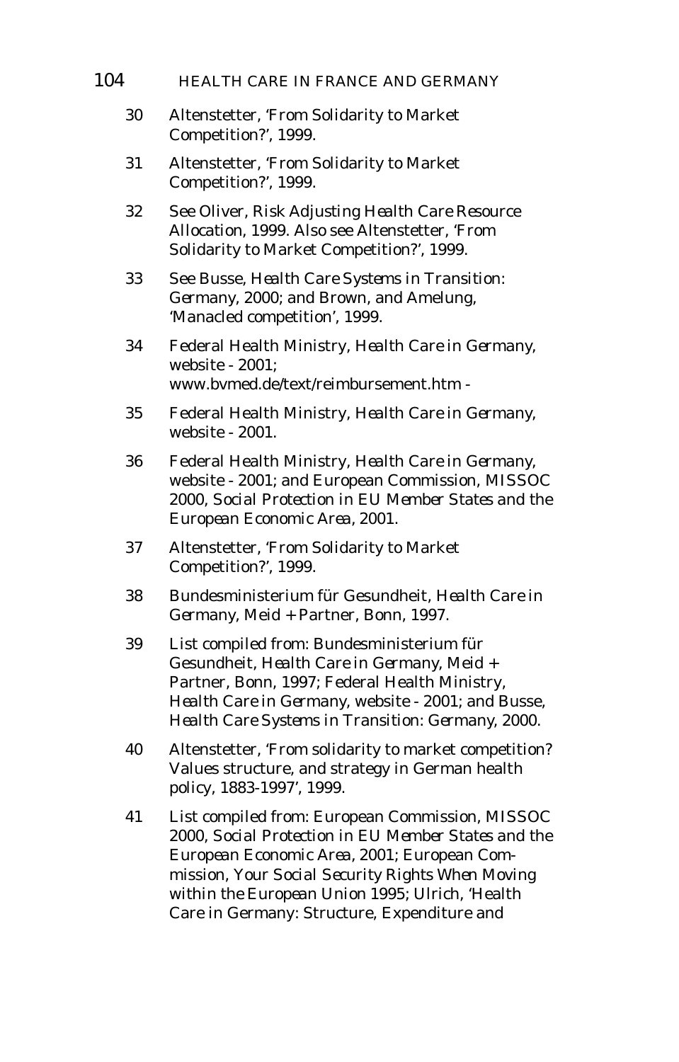30 Altenstetter, 'From Solidarity to Market Competition?', 1999.

31 Altenstetter, 'From Solidarity to Market Competition?', 1999.

32 See Oliver, *Risk Adjusting Health Care Resource Allocation*, 1999. Also see Altenstetter, 'From Solidarity to Market Competition?', 1999.

33 See Busse, *Health Care Systems in Transition: Germany*, 2000; and Brown, and Amelung, 'Manacled competition', 1999.

34 Federal Health Ministry, *Health Care in Germany*, website - 2001; www.bvmed.de/text/reimbursement.htm -

35 Federal Health Ministry, *Health Care in Germany*, website - 2001.

36 Federal Health Ministry, *Health Care in Germany*, website - 2001; and European Commission, *MISSOC 2000, Social Protection in EU Member States and the European Economic Area*, 2001.

37 Altenstetter, 'From Solidarity to Market Competition?', 1999.

38 Bundesministerium für Gesundheit, *Health Care in Germany*, Meid + Partner, Bonn, 1997.

39 List compiled from: Bundesministerium für Gesundheit, *Health Care in Germany*, Meid + Partner, Bonn, 1997; Federal Health Ministry, *Health Care in Germany*, website - 2001; and Busse, *Health Care Systems in Transition: Germany*, 2000.

40 Altenstetter, 'From solidarity to market competition? Values structure, and strategy in German health policy, 1883-1997', 1999.

41 List compiled from: European Commission, *MISSOC 2000, Social Protection in EU Member States and the European Economic Area*, 2001; European Commission, *Your Social Security Rights When Moving within the European Union* 1995; Ulrich, 'Health Care in Germany: Structure, Expenditure and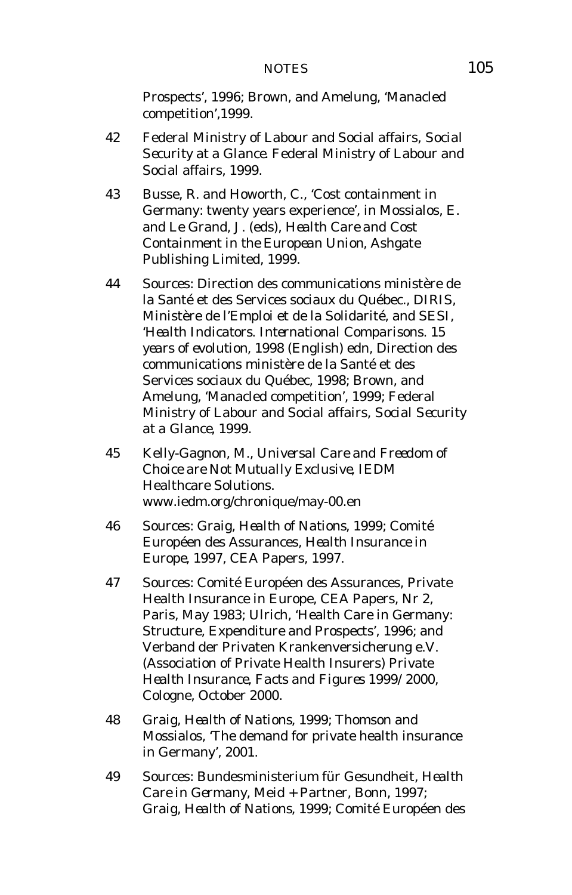Prospects', 1996; Brown, and Amelung, 'Manacled competition',1999.

42 Federal Ministry of Labour and Social affairs, *Social Security at a Glance*. Federal Ministry of Labour and Social affairs, 1999.

43 Busse, R. and Howorth, C., 'Cost containment in Germany: twenty years experience', in Mossialos, E. and Le Grand, J. (eds), *Health Care and Cost Containment in the European Union*, Ashgate Publishing Limited, 1999.

44 Sources: Direction des communications ministère de la Santé et des Services sociaux du Québec., DIRIS, Ministère de l'Emploi et de la Solidarité, and SESI, *'Health Indicators. International Comparisons. 15 years of evolution*, 1998 (English) edn, Direction des communications ministère de la Santé et des Services sociaux du Québec, 1998; Brown, and Amelung, 'Manacled competition', 1999; Federal Ministry of Labour and Social affairs, *Social Security at a Glance*, 1999.

45 Kelly-Gagnon, M., *Universal Care and Freedom of Choice are Not Mutually Exclusive*, IEDM Healthcare Solutions. www.iedm.org/chronique/may-00.en

46 Sources: Graig, *Health of Nations*, 1999; Comité Européen des Assurances, *Health Insurance in Europe, 1997*, CEA Papers, 1997.

47 Sources: Comité Européen des Assurances, *Private Health Insurance in Europe*, CEA Papers, Nr 2, Paris, May 1983; Ulrich, 'Health Care in Germany: Structure, Expenditure and Prospects', 1996; and Verband der Privaten Krankenversicherung e.V. (Association of Private Health Insurers) *Private Health Insurance, Facts and Figures 1999/2000*, Cologne, October 2000.

48 Graig, *Health of Nations*, 1999; Thomson and Mossialos, 'The demand for private health insurance in Germany', 2001.

49 Sources: Bundesministerium für Gesundheit, *Health Care in Germany*, Meid + Partner, Bonn, 1997; Graig, *Health of Nations*, 1999; Comité Européen des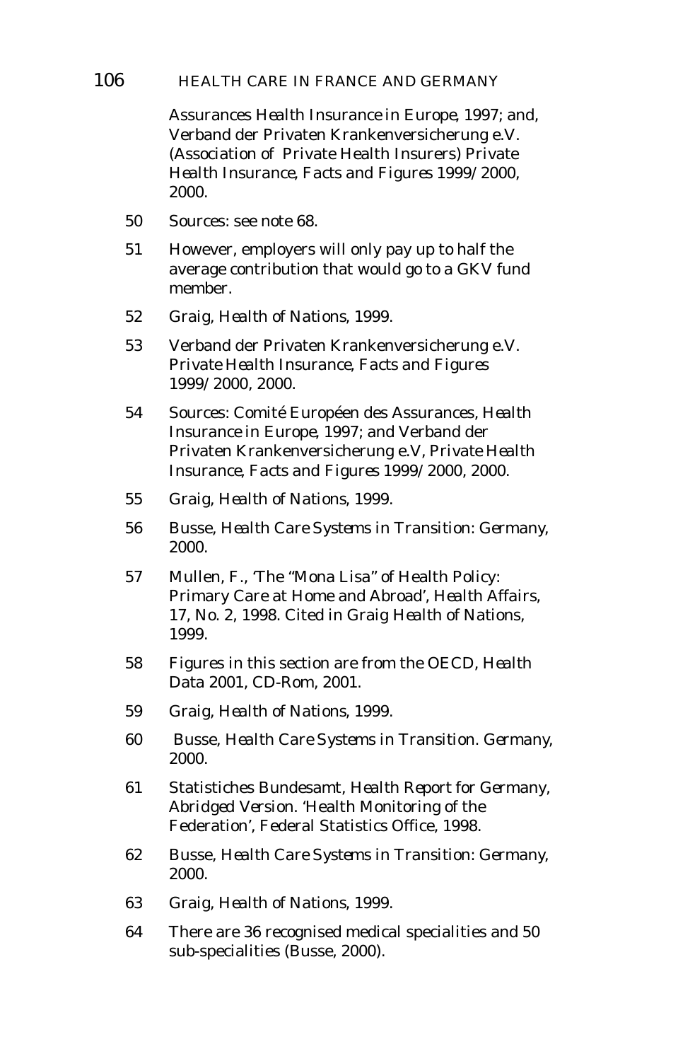Assurances *Health Insurance in Europe*, 1997; and, Verband der Privaten Krankenversicherung e.V. (Association of Private Health Insurers) *Private Health Insurance, Facts and Figures 1999/2000*, 2000.

50 Sources: see note 68.

51 However, employers will only pay up to half the average contribution that would go to a GKV fund member.

52 Graig, *Health of Nations*, 1999.

53 Verband der Privaten Krankenversicherung e.V. *Private Health Insurance, Facts and Figures 1999/2000*, 2000.

54 Sources: Comité Européen des Assurances, *Health Insurance in Europe*, 1997; and Verband der Privaten Krankenversicherung e.V, *Private Health Insurance, Facts and Figures 1999/2000*, 2000.

55 Graig, *Health of Nations*, 1999.

56 Busse, *Health Care Systems in Transition: Germany*, 2000.

57 Mullen, F., 'The "Mona Lisa" of Health Policy: Primary Care at Home and Abroad', *Health Affairs*, 17, No. 2, 1998. Cited in Graig *Health of Nations*, 1999.

58 Figures in this section are from the OECD, *Health Data 2001*, CD-Rom, 2001.

59 Graig, *Health of Nations*, 1999.

60 Busse, *Health Care Systems in Transition. Germany*, 2000.

61 Statistiches Bundesamt, *Health Report for Germany, Abridged Version*. 'Health Monitoring of the Federation', Federal Statistics Office, 1998.

62 Busse, *Health Care Systems in Transition: Germany*, 2000.

63 Graig, *Health of Nations*, 1999.

64 There are 36 recognised medical specialities and 50 sub-specialities (Busse, 2000).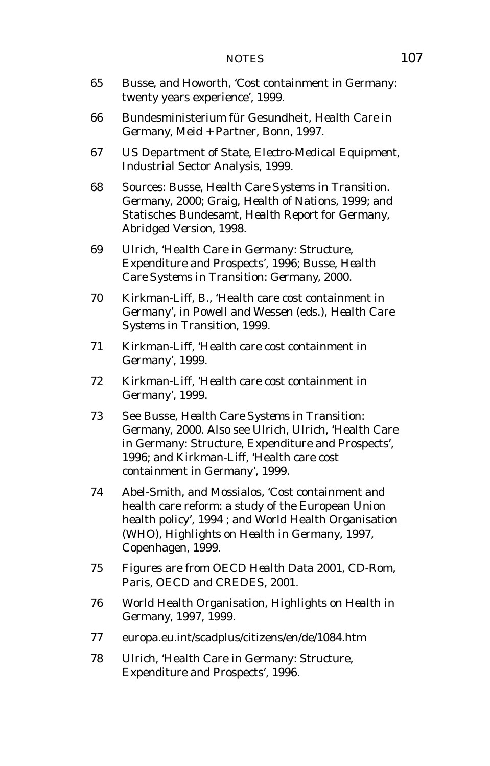65 Busse, and Howorth, 'Cost containment in Germany: twenty years experience', 1999.

66 Bundesministerium für Gesundheit, *Health Care in Germany*, Meid + Partner, Bonn, 1997.

67 US Department of State, *Electro-Medical Equipment*, Industrial Sector Analysis, 1999.

68 Sources: Busse, *Health Care Systems in Transition. Germany*, 2000; Graig, *Health of Nations*, 1999; and Statisches Bundesamt, *Health Report for Germany, Abridged Version*, 1998.

69 Ulrich, 'Health Care in Germany: Structure, Expenditure and Prospects', 1996; Busse, *Health Care Systems in Transition: Germany*, 2000.

70 Kirkman-Liff, B., 'Health care cost containment in Germany', in Powell and Wessen (eds.), *Health Care Systems in Transition*, 1999.

71 Kirkman-Liff, 'Health care cost containment in Germany', 1999.

72 Kirkman-Liff, 'Health care cost containment in Germany', 1999.

73 See Busse, *Health Care Systems in Transition: Germany*, 2000. Also see Ulrich, Ulrich, 'Health Care in Germany: Structure, Expenditure and Prospects', 1996; and Kirkman-Liff, 'Health care cost containment in Germany', 1999.

74 Abel-Smith, and Mossialos, 'Cost containment and health care reform: a study of the European Union health policy', 1994 ; and World Health Organisation (WHO), *Highlights on Health in Germany, 1997*, Copenhagen, 1999.

75 Figures are from *OECD Health Data 2001*, CD-Rom, Paris, OECD and CREDES, 2001.

76 World Health Organisation, *Highlights on Health in Germany, 1997*, 1999.

77 europa.eu.int/scadplus/citizens/en/de/1084.htm

78 Ulrich, 'Health Care in Germany: Structure, Expenditure and Prospects', 1996.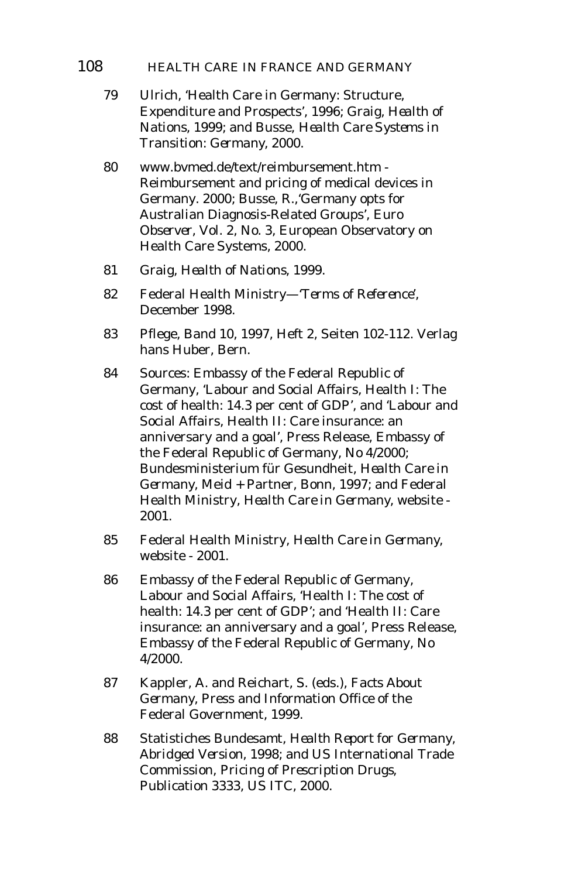79 Ulrich, 'Health Care in Germany: Structure, Expenditure and Prospects', 1996; Graig, *Health of Nations*, 1999; and Busse, *Health Care Systems in Transition: Germany*, 2000.

80 www.bvmed.de/text/reimbursement.htm - Reimbursement and pricing of medical devices in Germany. 2000; Busse, R.,'Germany opts for Australian Diagnosis-Related Groups', *Euro Observer*, Vol. 2, No. 3, European Observatory on Health Care Systems, 2000.

81 Graig, *Health of Nations*, 1999.

82 Federal Health Ministry—'*Terms of Reference*', December 1998.

83 Pflege, Band 10, 1997, Heft 2, Seiten 102-112. Verlag hans Huber, Bern.

84 Sources: Embassy of the Federal Republic of Germany, 'Labour and Social Affairs, Health I: The cost of health: 14.3 per cent of GDP', and 'Labour and Social Affairs, Health II: Care insurance: an anniversary and a goal', Press Release, Embassy of the Federal Republic of Germany, No 4/2000; Bundesministerium für Gesundheit, *Health Care in Germany*, Meid + Partner, Bonn, 1997; and Federal Health Ministry, *Health Care in Germany*, website - 2001.

85 Federal Health Ministry, *Health Care in Germany*, website - 2001.

86 Embassy of the Federal Republic of Germany, Labour and Social Affairs, 'Health I: The cost of health: 14.3 per cent of GDP'; and 'Health II: Care insurance: an anniversary and a goal', Press Release, Embassy of the Federal Republic of Germany, No 4/2000.

87 Kappler, A. and Reichart, S. (eds.), *Facts About Germany*, Press and Information Office of the Federal Government, 1999.

88 Statistiches Bundesamt, *Health Report for Germany, Abridged Version*, 1998; and US International Trade Commission, *Pricing of Prescription Drugs*, Publication 3333, US ITC, 2000.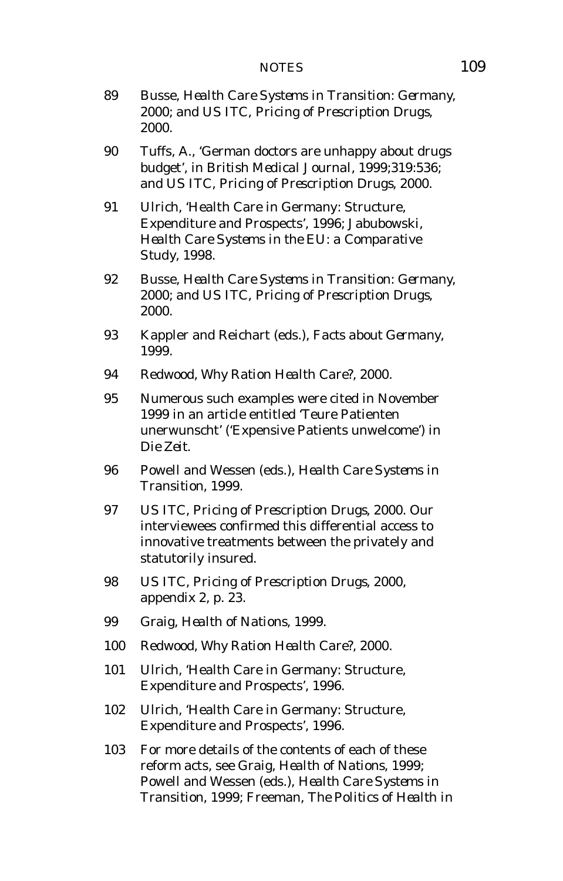89 Busse, *Health Care Systems in Transition: Germany*, 2000; and US ITC, *Pricing of Prescription Drugs*, 2000.

90 Tuffs, A., 'German doctors are unhappy about drugs budget', in *British Medical Journal*, 1999;319:536; and US ITC, *Pricing of Prescription Drugs*, 2000.

91 Ulrich, 'Health Care in Germany: Structure, Expenditure and Prospects', 1996; Jabubowski, *Health Care Systems in the EU: a Comparative Study*, 1998.

92 Busse, *Health Care Systems in Transition: Germany*, 2000; and US ITC, *Pricing of Prescription Drugs*, 2000.

93 Kappler and Reichart (eds.), *Facts about Germany*, 1999.

94 Redwood, *Why Ration Health Care?*, 2000.

95 Numerous such examples were cited in November 1999 in an article entitled 'Teure Patienten unerwunscht' ('Expensive Patients unwelcome') in *Die Zeit*.

96 Powell and Wessen (eds.), *Health Care Systems in Transition*, 1999.

97 US ITC, *Pricing of Prescription Drugs*, 2000. Our interviewees confirmed this differential access to innovative treatments between the privately and statutorily insured.

98 US ITC, *Pricing of Prescription Drugs*, 2000, appendix 2, p. 23.

99 Graig, *Health of Nations*, 1999.

100 Redwood, *Why Ration Health Care?*, 2000.

101 Ulrich, 'Health Care in Germany: Structure, Expenditure and Prospects', 1996.

102 Ulrich, 'Health Care in Germany: Structure, Expenditure and Prospects', 1996.

103 For more details of the contents of each of these reform acts, see Graig, *Health of Nations*, 1999; Powell and Wessen (eds.), *Health Care Systems in Transition*, 1999; Freeman, *The Politics of Health in*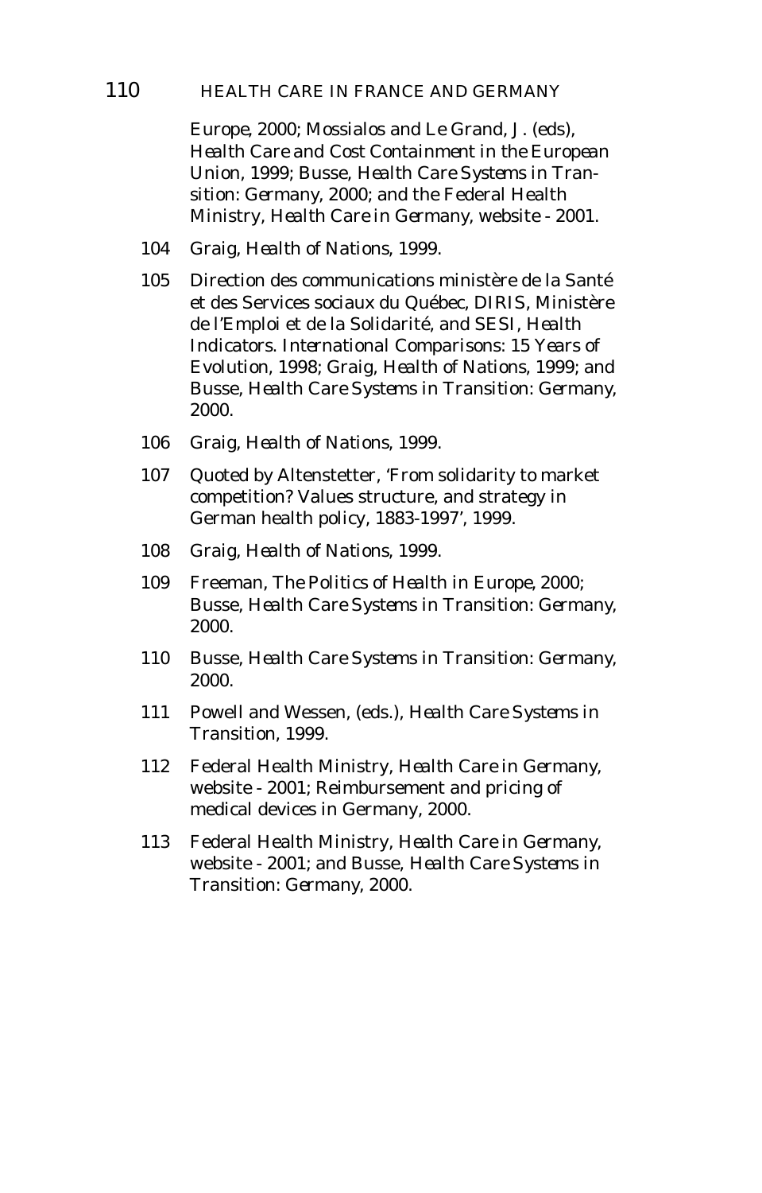Europe, 2000; Mossialos and Le Grand, J. (eds), *Health Care and Cost Containment in the European Union*, 1999; Busse, *Health Care Systems in Transition: Germany*, 2000; and the Federal Health Ministry, *Health Care in Germany*, website - 2001.

104 Graig, *Health of Nations*, 1999.

105 Direction des communications ministère de la Santé et des Services sociaux du Québec, DIRIS, Ministère de l'Emploi et de la Solidarité, and SESI, *Health Indicators. International Comparisons: 15 Years of Evolution*, 1998; Graig, *Health of Nations*, 1999; and Busse, *Health Care Systems in Transition: Germany*, 2000.

106 Graig, *Health of Nations*, 1999.

107 Quoted by Altenstetter, 'From solidarity to market competition? Values structure, and strategy in German health policy, 1883-1997', 1999.

108 Graig, *Health of Nations*, 1999.

109 Freeman, *The Politics of Health in Europe*, 2000; Busse, *Health Care Systems in Transition: Germany*, 2000.

110 Busse, *Health Care Systems in Transition: Germany*, 2000.

111 Powell and Wessen, (eds.), *Health Care Systems in Transition*, 1999.

112 Federal Health Ministry, *Health Care in Germany*, website - 2001; Reimbursement and pricing of medical devices in Germany, 2000.

113 Federal Health Ministry, *Health Care in Germany*, website - 2001; and Busse, *Health Care Systems in Transition: Germany*, 2000.